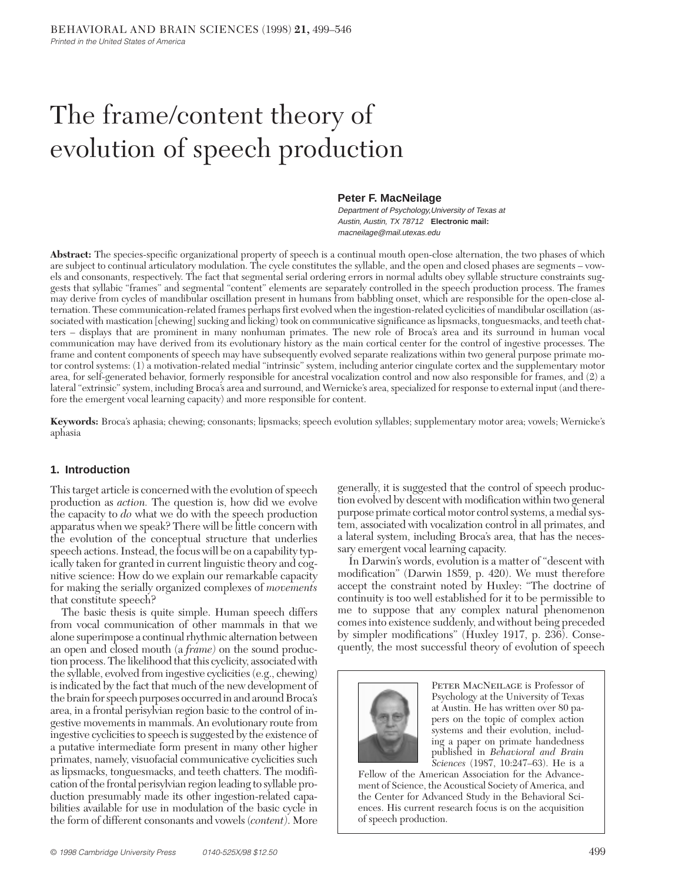# The frame/content theory of evolution of speech production

**Peter F. MacNeilage**
*Department of Psychology,University of Texas at Austin, Austin, TX 78712* **Electronic mail:** *macneilage@mail.utexas.edu*

**Abstract:** The species-specific organizational property of speech is a continual mouth open-close alternation, the two phases of which are subject to continual articulatory modulation. The cycle constitutes the syllable, and the open and closed phases are segments – vowels and consonants, respectively. The fact that segmental serial ordering errors in normal adults obey syllable structure constraints suggests that syllabic "frames" and segmental "content" elements are separately controlled in the speech production process. The frames may derive from cycles of mandibular oscillation present in humans from babbling onset, which are responsible for the open-close alternation. These communication-related frames perhaps first evolved when the ingestion-related cyclicities of mandibular oscillation (associated with mastication [chewing] sucking and licking) took on communicative significance as lipsmacks, tonguesmacks, and teeth chatters – displays that are prominent in many nonhuman primates. The new role of Broca's area and its surround in human vocal communication may have derived from its evolutionary history as the main cortical center for the control of ingestive processes. The frame and content components of speech may have subsequently evolved separate realizations within two general purpose primate motor control systems: (1) a motivation-related medial "intrinsic" system, including anterior cingulate cortex and the supplementary motor area, for self-generated behavior, formerly responsible for ancestral vocalization control and now also responsible for frames, and (2) a lateral "extrinsic" system, including Broca's area and surround, and Wernicke's area, specialized for response to external input (and therefore the emergent vocal learning capacity) and more responsible for content.

**Keywords:** Broca's aphasia; chewing; consonants; lipsmacks; speech evolution syllables; supplementary motor area; vowels; Wernicke's aphasia

## 1. Introduction

This target article is concerned with the evolution of speech production as *action.* The question is, how did we evolve the capacity to *do* what we do with the speech production apparatus when we speak? There will be little concern with the evolution of the conceptual structure that underlies speech actions. Instead, the focus will be on a capability typically taken for granted in current linguistic theory and cognitive science: How do we explain our remarkable capacity for making the serially organized complexes of *movements* that constitute speech?

The basic thesis is quite simple. Human speech differs from vocal communication of other mammals in that we alone superimpose a continual rhythmic alternation between an open and closed mouth (a *frame)* on the sound production process. The likelihood that this cyclicity, associated with the syllable, evolved from ingestive cyclicities (e.g., chewing) is indicated by the fact that much of the new development of the brain for speech purposes occurred in and around Broca's area, in a frontal perisylvian region basic to the control of ingestive movements in mammals. An evolutionary route from ingestive cyclicities to speech is suggested by the existence of a putative intermediate form present in many other higher primates, namely, visuofacial communicative cyclicities such as lipsmacks, tonguesmacks, and teeth chatters. The modification of the frontal perisylvian region leading to syllable production presumably made its other ingestion-related capabilities available for use in modulation of the basic cycle in the form of different consonants and vowels (*content).* More generally, it is suggested that the control of speech production evolved by descent with modification within two general purpose primate cortical motor control systems, a medial system, associated with vocalization control in all primates, and a lateral system, including Broca's area, that has the necessary emergent vocal learning capacity.

In Darwin's words, evolution is a matter of "descent with modification" (Darwin 1859, p. 420). We must therefore accept the constraint noted by Huxley: "The doctrine of continuity is too well established for it to be permissible to me to suppose that any complex natural phenomenon comes into existence suddenly, and without being preceded by simpler modifications" (Huxley 1917, p. 236). Consequently, the most successful theory of evolution of speech

Peter MacNeilage is Professor of Psychology at the University of Texas at Austin. He has written over 80 papers on the topic of complex action systems and their evolution, including a paper on primate handedness published in *Behavioral and Brain Sciences* (1987, 10:247–63). He is a Fellow of the American Association for the Advancement of Science, the Acoustical Society of America, and the Center for Advanced Study in the Behavioral Sciences. His current research focus is on the acquisition of speech production.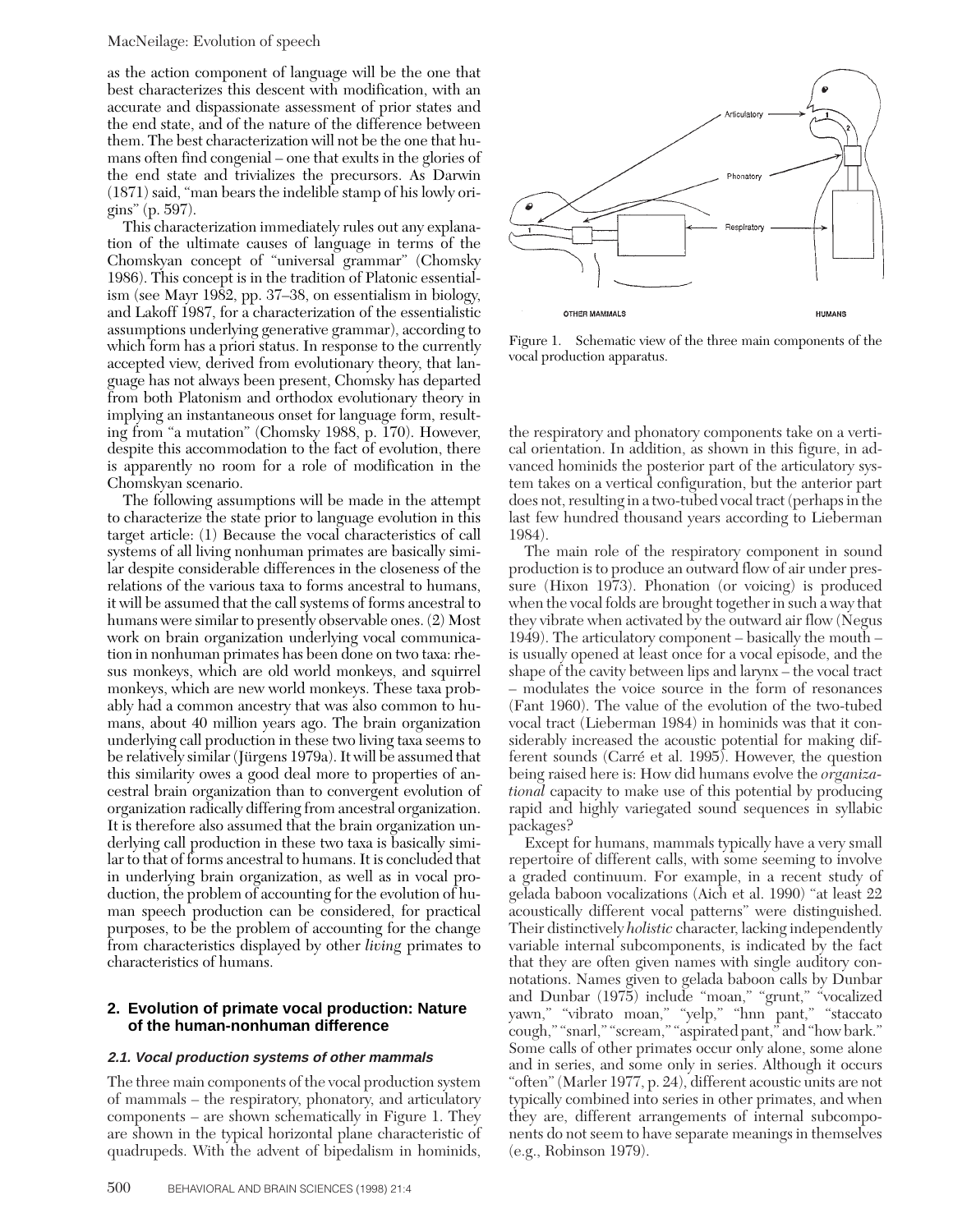as the action component of language will be the one that best characterizes this descent with modification, with an accurate and dispassionate assessment of prior states and the end state, and of the nature of the difference between them. The best characterization will not be the one that humans often find congenial – one that exults in the glories of the end state and trivializes the precursors. As Darwin (1871) said, "man bears the indelible stamp of his lowly origins" (p. 597).

This characterization immediately rules out any explanation of the ultimate causes of language in terms of the Chomskyan concept of "universal grammar" (Chomsky 1986). This concept is in the tradition of Platonic essentialism (see Mayr 1982, pp. 37–38, on essentialism in biology, and Lakoff 1987, for a characterization of the essentialistic assumptions underlying generative grammar), according to which form has a priori status. In response to the currently accepted view, derived from evolutionary theory, that language has not always been present, Chomsky has departed from both Platonism and orthodox evolutionary theory in implying an instantaneous onset for language form, resulting from "a mutation" (Chomsky 1988, p. 170). However, despite this accommodation to the fact of evolution, there is apparently no room for a role of modification in the Chomskyan scenario.

The following assumptions will be made in the attempt to characterize the state prior to language evolution in this target article: (1) Because the vocal characteristics of call systems of all living nonhuman primates are basically similar despite considerable differences in the closeness of the relations of the various taxa to forms ancestral to humans, it will be assumed that the call systems of forms ancestral to humans were similar to presently observable ones. (2) Most work on brain organization underlying vocal communication in nonhuman primates has been done on two taxa: rhesus monkeys, which are old world monkeys, and squirrel monkeys, which are new world monkeys. These taxa probably had a common ancestry that was also common to humans, about 40 million years ago. The brain organization underlying call production in these two living taxa seems to be relatively similar (Jürgens 1979a). It will be assumed that this similarity owes a good deal more to properties of ancestral brain organization than to convergent evolution of organization radically differing from ancestral organization. It is therefore also assumed that the brain organization underlying call production in these two taxa is basically similar to that of forms ancestral to humans. It is concluded that in underlying brain organization, as well as in vocal production, the problem of accounting for the evolution of human speech production can be considered, for practical purposes, to be the problem of accounting for the change from characteristics displayed by other *living* primates to characteristics of humans.

## 2. Evolution of primate vocal production: Nature of the human-nonhuman difference

### 2.1. Vocal production systems of other mammals

The three main components of the vocal production system of mammals – the respiratory, phonatory, and articulatory components – are shown schematically in Figure 1. They are shown in the typical horizontal plane characteristic of quadrupeds. With the advent of bipedalism in hominids, the respiratory and phonatory components take on a vertical orientation. In addition, as shown in this figure, in advanced hominids the posterior part of the articulatory system takes on a vertical configuration, but the anterior part does not, resulting in a two-tubed vocal tract (perhaps in the last few hundred thousand years according to Lieberman 1984).

Figure 1. Schematic view of the three main components of the vocal production apparatus.

The main role of the respiratory component in sound production is to produce an outward flow of air under pressure (Hixon 1973). Phonation (or voicing) is produced when the vocal folds are brought together in such a way that they vibrate when activated by the outward air flow (Negus 1949). The articulatory component – basically the mouth – is usually opened at least once for a vocal episode, and the shape of the cavity between lips and larynx – the vocal tract – modulates the voice source in the form of resonances (Fant 1960). The value of the evolution of the two-tubed vocal tract (Lieberman 1984) in hominids was that it considerably increased the acoustic potential for making different sounds (Carré et al. 1995). However, the question being raised here is: How did humans evolve the *organizational* capacity to make use of this potential by producing rapid and highly variegated sound sequences in syllabic packages?

Except for humans, mammals typically have a very small repertoire of different calls, with some seeming to involve a graded continuum. For example, in a recent study of gelada baboon vocalizations (Aich et al. 1990) "at least 22 acoustically different vocal patterns" were distinguished. Their distinctively *holistic* character, lacking independently variable internal subcomponents, is indicated by the fact that they are often given names with single auditory connotations. Names given to gelada baboon calls by Dunbar and Dunbar (1975) include "moan," "grunt," "vocalized yawn," "vibrato moan," "yelp," "hnn pant," "staccato cough," "snarl," "scream," "aspirated pant," and "how bark." Some calls of other primates occur only alone, some alone and in series, and some only in series. Although it occurs "often" (Marler 1977, p. 24), different acoustic units are not typically combined into series in other primates, and when they are, different arrangements of internal subcomponents do not seem to have separate meanings in themselves (e.g., Robinson 1979).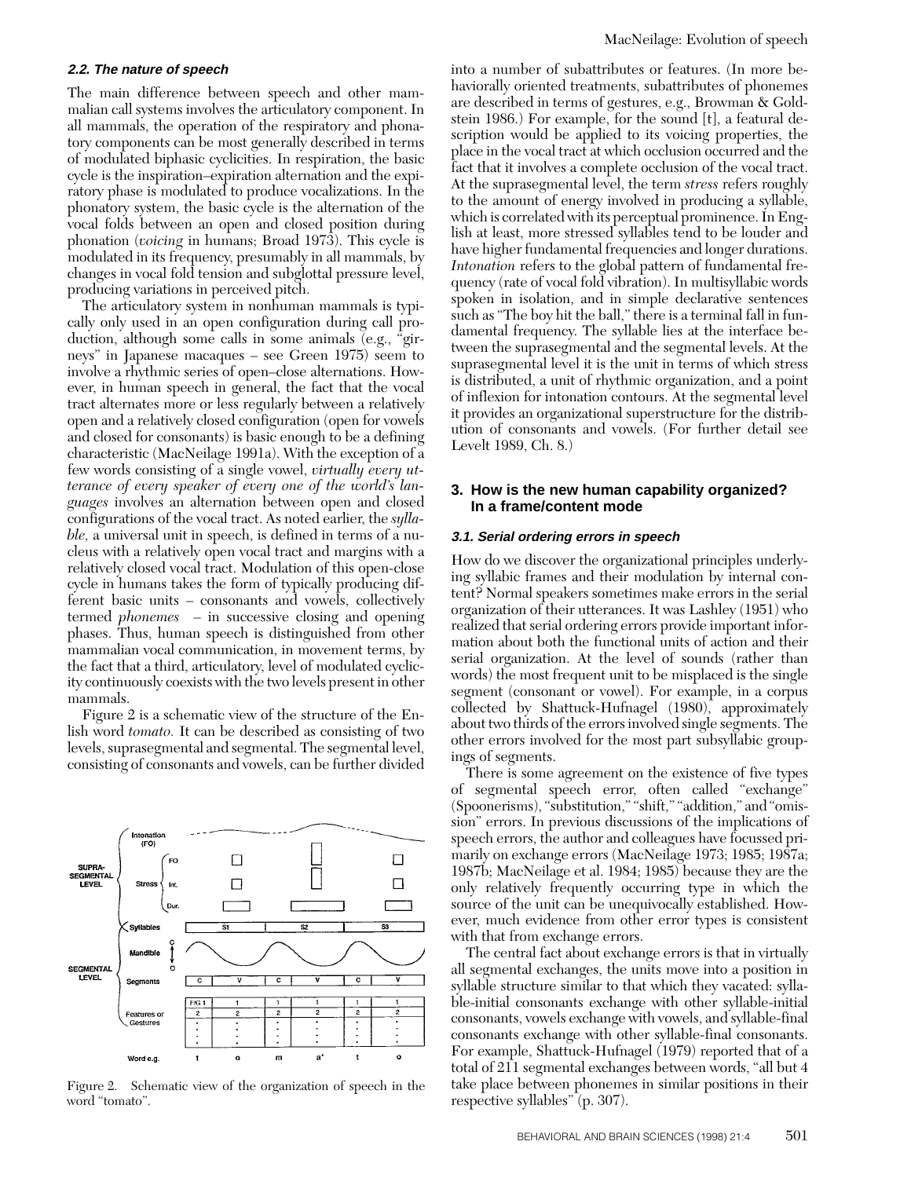### 2.2. The nature of speech

The main difference between speech and other mammalian call systems involves the articulatory component. In all mammals, the operation of the respiratory and phonatory components can be most generally described in terms of modulated biphasic cyclicities. In respiration, the basic cycle is the inspiration–expiration alternation and the expiratory phase is modulated to produce vocalizations. In the phonatory system, the basic cycle is the alternation of the vocal folds between an open and closed position during phonation (*voicing* in humans; Broad 1973). This cycle is modulated in its frequency, presumably in all mammals, by changes in vocal fold tension and subglottal pressure level, producing variations in perceived pitch.

The articulatory system in nonhuman mammals is typically only used in an open configuration during call production, although some calls in some animals (e.g., "girneys" in Japanese macaques – see Green 1975) seem to involve a rhythmic series of open–close alternations. However, in human speech in general, the fact that the vocal tract alternates more or less regularly between a relatively open and a relatively closed configuration (open for vowels and closed for consonants) is basic enough to be a defining characteristic (MacNeilage 1991a). With the exception of a few words consisting of a single vowel, *virtually every utterance of every speaker of every one of the world's languages* involves an alternation between open and closed configurations of the vocal tract. As noted earlier, the *syllable,* a universal unit in speech, is defined in terms of a nucleus with a relatively open vocal tract and margins with a relatively closed vocal tract. Modulation of this open-close cycle in humans takes the form of typically producing different basic units – consonants and vowels, collectively termed *phonemes* – in successive closing and opening phases. Thus, human speech is distinguished from other mammalian vocal communication, in movement terms, by the fact that a third, articulatory, level of modulated cyclicity continuously coexists with the two levels present in other mammals.

Figure 2 is a schematic view of the structure of the Enlish word *tomato.* It can be described as consisting of two levels, suprasegmental and segmental. The segmental level, consisting of consonants and vowels, can be further divided into a number of subattributes or features. (In more behaviorally oriented treatments, subattributes of phonemes are described in terms of gestures, e.g., Browman & Goldstein 1986.) For example, for the sound [t], a featural description would be applied to its voicing properties, the place in the vocal tract at which occlusion occurred and the fact that it involves a complete occlusion of the vocal tract. At the suprasegmental level, the term *stress* refers roughly to the amount of energy involved in producing a syllable, which is correlated with its perceptual prominence. In English at least, more stressed syllables tend to be louder and have higher fundamental frequencies and longer durations. *Intonation* refers to the global pattern of fundamental frequency (rate of vocal fold vibration). In multisyllabic words spoken in isolation, and in simple declarative sentences such as "The boy hit the ball," there is a terminal fall in fundamental frequency. The syllable lies at the interface between the suprasegmental and the segmental levels. At the suprasegmental level it is the unit in terms of which stress is distributed, a unit of rhythmic organization, and a point of inflexion for intonation contours. At the segmental level it provides an organizational superstructure for the distribution of consonants and vowels. (For further detail see Levelt 1989, Ch. 8.)

SUPRA-SEGMENTAL LEVEL
Intonation (FO)
Stress: FO, Int., Dur.
Syllables: S1, S2, S3
SEGMENTAL LEVEL
Mandible: C, O
Segments: C V C V C V
Features or Gestures: F/G 1, 2
Word e.g.: t o m a' t o

Figure 2. Schematic view of the organization of speech in the word "tomato".

## 3. How is the new human capability organized? In a frame/content mode

### 3.1. Serial ordering errors in speech

How do we discover the organizational principles underlying syllabic frames and their modulation by internal content? Normal speakers sometimes make errors in the serial organization of their utterances. It was Lashley (1951) who realized that serial ordering errors provide important information about both the functional units of action and their serial organization. At the level of sounds (rather than words) the most frequent unit to be misplaced is the single segment (consonant or vowel). For example, in a corpus collected by Shattuck-Hufnagel (1980), approximately about two thirds of the errors involved single segments. The other errors involved for the most part subsyllabic groupings of segments.

There is some agreement on the existence of five types of segmental speech error, often called "exchange" (Spoonerisms), "substitution," "shift," "addition," and "omission" errors. In previous discussions of the implications of speech errors, the author and colleagues have focussed primarily on exchange errors (MacNeilage 1973; 1985; 1987a; 1987b; MacNeilage et al. 1984; 1985) because they are the only relatively frequently occurring type in which the source of the unit can be unequivocally established. However, much evidence from other error types is consistent with that from exchange errors.

The central fact about exchange errors is that in virtually all segmental exchanges, the units move into a position in syllable structure similar to that which they vacated: syllable-initial consonants exchange with other syllable-initial consonants, vowels exchange with vowels, and syllable-final consonants exchange with other syllable-final consonants. For example, Shattuck-Hufnagel (1979) reported that of a total of 211 segmental exchanges between words, "all but 4 take place between phonemes in similar positions in their respective syllables" (p. 307).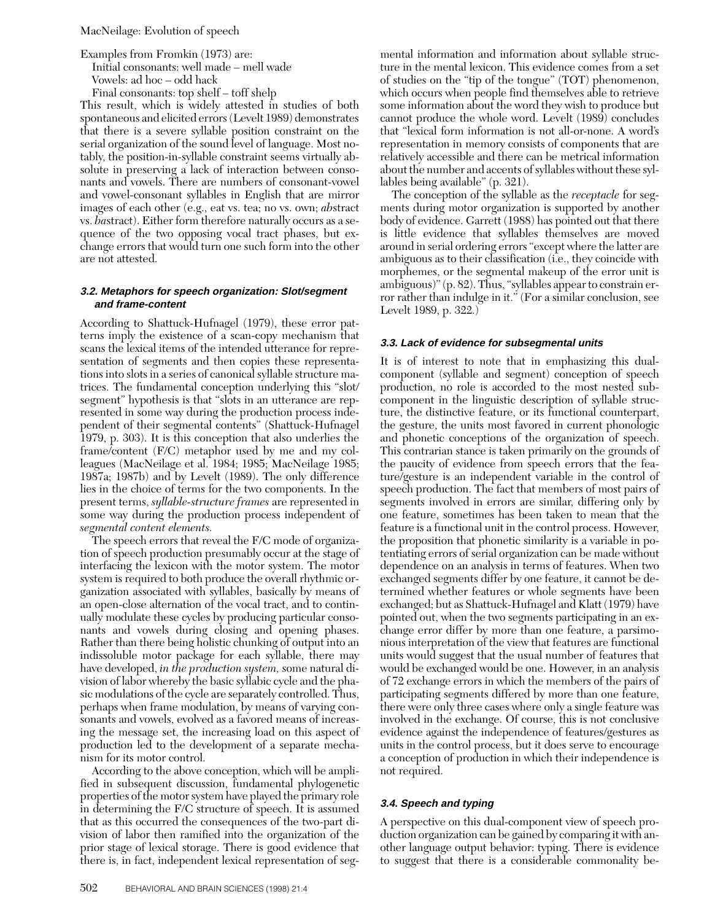Examples from Fromkin (1973) are:

Initial consonants: well made – mell wade

Vowels: ad hoc – odd hack

Final consonants: top shelf – toff shelp

This result, which is widely attested in studies of both spontaneous and elicited errors (Levelt 1989) demonstrates that there is a severe syllable position constraint on the serial organization of the sound level of language. Most notably, the position-in-syllable constraint seems virtually absolute in preserving a lack of interaction between consonants and vowels. There are numbers of consonant-vowel and vowel-consonant syllables in English that are mirror images of each other (e.g., eat vs. tea; no vs. own; *ab*stract vs. *ba*stract). Either form therefore naturally occurs as a sequence of the two opposing vocal tract phases, but exchange errors that would turn one such form into the other are not attested.

### 3.2. Metaphors for speech organization: Slot/segment and frame-content

According to Shattuck-Hufnagel (1979), these error patterns imply the existence of a scan-copy mechanism that scans the lexical items of the intended utterance for representation of segments and then copies these representations into slots in a series of canonical syllable structure matrices. The fundamental conception underlying this "slot/segment" hypothesis is that "slots in an utterance are represented in some way during the production process independent of their segmental contents" (Shattuck-Hufnagel 1979, p. 303). It is this conception that also underlies the frame/content (F/C) metaphor used by me and my colleagues (MacNeilage et al. 1984; 1985; MacNeilage 1985; 1987a; 1987b) and by Levelt (1989). The only difference lies in the choice of terms for the two components. In the present terms, *syllable-structure frames* are represented in some way during the production process independent of *segmental content elements.*

The speech errors that reveal the F/C mode of organization of speech production presumably occur at the stage of interfacing the lexicon with the motor system. The motor system is required to both produce the overall rhythmic organization associated with syllables, basically by means of an open-close alternation of the vocal tract, and to continually modulate these cycles by producing particular consonants and vowels during closing and opening phases. Rather than there being holistic chunking of output into an indissoluble motor package for each syllable, there may have developed, *in the production system,* some natural division of labor whereby the basic syllabic cycle and the phasic modulations of the cycle are separately controlled. Thus, perhaps when frame modulation, by means of varying consonants and vowels, evolved as a favored means of increasing the message set, the increasing load on this aspect of production led to the development of a separate mechanism for its motor control.

According to the above conception, which will be amplified in subsequent discussion, fundamental phylogenetic properties of the motor system have played the primary role in determining the F/C structure of speech. It is assumed that as this occurred the consequences of the two-part division of labor then ramified into the organization of the prior stage of lexical storage. There is good evidence that there is, in fact, independent lexical representation of segmental information and information about syllable structure in the mental lexicon. This evidence comes from a set of studies on the "tip of the tongue" (TOT) phenomenon, which occurs when people find themselves able to retrieve some information about the word they wish to produce but cannot produce the whole word. Levelt (1989) concludes that "lexical form information is not all-or-none. A word's representation in memory consists of components that are relatively accessible and there can be metrical information about the number and accents of syllables without these syllables being available" (p. 321).

The conception of the syllable as the *receptacle* for segments during motor organization is supported by another body of evidence. Garrett (1988) has pointed out that there is little evidence that syllables themselves are moved around in serial ordering errors "except where the latter are ambiguous as to their classification (i.e., they coincide with morphemes, or the segmental makeup of the error unit is ambiguous)" (p. 82). Thus, "syllables appear to constrain error rather than indulge in it." (For a similar conclusion, see Levelt 1989, p. 322.)

### 3.3. Lack of evidence for subsegmental units

It is of interest to note that in emphasizing this dual-component (syllable and segment) conception of speech production, no role is accorded to the most nested subcomponent in the linguistic description of syllable structure, the distinctive feature, or its functional counterpart, the gesture, the units most favored in current phonologic and phonetic conceptions of the organization of speech. This contrarian stance is taken primarily on the grounds of the paucity of evidence from speech errors that the feature/gesture is an independent variable in the control of speech production. The fact that members of most pairs of segments involved in errors are similar, differing only by one feature, sometimes has been taken to mean that the feature is a functional unit in the control process. However, the proposition that phonetic similarity is a variable in potentiating errors of serial organization can be made without dependence on an analysis in terms of features. When two exchanged segments differ by one feature, it cannot be determined whether features or whole segments have been exchanged; but as Shattuck-Hufnagel and Klatt (1979) have pointed out, when the two segments participating in an exchange error differ by more than one feature, a parsimonious interpretation of the view that features are functional units would suggest that the usual number of features that would be exchanged would be one. However, in an analysis of 72 exchange errors in which the members of the pairs of participating segments differed by more than one feature, there were only three cases where only a single feature was involved in the exchange. Of course, this is not conclusive evidence against the independence of features/gestures as units in the control process, but it does serve to encourage a conception of production in which their independence is not required.

### 3.4. Speech and typing

A perspective on this dual-component view of speech production organization can be gained by comparing it with another language output behavior: typing. There is evidence to suggest that there is a considerable commonality be-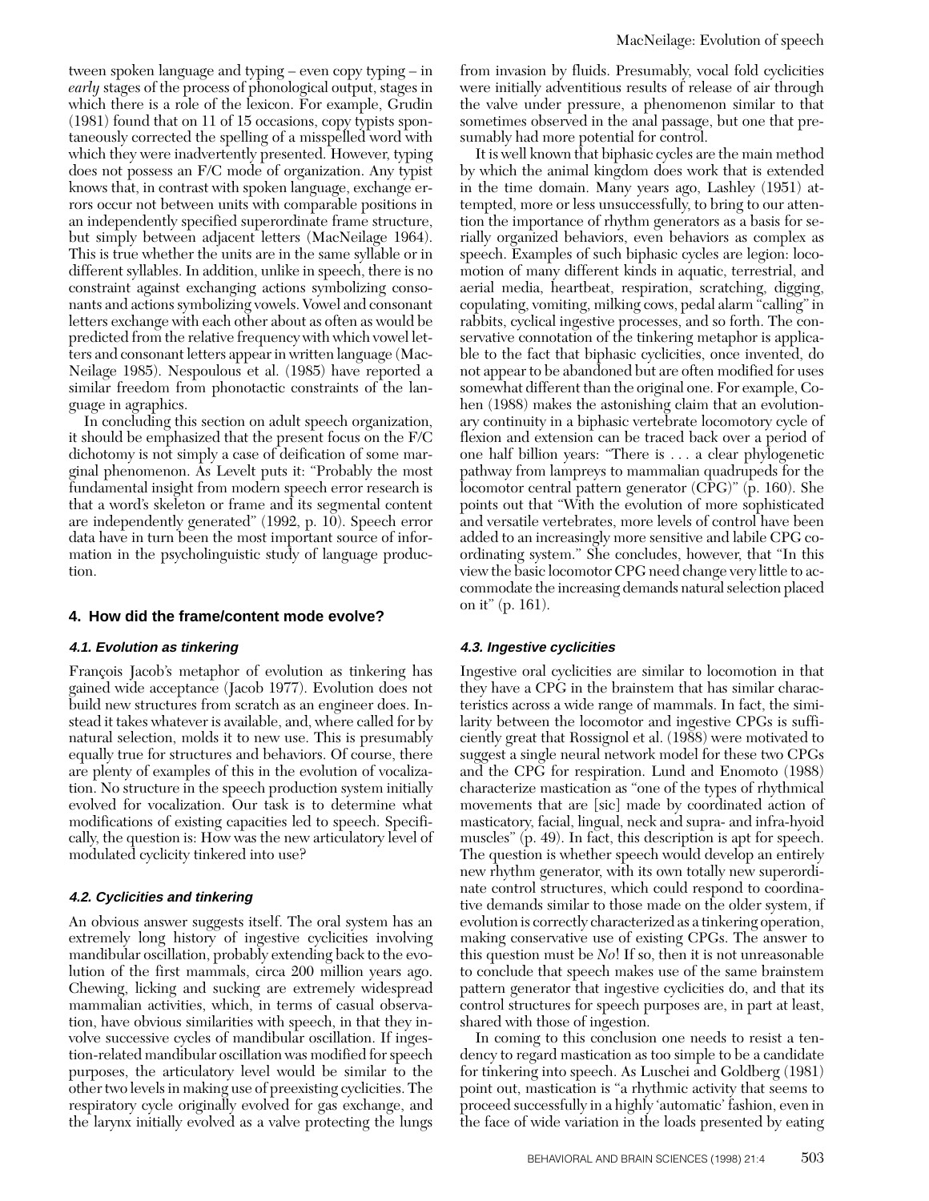tween spoken language and typing – even copy typing – in *early* stages of the process of phonological output, stages in which there is a role of the lexicon. For example, Grudin (1981) found that on 11 of 15 occasions, copy typists spontaneously corrected the spelling of a misspelled word with which they were inadvertently presented. However, typing does not possess an F/C mode of organization. Any typist knows that, in contrast with spoken language, exchange errors occur not between units with comparable positions in an independently specified superordinate frame structure, but simply between adjacent letters (MacNeilage 1964). This is true whether the units are in the same syllable or in different syllables. In addition, unlike in speech, there is no constraint against exchanging actions symbolizing consonants and actions symbolizing vowels. Vowel and consonant letters exchange with each other about as often as would be predicted from the relative frequency with which vowel letters and consonant letters appear in written language (MacNeilage 1985). Nespoulous et al. (1985) have reported a similar freedom from phonotactic constraints of the language in agraphics.

In concluding this section on adult speech organization, it should be emphasized that the present focus on the F/C dichotomy is not simply a case of deification of some marginal phenomenon. As Levelt puts it: "Probably the most fundamental insight from modern speech error research is that a word's skeleton or frame and its segmental content are independently generated" (1992, p. 10). Speech error data have in turn been the most important source of information in the psycholinguistic study of language production.

## 4. How did the frame/content mode evolve?

### 4.1. Evolution as tinkering

François Jacob's metaphor of evolution as tinkering has gained wide acceptance (Jacob 1977). Evolution does not build new structures from scratch as an engineer does. Instead it takes whatever is available, and, where called for by natural selection, molds it to new use. This is presumably equally true for structures and behaviors. Of course, there are plenty of examples of this in the evolution of vocalization. No structure in the speech production system initially evolved for vocalization. Our task is to determine what modifications of existing capacities led to speech. Specifically, the question is: How was the new articulatory level of modulated cyclicity tinkered into use?

### 4.2. Cyclicities and tinkering

An obvious answer suggests itself. The oral system has an extremely long history of ingestive cyclicities involving mandibular oscillation, probably extending back to the evolution of the first mammals, circa 200 million years ago. Chewing, licking and sucking are extremely widespread mammalian activities, which, in terms of casual observation, have obvious similarities with speech, in that they involve successive cycles of mandibular oscillation. If ingestion-related mandibular oscillation was modified for speech purposes, the articulatory level would be similar to the other two levels in making use of preexisting cyclicities. The respiratory cycle originally evolved for gas exchange, and the larynx initially evolved as a valve protecting the lungs from invasion by fluids. Presumably, vocal fold cyclicities were initially adventitious results of release of air through the valve under pressure, a phenomenon similar to that sometimes observed in the anal passage, but one that presumably had more potential for control.

It is well known that biphasic cycles are the main method by which the animal kingdom does work that is extended in the time domain. Many years ago, Lashley (1951) attempted, more or less unsuccessfully, to bring to our attention the importance of rhythm generators as a basis for serially organized behaviors, even behaviors as complex as speech. Examples of such biphasic cycles are legion: locomotion of many different kinds in aquatic, terrestrial, and aerial media, heartbeat, respiration, scratching, digging, copulating, vomiting, milking cows, pedal alarm "calling" in rabbits, cyclical ingestive processes, and so forth. The conservative connotation of the tinkering metaphor is applicable to the fact that biphasic cyclicities, once invented, do not appear to be abandoned but are often modified for uses somewhat different than the original one. For example, Cohen (1988) makes the astonishing claim that an evolutionary continuity in a biphasic vertebrate locomotory cycle of flexion and extension can be traced back over a period of one half billion years: "There is . . . a clear phylogenetic pathway from lampreys to mammalian quadrupeds for the locomotor central pattern generator (CPG)" (p. 160). She points out that "With the evolution of more sophisticated and versatile vertebrates, more levels of control have been added to an increasingly more sensitive and labile CPG coordinating system." She concludes, however, that "In this view the basic locomotor CPG need change very little to accommodate the increasing demands natural selection placed on it" (p. 161).

### 4.3. Ingestive cyclicities

Ingestive oral cyclicities are similar to locomotion in that they have a CPG in the brainstem that has similar characteristics across a wide range of mammals. In fact, the similarity between the locomotor and ingestive CPGs is sufficiently great that Rossignol et al. (1988) were motivated to suggest a single neural network model for these two CPGs and the CPG for respiration. Lund and Enomoto (1988) characterize mastication as "one of the types of rhythmical movements that are [sic] made by coordinated action of masticatory, facial, lingual, neck and supra- and infra-hyoid muscles" (p. 49). In fact, this description is apt for speech. The question is whether speech would develop an entirely new rhythm generator, with its own totally new superordinate control structures, which could respond to coordinative demands similar to those made on the older system, if evolution is correctly characterized as a tinkering operation, making conservative use of existing CPGs. The answer to this question must be *No*! If so, then it is not unreasonable to conclude that speech makes use of the same brainstem pattern generator that ingestive cyclicities do, and that its control structures for speech purposes are, in part at least, shared with those of ingestion.

In coming to this conclusion one needs to resist a tendency to regard mastication as too simple to be a candidate for tinkering into speech. As Luschei and Goldberg (1981) point out, mastication is "a rhythmic activity that seems to proceed successfully in a highly 'automatic' fashion, even in the face of wide variation in the loads presented by eating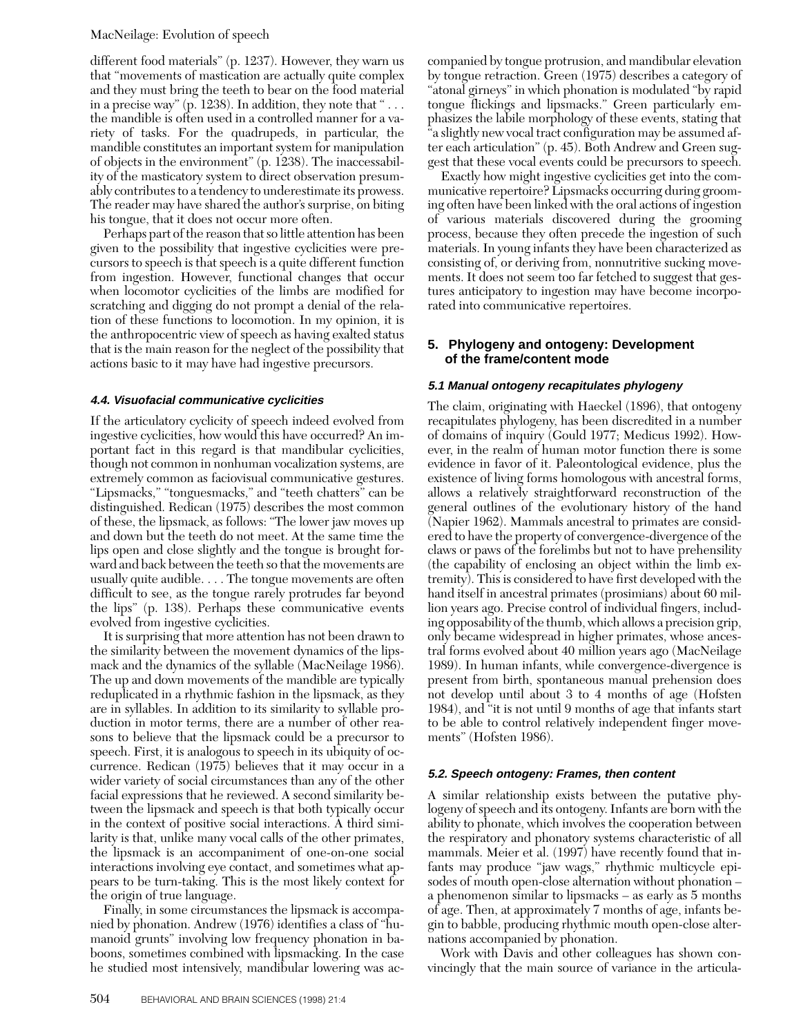different food materials" (p. 1237). However, they warn us that "movements of mastication are actually quite complex and they must bring the teeth to bear on the food material in a precise way" (p. 1238). In addition, they note that " . . . the mandible is often used in a controlled manner for a variety of tasks. For the quadrupeds, in particular, the mandible constitutes an important system for manipulation of objects in the environment" (p. 1238). The inaccessability of the masticatory system to direct observation presumably contributes to a tendency to underestimate its prowess. The reader may have shared the author's surprise, on biting his tongue, that it does not occur more often.

Perhaps part of the reason that so little attention has been given to the possibility that ingestive cyclicities were precursors to speech is that speech is a quite different function from ingestion. However, functional changes that occur when locomotor cyclicities of the limbs are modified for scratching and digging do not prompt a denial of the relation of these functions to locomotion. In my opinion, it is the anthropocentric view of speech as having exalted status that is the main reason for the neglect of the possibility that actions basic to it may have had ingestive precursors.

#### *4.4. Visuofacial communicative cyclicities*

If the articulatory cyclicity of speech indeed evolved from ingestive cyclicities, how would this have occurred? An important fact in this regard is that mandibular cyclicities, though not common in nonhuman vocalization systems, are extremely common as faciovisual communicative gestures. "Lipsmacks," "tonguesmacks," and "teeth chatters" can be distinguished. Redican (1975) describes the most common of these, the lipsmack, as follows: "The lower jaw moves up and down but the teeth do not meet. At the same time the lips open and close slightly and the tongue is brought forward and back between the teeth so that the movements are usually quite audible. . . . The tongue movements are often difficult to see, as the tongue rarely protrudes far beyond the lips" (p. 138). Perhaps these communicative events evolved from ingestive cyclicities.

It is surprising that more attention has not been drawn to the similarity between the movement dynamics of the lipsmack and the dynamics of the syllable (MacNeilage 1986). The up and down movements of the mandible are typically reduplicated in a rhythmic fashion in the lipsmack, as they are in syllables. In addition to its similarity to syllable production in motor terms, there are a number of other reasons to believe that the lipsmack could be a precursor to speech. First, it is analogous to speech in its ubiquity of occurrence. Redican (1975) believes that it may occur in a wider variety of social circumstances than any of the other facial expressions that he reviewed. A second similarity between the lipsmack and speech is that both typically occur in the context of positive social interactions. A third similarity is that, unlike many vocal calls of the other primates, the lipsmack is an accompaniment of one-on-one social interactions involving eye contact, and sometimes what appears to be turn-taking. This is the most likely context for the origin of true language.

Finally, in some circumstances the lipsmack is accompanied by phonation. Andrew (1976) identifies a class of "humanoid grunts" involving low frequency phonation in baboons, sometimes combined with lipsmacking. In the case he studied most intensively, mandibular lowering was accompanied by tongue protrusion, and mandibular elevation by tongue retraction. Green (1975) describes a category of "atonal girneys" in which phonation is modulated "by rapid tongue flickings and lipsmacks." Green particularly emphasizes the labile morphology of these events, stating that "a slightly new vocal tract configuration may be assumed after each articulation" (p. 45). Both Andrew and Green suggest that these vocal events could be precursors to speech.

Exactly how might ingestive cyclicities get into the communicative repertoire? Lipsmacks occurring during grooming often have been linked with the oral actions of ingestion of various materials discovered during the grooming process, because they often precede the ingestion of such materials. In young infants they have been characterized as consisting of, or deriving from, nonnutritive sucking movements. It does not seem too far fetched to suggest that gestures anticipatory to ingestion may have become incorporated into communicative repertoires.

## 5. Phylogeny and ontogeny: Development of the frame/content mode

#### *5.1 Manual ontogeny recapitulates phylogeny*

The claim, originating with Haeckel (1896), that ontogeny recapitulates phylogeny, has been discredited in a number of domains of inquiry (Gould 1977; Medicus 1992). However, in the realm of human motor function there is some evidence in favor of it. Paleontological evidence, plus the existence of living forms homologous with ancestral forms, allows a relatively straightforward reconstruction of the general outlines of the evolutionary history of the hand (Napier 1962). Mammals ancestral to primates are considered to have the property of convergence-divergence of the claws or paws of the forelimbs but not to have prehensility (the capability of enclosing an object within the limb extremity). This is considered to have first developed with the hand itself in ancestral primates (prosimians) about 60 million years ago. Precise control of individual fingers, including opposability of the thumb, which allows a precision grip, only became widespread in higher primates, whose ancestral forms evolved about 40 million years ago (MacNeilage 1989). In human infants, while convergence-divergence is present from birth, spontaneous manual prehension does not develop until about 3 to 4 months of age (Hofsten 1984), and "it is not until 9 months of age that infants start to be able to control relatively independent finger movements" (Hofsten 1986).

#### *5.2. Speech ontogeny: Frames, then content*

A similar relationship exists between the putative phylogeny of speech and its ontogeny. Infants are born with the ability to phonate, which involves the cooperation between the respiratory and phonatory systems characteristic of all mammals. Meier et al. (1997) have recently found that infants may produce "jaw wags," rhythmic multicycle episodes of mouth open-close alternation without phonation – a phenomenon similar to lipsmacks – as early as 5 months of age. Then, at approximately 7 months of age, infants begin to babble, producing rhythmic mouth open-close alternations accompanied by phonation.

Work with Davis and other colleagues has shown convincingly that the main source of variance in the articula-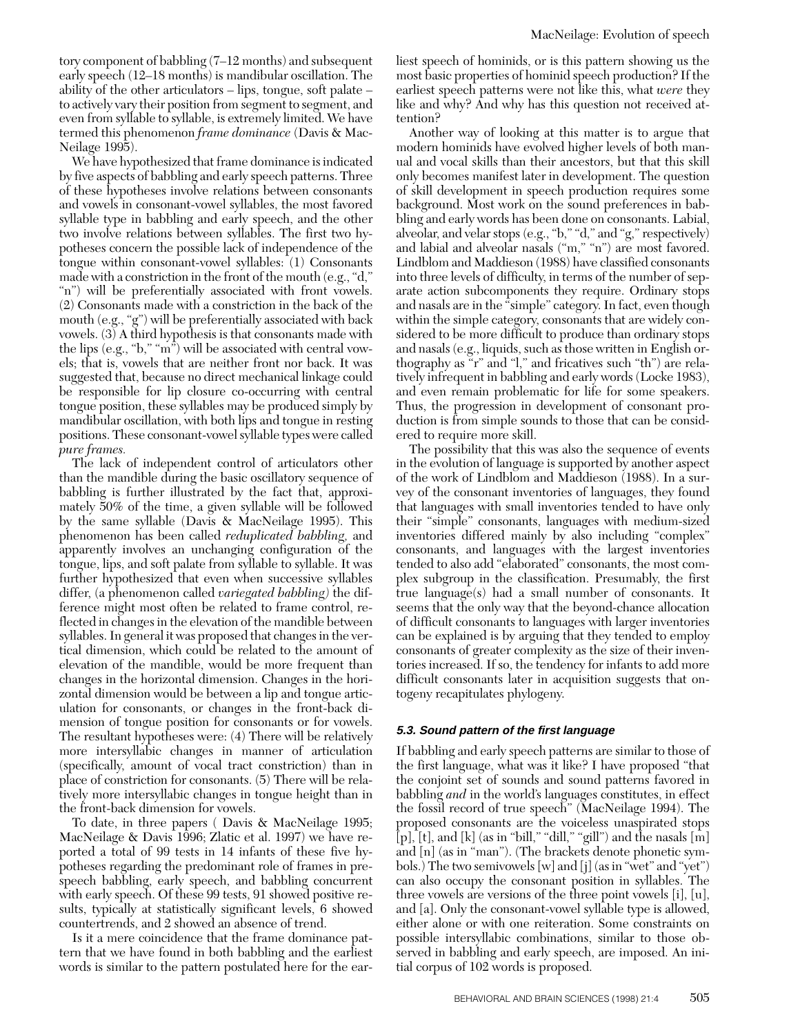tory component of babbling (7–12 months) and subsequent early speech (12–18 months) is mandibular oscillation. The ability of the other articulators – lips, tongue, soft palate – to actively vary their position from segment to segment, and even from syllable to syllable, is extremely limited. We have termed this phenomenon *frame dominance* (Davis & MacNeilage 1995).

We have hypothesized that frame dominance is indicated by five aspects of babbling and early speech patterns. Three of these hypotheses involve relations between consonants and vowels in consonant-vowel syllables, the most favored syllable type in babbling and early speech, and the other two involve relations between syllables. The first two hypotheses concern the possible lack of independence of the tongue within consonant-vowel syllables: (1) Consonants made with a constriction in the front of the mouth (e.g., "d," "n") will be preferentially associated with front vowels. (2) Consonants made with a constriction in the back of the mouth (e.g., "g") will be preferentially associated with back vowels. (3) A third hypothesis is that consonants made with the lips (e.g., "b," "m") will be associated with central vowels; that is, vowels that are neither front nor back. It was suggested that, because no direct mechanical linkage could be responsible for lip closure co-occurring with central tongue position, these syllables may be produced simply by mandibular oscillation, with both lips and tongue in resting positions. These consonant-vowel syllable types were called *pure frames.*

The lack of independent control of articulators other than the mandible during the basic oscillatory sequence of babbling is further illustrated by the fact that, approximately 50% of the time, a given syllable will be followed by the same syllable (Davis & MacNeilage 1995). This phenomenon has been called *reduplicated babbling,* and apparently involves an unchanging configuration of the tongue, lips, and soft palate from syllable to syllable. It was further hypothesized that even when successive syllables differ, (a phenomenon called *variegated babbling*) the difference might most often be related to frame control, reflected in changes in the elevation of the mandible between syllables. In general it was proposed that changes in the vertical dimension, which could be related to the amount of elevation of the mandible, would be more frequent than changes in the horizontal dimension. Changes in the horizontal dimension would be between a lip and tongue articulation for consonants, or changes in the front-back dimension of tongue position for consonants or for vowels. The resultant hypotheses were: (4) There will be relatively more intersyllabic changes in manner of articulation (specifically, amount of vocal tract constriction) than in place of constriction for consonants. (5) There will be relatively more intersyllabic changes in tongue height than in the front-back dimension for vowels.

To date, in three papers ( Davis & MacNeilage 1995; MacNeilage & Davis 1996; Zlatic et al. 1997) we have reported a total of 99 tests in 14 infants of these five hypotheses regarding the predominant role of frames in prespeech babbling, early speech, and babbling concurrent with early speech. Of these 99 tests, 91 showed positive results, typically at statistically significant levels, 6 showed countertrends, and 2 showed an absence of trend.

Is it a mere coincidence that the frame dominance pattern that we have found in both babbling and the earliest words is similar to the pattern postulated here for the earliest speech of hominids, or is this pattern showing us the most basic properties of hominid speech production? If the earliest speech patterns were not like this, what *were* they like and why? And why has this question not received attention?

Another way of looking at this matter is to argue that modern hominids have evolved higher levels of both manual and vocal skills than their ancestors, but that this skill only becomes manifest later in development. The question of skill development in speech production requires some background. Most work on the sound preferences in babbling and early words has been done on consonants. Labial, alveolar, and velar stops (e.g., "b," "d," and "g," respectively) and labial and alveolar nasals ("m," "n") are most favored. Lindblom and Maddieson (1988) have classified consonants into three levels of difficulty, in terms of the number of separate action subcomponents they require. Ordinary stops and nasals are in the "simple" category. In fact, even though within the simple category, consonants that are widely considered to be more difficult to produce than ordinary stops and nasals (e.g., liquids, such as those written in English orthography as "r" and "l," and fricatives such "th") are relatively infrequent in babbling and early words (Locke 1983), and even remain problematic for life for some speakers. Thus, the progression in development of consonant production is from simple sounds to those that can be considered to require more skill.

The possibility that this was also the sequence of events in the evolution of language is supported by another aspect of the work of Lindblom and Maddieson (1988). In a survey of the consonant inventories of languages, they found that languages with small inventories tended to have only their "simple" consonants, languages with medium-sized inventories differed mainly by also including "complex" consonants, and languages with the largest inventories tended to also add "elaborated" consonants, the most complex subgroup in the classification. Presumably, the first true language(s) had a small number of consonants. It seems that the only way that the beyond-chance allocation of difficult consonants to languages with larger inventories can be explained is by arguing that they tended to employ consonants of greater complexity as the size of their inventories increased. If so, the tendency for infants to add more difficult consonants later in acquisition suggests that ontogeny recapitulates phylogeny.

### 5.3. Sound pattern of the first language

If babbling and early speech patterns are similar to those of the first language, what was it like? I have proposed "that the conjoint set of sounds and sound patterns favored in babbling *and* in the world's languages constitutes, in effect the fossil record of true speech" (MacNeilage 1994). The proposed consonants are the voiceless unaspirated stops [p], [t], and [k] (as in "bill," "dill," "gill") and the nasals [m] and [n] (as in "man"). (The brackets denote phonetic symbols.) The two semivowels [w] and [j] (as in "wet" and "yet") can also occupy the consonant position in syllables. The three vowels are versions of the three point vowels [i], [u], and [a]. Only the consonant-vowel syllable type is allowed, either alone or with one reiteration. Some constraints on possible intersyllabic combinations, similar to those observed in babbling and early speech, are imposed. An initial corpus of 102 words is proposed.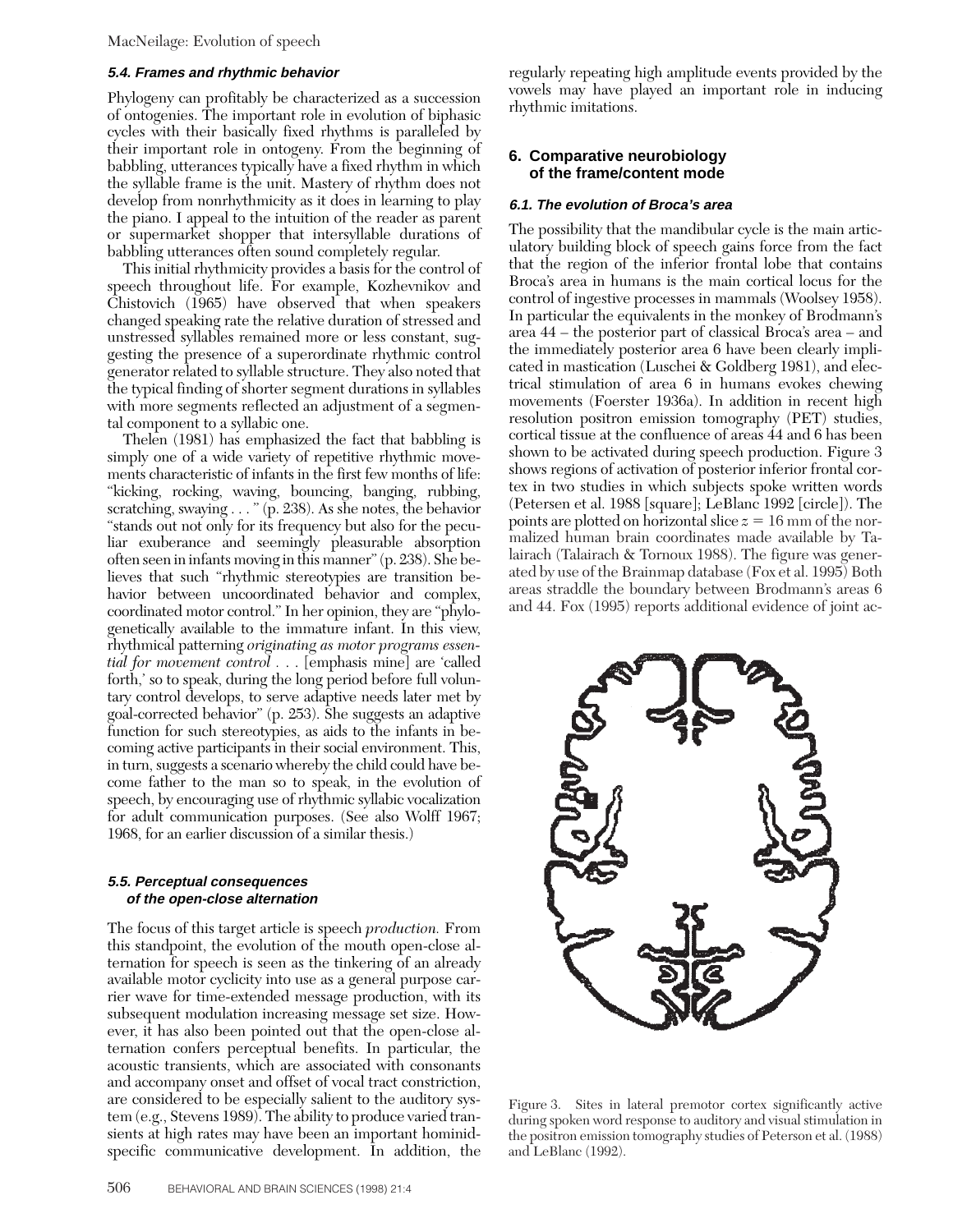### 5.4. Frames and rhythmic behavior

Phylogeny can profitably be characterized as a succession of ontogenies. The important role in evolution of biphasic cycles with their basically fixed rhythms is paralleled by their important role in ontogeny. From the beginning of babbling, utterances typically have a fixed rhythm in which the syllable frame is the unit. Mastery of rhythm does not develop from nonrhythmicity as it does in learning to play the piano. I appeal to the intuition of the reader as parent or supermarket shopper that intersyllable durations of babbling utterances often sound completely regular.

This initial rhythmicity provides a basis for the control of speech throughout life. For example, Kozhevnikov and Chistovich (1965) have observed that when speakers changed speaking rate the relative duration of stressed and unstressed syllables remained more or less constant, suggesting the presence of a superordinate rhythmic control generator related to syllable structure. They also noted that the typical finding of shorter segment durations in syllables with more segments reflected an adjustment of a segmental component to a syllabic one.

Thelen (1981) has emphasized the fact that babbling is simply one of a wide variety of repetitive rhythmic movements characteristic of infants in the first few months of life: "kicking, rocking, waving, bouncing, banging, rubbing, scratching, swaying . . ." (p. 238). As she notes, the behavior "stands out not only for its frequency but also for the peculiar exuberance and seemingly pleasurable absorption often seen in infants moving in this manner" (p. 238). She believes that such "rhythmic stereotypies are transition behavior between uncoordinated behavior and complex, coordinated motor control." In her opinion, they are "phylogenetically available to the immature infant. In this view, rhythmical patterning *originating as motor programs essential for movement control* . . . [emphasis mine] are 'called forth,' so to speak, during the long period before full voluntary control develops, to serve adaptive needs later met by goal-corrected behavior" (p. 253). She suggests an adaptive function for such stereotypies, as aids to the infants in becoming active participants in their social environment. This, in turn, suggests a scenario whereby the child could have become father to the man so to speak, in the evolution of speech, by encouraging use of rhythmic syllabic vocalization for adult communication purposes. (See also Wolff 1967; 1968, for an earlier discussion of a similar thesis.)

### 5.5. Perceptual consequences of the open-close alternation

The focus of this target article is speech *production*. From this standpoint, the evolution of the mouth open-close alternation for speech is seen as the tinkering of an already available motor cyclicity into use as a general purpose carrier wave for time-extended message production, with its subsequent modulation increasing message set size. However, it has also been pointed out that the open-close alternation confers perceptual benefits. In particular, the acoustic transients, which are associated with consonants and accompany onset and offset of vocal tract constriction, are considered to be especially salient to the auditory system (e.g., Stevens 1989). The ability to produce varied transients at high rates may have been an important hominid-specific communicative development. In addition, the regularly repeating high amplitude events provided by the vowels may have played an important role in inducing rhythmic imitations.

## 6. Comparative neurobiology of the frame/content mode

### 6.1. The evolution of Broca's area

The possibility that the mandibular cycle is the main articulatory building block of speech gains force from the fact that the region of the inferior frontal lobe that contains Broca's area in humans is the main cortical locus for the control of ingestive processes in mammals (Woolsey 1958). In particular the equivalents in the monkey of Brodmann's area 44 – the posterior part of classical Broca's area – and the immediately posterior area 6 have been clearly implicated in mastication (Luschei & Goldberg 1981), and electrical stimulation of area 6 in humans evokes chewing movements (Foerster 1936a). In addition in recent high resolution positron emission tomography (PET) studies, cortical tissue at the confluence of areas 44 and 6 has been shown to be activated during speech production. Figure 3 shows regions of activation of posterior inferior frontal cortex in two studies in which subjects spoke written words (Petersen et al. 1988 [square]; LeBlanc 1992 [circle]). The points are plotted on horizontal slice $z = 16$ mm of the normalized human brain coordinates made available by Talairach (Talairach & Tornoux 1988). The figure was generated by use of the Brainmap database (Fox et al. 1995) Both areas straddle the boundary between Brodmann's areas 6 and 44. Fox (1995) reports additional evidence of joint ac-

Figure 3. Sites in lateral premotor cortex significantly active during spoken word response to auditory and visual stimulation in the positron emission tomography studies of Peterson et al. (1988) and LeBlanc (1992).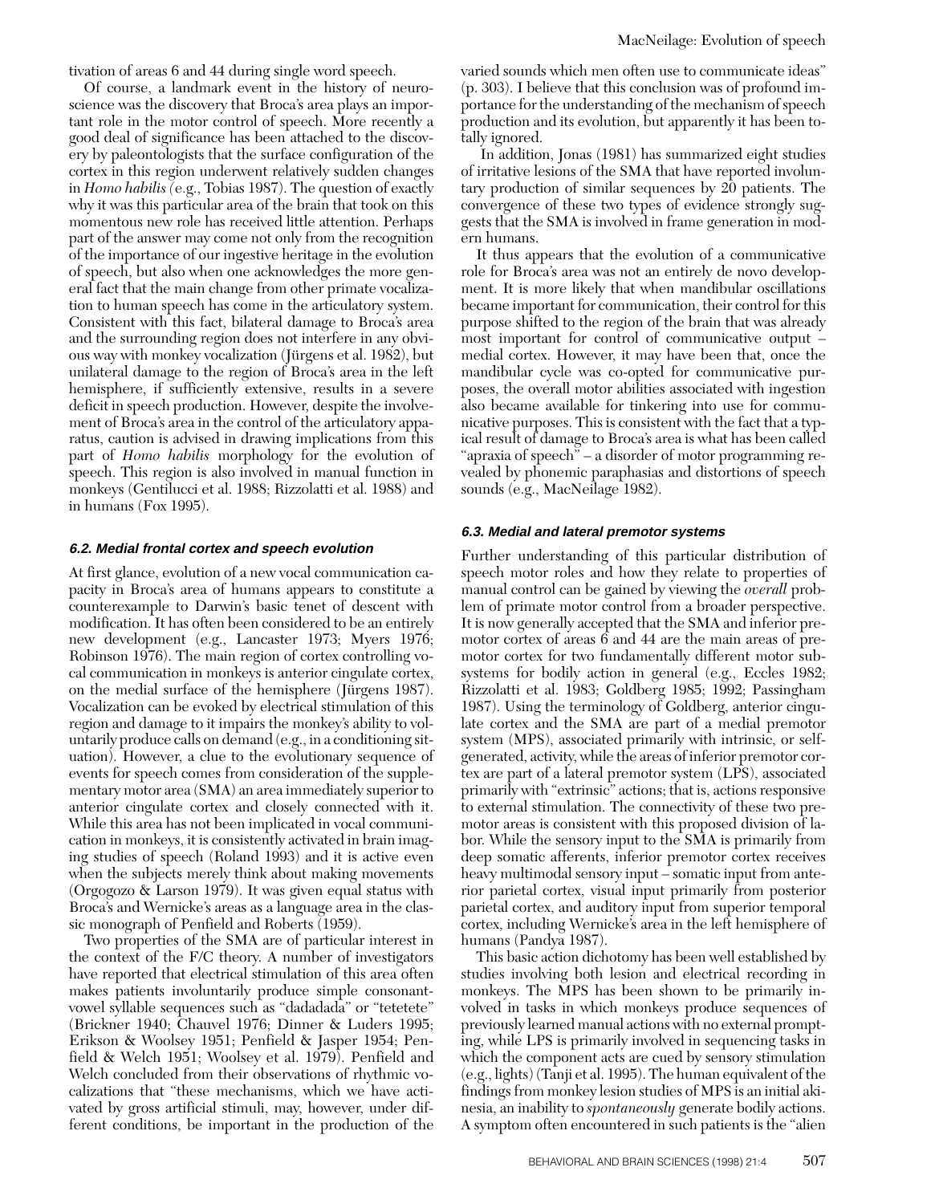tivation of areas 6 and 44 during single word speech.

Of course, a landmark event in the history of neuroscience was the discovery that Broca's area plays an important role in the motor control of speech. More recently a good deal of significance has been attached to the discovery by paleontologists that the surface configuration of the cortex in this region underwent relatively sudden changes in *Homo habilis* (e.g., Tobias 1987). The question of exactly why it was this particular area of the brain that took on this momentous new role has received little attention. Perhaps part of the answer may come not only from the recognition of the importance of our ingestive heritage in the evolution of speech, but also when one acknowledges the more general fact that the main change from other primate vocalization to human speech has come in the articulatory system. Consistent with this fact, bilateral damage to Broca's area and the surrounding region does not interfere in any obvious way with monkey vocalization (Jürgens et al. 1982), but unilateral damage to the region of Broca's area in the left hemisphere, if sufficiently extensive, results in a severe deficit in speech production. However, despite the involvement of Broca's area in the control of the articulatory apparatus, caution is advised in drawing implications from this part of *Homo habilis* morphology for the evolution of speech. This region is also involved in manual function in monkeys (Gentilucci et al. 1988; Rizzolatti et al. 1988) and in humans (Fox 1995).

### 6.2. Medial frontal cortex and speech evolution

At first glance, evolution of a new vocal communication capacity in Broca's area of humans appears to constitute a counterexample to Darwin's basic tenet of descent with modification. It has often been considered to be an entirely new development (e.g., Lancaster 1973; Myers 1976; Robinson 1976). The main region of cortex controlling vocal communication in monkeys is anterior cingulate cortex, on the medial surface of the hemisphere (Jürgens 1987). Vocalization can be evoked by electrical stimulation of this region and damage to it impairs the monkey's ability to voluntarily produce calls on demand (e.g., in a conditioning situation). However, a clue to the evolutionary sequence of events for speech comes from consideration of the supplementary motor area (SMA) an area immediately superior to anterior cingulate cortex and closely connected with it. While this area has not been implicated in vocal communication in monkeys, it is consistently activated in brain imaging studies of speech (Roland 1993) and it is active even when the subjects merely think about making movements (Orgogozo & Larson 1979). It was given equal status with Broca's and Wernicke's areas as a language area in the classic monograph of Penfield and Roberts (1959).

Two properties of the SMA are of particular interest in the context of the F/C theory. A number of investigators have reported that electrical stimulation of this area often makes patients involuntarily produce simple consonant-vowel syllable sequences such as "dadadada" or "tetetete" (Brickner 1940; Chauvel 1976; Dinner & Luders 1995; Erikson & Woolsey 1951; Penfield & Jasper 1954; Penfield & Welch 1951; Woolsey et al. 1979). Penfield and Welch concluded from their observations of rhythmic vocalizations that "these mechanisms, which we have activated by gross artificial stimuli, may, however, under different conditions, be important in the production of the varied sounds which men often use to communicate ideas" (p. 303). I believe that this conclusion was of profound importance for the understanding of the mechanism of speech production and its evolution, but apparently it has been totally ignored.

In addition, Jonas (1981) has summarized eight studies of irritative lesions of the SMA that have reported involuntary production of similar sequences by 20 patients. The convergence of these two types of evidence strongly suggests that the SMA is involved in frame generation in modern humans.

It thus appears that the evolution of a communicative role for Broca's area was not an entirely de novo development. It is more likely that when mandibular oscillations became important for communication, their control for this purpose shifted to the region of the brain that was already most important for control of communicative output – medial cortex. However, it may have been that, once the mandibular cycle was co-opted for communicative purposes, the overall motor abilities associated with ingestion also became available for tinkering into use for communicative purposes. This is consistent with the fact that a typical result of damage to Broca's area is what has been called "apraxia of speech" – a disorder of motor programming revealed by phonemic paraphasias and distortions of speech sounds (e.g., MacNeilage 1982).

### 6.3. Medial and lateral premotor systems

Further understanding of this particular distribution of speech motor roles and how they relate to properties of manual control can be gained by viewing the *overall* problem of primate motor control from a broader perspective. It is now generally accepted that the SMA and inferior premotor cortex of areas 6 and 44 are the main areas of premotor cortex for two fundamentally different motor subsystems for bodily action in general (e.g., Eccles 1982; Rizzolatti et al. 1983; Goldberg 1985; 1992; Passingham 1987). Using the terminology of Goldberg, anterior cingulate cortex and the SMA are part of a medial premotor system (MPS), associated primarily with intrinsic, or self-generated, activity, while the areas of inferior premotor cortex are part of a lateral premotor system (LPS), associated primarily with "extrinsic" actions; that is, actions responsive to external stimulation. The connectivity of these two premotor areas is consistent with this proposed division of labor. While the sensory input to the SMA is primarily from deep somatic afferents, inferior premotor cortex receives heavy multimodal sensory input – somatic input from anterior parietal cortex, visual input primarily from posterior parietal cortex, and auditory input from superior temporal cortex, including Wernicke's area in the left hemisphere of humans (Pandya 1987).

This basic action dichotomy has been well established by studies involving both lesion and electrical recording in monkeys. The MPS has been shown to be primarily involved in tasks in which monkeys produce sequences of previously learned manual actions with no external prompting, while LPS is primarily involved in sequencing tasks in which the component acts are cued by sensory stimulation (e.g., lights) (Tanji et al. 1995). The human equivalent of the findings from monkey lesion studies of MPS is an initial akinesia, an inability to *spontaneously* generate bodily actions. A symptom often encountered in such patients is the "alien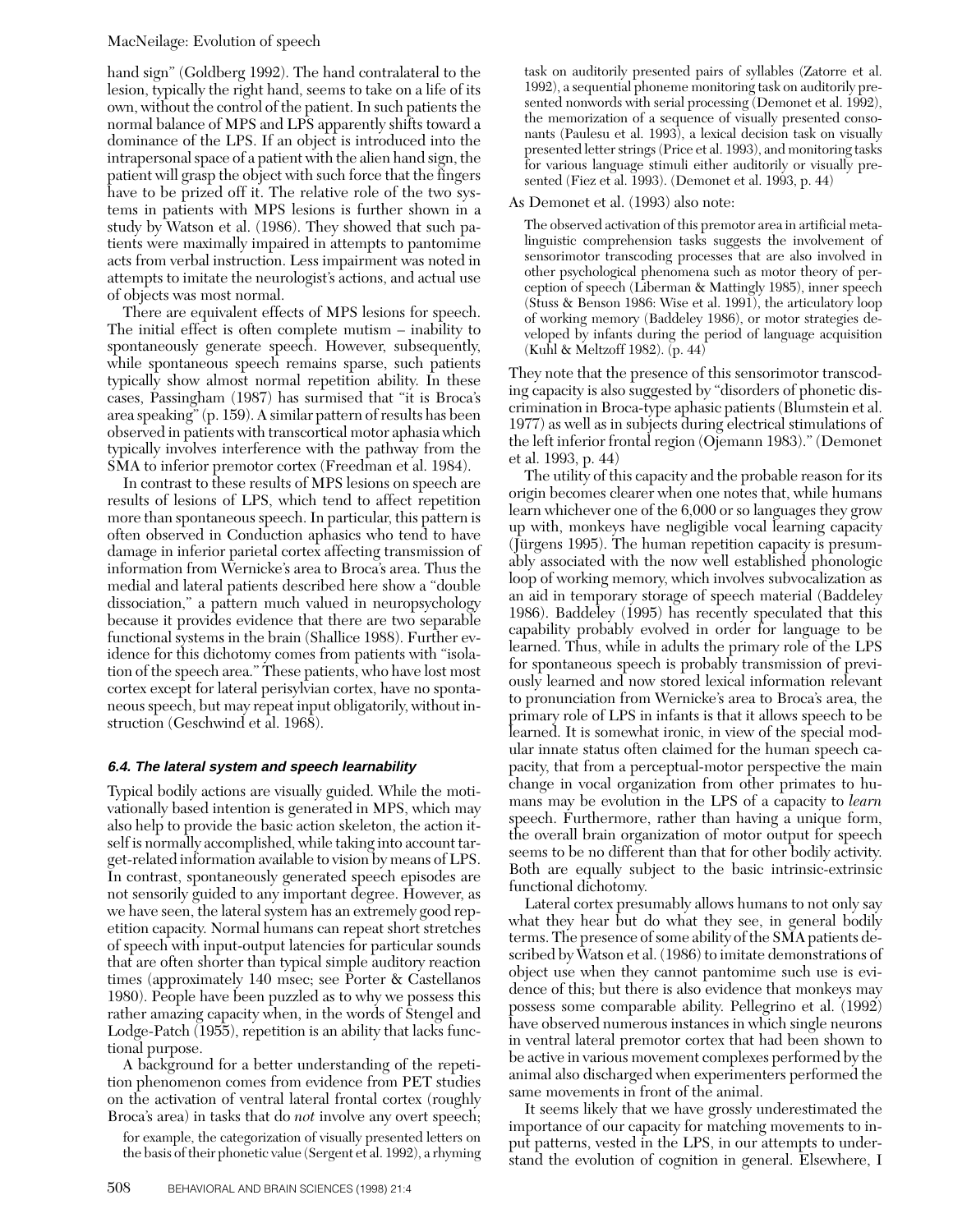hand sign" (Goldberg 1992). The hand contralateral to the lesion, typically the right hand, seems to take on a life of its own, without the control of the patient. In such patients the normal balance of MPS and LPS apparently shifts toward a dominance of the LPS. If an object is introduced into the intrapersonal space of a patient with the alien hand sign, the patient will grasp the object with such force that the fingers have to be prized off it. The relative role of the two systems in patients with MPS lesions is further shown in a study by Watson et al. (1986). They showed that such patients were maximally impaired in attempts to pantomime acts from verbal instruction. Less impairment was noted in attempts to imitate the neurologist's actions, and actual use of objects was most normal.

There are equivalent effects of MPS lesions for speech. The initial effect is often complete mutism – inability to spontaneously generate speech. However, subsequently, while spontaneous speech remains sparse, such patients typically show almost normal repetition ability. In these cases, Passingham (1987) has surmised that "it is Broca's area speaking" (p. 159). A similar pattern of results has been observed in patients with transcortical motor aphasia which typically involves interference with the pathway from the SMA to inferior premotor cortex (Freedman et al. 1984).

In contrast to these results of MPS lesions on speech are results of lesions of LPS, which tend to affect repetition more than spontaneous speech. In particular, this pattern is often observed in Conduction aphasics who tend to have damage in inferior parietal cortex affecting transmission of information from Wernicke's area to Broca's area. Thus the medial and lateral patients described here show a "double dissociation," a pattern much valued in neuropsychology because it provides evidence that there are two separable functional systems in the brain (Shallice 1988). Further evidence for this dichotomy comes from patients with "isolation of the speech area." These patients, who have lost most cortex except for lateral perisylvian cortex, have no spontaneous speech, but may repeat input obligatorily, without instruction (Geschwind et al. 1968).

### 6.4. The lateral system and speech learnability

Typical bodily actions are visually guided. While the motivationally based intention is generated in MPS, which may also help to provide the basic action skeleton, the action itself is normally accomplished, while taking into account target-related information available to vision by means of LPS. In contrast, spontaneously generated speech episodes are not sensorily guided to any important degree. However, as we have seen, the lateral system has an extremely good repetition capacity. Normal humans can repeat short stretches of speech with input-output latencies for particular sounds that are often shorter than typical simple auditory reaction times (approximately 140 msec; see Porter & Castellanos 1980). People have been puzzled as to why we possess this rather amazing capacity when, in the words of Stengel and Lodge-Patch (1955), repetition is an ability that lacks functional purpose.

A background for a better understanding of the repetition phenomenon comes from evidence from PET studies on the activation of ventral lateral frontal cortex (roughly Broca's area) in tasks that do *not* involve any overt speech;

> for example, the categorization of visually presented letters on the basis of their phonetic value (Sergent et al. 1992), a rhyming task on auditorily presented pairs of syllables (Zatorre et al. 1992), a sequential phoneme monitoring task on auditorily presented nonwords with serial processing (Demonet et al. 1992), the memorization of a sequence of visually presented consonants (Paulesu et al. 1993), a lexical decision task on visually presented letter strings (Price et al. 1993), and monitoring tasks for various language stimuli either auditorily or visually presented (Fiez et al. 1993). (Demonet et al. 1993, p. 44)

As Demonet et al. (1993) also note:

> The observed activation of this premotor area in artificial metalinguistic comprehension tasks suggests the involvement of sensorimotor transcoding processes that are also involved in other psychological phenomena such as motor theory of perception of speech (Liberman & Mattingly 1985), inner speech (Stuss & Benson 1986: Wise et al. 1991), the articulatory loop of working memory (Baddeley 1986), or motor strategies developed by infants during the period of language acquisition (Kuhl & Meltzoff 1982). (p. 44)

They note that the presence of this sensorimotor transcoding capacity is also suggested by "disorders of phonetic discrimination in Broca-type aphasic patients (Blumstein et al. 1977) as well as in subjects during electrical stimulations of the left inferior frontal region (Ojemann 1983)." (Demonet et al. 1993, p. 44)

The utility of this capacity and the probable reason for its origin becomes clearer when one notes that, while humans learn whichever one of the 6,000 or so languages they grow up with, monkeys have negligible vocal learning capacity (Jürgens 1995). The human repetition capacity is presumably associated with the now well established phonologic loop of working memory, which involves subvocalization as an aid in temporary storage of speech material (Baddeley 1986). Baddeley (1995) has recently speculated that this capability probably evolved in order for language to be learned. Thus, while in adults the primary role of the LPS for spontaneous speech is probably transmission of previously learned and now stored lexical information relevant to pronunciation from Wernicke's area to Broca's area, the primary role of LPS in infants is that it allows speech to be learned. It is somewhat ironic, in view of the special modular innate status often claimed for the human speech capacity, that from a perceptual-motor perspective the main change in vocal organization from other primates to humans may be evolution in the LPS of a capacity to *learn* speech. Furthermore, rather than having a unique form, the overall brain organization of motor output for speech seems to be no different than that for other bodily activity. Both are equally subject to the basic intrinsic-extrinsic functional dichotomy.

Lateral cortex presumably allows humans to not only say what they hear but do what they see, in general bodily terms. The presence of some ability of the SMA patients described by Watson et al. (1986) to imitate demonstrations of object use when they cannot pantomime such use is evidence of this; but there is also evidence that monkeys may possess some comparable ability. Pellegrino et al. (1992) have observed numerous instances in which single neurons in ventral lateral premotor cortex that had been shown to be active in various movement complexes performed by the animal also discharged when experimenters performed the same movements in front of the animal.

It seems likely that we have grossly underestimated the importance of our capacity for matching movements to input patterns, vested in the LPS, in our attempts to understand the evolution of cognition in general. Elsewhere, I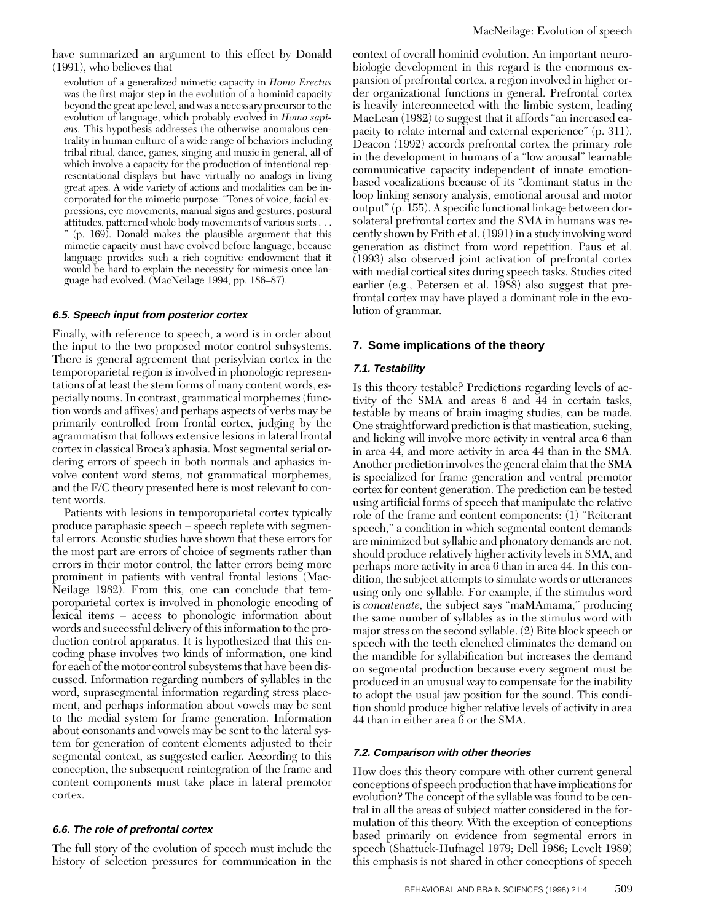have summarized an argument to this effect by Donald (1991), who believes that

> evolution of a generalized mimetic capacity in *Homo Erectus* was the first major step in the evolution of a hominid capacity beyond the great ape level, and was a necessary precursor to the evolution of language, which probably evolved in *Homo sapiens.* This hypothesis addresses the otherwise anomalous centrality in human culture of a wide range of behaviors including tribal ritual, dance, games, singing and music in general, all of which involve a capacity for the production of intentional representational displays but have virtually no analogs in living great apes. A wide variety of actions and modalities can be incorporated for the mimetic purpose: "Tones of voice, facial expressions, eye movements, manual signs and gestures, postural attitudes, patterned whole body movements of various sorts . . . " (p. 169). Donald makes the plausible argument that this mimetic capacity must have evolved before language, because language provides such a rich cognitive endowment that it would be hard to explain the necessity for mimesis once language had evolved. (MacNeilage 1994, pp. 186–87).

#### 6.5. Speech input from posterior cortex

Finally, with reference to speech, a word is in order about the input to the two proposed motor control subsystems. There is general agreement that perisylvian cortex in the temporoparietal region is involved in phonologic representations of at least the stem forms of many content words, especially nouns. In contrast, grammatical morphemes (function words and affixes) and perhaps aspects of verbs may be primarily controlled from frontal cortex, judging by the agrammatism that follows extensive lesions in lateral frontal cortex in classical Broca's aphasia. Most segmental serial ordering errors of speech in both normals and aphasics involve content word stems, not grammatical morphemes, and the F/C theory presented here is most relevant to content words.

Patients with lesions in temporoparietal cortex typically produce paraphasic speech – speech replete with segmental errors. Acoustic studies have shown that these errors for the most part are errors of choice of segments rather than errors in their motor control, the latter errors being more prominent in patients with ventral frontal lesions (MacNeilage 1982). From this, one can conclude that temporoparietal cortex is involved in phonologic encoding of lexical items – access to phonologic information about words and successful delivery of this information to the production control apparatus. It is hypothesized that this encoding phase involves two kinds of information, one kind for each of the motor control subsystems that have been discussed. Information regarding numbers of syllables in the word, suprasegmental information regarding stress placement, and perhaps information about vowels may be sent to the medial system for frame generation. Information about consonants and vowels may be sent to the lateral system for generation of content elements adjusted to their segmental context, as suggested earlier. According to this conception, the subsequent reintegration of the frame and content components must take place in lateral premotor cortex.

#### 6.6. The role of prefrontal cortex

The full story of the evolution of speech must include the history of selection pressures for communication in the context of overall hominid evolution. An important neurobiologic development in this regard is the enormous expansion of prefrontal cortex, a region involved in higher order organizational functions in general. Prefrontal cortex is heavily interconnected with the limbic system, leading MacLean (1982) to suggest that it affords "an increased capacity to relate internal and external experience" (p. 311). Deacon (1992) accords prefrontal cortex the primary role in the development in humans of a "low arousal" learnable communicative capacity independent of innate emotion-based vocalizations because of its "dominant status in the loop linking sensory analysis, emotional arousal and motor output" (p. 155). A specific functional linkage between dorsolateral prefrontal cortex and the SMA in humans was recently shown by Frith et al. (1991) in a study involving word generation as distinct from word repetition. Paus et al. (1993) also observed joint activation of prefrontal cortex with medial cortical sites during speech tasks. Studies cited earlier (e.g., Petersen et al. 1988) also suggest that prefrontal cortex may have played a dominant role in the evolution of grammar.

## 7. Some implications of the theory

#### 7.1. Testability

Is this theory testable? Predictions regarding levels of activity of the SMA and areas 6 and 44 in certain tasks, testable by means of brain imaging studies, can be made. One straightforward prediction is that mastication, sucking, and licking will involve more activity in ventral area 6 than in area 44, and more activity in area 44 than in the SMA. Another prediction involves the general claim that the SMA is specialized for frame generation and ventral premotor cortex for content generation. The prediction can be tested using artificial forms of speech that manipulate the relative role of the frame and content components: (1) "Reiterant speech," a condition in which segmental content demands are minimized but syllabic and phonatory demands are not, should produce relatively higher activity levels in SMA, and perhaps more activity in area 6 than in area 44. In this condition, the subject attempts to simulate words or utterances using only one syllable. For example, if the stimulus word is *concatenate*, the subject says "maMAmama," producing the same number of syllables as in the stimulus word with major stress on the second syllable. (2) Bite block speech or speech with the teeth clenched eliminates the demand on the mandible for syllabification but increases the demand on segmental production because every segment must be produced in an unusual way to compensate for the inability to adopt the usual jaw position for the sound. This condition should produce higher relative levels of activity in area 44 than in either area 6 or the SMA.

#### 7.2. Comparison with other theories

How does this theory compare with other current general conceptions of speech production that have implications for evolution? The concept of the syllable was found to be central in all the areas of subject matter considered in the formulation of this theory. With the exception of conceptions based primarily on evidence from segmental errors in speech (Shattuck-Hufnagel 1979; Dell 1986; Levelt 1989) this emphasis is not shared in other conceptions of speech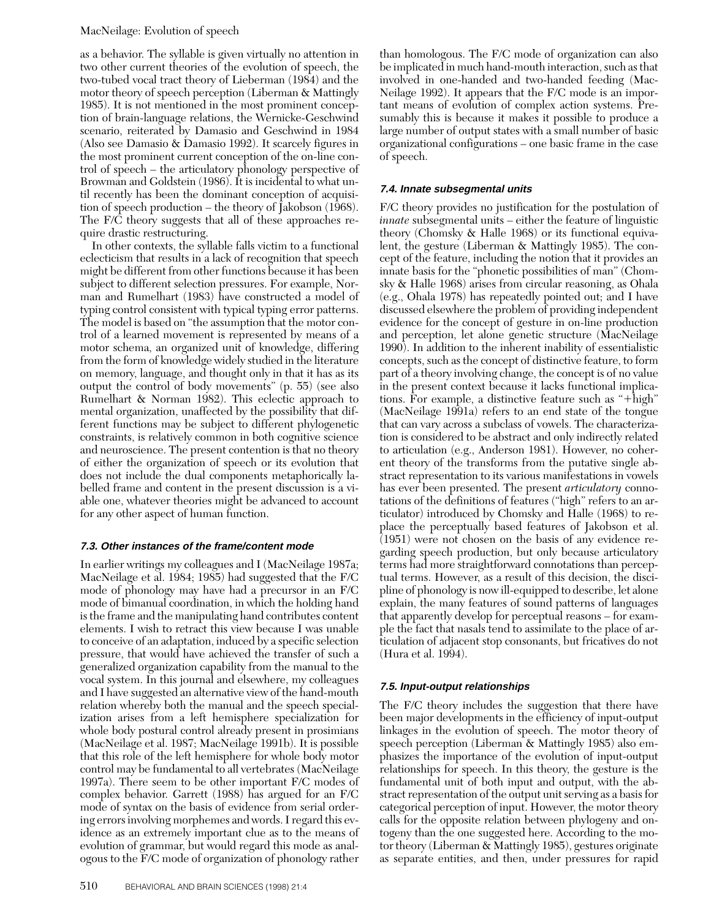as a behavior. The syllable is given virtually no attention in two other current theories of the evolution of speech, the two-tubed vocal tract theory of Lieberman (1984) and the motor theory of speech perception (Liberman & Mattingly 1985). It is not mentioned in the most prominent conception of brain-language relations, the Wernicke-Geschwind scenario, reiterated by Damasio and Geschwind in 1984 (Also see Damasio & Damasio 1992). It scarcely figures in the most prominent current conception of the on-line control of speech – the articulatory phonology perspective of Browman and Goldstein (1986). It is incidental to what until recently has been the dominant conception of acquisition of speech production – the theory of Jakobson (1968). The F/C theory suggests that all of these approaches require drastic restructuring.

In other contexts, the syllable falls victim to a functional eclecticism that results in a lack of recognition that speech might be different from other functions because it has been subject to different selection pressures. For example, Norman and Rumelhart (1983) have constructed a model of typing control consistent with typical typing error patterns. The model is based on "the assumption that the motor control of a learned movement is represented by means of a motor schema, an organized unit of knowledge, differing from the form of knowledge widely studied in the literature on memory, language, and thought only in that it has as its output the control of body movements" (p. 55) (see also Rumelhart & Norman 1982). This eclectic approach to mental organization, unaffected by the possibility that different functions may be subject to different phylogenetic constraints, is relatively common in both cognitive science and neuroscience. The present contention is that no theory of either the organization of speech or its evolution that does not include the dual components metaphorically labelled frame and content in the present discussion is a viable one, whatever theories might be advanced to account for any other aspect of human function.

### 7.3. Other instances of the frame/content mode

In earlier writings my colleagues and I (MacNeilage 1987a; MacNeilage et al. 1984; 1985) had suggested that the F/C mode of phonology may have had a precursor in an F/C mode of bimanual coordination, in which the holding hand is the frame and the manipulating hand contributes content elements. I wish to retract this view because I was unable to conceive of an adaptation, induced by a specific selection pressure, that would have achieved the transfer of such a generalized organization capability from the manual to the vocal system. In this journal and elsewhere, my colleagues and I have suggested an alternative view of the hand-mouth relation whereby both the manual and the speech specialization arises from a left hemisphere specialization for whole body postural control already present in prosimians (MacNeilage et al. 1987; MacNeilage 1991b). It is possible that this role of the left hemisphere for whole body motor control may be fundamental to all vertebrates (MacNeilage 1997a). There seem to be other important F/C modes of complex behavior. Garrett (1988) has argued for an F/C mode of syntax on the basis of evidence from serial ordering errors involving morphemes and words. I regard this evidence as an extremely important clue as to the means of evolution of grammar, but would regard this mode as analogous to the F/C mode of organization of phonology rather than homologous. The F/C mode of organization can also be implicated in much hand-mouth interaction, such as that involved in one-handed and two-handed feeding (MacNeilage 1992). It appears that the F/C mode is an important means of evolution of complex action systems. Presumably this is because it makes it possible to produce a large number of output states with a small number of basic organizational configurations – one basic frame in the case of speech.

### 7.4. Innate subsegmental units

F/C theory provides no justification for the postulation of *innate* subsegmental units – either the feature of linguistic theory (Chomsky & Halle 1968) or its functional equivalent, the gesture (Liberman & Mattingly 1985). The concept of the feature, including the notion that it provides an innate basis for the "phonetic possibilities of man" (Chomsky & Halle 1968) arises from circular reasoning, as Ohala (e.g., Ohala 1978) has repeatedly pointed out; and I have discussed elsewhere the problem of providing independent evidence for the concept of gesture in on-line production and perception, let alone genetic structure (MacNeilage 1990). In addition to the inherent inability of essentialistic concepts, such as the concept of distinctive feature, to form part of a theory involving change, the concept is of no value in the present context because it lacks functional implications. For example, a distinctive feature such as "+high" (MacNeilage 1991a) refers to an end state of the tongue that can vary across a subclass of vowels. The characterization is considered to be abstract and only indirectly related to articulation (e.g., Anderson 1981). However, no coherent theory of the transforms from the putative single abstract representation to its various manifestations in vowels has ever been presented. The present *articulatory* connotations of the definitions of features ("high" refers to an articulator) introduced by Chomsky and Halle (1968) to replace the perceptually based features of Jakobson et al. (1951) were not chosen on the basis of any evidence regarding speech production, but only because articulatory terms had more straightforward connotations than perceptual terms. However, as a result of this decision, the discipline of phonology is now ill-equipped to describe, let alone explain, the many features of sound patterns of languages that apparently develop for perceptual reasons – for example the fact that nasals tend to assimilate to the place of articulation of adjacent stop consonants, but fricatives do not (Hura et al. 1994).

### 7.5. Input-output relationships

The F/C theory includes the suggestion that there have been major developments in the efficiency of input-output linkages in the evolution of speech. The motor theory of speech perception (Liberman & Mattingly 1985) also emphasizes the importance of the evolution of input-output relationships for speech. In this theory, the gesture is the fundamental unit of both input and output, with the abstract representation of the output unit serving as a basis for categorical perception of input. However, the motor theory calls for the opposite relation between phylogeny and ontogeny than the one suggested here. According to the motor theory (Liberman & Mattingly 1985), gestures originate as separate entities, and then, under pressures for rapid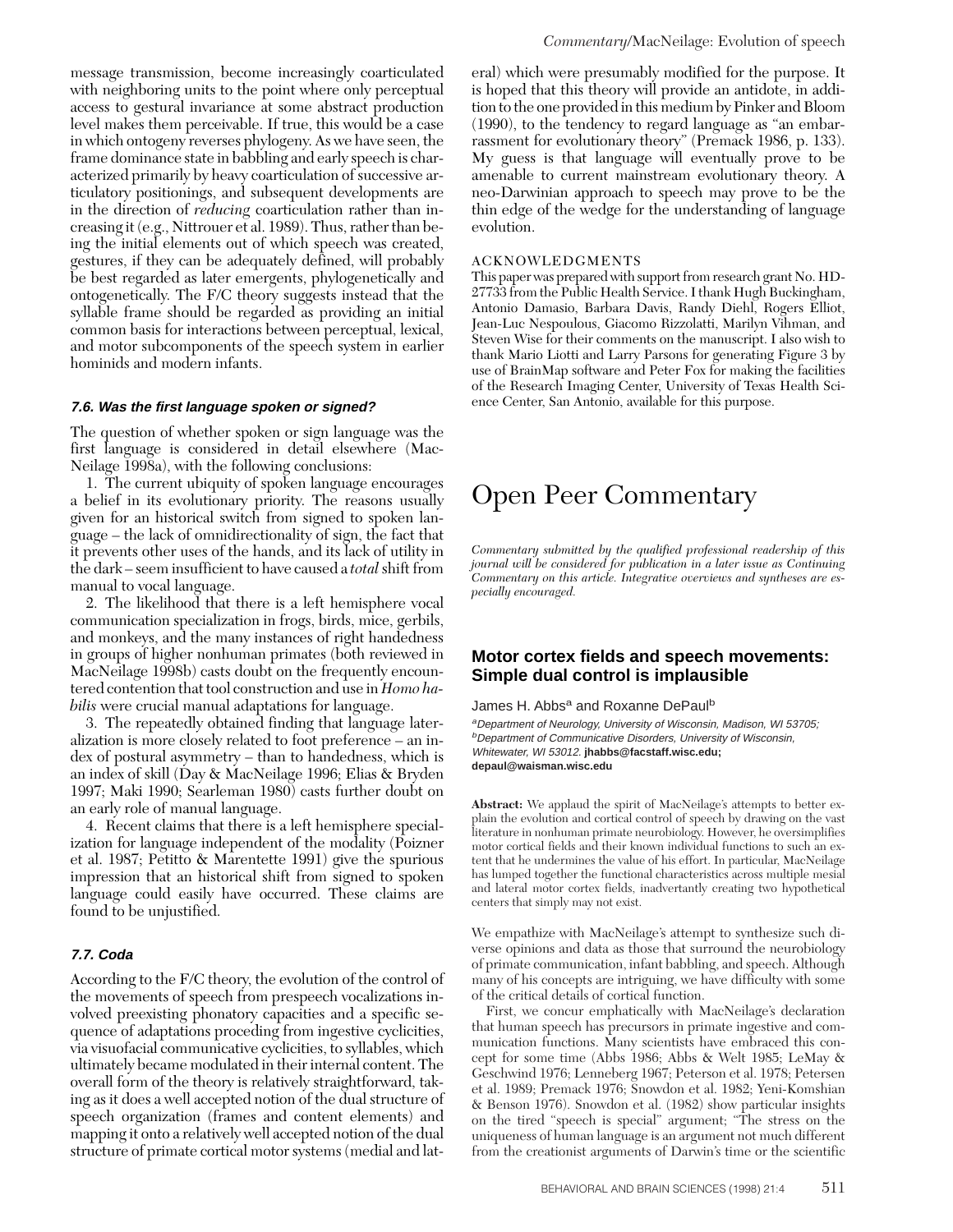message transmission, become increasingly coarticulated with neighboring units to the point where only perceptual access to gestural invariance at some abstract production level makes them perceivable. If true, this would be a case in which ontogeny reverses phylogeny. As we have seen, the frame dominance state in babbling and early speech is characterized primarily by heavy coarticulation of successive articulatory positionings, and subsequent developments are in the direction of *reducing* coarticulation rather than increasing it (e.g., Nittrouer et al. 1989). Thus, rather than being the initial elements out of which speech was created, gestures, if they can be adequately defined, will probably be best regarded as later emergents, phylogenetically and ontogenetically. The F/C theory suggests instead that the syllable frame should be regarded as providing an initial common basis for interactions between perceptual, lexical, and motor subcomponents of the speech system in earlier hominids and modern infants.

### 7.6. Was the first language spoken or signed?

The question of whether spoken or sign language was the first language is considered in detail elsewhere (MacNeilage 1998a), with the following conclusions:

1. The current ubiquity of spoken language encourages a belief in its evolutionary priority. The reasons usually given for an historical switch from signed to spoken language – the lack of omnidirectionality of sign, the fact that it prevents other uses of the hands, and its lack of utility in the dark – seem insufficient to have caused a *total* shift from manual to vocal language.

2. The likelihood that there is a left hemisphere vocal communication specialization in frogs, birds, mice, gerbils, and monkeys, and the many instances of right handedness in groups of higher nonhuman primates (both reviewed in MacNeilage 1998b) casts doubt on the frequently encountered contention that tool construction and use in *Homo habilis* were crucial manual adaptations for language.

3. The repeatedly obtained finding that language lateralization is more closely related to foot preference – an index of postural asymmetry – than to handedness, which is an index of skill (Day & MacNeilage 1996; Elias & Bryden 1997; Maki 1990; Searleman 1980) casts further doubt on an early role of manual language.

4. Recent claims that there is a left hemisphere specialization for language independent of the modality (Poizner et al. 1987; Petitto & Marentette 1991) give the spurious impression that an historical shift from signed to spoken language could easily have occurred. These claims are found to be unjustified.

### 7.7. Coda

According to the F/C theory, the evolution of the control of the movements of speech from prespeech vocalizations involved preexisting phonatory capacities and a specific sequence of adaptations proceeding from ingestive cyclicities, via visuofacial communicative cyclicities, to syllables, which ultimately became modulated in their internal content. The overall form of the theory is relatively straightforward, taking as it does a well accepted notion of the dual structure of speech organization (frames and content elements) and mapping it onto a relatively well accepted notion of the dual structure of primate cortical motor systems (medial and lateral) which were presumably modified for the purpose. It is hoped that this theory will provide an antidote, in addition to the one provided in this medium by Pinker and Bloom (1990), to the tendency to regard language as "an embarrassment for evolutionary theory" (Premack 1986, p. 133). My guess is that language will eventually prove to be amenable to current mainstream evolutionary theory. A neo-Darwinian approach to speech may prove to be the thin edge of the wedge for the understanding of language evolution.

#### ACKNOWLEDGMENTS

This paper was prepared with support from research grant No. HD-27733 from the Public Health Service. I thank Hugh Buckingham, Antonio Damasio, Barbara Davis, Randy Diehl, Rogers Elliot, Jean-Luc Nespoulous, Giacomo Rizzolatti, Marilyn Vihman, and Steven Wise for their comments on the manuscript. I also wish to thank Mario Liotti and Larry Parsons for generating Figure 3 by use of BrainMap software and Peter Fox for making the facilities of the Research Imaging Center, University of Texas Health Science Center, San Antonio, available for this purpose.

# Open Peer Commentary

*Commentary submitted by the qualified professional readership of this journal will be considered for publication in a later issue as Continuing Commentary on this article. Integrative overviews and syntheses are especially encouraged.*

## Motor cortex fields and speech movements: Simple dual control is implausible

James H. Abbs[a] and Roxanne DePaul[b]

[a]*Department of Neurology, University of Wisconsin, Madison, WI 53705;* [b]*Department of Communicative Disorders, University of Wisconsin, Whitewater, WI 53012.* **jhabbs@facstaff.wisc.edu; depaul@waisman.wisc.edu**

**Abstract:** We applaud the spirit of MacNeilage's attempts to better explain the evolution and cortical control of speech by drawing on the vast literature in nonhuman primate neurobiology. However, he oversimplifies motor cortical fields and their known individual functions to such an extent that he undermines the value of his effort. In particular, MacNeilage has lumped together the functional characteristics across multiple mesial and lateral motor cortex fields, inadvertantly creating two hypothetical centers that simply may not exist.

We empathize with MacNeilage's attempt to synthesize such diverse opinions and data as those that surround the neurobiology of primate communication, infant babbling, and speech. Although many of his concepts are intriguing, we have difficulty with some of the critical details of cortical function.

First, we concur emphatically with MacNeilage's declaration that human speech has precursors in primate ingestive and communication functions. Many scientists have embraced this concept for some time (Abbs 1986; Abbs & Welt 1985; LeMay & Geschwind 1976; Lenneberg 1967; Peterson et al. 1978; Petersen et al. 1989; Premack 1976; Snowdon et al. 1982; Yeni-Komshian & Benson 1976). Snowdon et al. (1982) show particular insights on the tired "speech is special" argument; "The stress on the uniqueness of human language is an argument not much different from the creationist arguments of Darwin's time or the scientific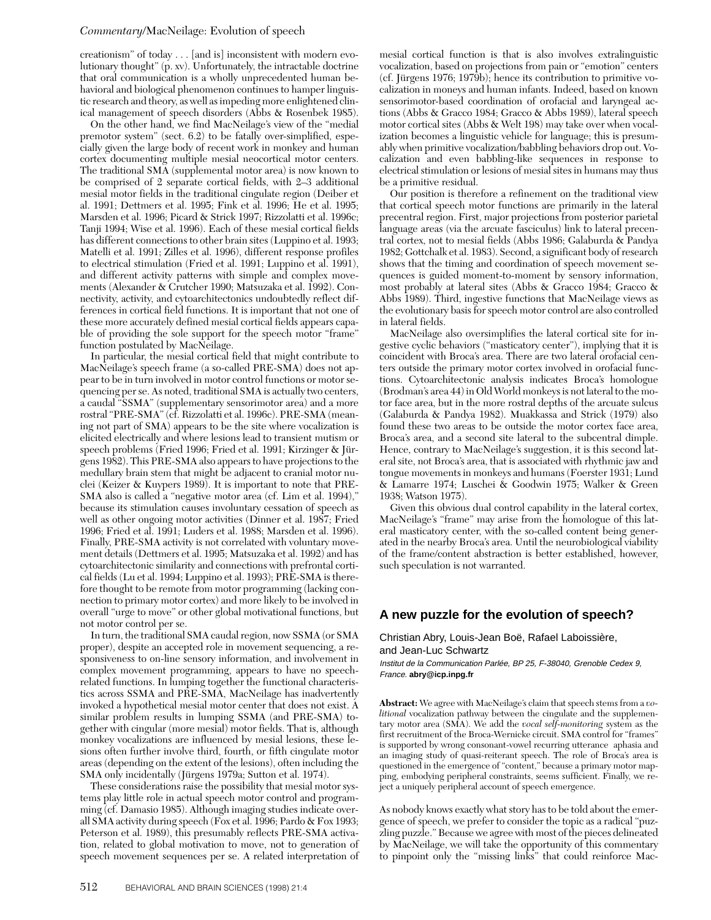creationism" of today . . . [and is] inconsistent with modern evolutionary thought" (p. xv). Unfortunately, the intractable doctrine that oral communication is a wholly unprecedented human behavioral and biological phenomenon continues to hamper linguistic research and theory, as well as impeding more enlightened clinical management of speech disorders (Abbs & Rosenbek 1985).

On the other hand, we find MacNeilage's view of the "medial premotor system" (sect. 6.2) to be fatally over-simplified, especially given the large body of recent work in monkey and human cortex documenting multiple mesial neocortical motor centers. The traditional SMA (supplemental motor area) is now known to be comprised of 2 separate cortical fields, with 2–3 additional mesial motor fields in the traditional cingulate region (Deiber et al. 1991; Dettmers et al. 1995; Fink et al. 1996; He et al. 1995; Marsden et al. 1996; Picard & Strick 1997; Rizzolatti et al. 1996c; Tanji 1994; Wise et al. 1996). Each of these mesial cortical fields has different connections to other brain sites (Luppino et al. 1993; Matelli et al. 1991; Zilles et al. 1996), different response profiles to electrical stimulation (Fried et al. 1991; Luppino et al. 1991), and different activity patterns with simple and complex movements (Alexander & Crutcher 1990; Matsuzaka et al. 1992). Connectivity, activity, and cytoarchitectonics undoubtedly reflect differences in cortical field functions. It is important that not one of these more accurately defined mesial cortical fields appears capable of providing the sole support for the speech motor "frame" function postulated by MacNeilage.

In particular, the mesial cortical field that might contribute to MacNeilage's speech frame (a so-called PRE-SMA) does not appear to be in turn involved in motor control functions or motor sequencing per se. As noted, traditional SMA is actually two centers, a caudal "SSMA" (supplementary sensorimotor area) and a more rostral "PRE-SMA" (cf. Rizzolatti et al. 1996c). PRE-SMA (meaning not part of SMA) appears to be the site where vocalization is elicited electrically and where lesions lead to transient mutism or speech problems (Fried 1996; Fried et al. 1991; Kirzinger & Jürgens 1982). This PRE-SMA also appears to have projections to the medullary brain stem that might be adjacent to cranial motor nuclei (Keizer & Kuypers 1989). It is important to note that PRE-SMA also is called a "negative motor area (cf. Lim et al. 1994)," because its stimulation causes involuntary cessation of speech as well as other ongoing motor activities (Dinner et al. 1987; Fried 1996; Fried et al. 1991; Luders et al. 1988; Marsden et al. 1996). Finally, PRE-SMA activity is not correlated with voluntary movement details (Dettmers et al. 1995; Matsuzaka et al. 1992) and has cytoarchitectonic similarity and connections with prefrontal cortical fields (Lu et al. 1994; Luppino et al. 1993); PRE-SMA is therefore thought to be remote from motor programming (lacking connection to primary motor cortex) and more likely to be involved in overall "urge to move" or other global motivational functions, but not motor control per se.

In turn, the traditional SMA caudal region, now SSMA (or SMA proper), despite an accepted role in movement sequencing, a responsiveness to on-line sensory information, and involvement in complex movement programming, appears to have no speech-related functions. In lumping together the functional characteristics across SSMA and PRE-SMA, MacNeilage has inadvertently invoked a hypothetical mesial motor center that does not exist. A similar problem results in lumping SSMA (and PRE-SMA) together with cingular (more mesial) motor fields. That is, although monkey vocalizations are influenced by mesial lesions, these lesions often further involve third, fourth, or fifth cingulate motor areas (depending on the extent of the lesions), often including the SMA only incidentally (Jürgens 1979a; Sutton et al. 1974).

These considerations raise the possibility that mesial motor systems play little role in actual speech motor control and programming (cf. Damasio 1985). Although imaging studies indicate overall SMA activity during speech (Fox et al. 1996; Pardo & Fox 1993; Peterson et al. 1989), this presumably reflects PRE-SMA activation, related to global motivation to move, not to generation of speech movement sequences per se. A related interpretation of mesial cortical function is that is also involves extralinguistic vocalization, based on projections from pain or "emotion" centers (cf. Jürgens 1976; 1979b); hence its contribution to primitive vocalization in moneys and human infants. Indeed, based on known sensorimotor-based coordination of orofacial and laryngeal actions (Abbs & Gracco 1984; Gracco & Abbs 1989), lateral speech motor cortical sites (Abbs & Welt 198) may take over when vocalization becomes a linguistic vehicle for language; this is presumably when primitive vocalization/babbling behaviors drop out. Vocalization and even babbling-like sequences in response to electrical stimulation or lesions of mesial sites in humans may thus be a primitive residual.

Our position is therefore a refinement on the traditional view that cortical speech motor functions are primarily in the lateral precentral region. First, major projections from posterior parietal language areas (via the arcuate fasciculus) link to lateral precentral cortex, not to mesial fields (Abbs 1986; Galaburda & Pandya 1982; Gottchalk et al. 1983). Second, a significant body of research shows that the timing and coordination of speech movement sequences is guided moment-to-moment by sensory information, most probably at lateral sites (Abbs & Gracco 1984; Gracco & Abbs 1989). Third, ingestive functions that MacNeilage views as the evolutionary basis for speech motor control are also controlled in lateral fields.

MacNeilage also oversimplifies the lateral cortical site for ingestive cyclic behaviors ("masticatory center"), implying that it is coincident with Broca's area. There are two lateral orofacial centers outside the primary motor cortex involved in orofacial functions. Cytoarchitectonic analysis indicates Broca's homologue (Brodman's area 44) in Old World monkeys is not lateral to the motor face area, but in the more rostral depths of the arcuate sulcus (Galaburda & Pandya 1982). Muakkassa and Strick (1979) also found these two areas to be outside the motor cortex face area, Broca's area, and a second site lateral to the subcentral dimple. Hence, contrary to MacNeilage's suggestion, it is this second lateral site, not Broca's area, that is associated with rhythmic jaw and tongue movements in monkeys and humans (Foerster 1931; Lund & Lamarre 1974; Luschei & Goodwin 1975; Walker & Green 1938; Watson 1975).

Given this obvious dual control capability in the lateral cortex, MacNeilage's "frame" may arise from the homologue of this lateral masticatory center, with the so-called content being generated in the nearby Broca's area. Until the neurobiological viability of the frame/content abstraction is better established, however, such speculation is not warranted.

## A new puzzle for the evolution of speech?

Christian Abry, Louis-Jean Boë, Rafael Laboissière, and Jean-Luc Schwartz

*Institut de la Communication Parlée, BP 25, F-38040, Grenoble Cedex 9, France.* **abry@icp.inpg.fr**

**Abstract:** We agree with MacNeilage's claim that speech stems from a *volitional* vocalization pathway between the cingulate and the supplementary motor area (SMA). We add the *vocal self-monitoring* system as the first recruitment of the Broca-Wernicke circuit. SMA control for "frames" is supported by wrong consonant-vowel recurring utterance aphasia and an imaging study of quasi-reiterant speech. The role of Broca's area is questioned in the emergence of "content," because a primary motor mapping, embodying peripheral constraints, seems sufficient. Finally, we reject a uniquely peripheral account of speech emergence.

As nobody knows exactly what story has to be told about the emergence of speech, we prefer to consider the topic as a radical "puzzling puzzle." Because we agree with most of the pieces delineated by MacNeilage, we will take the opportunity of this commentary to pinpoint only the "missing links" that could reinforce Mac-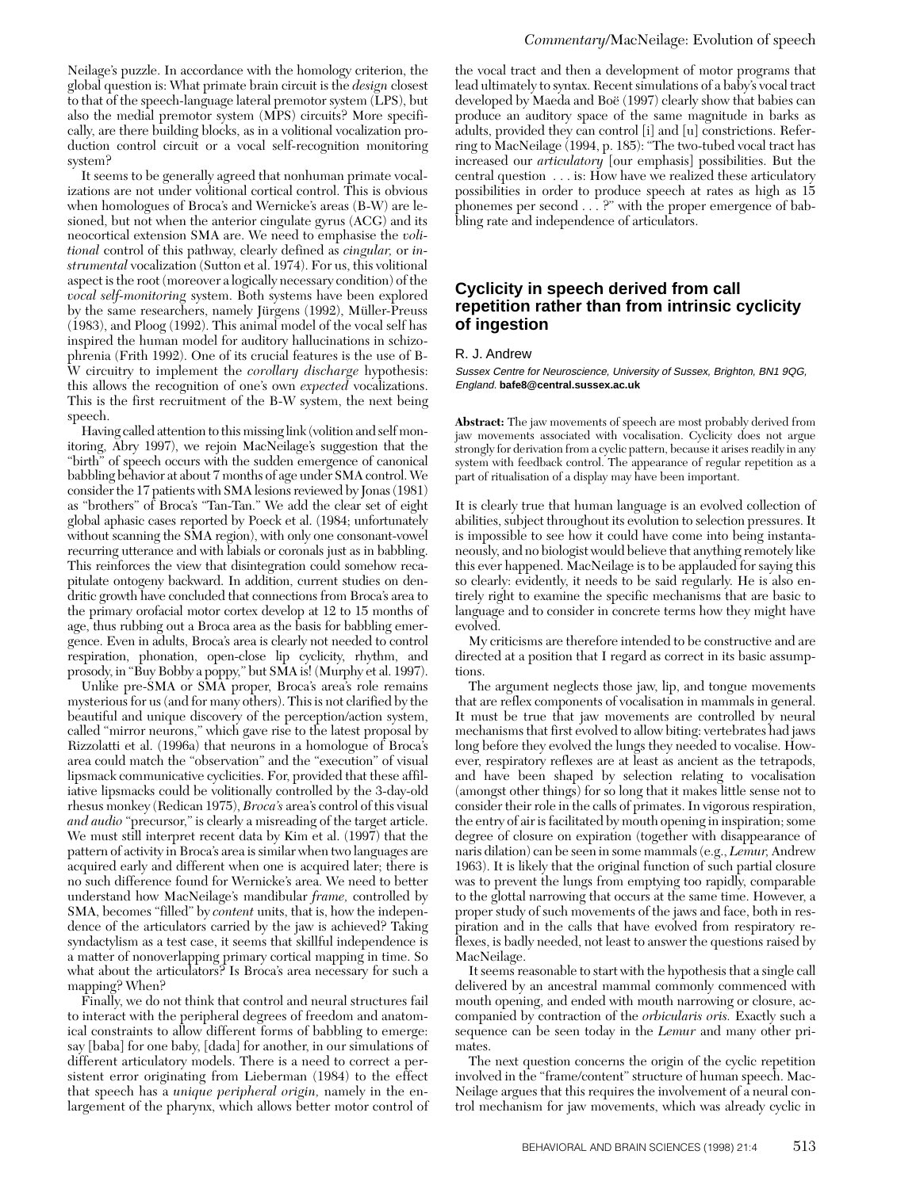Neilage's puzzle. In accordance with the homology criterion, the global question is: What primate brain circuit is the *design* closest to that of the speech-language lateral premotor system (LPS), but also the medial premotor system (MPS) circuits? More specifically, are there building blocks, as in a volitional vocalization production control circuit or a vocal self-recognition monitoring system?

It seems to be generally agreed that nonhuman primate vocalizations are not under volitional cortical control. This is obvious when homologues of Broca's and Wernicke's areas (B-W) are lesioned, but not when the anterior cingulate gyrus (ACG) and its neocortical extension SMA are. We need to emphasise the *volitional* control of this pathway, clearly defined as *cingular*, or *instrumental* vocalization (Sutton et al. 1974). For us, this volitional aspect is the root (moreover a logically necessary condition) of the *vocal self-monitoring* system. Both systems have been explored by the same researchers, namely Jürgens (1992), Müller-Preuss (1983), and Ploog (1992). This animal model of the vocal self has inspired the human model for auditory hallucinations in schizophrenia (Frith 1992). One of its crucial features is the use of B-W circuitry to implement the *corollary discharge* hypothesis: this allows the recognition of one's own *expected* vocalizations. This is the first recruitment of the B-W system, the next being speech.

Having called attention to this missing link (volition and self monitoring, Abry 1997), we rejoin MacNeilage's suggestion that the "birth" of speech occurs with the sudden emergence of canonical babbling behavior at about 7 months of age under SMA control. We consider the 17 patients with SMA lesions reviewed by Jonas (1981) as "brothers" of Broca's "Tan-Tan." We add the clear set of eight global aphasic cases reported by Poeck et al. (1984; unfortunately without scanning the SMA region), with only one consonant-vowel recurring utterance and with labials or coronals just as in babbling. This reinforces the view that disintegration could somehow recapitulate ontogeny backward. In addition, current studies on dendritic growth have concluded that connections from Broca's area to the primary orofacial motor cortex develop at 12 to 15 months of age, thus rubbing out a Broca area as the basis for babbling emergence. Even in adults, Broca's area is clearly not needed to control respiration, phonation, open-close lip cyclicity, rhythm, and prosody, in "Buy Bobby a poppy," but SMA is! (Murphy et al. 1997).

Unlike pre-SMA or SMA proper, Broca's area's role remains mysterious for us (and for many others). This is not clarified by the beautiful and unique discovery of the perception/action system, called "mirror neurons," which gave rise to the latest proposal by Rizzolatti et al. (1996a) that neurons in a homologue of Broca's area could match the "observation" and the "execution" of visual lipsmack communicative cyclicities. For, provided that these affiliative lipsmacks could be volitionally controlled by the 3-day-old rhesus monkey (Redican 1975), *Broca's* area's control of this visual *and audio* "precursor," is clearly a misreading of the target article. We must still interpret recent data by Kim et al. (1997) that the pattern of activity in Broca's area is similar when two languages are acquired early and different when one is acquired later; there is no such difference found for Wernicke's area. We need to better understand how MacNeilage's mandibular *frame*, controlled by SMA, becomes "filled" by *content* units, that is, how the independence of the articulators carried by the jaw is achieved? Taking syndactylism as a test case, it seems that skillful independence is a matter of nonoverlapping primary cortical mapping in time. So what about the articulators? Is Broca's area necessary for such a mapping? When?

Finally, we do not think that control and neural structures fail to interact with the peripheral degrees of freedom and anatomical constraints to allow different forms of babbling to emerge: say [baba] for one baby, [dada] for another, in our simulations of different articulatory models. There is a need to correct a persistent error originating from Lieberman (1984) to the effect that speech has a *unique peripheral origin*, namely in the enlargement of the pharynx, which allows better motor control of the vocal tract and then a development of motor programs that lead ultimately to syntax. Recent simulations of a baby's vocal tract developed by Maeda and Boë (1997) clearly show that babies can produce an auditory space of the same magnitude in barks as adults, provided they can control [i] and [u] constrictions. Referring to MacNeilage (1994, p. 185): "The two-tubed vocal tract has increased our *articulatory* [our emphasis] possibilities. But the central question . . . is: How have we realized these articulatory possibilities in order to produce speech at rates as high as 15 phonemes per second . . . ?" with the proper emergence of babbling rate and independence of articulators.

## Cyclicity in speech derived from call repetition rather than from intrinsic cyclicity of ingestion

R. J. Andrew

*Sussex Centre for Neuroscience, University of Sussex, Brighton, BN1 9QG, England.* **bafe8@central.sussex.ac.uk**

**Abstract:** The jaw movements of speech are most probably derived from jaw movements associated with vocalisation. Cyclicity does not argue strongly for derivation from a cyclic pattern, because it arises readily in any system with feedback control. The appearance of regular repetition as a part of ritualisation of a display may have been important.

It is clearly true that human language is an evolved collection of abilities, subject throughout its evolution to selection pressures. It is impossible to see how it could have come into being instantaneously, and no biologist would believe that anything remotely like this ever happened. MacNeilage is to be applauded for saying this so clearly: evidently, it needs to be said regularly. He is also entirely right to examine the specific mechanisms that are basic to language and to consider in concrete terms how they might have evolved.

My criticisms are therefore intended to be constructive and are directed at a position that I regard as correct in its basic assumptions.

The argument neglects those jaw, lip, and tongue movements that are reflex components of vocalisation in mammals in general. It must be true that jaw movements are controlled by neural mechanisms that first evolved to allow biting: vertebrates had jaws long before they evolved the lungs they needed to vocalise. However, respiratory reflexes are at least as ancient as the tetrapods, and have been shaped by selection relating to vocalisation (amongst other things) for so long that it makes little sense not to consider their role in the calls of primates. In vigorous respiration, the entry of air is facilitated by mouth opening in inspiration; some degree of closure on expiration (together with disappearance of naris dilation) can be seen in some mammals (e.g., *Lemur*, Andrew 1963). It is likely that the original function of such partial closure was to prevent the lungs from emptying too rapidly, comparable to the glottal narrowing that occurs at the same time. However, a proper study of such movements of the jaws and face, both in respiration and in the calls that have evolved from respiratory reflexes, is badly needed, not least to answer the questions raised by MacNeilage.

It seems reasonable to start with the hypothesis that a single call delivered by an ancestral mammal commonly commenced with mouth opening, and ended with mouth narrowing or closure, accompanied by contraction of the *orbicularis oris*. Exactly such a sequence can be seen today in the *Lemur* and many other primates.

The next question concerns the origin of the cyclic repetition involved in the "frame/content" structure of human speech. MacNeilage argues that this requires the involvement of a neural control mechanism for jaw movements, which was already cyclic in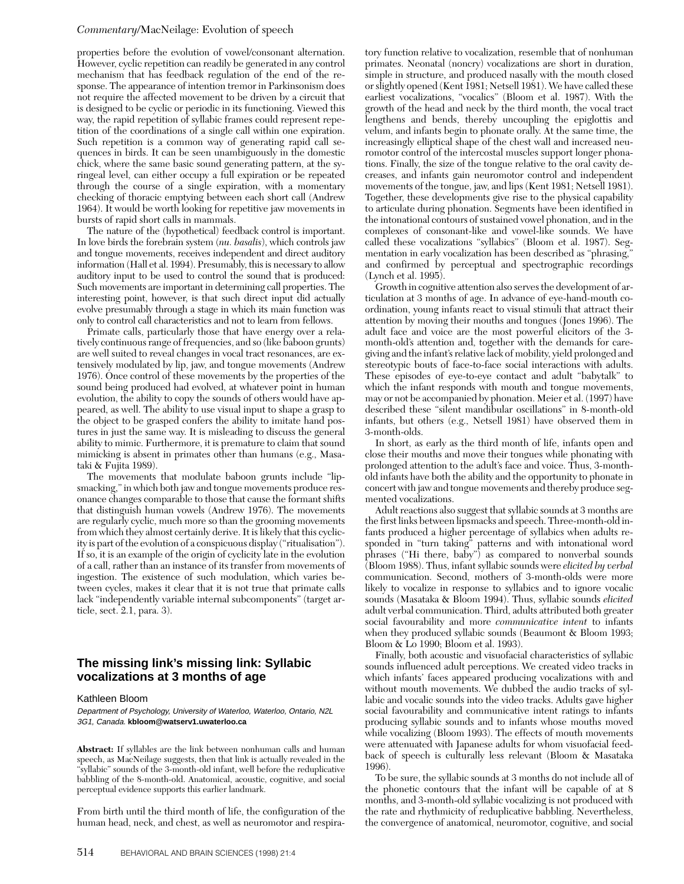properties before the evolution of vowel/consonant alternation. However, cyclic repetition can readily be generated in any control mechanism that has feedback regulation of the end of the response. The appearance of intention tremor in Parkinsonism does not require the affected movement to be driven by a circuit that is designed to be cyclic or periodic in its functioning. Viewed this way, the rapid repetition of syllabic frames could represent repetition of the coordinations of a single call within one expiration. Such repetition is a common way of generating rapid call sequences in birds. It can be seen unambiguously in the domestic chick, where the same basic sound generating pattern, at the syringeal level, can either occupy a full expiration or be repeated through the course of a single expiration, with a momentary checking of thoracic emptying between each short call (Andrew 1964). It would be worth looking for repetitive jaw movements in bursts of rapid short calls in mammals.

The nature of the (hypothetical) feedback control is important. In love birds the forebrain system (*nu. basalis*), which controls jaw and tongue movements, receives independent and direct auditory information (Hall et al. 1994). Presumably, this is necessary to allow auditory input to be used to control the sound that is produced: Such movements are important in determining call properties. The interesting point, however, is that such direct input did actually evolve presumably through a stage in which its main function was only to control call characteristics and not to learn from fellows.

Primate calls, particularly those that have energy over a relatively continuous range of frequencies, and so (like baboon grunts) are well suited to reveal changes in vocal tract resonances, are extensively modulated by lip, jaw, and tongue movements (Andrew 1976). Once control of these movements by the properties of the sound being produced had evolved, at whatever point in human evolution, the ability to copy the sounds of others would have appeared, as well. The ability to use visual input to shape a grasp to the object to be grasped confers the ability to imitate hand postures in just the same way. It is misleading to discuss the general ability to mimic. Furthermore, it is premature to claim that sound mimicking is absent in primates other than humans (e.g., Masataki & Fujita 1989).

The movements that modulate baboon grunts include "lipsmacking," in which both jaw and tongue movements produce resonance changes comparable to those that cause the formant shifts that distinguish human vowels (Andrew 1976). The movements are regularly cyclic, much more so than the grooming movements from which they almost certainly derive. It is likely that this cyclicity is part of the evolution of a conspicuous display ("ritualisation"). If so, it is an example of the origin of cyclicity late in the evolution of a call, rather than an instance of its transfer from movements of ingestion. The existence of such modulation, which varies between cycles, makes it clear that it is not true that primate calls lack "independently variable internal subcomponents" (target article, sect. 2.1, para. 3).

## The missing link's missing link: Syllabic vocalizations at 3 months of age

Kathleen Bloom

*Department of Psychology, University of Waterloo, Waterloo, Ontario, N2L 3G1, Canada.* **kbloom@watserv1.uwaterloo.ca**

**Abstract:** If syllables are the link between nonhuman calls and human speech, as MacNeilage suggests, then that link is actually revealed in the "syllabic" sounds of the 3-month-old infant, well before the reduplicative babbling of the 8-month-old. Anatomical, acoustic, cognitive, and social perceptual evidence supports this earlier landmark.

From birth until the third month of life, the configuration of the human head, neck, and chest, as well as neuromotor and respiratory function relative to vocalization, resemble that of nonhuman primates. Neonatal (noncry) vocalizations are short in duration, simple in structure, and produced nasally with the mouth closed or slightly opened (Kent 1981; Netsell 1981). We have called these earliest vocalizations, "vocalics" (Bloom et al. 1987). With the growth of the head and neck by the third month, the vocal tract lengthens and bends, thereby uncoupling the epiglottis and velum, and infants begin to phonate orally. At the same time, the increasingly elliptical shape of the chest wall and increased neuromotor control of the intercostal muscles support longer phonations. Finally, the size of the tongue relative to the oral cavity decreases, and infants gain neuromotor control and independent movements of the tongue, jaw, and lips (Kent 1981; Netsell 1981). Together, these developments give rise to the physical capability to articulate during phonation. Segments have been identified in the intonational contours of sustained vowel phonation, and in the complexes of consonant-like and vowel-like sounds. We have called these vocalizations "syllabics" (Bloom et al. 1987). Segmentation in early vocalization has been described as "phrasing," and confirmed by perceptual and spectrographic recordings (Lynch et al. 1995).

Growth in cognitive attention also serves the development of articulation at 3 months of age. In advance of eye-hand-mouth coordination, young infants react to visual stimuli that attract their attention by moving their mouths and tongues (Jones 1996). The adult face and voice are the most powerful elicitors of the 3-month-old's attention and, together with the demands for caregiving and the infant's relative lack of mobility, yield prolonged and stereotypic bouts of face-to-face social interactions with adults. These episodes of eye-to-eye contact and adult "babytalk" to which the infant responds with mouth and tongue movements, may or not be accompanied by phonation. Meier et al. (1997) have described these "silent mandibular oscillations" in 8-month-old infants, but others (e.g., Netsell 1981) have observed them in 3-month-olds.

In short, as early as the third month of life, infants open and close their mouths and move their tongues while phonating with prolonged attention to the adult's face and voice. Thus, 3-month-old infants have both the ability and the opportunity to phonate in concert with jaw and tongue movements and thereby produce segmented vocalizations.

Adult reactions also suggest that syllabic sounds at 3 months are the first links between lipsmacks and speech. Three-month-old infants produced a higher percentage of syllabics when adults responded in "turn taking" patterns and with intonational word phrases ("Hi there, baby") as compared to nonverbal sounds (Bloom 1988). Thus, infant syllabic sounds were *elicited by verbal* communication. Second, mothers of 3-month-olds were more likely to vocalize in response to syllabics and to ignore vocalic sounds (Masataka & Bloom 1994). Thus, syllabic sounds *elicited* adult verbal communication. Third, adults attributed both greater social favourability and more *communicative intent* to infants when they produced syllabic sounds (Beaumont & Bloom 1993; Bloom & Lo 1990; Bloom et al. 1993).

Finally, both acoustic and visuofacial characteristics of syllabic sounds influenced adult perceptions. We created video tracks in which infants' faces appeared producing vocalizations with and without mouth movements. We dubbed the audio tracks of syllabic and vocalic sounds into the video tracks. Adults gave higher social favourability and communicative intent ratings to infants producing syllabic sounds and to infants whose mouths moved while vocalizing (Bloom 1993). The effects of mouth movements were attenuated with Japanese adults for whom visuofacial feedback of speech is culturally less relevant (Bloom & Masataka 1996).

To be sure, the syllabic sounds at 3 months do not include all of the phonetic contours that the infant will be capable of at 8 months, and 3-month-old syllabic vocalizing is not produced with the rate and rhythmicity of reduplicative babbling. Nevertheless, the convergence of anatomical, neuromotor, cognitive, and social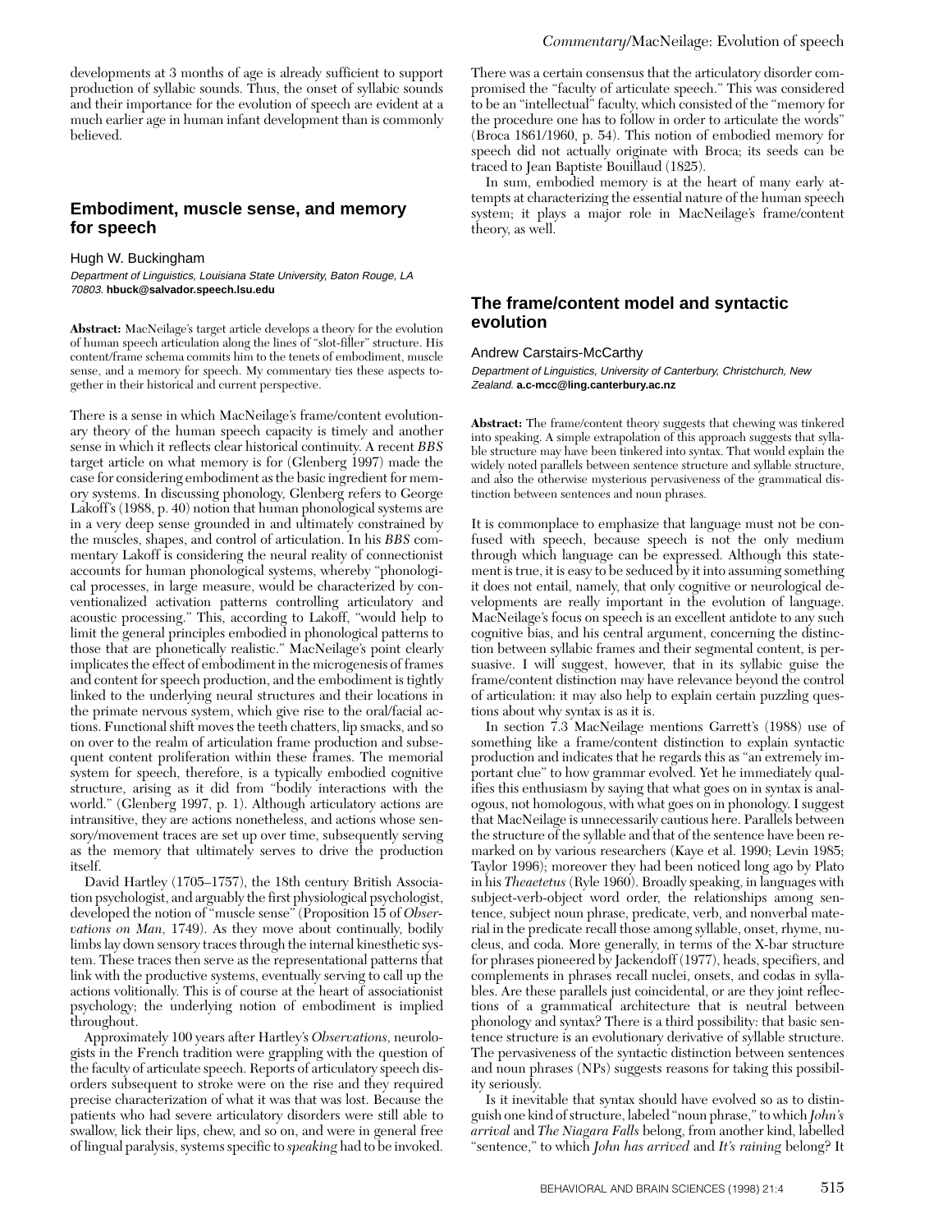developments at 3 months of age is already sufficient to support production of syllabic sounds. Thus, the onset of syllabic sounds and their importance for the evolution of speech are evident at a much earlier age in human infant development than is commonly believed.

## Embodiment, muscle sense, and memory for speech

Hugh W. Buckingham

*Department of Linguistics, Louisiana State University, Baton Rouge, LA 70803.* **hbuck@salvador.speech.lsu.edu**

**Abstract:** MacNeilage's target article develops a theory for the evolution of human speech articulation along the lines of "slot-filler" structure. His content/frame schema commits him to the tenets of embodiment, muscle sense, and a memory for speech. My commentary ties these aspects together in their historical and current perspective.

There is a sense in which MacNeilage's frame/content evolutionary theory of the human speech capacity is timely and another sense in which it reflects clear historical continuity. A recent *BBS* target article on what memory is for (Glenberg 1997) made the case for considering embodiment as the basic ingredient for memory systems. In discussing phonology, Glenberg refers to George Lakoff's (1988, p. 40) notion that human phonological systems are in a very deep sense grounded in and ultimately constrained by the muscles, shapes, and control of articulation. In his *BBS* commentary Lakoff is considering the neural reality of connectionist accounts for human phonological systems, whereby "phonological processes, in large measure, would be characterized by conventionalized activation patterns controlling articulatory and acoustic processing." This, according to Lakoff, "would help to limit the general principles embodied in phonological patterns to those that are phonetically realistic." MacNeilage's point clearly implicates the effect of embodiment in the microgenesis of frames and content for speech production, and the embodiment is tightly linked to the underlying neural structures and their locations in the primate nervous system, which give rise to the oral/facial actions. Functional shift moves the teeth chatters, lip smacks, and so on over to the realm of articulation frame production and subsequent content proliferation within these frames. The memorial system for speech, therefore, is a typically embodied cognitive structure, arising as it did from "bodily interactions with the world." (Glenberg 1997, p. 1). Although articulatory actions are intransitive, they are actions nonetheless, and actions whose sensory/movement traces are set up over time, subsequently serving as the memory that ultimately serves to drive the production itself.

David Hartley (1705–1757), the 18th century British Association psychologist, and arguably the first physiological psychologist, developed the notion of "muscle sense" (Proposition 15 of *Observations on Man,* 1749). As they move about continually, bodily limbs lay down sensory traces through the internal kinesthetic system. These traces then serve as the representational patterns that link with the productive systems, eventually serving to call up the actions volitionally. This is of course at the heart of associationist psychology; the underlying notion of embodiment is implied throughout.

Approximately 100 years after Hartley's *Observations,* neurologists in the French tradition were grappling with the question of the faculty of articulate speech. Reports of articulatory speech disorders subsequent to stroke were on the rise and they required precise characterization of what it was that was lost. Because the patients who had severe articulatory disorders were still able to swallow, lick their lips, chew, and so on, and were in general free of lingual paralysis, systems specific to *speaking* had to be invoked. There was a certain consensus that the articulatory disorder compromised the "faculty of articulate speech." This was considered to be an "intellectual" faculty, which consisted of the "memory for the procedure one has to follow in order to articulate the words" (Broca 1861/1960, p. 54). This notion of embodied memory for speech did not actually originate with Broca; its seeds can be traced to Jean Baptiste Bouillaud (1825).

In sum, embodied memory is at the heart of many early attempts at characterizing the essential nature of the human speech system; it plays a major role in MacNeilage's frame/content theory, as well.

## The frame/content model and syntactic evolution

Andrew Carstairs-McCarthy

*Department of Linguistics, University of Canterbury, Christchurch, New Zealand.* **a.c-mcc@ling.canterbury.ac.nz**

**Abstract:** The frame/content theory suggests that chewing was tinkered into speaking. A simple extrapolation of this approach suggests that syllable structure may have been tinkered into syntax. That would explain the widely noted parallels between sentence structure and syllable structure, and also the otherwise mysterious pervasiveness of the grammatical distinction between sentences and noun phrases.

It is commonplace to emphasize that language must not be confused with speech, because speech is not the only medium through which language can be expressed. Although this statement is true, it is easy to be seduced by it into assuming something it does not entail, namely, that only cognitive or neurological developments are really important in the evolution of language. MacNeilage's focus on speech is an excellent antidote to any such cognitive bias, and his central argument, concerning the distinction between syllabic frames and their segmental content, is persuasive. I will suggest, however, that in its syllabic guise the frame/content distinction may have relevance beyond the control of articulation: it may also help to explain certain puzzling questions about why syntax is as it is.

In section 7.3 MacNeilage mentions Garrett's (1988) use of something like a frame/content distinction to explain syntactic production and indicates that he regards this as "an extremely important clue" to how grammar evolved. Yet he immediately qualifies this enthusiasm by saying that what goes on in syntax is analogous, not homologous, with what goes on in phonology. I suggest that MacNeilage is unnecessarily cautious here. Parallels between the structure of the syllable and that of the sentence have been remarked on by various researchers (Kaye et al. 1990; Levin 1985; Taylor 1996); moreover they had been noticed long ago by Plato in his *Theaetetus* (Ryle 1960). Broadly speaking, in languages with subject-verb-object word order, the relationships among sentence, subject noun phrase, predicate, verb, and nonverbal material in the predicate recall those among syllable, onset, rhyme, nucleus, and coda. More generally, in terms of the X-bar structure for phrases pioneered by Jackendoff (1977), heads, specifiers, and complements in phrases recall nuclei, onsets, and codas in syllables. Are these parallels just coincidental, or are they joint reflections of a grammatical architecture that is neutral between phonology and syntax? There is a third possibility: that basic sentence structure is an evolutionary derivative of syllable structure. The pervasiveness of the syntactic distinction between sentences and noun phrases (NPs) suggests reasons for taking this possibility seriously.

Is it inevitable that syntax should have evolved so as to distinguish one kind of structure, labeled "noun phrase," to which *John's arrival* and *The Niagara Falls* belong, from another kind, labelled "sentence," to which *John has arrived* and *It's raining* belong? It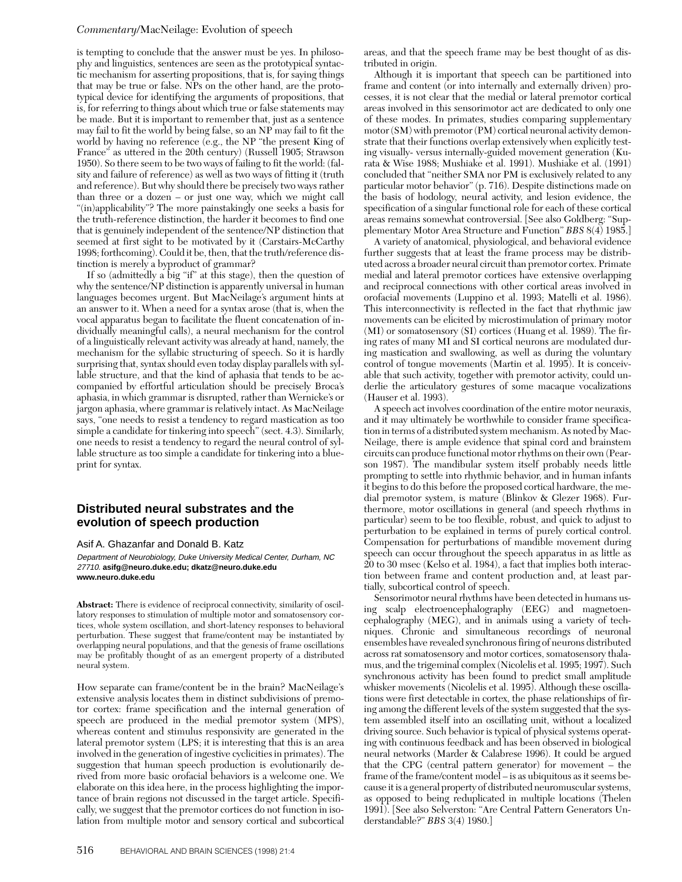is tempting to conclude that the answer must be yes. In philosophy and linguistics, sentences are seen as the prototypical syntactic mechanism for asserting propositions, that is, for saying things that may be true or false. NPs on the other hand, are the prototypical device for identifying the arguments of propositions, that is, for referring to things about which true or false statements may be made. But it is important to remember that, just as a sentence may fail to fit the world by being false, so an NP may fail to fit the world by having no reference (e.g., the NP "the present King of France" as uttered in the 20th century) (Russell 1905; Strawson 1950). So there seem to be two ways of failing to fit the world: (falsity and failure of reference) as well as two ways of fitting it (truth and reference). But why should there be precisely two ways rather than three or a dozen – or just one way, which we might call "(in)applicability"? The more painstakingly one seeks a basis for the truth-reference distinction, the harder it becomes to find one that is genuinely independent of the sentence/NP distinction that seemed at first sight to be motivated by it (Carstairs-McCarthy 1998; forthcoming). Could it be, then, that the truth/reference distinction is merely a byproduct of grammar?

If so (admittedly a big "if" at this stage), then the question of why the sentence/NP distinction is apparently universal in human languages becomes urgent. But MacNeilage's argument hints at an answer to it. When a need for a syntax arose (that is, when the vocal apparatus began to facilitate the fluent concatenation of individually meaningful calls), a neural mechanism for the control of a linguistically relevant activity was already at hand, namely, the mechanism for the syllabic structuring of speech. So it is hardly surprising that, syntax should even today display parallels with syllable structure, and that the kind of aphasia that tends to be accompanied by effortful articulation should be precisely Broca's aphasia, in which grammar is disrupted, rather than Wernicke's or jargon aphasia, where grammar is relatively intact. As MacNeilage says, "one needs to resist a tendency to regard mastication as too simple a candidate for tinkering into speech" (sect. 4.3). Similarly, one needs to resist a tendency to regard the neural control of syllable structure as too simple a candidate for tinkering into a blueprint for syntax.

## Distributed neural substrates and the evolution of speech production

Asif A. Ghazanfar and Donald B. Katz

*Department of Neurobiology, Duke University Medical Center, Durham, NC 27710.* **asifg@neuro.duke.edu; dkatz@neuro.duke.edu** **www.neuro.duke.edu**

**Abstract:** There is evidence of reciprocal connectivity, similarity of oscillatory responses to stimulation of multiple motor and somatosensory cortices, whole system oscillation, and short-latency responses to behavioral perturbation. These suggest that frame/content may be instantiated by overlapping neural populations, and that the genesis of frame oscillations may be profitably thought of as an emergent property of a distributed neural system.

How separate can frame/content be in the brain? MacNeilage's extensive analysis locates them in distinct subdivisions of premotor cortex: frame specification and the internal generation of speech are produced in the medial premotor system (MPS), whereas content and stimulus responsivity are generated in the lateral premotor system (LPS; it is interesting that this is an area involved in the generation of ingestive cyclicities in primates). The suggestion that human speech production is evolutionarily derived from more basic orofacial behaviors is a welcome one. We elaborate on this idea here, in the process highlighting the importance of brain regions not discussed in the target article. Specifically, we suggest that the premotor cortices do not function in isolation from multiple motor and sensory cortical and subcortical areas, and that the speech frame may be best thought of as distributed in origin.

Although it is important that speech can be partitioned into frame and content (or into internally and externally driven) processes, it is not clear that the medial or lateral premotor cortical areas involved in this sensorimotor act are dedicated to only one of these modes. In primates, studies comparing supplementary motor (SM) with premotor (PM) cortical neuronal activity demonstrate that their functions overlap extensively when explicitly testing visually- versus internally-guided movement generation (Kurata & Wise 1988; Mushiake et al. 1991). Mushiake et al. (1991) concluded that "neither SMA nor PM is exclusively related to any particular motor behavior" (p. 716). Despite distinctions made on the basis of hodology, neural activity, and lesion evidence, the specification of a singular functional role for each of these cortical areas remains somewhat controversial. [See also Goldberg: "Supplementary Motor Area Structure and Function" *BBS* 8(4) 1985.]

A variety of anatomical, physiological, and behavioral evidence further suggests that at least the frame process may be distributed across a broader neural circuit than premotor cortex. Primate medial and lateral premotor cortices have extensive overlapping and reciprocal connections with other cortical areas involved in orofacial movements (Luppino et al. 1993; Matelli et al. 1986). This interconnectivity is reflected in the fact that rhythmic jaw movements can be elicited by microstimulation of primary motor (MI) or somatosensory (SI) cortices (Huang et al. 1989). The firing rates of many MI and SI cortical neurons are modulated during mastication and swallowing, as well as during the voluntary control of tongue movements (Martin et al. 1995). It is conceivable that such activity, together with premotor activity, could underlie the articulatory gestures of some macaque vocalizations (Hauser et al. 1993).

A speech act involves coordination of the entire motor neuraxis, and it may ultimately be worthwhile to consider frame specification in terms of a distributed system mechanism. As noted by MacNeilage, there is ample evidence that spinal cord and brainstem circuits can produce functional motor rhythms on their own (Pearson 1987). The mandibular system itself probably needs little prompting to settle into rhythmic behavior, and in human infants it begins to do this before the proposed cortical hardware, the medial premotor system, is mature (Blinkov & Glezer 1968). Furthermore, motor oscillations in general (and speech rhythms in particular) seem to be too flexible, robust, and quick to adjust to perturbation to be explained in terms of purely cortical control. Compensation for perturbations of mandible movement during speech can occur throughout the speech apparatus in as little as 20 to 30 msec (Kelso et al. 1984), a fact that implies both interaction between frame and content production and, at least partially, subcortical control of speech.

Sensorimotor neural rhythms have been detected in humans using scalp electroencephalography (EEG) and magnetoencephalography (MEG), and in animals using a variety of techniques. Chronic and simultaneous recordings of neuronal ensembles have revealed synchronous firing of neurons distributed across rat somatosensory and motor cortices, somatosensory thalamus, and the trigeminal complex (Nicolelis et al. 1995; 1997). Such synchronous activity has been found to predict small amplitude whisker movements (Nicolelis et al. 1995). Although these oscillations were first detectable in cortex, the phase relationships of firing among the different levels of the system suggested that the system assembled itself into an oscillating unit, without a localized driving source. Such behavior is typical of physical systems operating with continuous feedback and has been observed in biological neural networks (Marder & Calabrese 1996). It could be argued that the CPG (central pattern generator) for movement – the frame of the frame/content model – is as ubiquitous as it seems because it is a general property of distributed neuromuscular systems, as opposed to being reduplicated in multiple locations (Thelen 1991). [See also Selverston: "Are Central Pattern Generators Understandable?" *BBS* 3(4) 1980.]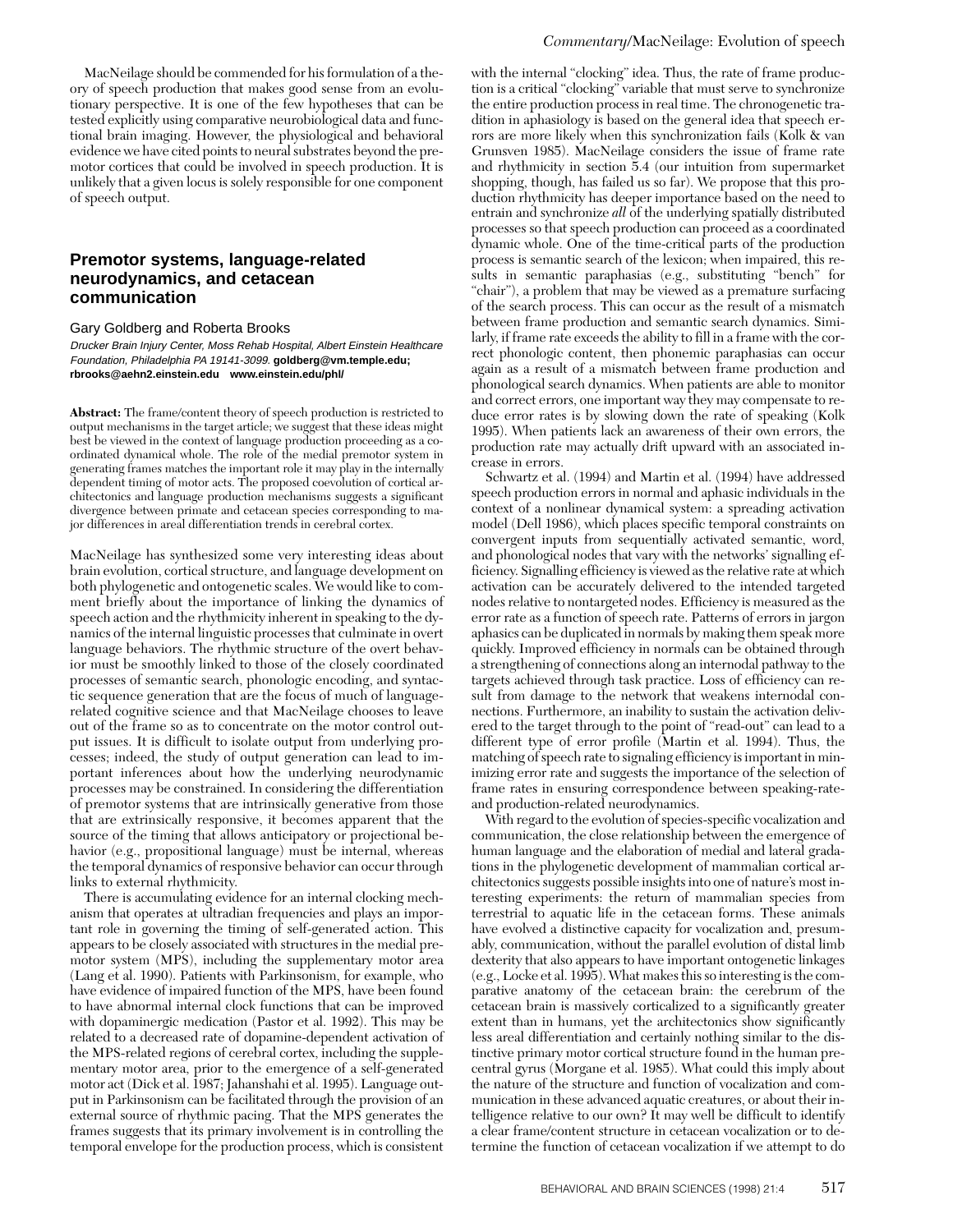MacNeilage should be commended for his formulation of a theory of speech production that makes good sense from an evolutionary perspective. It is one of the few hypotheses that can be tested explicitly using comparative neurobiological data and functional brain imaging. However, the physiological and behavioral evidence we have cited points to neural substrates beyond the premotor cortices that could be involved in speech production. It is unlikely that a given locus is solely responsible for one component of speech output.

## Premotor systems, language-related neurodynamics, and cetacean communication

Gary Goldberg and Roberta Brooks

*Drucker Brain Injury Center, Moss Rehab Hospital, Albert Einstein Healthcare Foundation, Philadelphia PA 19141-3099.* **goldberg@vm.temple.edu; rbrooks@aehn2.einstein.edu www.einstein.edu/phl/**

**Abstract:** The frame/content theory of speech production is restricted to output mechanisms in the target article; we suggest that these ideas might best be viewed in the context of language production proceeding as a coordinated dynamical whole. The role of the medial premotor system in generating frames matches the important role it may play in the internally dependent timing of motor acts. The proposed coevolution of cortical architectonics and language production mechanisms suggests a significant divergence between primate and cetacean species corresponding to major differences in areal differentiation trends in cerebral cortex.

MacNeilage has synthesized some very interesting ideas about brain evolution, cortical structure, and language development on both phylogenetic and ontogenetic scales. We would like to comment briefly about the importance of linking the dynamics of speech action and the rhythmicity inherent in speaking to the dynamics of the internal linguistic processes that culminate in overt language behaviors. The rhythmic structure of the overt behavior must be smoothly linked to those of the closely coordinated processes of semantic search, phonologic encoding, and syntactic sequence generation that are the focus of much of language-related cognitive science and that MacNeilage chooses to leave out of the frame so as to concentrate on the motor control output issues. It is difficult to isolate output from underlying processes; indeed, the study of output generation can lead to important inferences about how the underlying neurodynamic processes may be constrained. In considering the differentiation of premotor systems that are intrinsically generative from those that are extrinsically responsive, it becomes apparent that the source of the timing that allows anticipatory or projectional behavior (e.g., propositional language) must be internal, whereas the temporal dynamics of responsive behavior can occur through links to external rhythmicity.

There is accumulating evidence for an internal clocking mechanism that operates at ultradian frequencies and plays an important role in governing the timing of self-generated action. This appears to be closely associated with structures in the medial premotor system (MPS), including the supplementary motor area (Lang et al. 1990). Patients with Parkinsonism, for example, who have evidence of impaired function of the MPS, have been found to have abnormal internal clock functions that can be improved with dopaminergic medication (Pastor et al. 1992). This may be related to a decreased rate of dopamine-dependent activation of the MPS-related regions of cerebral cortex, including the supplementary motor area, prior to the emergence of a self-generated motor act (Dick et al. 1987; Jahanshahi et al. 1995). Language output in Parkinsonism can be facilitated through the provision of an external source of rhythmic pacing. That the MPS generates the frames suggests that its primary involvement is in controlling the temporal envelope for the production process, which is consistent with the internal "clocking" idea. Thus, the rate of frame production is a critical "clocking" variable that must serve to synchronize the entire production process in real time. The chronogenetic tradition in aphasiology is based on the general idea that speech errors are more likely when this synchronization fails (Kolk & van Grunsven 1985). MacNeilage considers the issue of frame rate and rhythmicity in section 5.4 (our intuition from supermarket shopping, though, has failed us so far). We propose that this production rhythmicity has deeper importance based on the need to entrain and synchronize *all* of the underlying spatially distributed processes so that speech production can proceed as a coordinated dynamic whole. One of the time-critical parts of the production process is semantic search of the lexicon; when impaired, this results in semantic paraphasias (e.g., substituting "bench" for "chair"), a problem that may be viewed as a premature surfacing of the search process. This can occur as the result of a mismatch between frame production and semantic search dynamics. Similarly, if frame rate exceeds the ability to fill in a frame with the correct phonologic content, then phonemic paraphasias can occur again as a result of a mismatch between frame production and phonological search dynamics. When patients are able to monitor and correct errors, one important way they may compensate to reduce error rates is by slowing down the rate of speaking (Kolk 1995). When patients lack an awareness of their own errors, the production rate may actually drift upward with an associated increase in errors.

Schwartz et al. (1994) and Martin et al. (1994) have addressed speech production errors in normal and aphasic individuals in the context of a nonlinear dynamical system: a spreading activation model (Dell 1986), which places specific temporal constraints on convergent inputs from sequentially activated semantic, word, and phonological nodes that vary with the networks' signalling efficiency. Signalling efficiency is viewed as the relative rate at which activation can be accurately delivered to the intended targeted nodes relative to nontargeted nodes. Efficiency is measured as the error rate as a function of speech rate. Patterns of errors in jargon aphasics can be duplicated in normals by making them speak more quickly. Improved efficiency in normals can be obtained through a strengthening of connections along an internodal pathway to the targets achieved through task practice. Loss of efficiency can result from damage to the network that weakens internodal connections. Furthermore, an inability to sustain the activation delivered to the target through to the point of "read-out" can lead to a different type of error profile (Martin et al. 1994). Thus, the matching of speech rate to signaling efficiency is important in minimizing error rate and suggests the importance of the selection of frame rates in ensuring correspondence between speaking-rate- and production-related neurodynamics.

With regard to the evolution of species-specific vocalization and communication, the close relationship between the emergence of human language and the elaboration of medial and lateral gradations in the phylogenetic development of mammalian cortical architectonics suggests possible insights into one of nature's most interesting experiments: the return of mammalian species from terrestrial to aquatic life in the cetacean forms. These animals have evolved a distinctive capacity for vocalization and, presumably, communication, without the parallel evolution of distal limb dexterity that also appears to have important ontogenetic linkages (e.g., Locke et al. 1995). What makes this so interesting is the comparative anatomy of the cetacean brain: the cerebrum of the cetacean brain is massively corticalized to a significantly greater extent than in humans, yet the architectonics show significantly less areal differentiation and certainly nothing similar to the distinctive primary motor cortical structure found in the human precentral gyrus (Morgane et al. 1985). What could this imply about the nature of the structure and function of vocalization and communication in these advanced aquatic creatures, or about their intelligence relative to our own? It may well be difficult to identify a clear frame/content structure in cetacean vocalization or to determine the function of cetacean vocalization if we attempt to do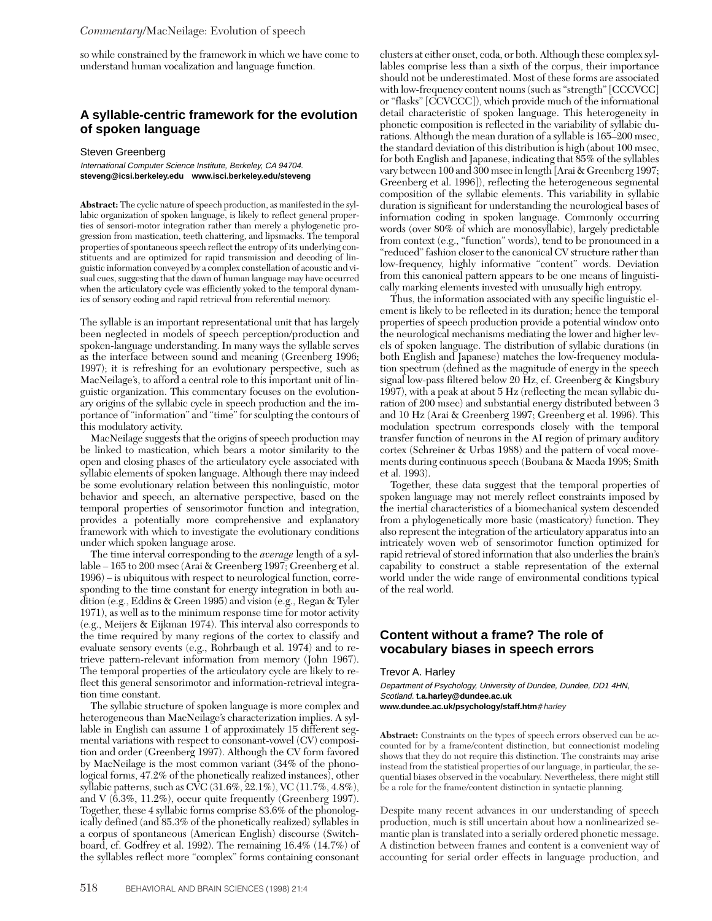so while constrained by the framework in which we have come to understand human vocalization and language function.

## A syllable-centric framework for the evolution of spoken language

Steven Greenberg

*International Computer Science Institute, Berkeley, CA 94704.*
**steveng@icsi.berkeley.edu www.isci.berkeley.edu/steveng**

**Abstract:** The cyclic nature of speech production, as manifested in the syllabic organization of spoken language, is likely to reflect general properties of sensori-motor integration rather than merely a phylogenetic progression from mastication, teeth chattering, and lipsmacks. The temporal properties of spontaneous speech reflect the entropy of its underlying constituents and are optimized for rapid transmission and decoding of linguistic information conveyed by a complex constellation of acoustic and visual cues, suggesting that the dawn of human language may have occurred when the articulatory cycle was efficiently yoked to the temporal dynamics of sensory coding and rapid retrieval from referential memory.

The syllable is an important representational unit that has largely been neglected in models of speech perception/production and spoken-language understanding. In many ways the syllable serves as the interface between sound and meaning (Greenberg 1996; 1997); it is refreshing for an evolutionary perspective, such as MacNeilage's, to afford a central role to this important unit of linguistic organization. This commentary focuses on the evolutionary origins of the syllabic cycle in speech production and the importance of "information" and "time" for sculpting the contours of this modulatory activity.

MacNeilage suggests that the origins of speech production may be linked to mastication, which bears a motor similarity to the open and closing phases of the articulatory cycle associated with syllabic elements of spoken language. Although there may indeed be some evolutionary relation between this nonlinguistic, motor behavior and speech, an alternative perspective, based on the temporal properties of sensorimotor function and integration, provides a potentially more comprehensive and explanatory framework with which to investigate the evolutionary conditions under which spoken language arose.

The time interval corresponding to the *average* length of a syllable – 165 to 200 msec (Arai & Greenberg 1997; Greenberg et al. 1996) – is ubiquitous with respect to neurological function, corresponding to the time constant for energy integration in both audition (e.g., Eddins & Green 1995) and vision (e.g., Regan & Tyler 1971), as well as to the minimum response time for motor activity (e.g., Meijers & Eijkman 1974). This interval also corresponds to the time required by many regions of the cortex to classify and evaluate sensory events (e.g., Rohrbaugh et al. 1974) and to retrieve pattern-relevant information from memory (John 1967). The temporal properties of the articulatory cycle are likely to reflect this general sensorimotor and information-retrieval integration time constant.

The syllabic structure of spoken language is more complex and heterogeneous than MacNeilage's characterization implies. A syllable in English can assume 1 of approximately 15 different segmental variations with respect to consonant-vowel (CV) composition and order (Greenberg 1997). Although the CV form favored by MacNeilage is the most common variant (34% of the phonological forms, 47.2% of the phonetically realized instances), other syllabic patterns, such as CVC (31.6%, 22.1%), VC (11.7%, 4.8%), and V (6.3%, 11.2%), occur quite frequently (Greenberg 1997). Together, these 4 syllabic forms comprise 83.6% of the phonologically defined (and 85.3% of the phonetically realized) syllables in a corpus of spontaneous (American English) discourse (Switchboard, cf. Godfrey et al. 1992). The remaining 16.4% (14.7%) of the syllables reflect more "complex" forms containing consonant clusters at either onset, coda, or both. Although these complex syllables comprise less than a sixth of the corpus, their importance should not be underestimated. Most of these forms are associated with low-frequency content nouns (such as "strength" [CCCVCC] or "flasks" [CCVCCC]), which provide much of the informational detail characteristic of spoken language. This heterogeneity in phonetic composition is reflected in the variability of syllabic durations. Although the mean duration of a syllable is 165–200 msec, the standard deviation of this distribution is high (about 100 msec, for both English and Japanese, indicating that 85% of the syllables vary between 100 and 300 msec in length [Arai & Greenberg 1997; Greenberg et al. 1996]), reflecting the heterogeneous segmental composition of the syllabic elements. This variability in syllabic duration is significant for understanding the neurological bases of information coding in spoken language. Commonly occurring words (over 80% of which are monosyllabic), largely predictable from context (e.g., "function" words), tend to be pronounced in a "reduced" fashion closer to the canonical CV structure rather than low-frequency, highly informative "content" words. Deviation from this canonical pattern appears to be one means of linguistically marking elements invested with unusually high entropy.

Thus, the information associated with any specific linguistic element is likely to be reflected in its duration; hence the temporal properties of speech production provide a potential window onto the neurological mechanisms mediating the lower and higher levels of spoken language. The distribution of syllabic durations (in both English and Japanese) matches the low-frequency modulation spectrum (defined as the magnitude of energy in the speech signal low-pass filtered below 20 Hz, cf. Greenberg & Kingsbury 1997), with a peak at about 5 Hz (reflecting the mean syllabic duration of 200 msec) and substantial energy distributed between 3 and 10 Hz (Arai & Greenberg 1997; Greenberg et al. 1996). This modulation spectrum corresponds closely with the temporal transfer function of neurons in the AI region of primary auditory cortex (Schreiner & Urbas 1988) and the pattern of vocal movements during continuous speech (Boubana & Maeda 1998; Smith et al. 1993).

Together, these data suggest that the temporal properties of spoken language may not merely reflect constraints imposed by the inertial characteristics of a biomechanical system descended from a phylogenetically more basic (masticatory) function. They also represent the integration of the articulatory apparatus into an intricately woven web of sensorimotor function optimized for rapid retrieval of stored information that also underlies the brain's capability to construct a stable representation of the external world under the wide range of environmental conditions typical of the real world.

## Content without a frame? The role of vocabulary biases in speech errors

Trevor A. Harley

*Department of Psychology, University of Dundee, Dundee, DD1 4HN, Scotland.* **t.a.harley@dundee.ac.uk**
**www.dundee.ac.uk/psychology/staff.htm**#*harley*

**Abstract:** Constraints on the types of speech errors observed can be accounted for by a frame/content distinction, but connectionist modeling shows that they do not require this distinction. The constraints may arise instead from the statistical properties of our language, in particular, the sequential biases observed in the vocabulary. Nevertheless, there might still be a role for the frame/content distinction in syntactic planning.

Despite many recent advances in our understanding of speech production, much is still uncertain about how a nonlinearized semantic plan is translated into a serially ordered phonetic message. A distinction between frames and content is a convenient way of accounting for serial order effects in language production, and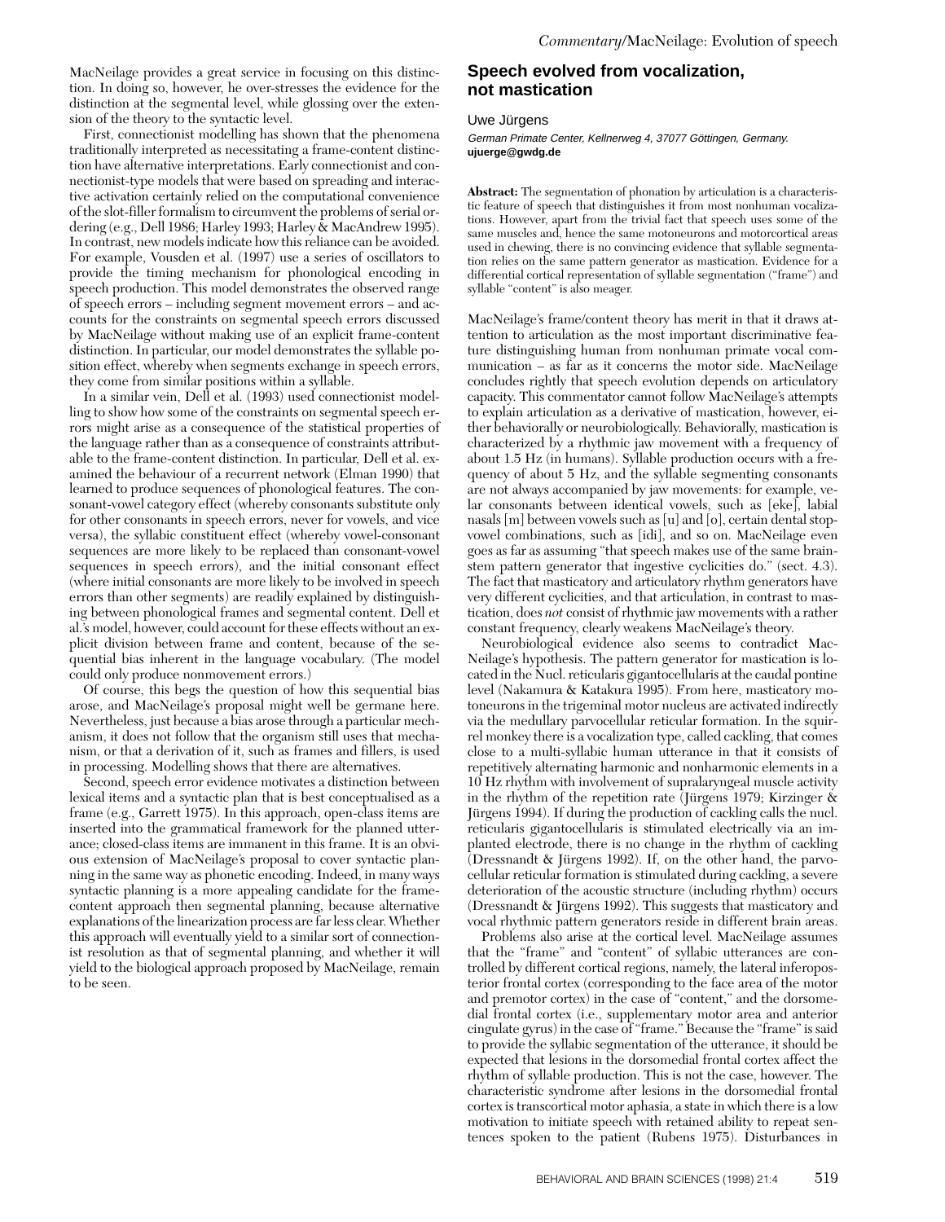MacNeilage provides a great service in focusing on this distinction. In doing so, however, he over-stresses the evidence for the distinction at the segmental level, while glossing over the extension of the theory to the syntactic level.

First, connectionist modelling has shown that the phenomena traditionally interpreted as necessitating a frame-content distinction have alternative interpretations. Early connectionist and connectionist-type models that were based on spreading and interactive activation certainly relied on the computational convenience of the slot-filler formalism to circumvent the problems of serial ordering (e.g., Dell 1986; Harley 1993; Harley & MacAndrew 1995). In contrast, new models indicate how this reliance can be avoided. For example, Vousden et al. (1997) use a series of oscillators to provide the timing mechanism for phonological encoding in speech production. This model demonstrates the observed range of speech errors – including segment movement errors – and accounts for the constraints on segmental speech errors discussed by MacNeilage without making use of an explicit frame-content distinction. In particular, our model demonstrates the syllable position effect, whereby when segments exchange in speech errors, they come from similar positions within a syllable.

In a similar vein, Dell et al. (1993) used connectionist modelling to show how some of the constraints on segmental speech errors might arise as a consequence of the statistical properties of the language rather than as a consequence of constraints attributable to the frame-content distinction. In particular, Dell et al. examined the behaviour of a recurrent network (Elman 1990) that learned to produce sequences of phonological features. The consonant-vowel category effect (whereby consonants substitute only for other consonants in speech errors, never for vowels, and vice versa), the syllabic constituent effect (whereby vowel-consonant sequences are more likely to be replaced than consonant-vowel sequences in speech errors), and the initial consonant effect (where initial consonants are more likely to be involved in speech errors than other segments) are readily explained by distinguishing between phonological frames and segmental content. Dell et al.'s model, however, could account for these effects without an explicit division between frame and content, because of the sequential bias inherent in the language vocabulary. (The model could only produce nonmovement errors.)

Of course, this begs the question of how this sequential bias arose, and MacNeilage's proposal might well be germane here. Nevertheless, just because a bias arose through a particular mechanism, it does not follow that the organism still uses that mechanism, or that a derivation of it, such as frames and fillers, is used in processing. Modelling shows that there are alternatives.

Second, speech error evidence motivates a distinction between lexical items and a syntactic plan that is best conceptualised as a frame (e.g., Garrett 1975). In this approach, open-class items are inserted into the grammatical framework for the planned utterance; closed-class items are immanent in this frame. It is an obvious extension of MacNeilage's proposal to cover syntactic planning in the same way as phonetic encoding. Indeed, in many ways syntactic planning is a more appealing candidate for the frame-content approach then segmental planning, because alternative explanations of the linearization process are far less clear. Whether this approach will eventually yield to a similar sort of connectionist resolution as that of segmental planning, and whether it will yield to the biological approach proposed by MacNeilage, remain to be seen.

## Speech evolved from vocalization, not mastication

Uwe Jürgens

*German Primate Center, Kellnerweg 4, 37077 Göttingen, Germany.*
**ujuerge@gwdg.de**

**Abstract:** The segmentation of phonation by articulation is a characteristic feature of speech that distinguishes it from most nonhuman vocalizations. However, apart from the trivial fact that speech uses some of the same muscles and, hence the same motoneurons and motorcortical areas used in chewing, there is no convincing evidence that syllable segmentation relies on the same pattern generator as mastication. Evidence for a differential cortical representation of syllable segmentation ("frame") and syllable "content" is also meager.

MacNeilage's frame/content theory has merit in that it draws attention to articulation as the most important discriminative feature distinguishing human from nonhuman primate vocal communication – as far as it concerns the motor side. MacNeilage concludes rightly that speech evolution depends on articulatory capacity. This commentator cannot follow MacNeilage's attempts to explain articulation as a derivative of mastication, however, either behaviorally or neurobiologically. Behaviorally, mastication is characterized by a rhythmic jaw movement with a frequency of about 1.5 Hz (in humans). Syllable production occurs with a frequency of about 5 Hz, and the syllable segmenting consonants are not always accompanied by jaw movements: for example, velar consonants between identical vowels, such as [eke], labial nasals [m] between vowels such as [u] and [o], certain dental stop-vowel combinations, such as [idi], and so on. MacNeilage even goes as far as assuming "that speech makes use of the same brainstem pattern generator that ingestive cyclicities do." (sect. 4.3). The fact that masticatory and articulatory rhythm generators have very different cyclicities, and that articulation, in contrast to mastication, does *not* consist of rhythmic jaw movements with a rather constant frequency, clearly weakens MacNeilage's theory.

Neurobiological evidence also seems to contradict MacNeilage's hypothesis. The pattern generator for mastication is located in the Nucl. reticularis gigantocellularis at the caudal pontine level (Nakamura & Katakura 1995). From here, masticatory motoneurons in the trigeminal motor nucleus are activated indirectly via the medullary parvocellular reticular formation. In the squirrel monkey there is a vocalization type, called cackling, that comes close to a multi-syllabic human utterance in that it consists of repetitively alternating harmonic and nonharmonic elements in a 10 Hz rhythm with involvement of supralaryngeal muscle activity in the rhythm of the repetition rate (Jürgens 1979; Kirzinger & Jürgens 1994). If during the production of cackling calls the nucl. reticularis gigantocellularis is stimulated electrically via an implanted electrode, there is no change in the rhythm of cackling (Dressnandt & Jürgens 1992). If, on the other hand, the parvocellular reticular formation is stimulated during cackling, a severe deterioration of the acoustic structure (including rhythm) occurs (Dressnandt & Jürgens 1992). This suggests that masticatory and vocal rhythmic pattern generators reside in different brain areas.

Problems also arise at the cortical level. MacNeilage assumes that the "frame" and "content" of syllabic utterances are controlled by different cortical regions, namely, the lateral inferoposterior frontal cortex (corresponding to the face area of the motor and premotor cortex) in the case of "content," and the dorsomedial frontal cortex (i.e., supplementary motor area and anterior cingulate gyrus) in the case of "frame." Because the "frame" is said to provide the syllabic segmentation of the utterance, it should be expected that lesions in the dorsomedial frontal cortex affect the rhythm of syllable production. This is not the case, however. The characteristic syndrome after lesions in the dorsomedial frontal cortex is transcortical motor aphasia, a state in which there is a low motivation to initiate speech with retained ability to repeat sentences spoken to the patient (Rubens 1975). Disturbances in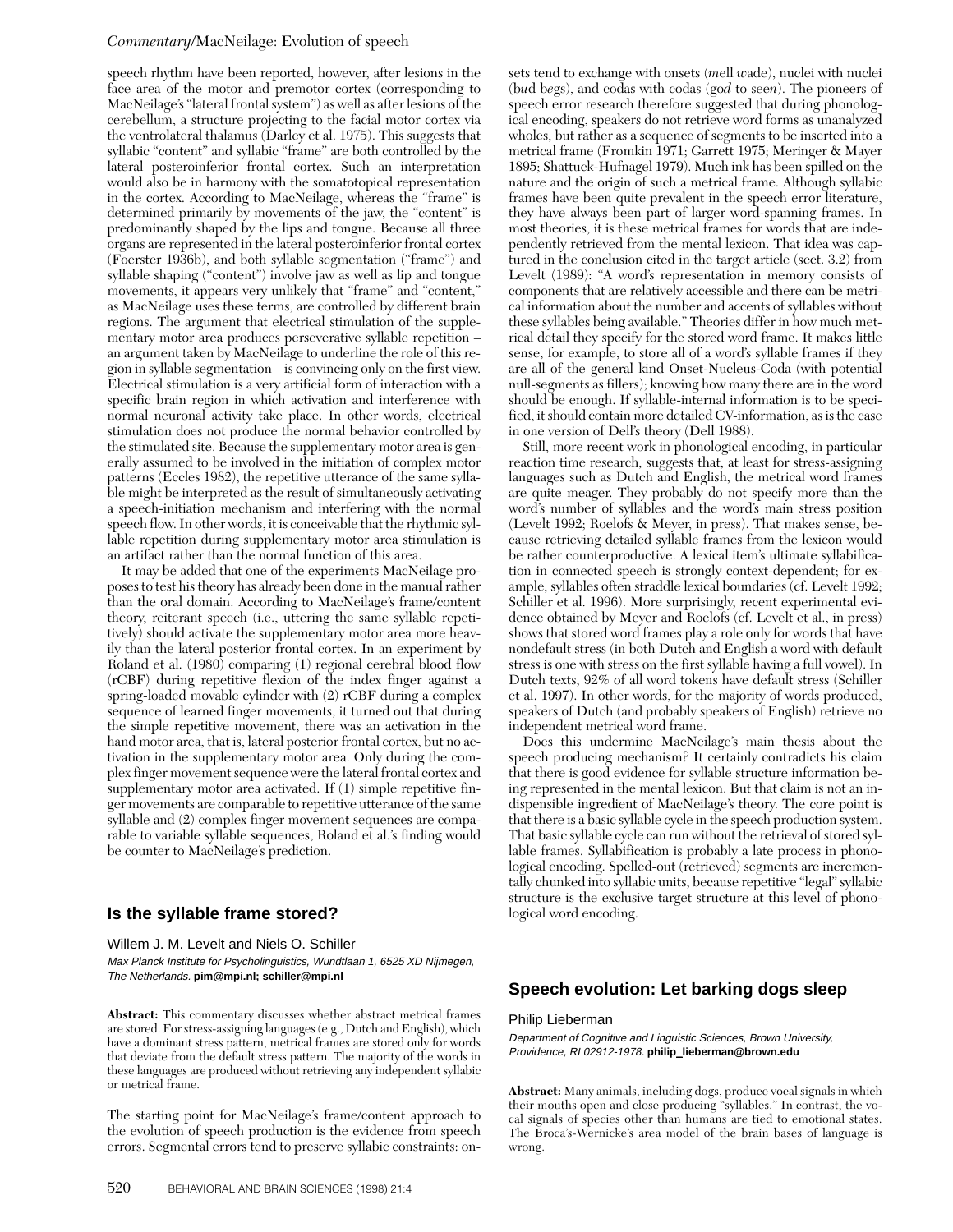speech rhythm have been reported, however, after lesions in the face area of the motor and premotor cortex (corresponding to MacNeilage's "lateral frontal system") as well as after lesions of the cerebellum, a structure projecting to the facial motor cortex via the ventrolateral thalamus (Darley et al. 1975). This suggests that syllabic "content" and syllabic "frame" are both controlled by the lateral posteroinferior frontal cortex. Such an interpretation would also be in harmony with the somatotopical representation in the cortex. According to MacNeilage, whereas the "frame" is determined primarily by movements of the jaw, the "content" is predominantly shaped by the lips and tongue. Because all three organs are represented in the lateral posteroinferior frontal cortex (Foerster 1936b), and both syllable segmentation ("frame") and syllable shaping ("content") involve jaw as well as lip and tongue movements, it appears very unlikely that "frame" and "content," as MacNeilage uses these terms, are controlled by different brain regions. The argument that electrical stimulation of the supplementary motor area produces perseverative syllable repetition – an argument taken by MacNeilage to underline the role of this region in syllable segmentation – is convincing only on the first view. Electrical stimulation is a very artificial form of interaction with a specific brain region in which activation and interference with normal neuronal activity take place. In other words, electrical stimulation does not produce the normal behavior controlled by the stimulated site. Because the supplementary motor area is generally assumed to be involved in the initiation of complex motor patterns (Eccles 1982), the repetitive utterance of the same syllable might be interpreted as the result of simultaneously activating a speech-initiation mechanism and interfering with the normal speech flow. In other words, it is conceivable that the rhythmic syllable repetition during supplementary motor area stimulation is an artifact rather than the normal function of this area.

It may be added that one of the experiments MacNeilage proposes to test his theory has already been done in the manual rather than the oral domain. According to MacNeilage's frame/content theory, reiterant speech (i.e., uttering the same syllable repetitively) should activate the supplementary motor area more heavily than the lateral posterior frontal cortex. In an experiment by Roland et al. (1980) comparing (1) regional cerebral blood flow (rCBF) during repetitive flexion of the index finger against a spring-loaded movable cylinder with (2) rCBF during a complex sequence of learned finger movements, it turned out that during the simple repetitive movement, there was an activation in the hand motor area, that is, lateral posterior frontal cortex, but no activation in the supplementary motor area. Only during the complex finger movement sequence were the lateral frontal cortex and supplementary motor area activated. If (1) simple repetitive finger movements are comparable to repetitive utterance of the same syllable and (2) complex finger movement sequences are comparable to variable syllable sequences, Roland et al.'s finding would be counter to MacNeilage's prediction.

## Is the syllable frame stored?

Willem J. M. Levelt and Niels O. Schiller

*Max Planck Institute for Psycholinguistics, Wundtlaan 1, 6525 XD Nijmegen, The Netherlands.* **pim@mpi.nl; schiller@mpi.nl**

**Abstract:** This commentary discusses whether abstract metrical frames are stored. For stress-assigning languages (e.g., Dutch and English), which have a dominant stress pattern, metrical frames are stored only for words that deviate from the default stress pattern. The majority of the words in these languages are produced without retrieving any independent syllabic or metrical frame.

The starting point for MacNeilage's frame/content approach to the evolution of speech production is the evidence from speech errors. Segmental errors tend to preserve syllabic constraints: onsets tend to exchange with onsets (*m*ell *w*ade), nuclei with nuclei (b*u*d b*e*gs), and codas with codas (go*d* to see*n*). The pioneers of speech error research therefore suggested that during phonological encoding, speakers do not retrieve word forms as unanalyzed wholes, but rather as a sequence of segments to be inserted into a metrical frame (Fromkin 1971; Garrett 1975; Meringer & Mayer 1895; Shattuck-Hufnagel 1979). Much ink has been spilled on the nature and the origin of such a metrical frame. Although syllabic frames have been quite prevalent in the speech error literature, they have always been part of larger word-spanning frames. In most theories, it is these metrical frames for words that are independently retrieved from the mental lexicon. That idea was captured in the conclusion cited in the target article (sect. 3.2) from Levelt (1989): "A word's representation in memory consists of components that are relatively accessible and there can be metrical information about the number and accents of syllables without these syllables being available." Theories differ in how much metrical detail they specify for the stored word frame. It makes little sense, for example, to store all of a word's syllable frames if they are all of the general kind Onset-Nucleus-Coda (with potential null-segments as fillers); knowing how many there are in the word should be enough. If syllable-internal information is to be specified, it should contain more detailed CV-information, as is the case in one version of Dell's theory (Dell 1988).

Still, more recent work in phonological encoding, in particular reaction time research, suggests that, at least for stress-assigning languages such as Dutch and English, the metrical word frames are quite meager. They probably do not specify more than the word's number of syllables and the word's main stress position (Levelt 1992; Roelofs & Meyer, in press). That makes sense, because retrieving detailed syllable frames from the lexicon would be rather counterproductive. A lexical item's ultimate syllabification in connected speech is strongly context-dependent; for example, syllables often straddle lexical boundaries (cf. Levelt 1992; Schiller et al. 1996). More surprisingly, recent experimental evidence obtained by Meyer and Roelofs (cf. Levelt et al., in press) shows that stored word frames play a role only for words that have nondefault stress (in both Dutch and English a word with default stress is one with stress on the first syllable having a full vowel). In Dutch texts, 92% of all word tokens have default stress (Schiller et al. 1997). In other words, for the majority of words produced, speakers of Dutch (and probably speakers of English) retrieve no independent metrical word frame.

Does this undermine MacNeilage's main thesis about the speech producing mechanism? It certainly contradicts his claim that there is good evidence for syllable structure information being represented in the mental lexicon. But that claim is not an indispensible ingredient of MacNeilage's theory. The core point is that there is a basic syllable cycle in the speech production system. That basic syllable cycle can run without the retrieval of stored syllable frames. Syllabification is probably a late process in phonological encoding. Spelled-out (retrieved) segments are incrementally chunked into syllabic units, because repetitive "legal" syllabic structure is the exclusive target structure at this level of phonological word encoding.

## Speech evolution: Let barking dogs sleep

Philip Lieberman

*Department of Cognitive and Linguistic Sciences, Brown University, Providence, RI 02912-1978.* **philip_lieberman@brown.edu**

**Abstract:** Many animals, including dogs, produce vocal signals in which their mouths open and close producing "syllables." In contrast, the vocal signals of species other than humans are tied to emotional states. The Broca's-Wernicke's area model of the brain bases of language is wrong.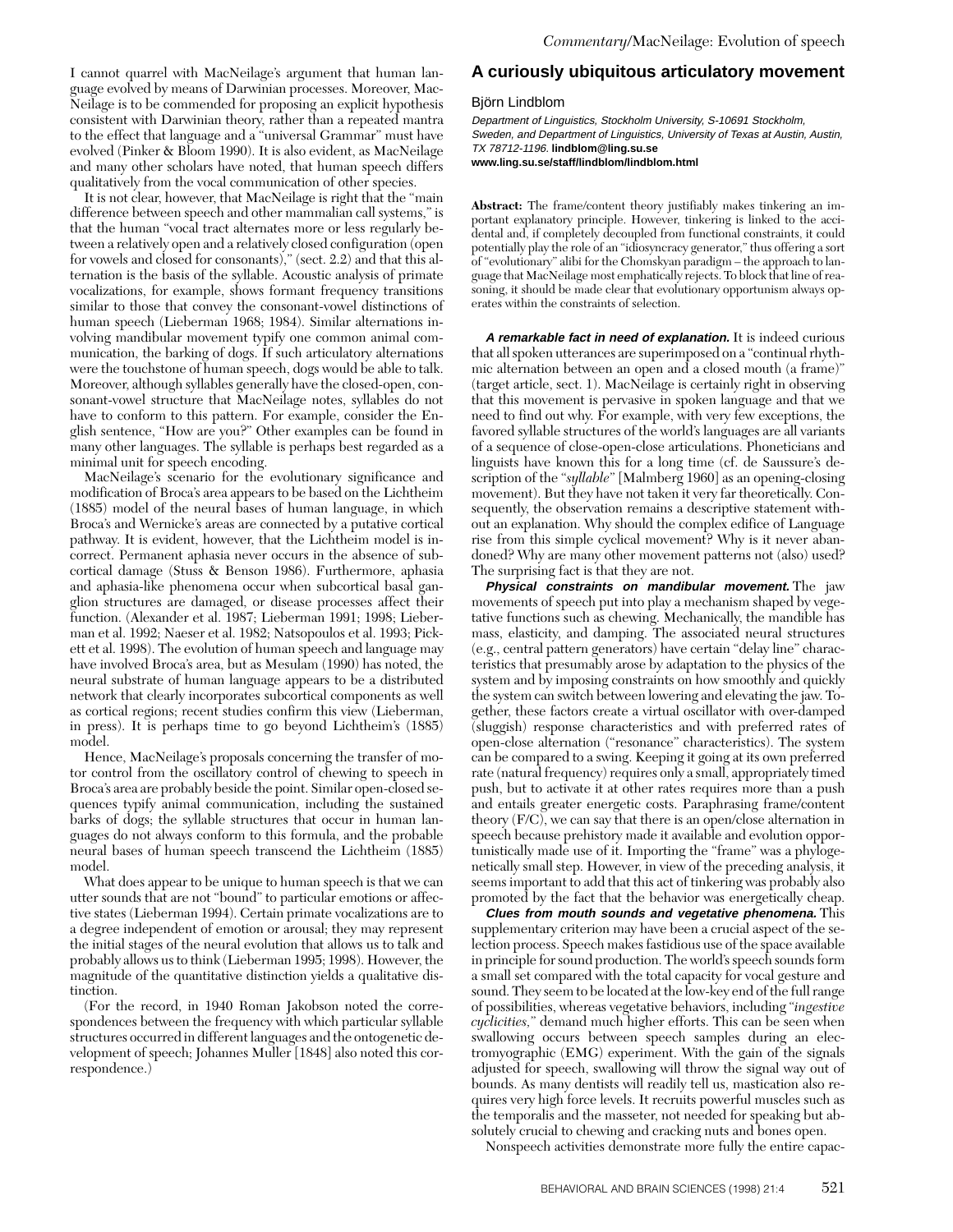I cannot quarrel with MacNeilage's argument that human language evolved by means of Darwinian processes. Moreover, MacNeilage is to be commended for proposing an explicit hypothesis consistent with Darwinian theory, rather than a repeated mantra to the effect that language and a "universal Grammar" must have evolved (Pinker & Bloom 1990). It is also evident, as MacNeilage and many other scholars have noted, that human speech differs qualitatively from the vocal communication of other species.

It is not clear, however, that MacNeilage is right that the "main difference between speech and other mammalian call systems," is that the human "vocal tract alternates more or less regularly between a relatively open and a relatively closed configuration (open for vowels and closed for consonants)," (sect. 2.2) and that this alternation is the basis of the syllable. Acoustic analysis of primate vocalizations, for example, shows formant frequency transitions similar to those that convey the consonant-vowel distinctions of human speech (Lieberman 1968; 1984). Similar alternations involving mandibular movement typify one common animal communication, the barking of dogs. If such articulatory alternations were the touchstone of human speech, dogs would be able to talk. Moreover, although syllables generally have the closed-open, consonant-vowel structure that MacNeilage notes, syllables do not have to conform to this pattern. For example, consider the English sentence, "How are you?" Other examples can be found in many other languages. The syllable is perhaps best regarded as a minimal unit for speech encoding.

MacNeilage's scenario for the evolutionary significance and modification of Broca's area appears to be based on the Lichtheim (1885) model of the neural bases of human language, in which Broca's and Wernicke's areas are connected by a putative cortical pathway. It is evident, however, that the Lichtheim model is incorrect. Permanent aphasia never occurs in the absence of subcortical damage (Stuss & Benson 1986). Furthermore, aphasia and aphasia-like phenomena occur when subcortical basal ganglion structures are damaged, or disease processes affect their function. (Alexander et al. 1987; Lieberman 1991; 1998; Lieberman et al. 1992; Naeser et al. 1982; Natsopoulos et al. 1993; Pickett et al. 1998). The evolution of human speech and language may have involved Broca's area, but as Mesulam (1990) has noted, the neural substrate of human language appears to be a distributed network that clearly incorporates subcortical components as well as cortical regions; recent studies confirm this view (Lieberman, in press). It is perhaps time to go beyond Lichtheim's (1885) model.

Hence, MacNeilage's proposals concerning the transfer of motor control from the oscillatory control of chewing to speech in Broca's area are probably beside the point. Similar open-closed sequences typify animal communication, including the sustained barks of dogs; the syllable structures that occur in human languages do not always conform to this formula, and the probable neural bases of human speech transcend the Lichtheim (1885) model.

What does appear to be unique to human speech is that we can utter sounds that are not "bound" to particular emotions or affective states (Lieberman 1994). Certain primate vocalizations are to a degree independent of emotion or arousal; they may represent the initial stages of the neural evolution that allows us to talk and probably allows us to think (Lieberman 1995; 1998). However, the magnitude of the quantitative distinction yields a qualitative distinction.

(For the record, in 1940 Roman Jakobson noted the correspondences between the frequency with which particular syllable structures occurred in different languages and the ontogenetic development of speech; Johannes Muller [1848] also noted this correspondence.)

## A curiously ubiquitous articulatory movement

Björn Lindblom

*Department of Linguistics, Stockholm University, S-10691 Stockholm, Sweden, and Department of Linguistics, University of Texas at Austin, Austin, TX 78712-1196.* **lindblom@ling.su.se**
**www.ling.su.se/staff/lindblom/lindblom.html**

**Abstract:** The frame/content theory justifiably makes tinkering an important explanatory principle. However, tinkering is linked to the accidental and, if completely decoupled from functional constraints, it could potentially play the role of an "idiosyncracy generator," thus offering a sort of "evolutionary" alibi for the Chomskyan paradigm – the approach to language that MacNeilage most emphatically rejects. To block that line of reasoning, it should be made clear that evolutionary opportunism always operates within the constraints of selection.

***A remarkable fact in need of explanation.*** It is indeed curious that all spoken utterances are superimposed on a "continual rhythmic alternation between an open and a closed mouth (a frame)" (target article, sect. 1). MacNeilage is certainly right in observing that this movement is pervasive in spoken language and that we need to find out why. For example, with very few exceptions, the favored syllable structures of the world's languages are all variants of a sequence of close-open-close articulations. Phoneticians and linguists have known this for a long time (cf. de Saussure's description of the "*syllable*" [Malmberg 1960] as an opening-closing movement). But they have not taken it very far theoretically. Consequently, the observation remains a descriptive statement without an explanation. Why should the complex edifice of Language rise from this simple cyclical movement? Why is it never abandoned? Why are many other movement patterns not (also) used? The surprising fact is that they are not.

***Physical constraints on mandibular movement.*** The jaw movements of speech put into play a mechanism shaped by vegetative functions such as chewing. Mechanically, the mandible has mass, elasticity, and damping. The associated neural structures (e.g., central pattern generators) have certain "delay line" characteristics that presumably arose by adaptation to the physics of the system and by imposing constraints on how smoothly and quickly the system can switch between lowering and elevating the jaw. Together, these factors create a virtual oscillator with over-damped (sluggish) response characteristics and with preferred rates of open-close alternation ("resonance" characteristics). The system can be compared to a swing. Keeping it going at its own preferred rate (natural frequency) requires only a small, appropriately timed push, but to activate it at other rates requires more than a push and entails greater energetic costs. Paraphrasing frame/content theory (F/C), we can say that there is an open/close alternation in speech because prehistory made it available and evolution opportunistically made use of it. Importing the "frame" was a phylogenetically small step. However, in view of the preceding analysis, it seems important to add that this act of tinkering was probably also promoted by the fact that the behavior was energetically cheap.

***Clues from mouth sounds and vegetative phenomena.*** This supplementary criterion may have been a crucial aspect of the selection process. Speech makes fastidious use of the space available in principle for sound production. The world's speech sounds form a small set compared with the total capacity for vocal gesture and sound. They seem to be located at the low-key end of the full range of possibilities, whereas vegetative behaviors, including "*ingestive cyclicities,*" demand much higher efforts. This can be seen when swallowing occurs between speech samples during an electromyographic (EMG) experiment. With the gain of the signals adjusted for speech, swallowing will throw the signal way out of bounds. As many dentists will readily tell us, mastication also requires very high force levels. It recruits powerful muscles such as the temporalis and the masseter, not needed for speaking but absolutely crucial to chewing and cracking nuts and bones open.

Nonspeech activities demonstrate more fully the entire capac-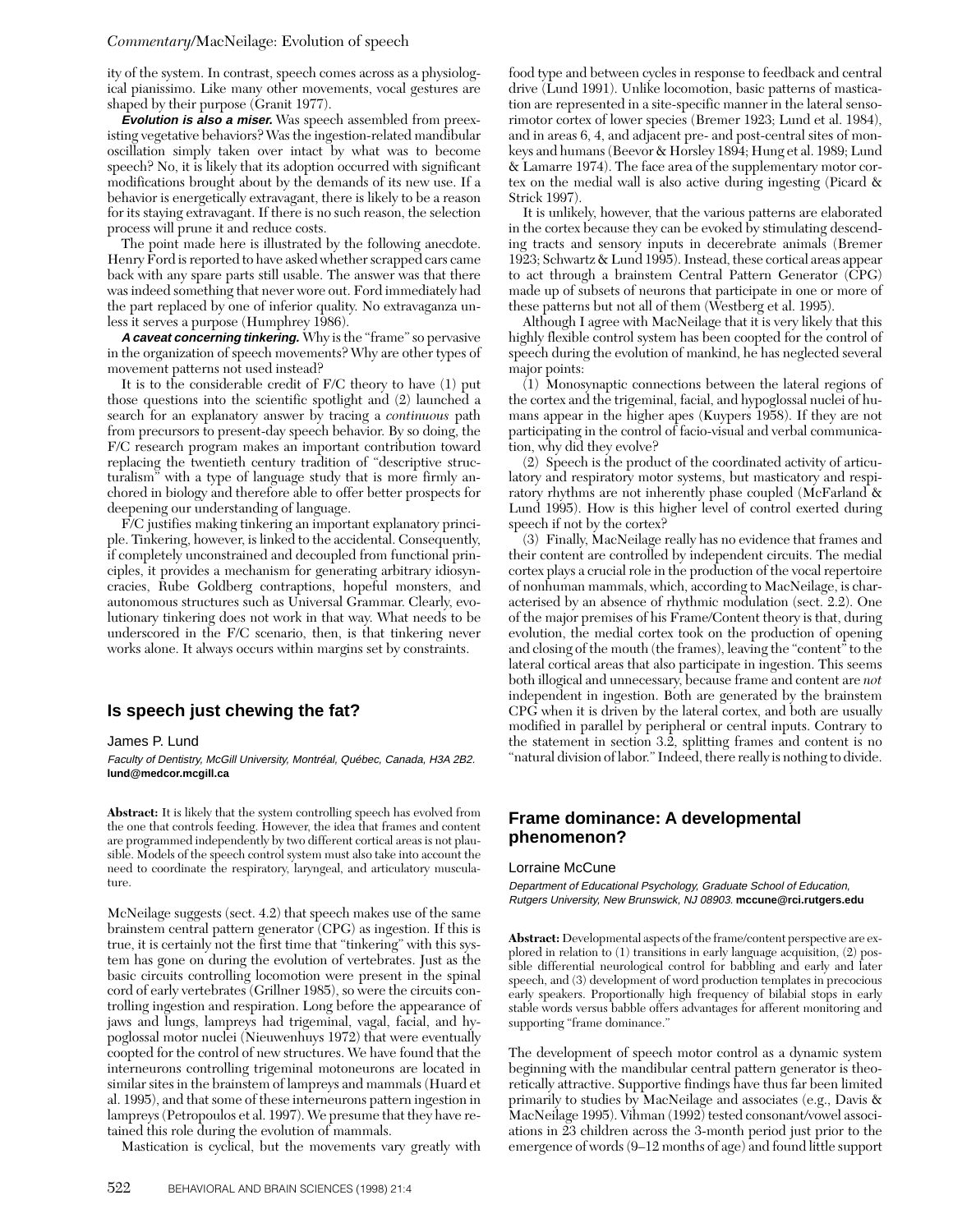ity of the system. In contrast, speech comes across as a physiological pianissimo. Like many other movements, vocal gestures are shaped by their purpose (Granit 1977).

***Evolution is also a miser.*** Was speech assembled from preexisting vegetative behaviors? Was the ingestion-related mandibular oscillation simply taken over intact by what was to become speech? No, it is likely that its adoption occurred with significant modifications brought about by the demands of its new use. If a behavior is energetically extravagant, there is likely to be a reason for its staying extravagant. If there is no such reason, the selection process will prune it and reduce costs.

The point made here is illustrated by the following anecdote. Henry Ford is reported to have asked whether scrapped cars came back with any spare parts still usable. The answer was that there was indeed something that never wore out. Ford immediately had the part replaced by one of inferior quality. No extravaganza unless it serves a purpose (Humphrey 1986).

***A caveat concerning tinkering.*** Why is the "frame" so pervasive in the organization of speech movements? Why are other types of movement patterns not used instead?

It is to the considerable credit of F/C theory to have (1) put those questions into the scientific spotlight and (2) launched a search for an explanatory answer by tracing a *continuous* path from precursors to present-day speech behavior. By so doing, the F/C research program makes an important contribution toward replacing the twentieth century tradition of "descriptive structuralism" with a type of language study that is more firmly anchored in biology and therefore able to offer better prospects for deepening our understanding of language.

F/C justifies making tinkering an important explanatory principle. Tinkering, however, is linked to the accidental. Consequently, if completely unconstrained and decoupled from functional principles, it provides a mechanism for generating arbitrary idiosyncracies, Rube Goldberg contraptions, hopeful monsters, and autonomous structures such as Universal Grammar. Clearly, evolutionary tinkering does not work in that way. What needs to be underscored in the F/C scenario, then, is that tinkering never works alone. It always occurs within margins set by constraints.

## Is speech just chewing the fat?

James P. Lund

*Faculty of Dentistry, McGill University, Montréal, Québec, Canada, H3A 2B2.*
**lund@medcor.mcgill.ca**

**Abstract:** It is likely that the system controlling speech has evolved from the one that controls feeding. However, the idea that frames and content are programmed independently by two different cortical areas is not plausible. Models of the speech control system must also take into account the need to coordinate the respiratory, laryngeal, and articulatory musculature.

McNeilage suggests (sect. 4.2) that speech makes use of the same brainstem central pattern generator (CPG) as ingestion. If this is true, it is certainly not the first time that "tinkering" with this system has gone on during the evolution of vertebrates. Just as the basic circuits controlling locomotion were present in the spinal cord of early vertebrates (Grillner 1985), so were the circuits controlling ingestion and respiration. Long before the appearance of jaws and lungs, lampreys had trigeminal, vagal, facial, and hypoglossal motor nuclei (Nieuwenhuys 1972) that were eventually coopted for the control of new structures. We have found that the interneurons controlling trigeminal motoneurons are located in similar sites in the brainstem of lampreys and mammals (Huard et al. 1995), and that some of these interneurons pattern ingestion in lampreys (Petropoulos et al. 1997). We presume that they have retained this role during the evolution of mammals.

Mastication is cyclical, but the movements vary greatly with food type and between cycles in response to feedback and central drive (Lund 1991). Unlike locomotion, basic patterns of mastication are represented in a site-specific manner in the lateral sensorimotor cortex of lower species (Bremer 1923; Lund et al. 1984), and in areas 6, 4, and adjacent pre- and post-central sites of monkeys and humans (Beevor & Horsley 1894; Hung et al. 1989; Lund & Lamarre 1974). The face area of the supplementary motor cortex on the medial wall is also active during ingesting (Picard & Strick 1997).

It is unlikely, however, that the various patterns are elaborated in the cortex because they can be evoked by stimulating descending tracts and sensory inputs in decerebrate animals (Bremer 1923; Schwartz & Lund 1995). Instead, these cortical areas appear to act through a brainstem Central Pattern Generator (CPG) made up of subsets of neurons that participate in one or more of these patterns but not all of them (Westberg et al. 1995).

Although I agree with MacNeilage that it is very likely that this highly flexible control system has been coopted for the control of speech during the evolution of mankind, he has neglected several major points:

(1) Monosynaptic connections between the lateral regions of the cortex and the trigeminal, facial, and hypoglossal nuclei of humans appear in the higher apes (Kuypers 1958). If they are not participating in the control of facio-visual and verbal communication, why did they evolve?

(2) Speech is the product of the coordinated activity of articulatory and respiratory motor systems, but masticatory and respiratory rhythms are not inherently phase coupled (McFarland & Lund 1995). How is this higher level of control exerted during speech if not by the cortex?

(3) Finally, MacNeilage really has no evidence that frames and their content are controlled by independent circuits. The medial cortex plays a crucial role in the production of the vocal repertoire of nonhuman mammals, which, according to MacNeilage, is characterised by an absence of rhythmic modulation (sect. 2.2). One of the major premises of his Frame/Content theory is that, during evolution, the medial cortex took on the production of opening and closing of the mouth (the frames), leaving the "content" to the lateral cortical areas that also participate in ingestion. This seems both illogical and unnecessary, because frame and content are *not* independent in ingestion. Both are generated by the brainstem CPG when it is driven by the lateral cortex, and both are usually modified in parallel by peripheral or central inputs. Contrary to the statement in section 3.2, splitting frames and content is no "natural division of labor." Indeed, there really is nothing to divide.

## Frame dominance: A developmental phenomenon?

Lorraine McCune

*Department of Educational Psychology, Graduate School of Education, Rutgers University, New Brunswick, NJ 08903.* **mccune@rci.rutgers.edu**

**Abstract:** Developmental aspects of the frame/content perspective are explored in relation to (1) transitions in early language acquisition, (2) possible differential neurological control for babbling and early and later speech, and (3) development of word production templates in precocious early speakers. Proportionally high frequency of bilabial stops in early stable words versus babble offers advantages for afferent monitoring and supporting "frame dominance."

The development of speech motor control as a dynamic system beginning with the mandibular central pattern generator is theoretically attractive. Supportive findings have thus far been limited primarily to studies by MacNeilage and associates (e.g., Davis & MacNeilage 1995). Vihman (1992) tested consonant/vowel associations in 23 children across the 3-month period just prior to the emergence of words (9–12 months of age) and found little support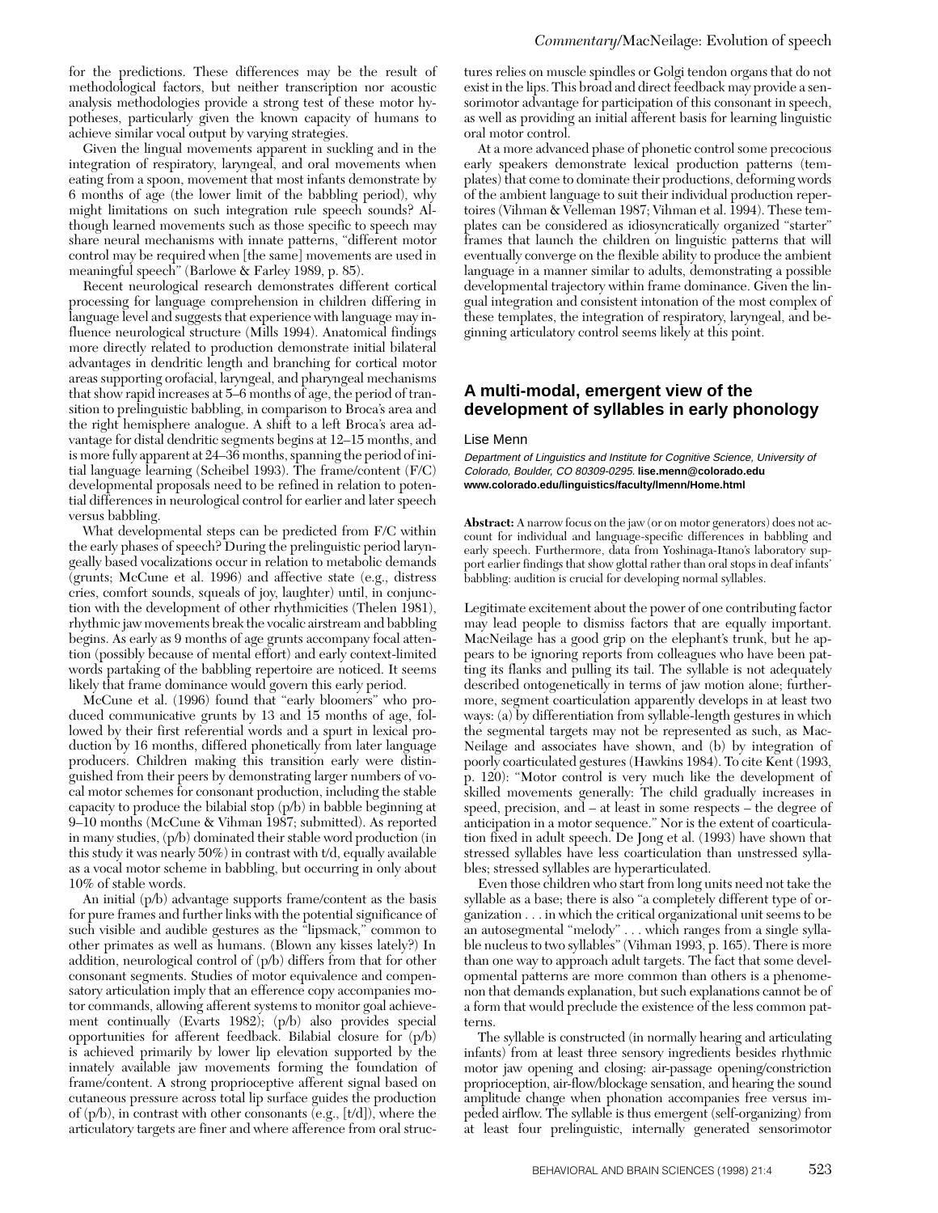for the predictions. These differences may be the result of methodological factors, but neither transcription nor acoustic analysis methodologies provide a strong test of these motor hypotheses, particularly given the known capacity of humans to achieve similar vocal output by varying strategies.

Given the lingual movements apparent in suckling and in the integration of respiratory, laryngeal, and oral movements when eating from a spoon, movement that most infants demonstrate by 6 months of age (the lower limit of the babbling period), why might limitations on such integration rule speech sounds? Although learned movements such as those specific to speech may share neural mechanisms with innate patterns, "different motor control may be required when [the same] movements are used in meaningful speech" (Barlowe & Farley 1989, p. 85).

Recent neurological research demonstrates different cortical processing for language comprehension in children differing in language level and suggests that experience with language may influence neurological structure (Mills 1994). Anatomical findings more directly related to production demonstrate initial bilateral advantages in dendritic length and branching for cortical motor areas supporting orofacial, laryngeal, and pharyngeal mechanisms that show rapid increases at 5–6 months of age, the period of transition to prelinguistic babbling, in comparison to Broca's area and the right hemisphere analogue. A shift to a left Broca's area advantage for distal dendritic segments begins at 12–15 months, and is more fully apparent at 24–36 months, spanning the period of initial language learning (Scheibel 1993). The frame/content (F/C) developmental proposals need to be refined in relation to potential differences in neurological control for earlier and later speech versus babbling.

What developmental steps can be predicted from F/C within the early phases of speech? During the prelinguistic period laryngeally based vocalizations occur in relation to metabolic demands (grunts; McCune et al. 1996) and affective state (e.g., distress cries, comfort sounds, squeals of joy, laughter) until, in conjunction with the development of other rhythmicities (Thelen 1981), rhythmic jaw movements break the vocalic airstream and babbling begins. As early as 9 months of age grunts accompany focal attention (possibly because of mental effort) and early context-limited words partaking of the babbling repertoire are noticed. It seems likely that frame dominance would govern this early period.

McCune et al. (1996) found that "early bloomers" who produced communicative grunts by 13 and 15 months of age, followed by their first referential words and a spurt in lexical production by 16 months, differed phonetically from later language producers. Children making this transition early were distinguished from their peers by demonstrating larger numbers of vocal motor schemes for consonant production, including the stable capacity to produce the bilabial stop (p/b) in babble beginning at 9–10 months (McCune & Vihman 1987; submitted). As reported in many studies, (p/b) dominated their stable word production (in this study it was nearly 50%) in contrast with t/d, equally available as a vocal motor scheme in babbling, but occurring in only about 10% of stable words.

An initial (p/b) advantage supports frame/content as the basis for pure frames and further links with the potential significance of such visible and audible gestures as the "lipsmack," common to other primates as well as humans. (Blown any kisses lately?) In addition, neurological control of (p/b) differs from that for other consonant segments. Studies of motor equivalence and compensatory articulation imply that an efference copy accompanies motor commands, allowing afferent systems to monitor goal achievement continually (Evarts 1982); (p/b) also provides special opportunities for afferent feedback. Bilabial closure for (p/b) is achieved primarily by lower lip elevation supported by the innately available jaw movements forming the foundation of frame/content. A strong proprioceptive afferent signal based on cutaneous pressure across total lip surface guides the production of (p/b), in contrast with other consonants (e.g., [t/d]), where the articulatory targets are finer and where afference from oral structures relies on muscle spindles or Golgi tendon organs that do not exist in the lips. This broad and direct feedback may provide a sensorimotor advantage for participation of this consonant in speech, as well as providing an initial afferent basis for learning linguistic oral motor control.

At a more advanced phase of phonetic control some precocious early speakers demonstrate lexical production patterns (templates) that come to dominate their productions, deforming words of the ambient language to suit their individual production repertoires (Vihman & Velleman 1987; Vihman et al. 1994). These templates can be considered as idiosyncratically organized "starter" frames that launch the children on linguistic patterns that will eventually converge on the flexible ability to produce the ambient language in a manner similar to adults, demonstrating a possible developmental trajectory within frame dominance. Given the lingual integration and consistent intonation of the most complex of these templates, the integration of respiratory, laryngeal, and beginning articulatory control seems likely at this point.

## A multi-modal, emergent view of the development of syllables in early phonology

Lise Menn

*Department of Linguistics and Institute for Cognitive Science, University of Colorado, Boulder, CO 80309-0295.* **lise.menn@colorado.edu www.colorado.edu/linguistics/faculty/lmenn/Home.html**

**Abstract:** A narrow focus on the jaw (or on motor generators) does not account for individual and language-specific differences in babbling and early speech. Furthermore, data from Yoshinaga-Itano's laboratory support earlier findings that show glottal rather than oral stops in deaf infants' babbling: audition is crucial for developing normal syllables.

Legitimate excitement about the power of one contributing factor may lead people to dismiss factors that are equally important. MacNeilage has a good grip on the elephant's trunk, but he appears to be ignoring reports from colleagues who have been patting its flanks and pulling its tail. The syllable is not adequately described ontogenetically in terms of jaw motion alone; furthermore, segment coarticulation apparently develops in at least two ways: (a) by differentiation from syllable-length gestures in which the segmental targets may not be represented as such, as MacNeilage and associates have shown, and (b) by integration of poorly coarticulated gestures (Hawkins 1984). To cite Kent (1993, p. 120): "Motor control is very much like the development of skilled movements generally: The child gradually increases in speed, precision, and – at least in some respects – the degree of anticipation in a motor sequence." Nor is the extent of coarticulation fixed in adult speech. De Jong et al. (1993) have shown that stressed syllables have less coarticulation than unstressed syllables; stressed syllables are hyperarticulated.

Even those children who start from long units need not take the syllable as a base; there is also "a completely different type of organization . . . in which the critical organizational unit seems to be an autosegmental "melody" . . . which ranges from a single syllable nucleus to two syllables" (Vihman 1993, p. 165). There is more than one way to approach adult targets. The fact that some developmental patterns are more common than others is a phenomenon that demands explanation, but such explanations cannot be of a form that would preclude the existence of the less common patterns.

The syllable is constructed (in normally hearing and articulating infants) from at least three sensory ingredients besides rhythmic motor jaw opening and closing: air-passage opening/constriction proprioception, air-flow/blockage sensation, and hearing the sound amplitude change when phonation accompanies free versus impeded airflow. The syllable is thus emergent (self-organizing) from at least four prelinguistic, internally generated sensorimotor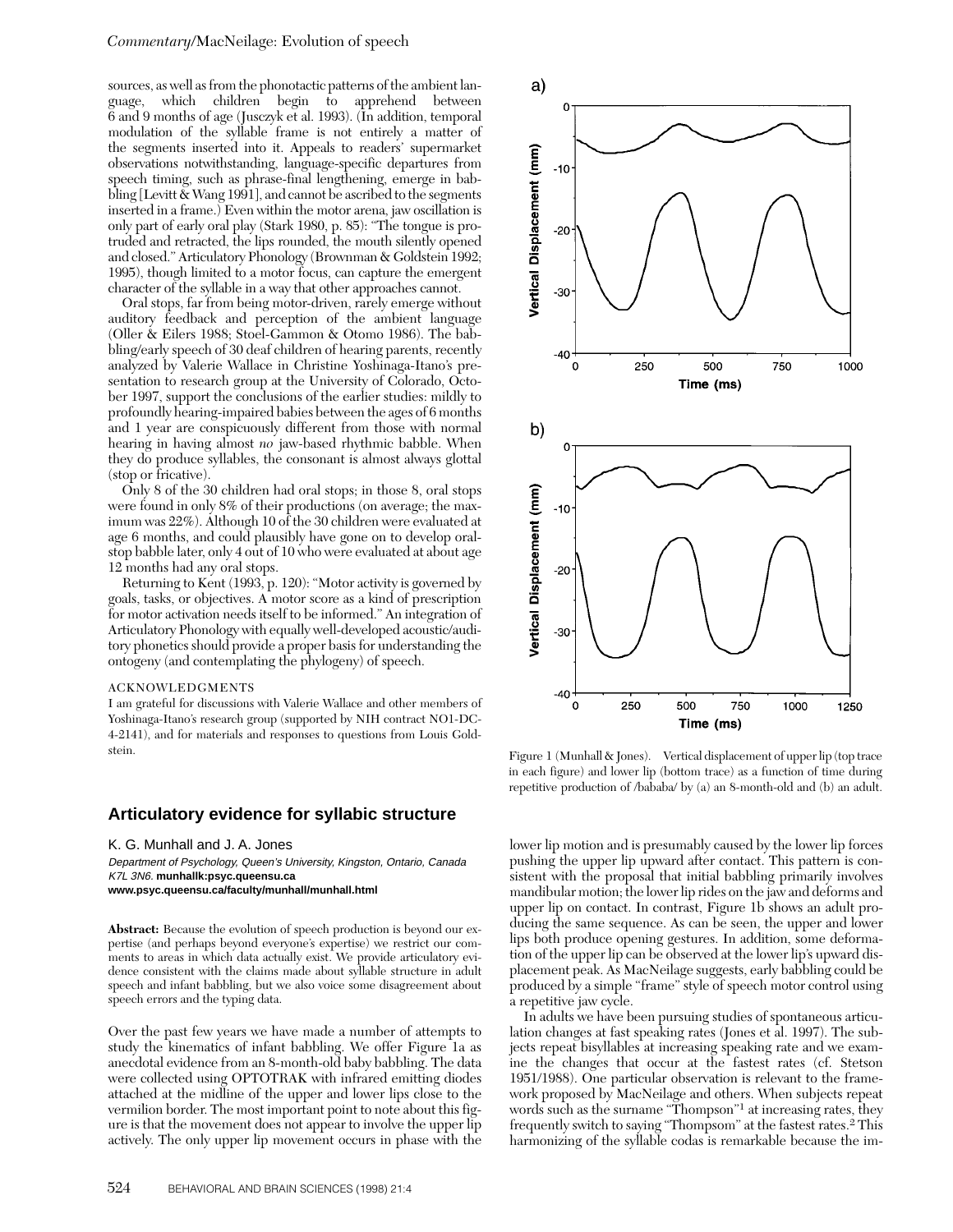sources, as well as from the phonotactic patterns of the ambient language, which children begin to apprehend between 6 and 9 months of age (Jusczyk et al. 1993). (In addition, temporal modulation of the syllable frame is not entirely a matter of the segments inserted into it. Appeals to readers' supermarket observations notwithstanding, language-specific departures from speech timing, such as phrase-final lengthening, emerge in babbling [Levitt & Wang 1991], and cannot be ascribed to the segments inserted in a frame.) Even within the motor arena, jaw oscillation is only part of early oral play (Stark 1980, p. 85): "The tongue is protruded and retracted, the lips rounded, the mouth silently opened and closed." Articulatory Phonology (Brownman & Goldstein 1992; 1995), though limited to a motor focus, can capture the emergent character of the syllable in a way that other approaches cannot.

Oral stops, far from being motor-driven, rarely emerge without auditory feedback and perception of the ambient language (Oller & Eilers 1988; Stoel-Gammon & Otomo 1986). The babbling/early speech of 30 deaf children of hearing parents, recently analyzed by Valerie Wallace in Christine Yoshinaga-Itano's presentation to research group at the University of Colorado, October 1997, support the conclusions of the earlier studies: mildly to profoundly hearing-impaired babies between the ages of 6 months and 1 year are conspicuously different from those with normal hearing in having almost *no* jaw-based rhythmic babble. When they do produce syllables, the consonant is almost always glottal (stop or fricative).

Only 8 of the 30 children had oral stops; in those 8, oral stops were found in only 8% of their productions (on average; the maximum was 22%). Although 10 of the 30 children were evaluated at age 6 months, and could plausibly have gone on to develop oral-stop babble later, only 4 out of 10 who were evaluated at about age 12 months had any oral stops.

Returning to Kent (1993, p. 120): "Motor activity is governed by goals, tasks, or objectives. A motor score as a kind of prescription for motor activation needs itself to be informed." An integration of Articulatory Phonology with equally well-developed acoustic/auditory phonetics should provide a proper basis for understanding the ontogeny (and contemplating the phylogeny) of speech.

### ACKNOWLEDGMENTS

I am grateful for discussions with Valerie Wallace and other members of Yoshinaga-Itano's research group (supported by NIH contract NO1-DC-4-2141), and for materials and responses to questions from Louis Goldstein.

## Articulatory evidence for syllabic structure

K. G. Munhall and J. A. Jones

*Department of Psychology, Queen's University, Kingston, Ontario, Canada K7L 3N6.* **munhallk:psyc.queensu.ca**
**www.psyc.queensu.ca/faculty/munhall/munhall.html**

**Abstract:** Because the evolution of speech production is beyond our expertise (and perhaps beyond everyone's expertise) we restrict our comments to areas in which data actually exist. We provide articulatory evidence consistent with the claims made about syllable structure in adult speech and infant babbling, but we also voice some disagreement about speech errors and the typing data.

Over the past few years we have made a number of attempts to study the kinematics of infant babbling. We offer Figure 1a as anecdotal evidence from an 8-month-old baby babbling. The data were collected using OPTOTRAK with infrared emitting diodes attached at the midline of the upper and lower lips close to the vermilion border. The most important point to note about this figure is that the movement does not appear to involve the upper lip actively. The only upper lip movement occurs in phase with the lower lip motion and is presumably caused by the lower lip forces pushing the upper lip upward after contact. This pattern is consistent with the proposal that initial babbling primarily involves mandibular motion; the lower lip rides on the jaw and deforms and upper lip on contact. In contrast, Figure 1b shows an adult producing the same sequence. As can be seen, the upper and lower lips both produce opening gestures. In addition, some deformation of the upper lip can be observed at the lower lip's upward displacement peak. As MacNeilage suggests, early babbling could be produced by a simple "frame" style of speech motor control using a repetitive jaw cycle.

In adults we have been pursuing studies of spontaneous articulation changes at fast speaking rates (Jones et al. 1997). The subjects repeat bisyllables at increasing speaking rate and we examine the changes that occur at the fastest rates (cf. Stetson 1951/1988). One particular observation is relevant to the framework proposed by MacNeilage and others. When subjects repeat words such as the surname "Thompson"[1] at increasing rates, they frequently switch to saying "Thompsom" at the fastest rates.[2] This harmonizing of the syllable codas is remarkable because the im-

a)

Vertical Displacement (mm)

0
-10
-20
-30
-40

0 250 500 750 1000

Time (ms)

b)

Vertical Displacement (mm)

0
-10
-20
-30
-40

0 250 500 750 1000 1250

Time (ms)

Figure 1 (Munhall & Jones). Vertical displacement of upper lip (top trace in each figure) and lower lip (bottom trace) as a function of time during repetitive production of /bababa/ by (a) an 8-month-old and (b) an adult.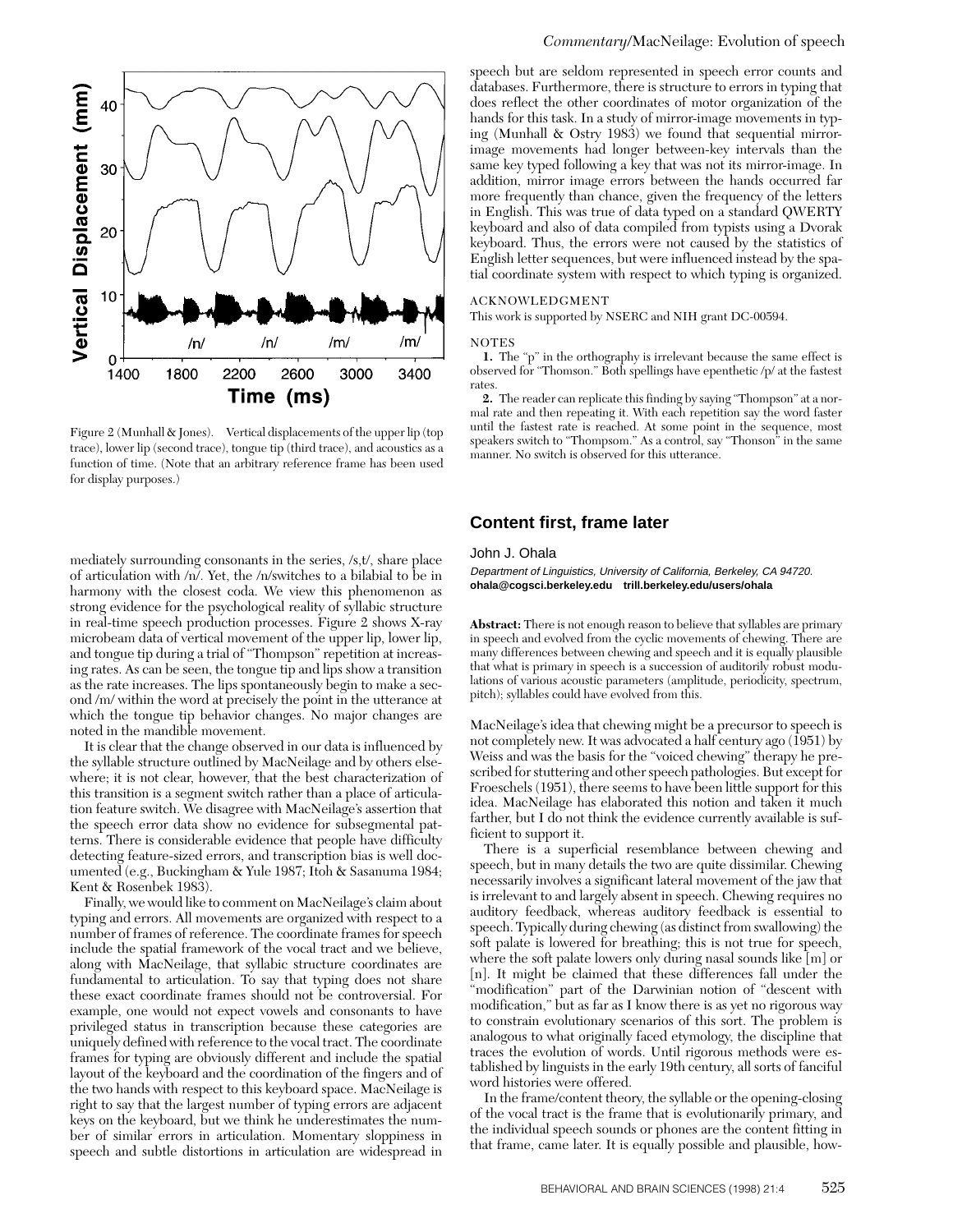Vertical Displacement (mm)

40

30

20

10

0

/n/ /n/ /m/ /m/

1400 1800 2200 2600 3000 3400

Time (ms)

Figure 2 (Munhall & Jones). Vertical displacements of the upper lip (top trace), lower lip (second trace), tongue tip (third trace), and acoustics as a function of time. (Note that an arbitrary reference frame has been used for display purposes.)

mediately surrounding consonants in the series, /s,t/, share place of articulation with /n/. Yet, the /n/switches to a bilabial to be in harmony with the closest coda. We view this phenomenon as strong evidence for the psychological reality of syllabic structure in real-time speech production processes. Figure 2 shows X-ray microbeam data of vertical movement of the upper lip, lower lip, and tongue tip during a trial of "Thompson" repetition at increasing rates. As can be seen, the tongue tip and lips show a transition as the rate increases. The lips spontaneously begin to make a second /m/ within the word at precisely the point in the utterance at which the tongue tip behavior changes. No major changes are noted in the mandible movement.

It is clear that the change observed in our data is influenced by the syllable structure outlined by MacNeilage and by others elsewhere; it is not clear, however, that the best characterization of this transition is a segment switch rather than a place of articulation feature switch. We disagree with MacNeilage's assertion that the speech error data show no evidence for subsegmental patterns. There is considerable evidence that people have difficulty detecting feature-sized errors, and transcription bias is well documented (e.g., Buckingham & Yule 1987; Itoh & Sasanuma 1984; Kent & Rosenbek 1983).

Finally, we would like to comment on MacNeilage's claim about typing and errors. All movements are organized with respect to a number of frames of reference. The coordinate frames for speech include the spatial framework of the vocal tract and we believe, along with MacNeilage, that syllabic structure coordinates are fundamental to articulation. To say that typing does not share these exact coordinate frames should not be controversial. For example, one would not expect vowels and consonants to have privileged status in transcription because these categories are uniquely defined with reference to the vocal tract. The coordinate frames for typing are obviously different and include the spatial layout of the keyboard and the coordination of the fingers and of the two hands with respect to this keyboard space. MacNeilage is right to say that the largest number of typing errors are adjacent keys on the keyboard, but we think he underestimates the number of similar errors in articulation. Momentary sloppiness in speech and subtle distortions in articulation are widespread in speech but are seldom represented in speech error counts and databases. Furthermore, there is structure to errors in typing that does reflect the other coordinates of motor organization of the hands for this task. In a study of mirror-image movements in typing (Munhall & Ostry 1983) we found that sequential mirror-image movements had longer between-key intervals than the same key typed following a key that was not its mirror-image. In addition, mirror image errors between the hands occurred far more frequently than chance, given the frequency of the letters in English. This was true of data typed on a standard QWERTY keyboard and also of data compiled from typists using a Dvorak keyboard. Thus, the errors were not caused by the statistics of English letter sequences, but were influenced instead by the spatial coordinate system with respect to which typing is organized.

ACKNOWLEDGMENT

This work is supported by NSERC and NIH grant DC-00594.

NOTES

1. The "p" in the orthography is irrelevant because the same effect is observed for "Thomson." Both spellings have epenthetic /p/ at the fastest rates.

2. The reader can replicate this finding by saying "Thompson" at a normal rate and then repeating it. With each repetition say the word faster until the fastest rate is reached. At some point in the sequence, most speakers switch to "Thompsom." As a control, say "Thonson" in the same manner. No switch is observed for this utterance.

## Content first, frame later

John J. Ohala

*Department of Linguistics, University of California, Berkeley, CA 94720.*
**ohala@cogsci.berkeley.edu trill.berkeley.edu/users/ohala**

**Abstract:** There is not enough reason to believe that syllables are primary in speech and evolved from the cyclic movements of chewing. There are many differences between chewing and speech and it is equally plausible that what is primary in speech is a succession of auditorily robust modulations of various acoustic parameters (amplitude, periodicity, spectrum, pitch); syllables could have evolved from this.

MacNeilage's idea that chewing might be a precursor to speech is not completely new. It was advocated a half century ago (1951) by Weiss and was the basis for the "voiced chewing" therapy he prescribed for stuttering and other speech pathologies. But except for Froeschels (1951), there seems to have been little support for this idea. MacNeilage has elaborated this notion and taken it much farther, but I do not think the evidence currently available is sufficient to support it.

There is a superficial resemblance between chewing and speech, but in many details the two are quite dissimilar. Chewing necessarily involves a significant lateral movement of the jaw that is irrelevant to and largely absent in speech. Chewing requires no auditory feedback, whereas auditory feedback is essential to speech. Typically during chewing (as distinct from swallowing) the soft palate is lowered for breathing; this is not true for speech, where the soft palate lowers only during nasal sounds like [m] or [n]. It might be claimed that these differences fall under the "modification" part of the Darwinian notion of "descent with modification," but as far as I know there is as yet no rigorous way to constrain evolutionary scenarios of this sort. The problem is analogous to what originally faced etymology, the discipline that traces the evolution of words. Until rigorous methods were established by linguists in the early 19th century, all sorts of fanciful word histories were offered.

In the frame/content theory, the syllable or the opening-closing of the vocal tract is the frame that is evolutionarily primary, and the individual speech sounds or phones are the content fitting in that frame, came later. It is equally possible and plausible, how-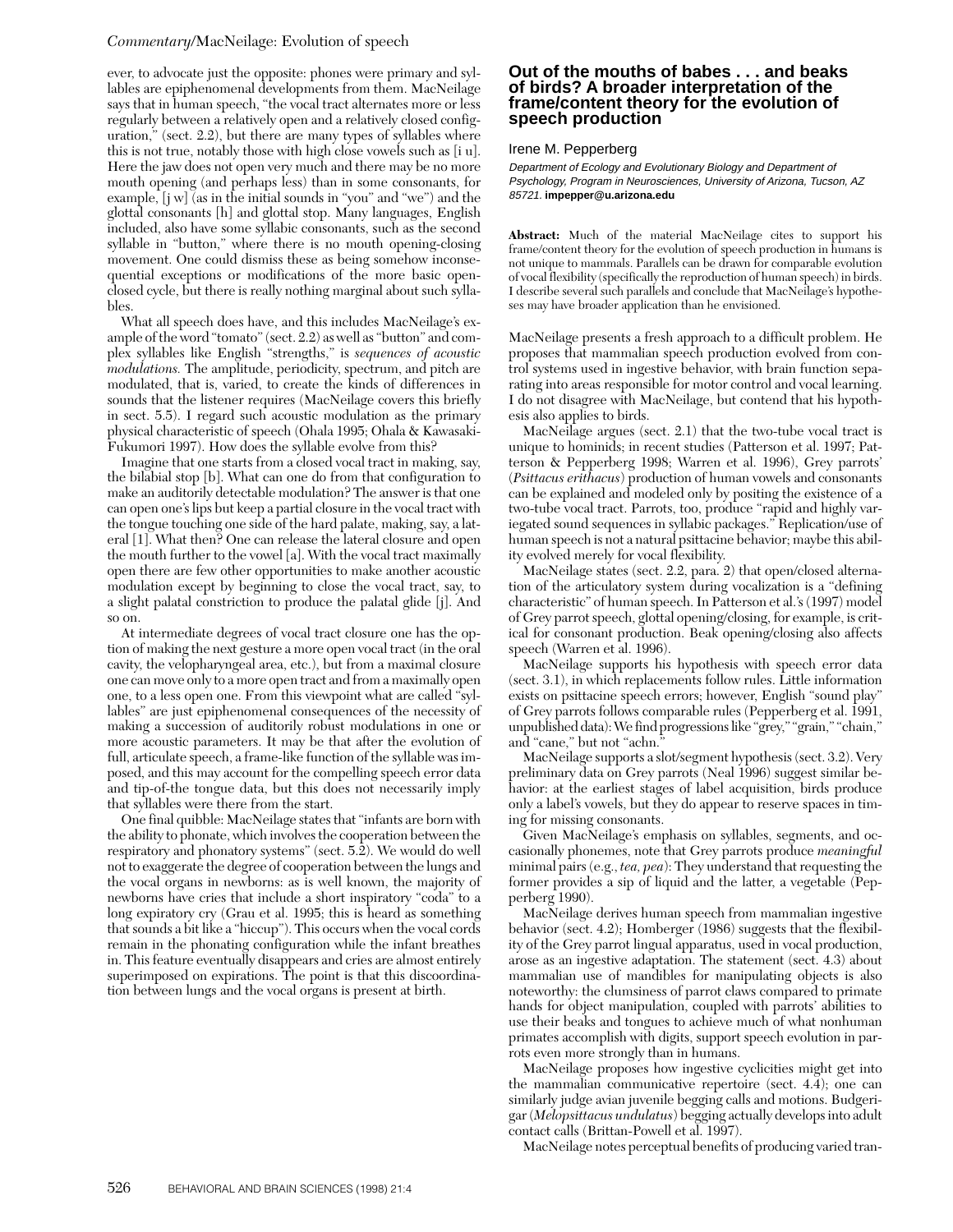ever, to advocate just the opposite: phones were primary and syllables are epiphenomenal developments from them. MacNeilage says that in human speech, "the vocal tract alternates more or less regularly between a relatively open and a relatively closed configuration," (sect. 2.2), but there are many types of syllables where this is not true, notably those with high close vowels such as [i u]. Here the jaw does not open very much and there may be no more mouth opening (and perhaps less) than in some consonants, for example, [j w] (as in the initial sounds in "you" and "we") and the glottal consonants [h] and glottal stop. Many languages, English included, also have some syllabic consonants, such as the second syllable in "button," where there is no mouth opening-closing movement. One could dismiss these as being somehow inconsequential exceptions or modifications of the more basic open-closed cycle, but there is really nothing marginal about such syllables.

What all speech does have, and this includes MacNeilage's example of the word "tomato" (sect. 2.2) as well as "button" and complex syllables like English "strengths," is *sequences of acoustic modulations.* The amplitude, periodicity, spectrum, and pitch are modulated, that is, varied, to create the kinds of differences in sounds that the listener requires (MacNeilage covers this briefly in sect. 5.5). I regard such acoustic modulation as the primary physical characteristic of speech (Ohala 1995; Ohala & Kawasaki-Fukumori 1997). How does the syllable evolve from this?

Imagine that one starts from a closed vocal tract in making, say, the bilabial stop [b]. What can one do from that configuration to make an auditorily detectable modulation? The answer is that one can open one's lips but keep a partial closure in the vocal tract with the tongue touching one side of the hard palate, making, say, a lateral [l]. What then? One can release the lateral closure and open the mouth further to the vowel [a]. With the vocal tract maximally open there are few other opportunities to make another acoustic modulation except by beginning to close the vocal tract, say, to a slight palatal constriction to produce the palatal glide [j]. And so on.

At intermediate degrees of vocal tract closure one has the option of making the next gesture a more open vocal tract (in the oral cavity, the velopharyngeal area, etc.), but from a maximal closure one can move only to a more open tract and from a maximally open one, to a less open one. From this viewpoint what are called "syllables" are just epiphenomenal consequences of the necessity of making a succession of auditorily robust modulations in one or more acoustic parameters. It may be that after the evolution of full, articulate speech, a frame-like function of the syllable was imposed, and this may account for the compelling speech error data and tip-of-the tongue data, but this does not necessarily imply that syllables were there from the start.

One final quibble: MacNeilage states that "infants are born with the ability to phonate, which involves the cooperation between the respiratory and phonatory systems" (sect. 5.2). We would do well not to exaggerate the degree of cooperation between the lungs and the vocal organs in newborns: as is well known, the majority of newborns have cries that include a short inspiratory "coda" to a long expiratory cry (Grau et al. 1995; this is heard as something that sounds a bit like a "hiccup"). This occurs when the vocal cords remain in the phonating configuration while the infant breathes in. This feature eventually disappears and cries are almost entirely superimposed on expirations. The point is that this discoordination between lungs and the vocal organs is present at birth.

## Out of the mouths of babes . . . and beaks of birds? A broader interpretation of the frame/content theory for the evolution of speech production

Irene M. Pepperberg

*Department of Ecology and Evolutionary Biology and Department of Psychology, Program in Neurosciences, University of Arizona, Tucson, AZ 85721.* **impepper@u.arizona.edu**

**Abstract:** Much of the material MacNeilage cites to support his frame/content theory for the evolution of speech production in humans is not unique to mammals. Parallels can be drawn for comparable evolution of vocal flexibility (specifically the reproduction of human speech) in birds. I describe several such parallels and conclude that MacNeilage's hypotheses may have broader application than he envisioned.

MacNeilage presents a fresh approach to a difficult problem. He proposes that mammalian speech production evolved from control systems used in ingestive behavior, with brain function separating into areas responsible for motor control and vocal learning. I do not disagree with MacNeilage, but contend that his hypothesis also applies to birds.

MacNeilage argues (sect. 2.1) that the two-tube vocal tract is unique to hominids; in recent studies (Patterson et al. 1997; Patterson & Pepperberg 1998; Warren et al. 1996), Grey parrots' (*Psittacus erithacus*) production of human vowels and consonants can be explained and modeled only by positing the existence of a two-tube vocal tract. Parrots, too, produce "rapid and highly variegated sound sequences in syllabic packages." Replication/use of human speech is not a natural psittacine behavior; maybe this ability evolved merely for vocal flexibility.

MacNeilage states (sect. 2.2, para. 2) that open/closed alternation of the articulatory system during vocalization is a "defining characteristic" of human speech. In Patterson et al.'s (1997) model of Grey parrot speech, glottal opening/closing, for example, is critical for consonant production. Beak opening/closing also affects speech (Warren et al. 1996).

MacNeilage supports his hypothesis with speech error data (sect. 3.1), in which replacements follow rules. Little information exists on psittacine speech errors; however, English "sound play" of Grey parrots follows comparable rules (Pepperberg et al. 1991, unpublished data): We find progressions like "grey," "grain," "chain," and "cane," but not "achn."

MacNeilage supports a slot/segment hypothesis (sect. 3.2). Very preliminary data on Grey parrots (Neal 1996) suggest similar behavior: at the earliest stages of label acquisition, birds produce only a label's vowels, but they do appear to reserve spaces in timing for missing consonants.

Given MacNeilage's emphasis on syllables, segments, and occasionally phonemes, note that Grey parrots produce *meaningful* minimal pairs (e.g., *tea, pea*): They understand that requesting the former provides a sip of liquid and the latter, a vegetable (Pepperberg 1990).

MacNeilage derives human speech from mammalian ingestive behavior (sect. 4.2); Homberger (1986) suggests that the flexibility of the Grey parrot lingual apparatus, used in vocal production, arose as an ingestive adaptation. The statement (sect. 4.3) about mammalian use of mandibles for manipulating objects is also noteworthy: the clumsiness of parrot claws compared to primate hands for object manipulation, coupled with parrots' abilities to use their beaks and tongues to achieve much of what nonhuman primates accomplish with digits, support speech evolution in parrots even more strongly than in humans.

MacNeilage proposes how ingestive cyclicities might get into the mammalian communicative repertoire (sect. 4.4); one can similarly judge avian juvenile begging calls and motions. Budgerigar (*Melopsittacus undulatus*) begging actually develops into adult contact calls (Brittan-Powell et al. 1997).

MacNeilage notes perceptual benefits of producing varied tran-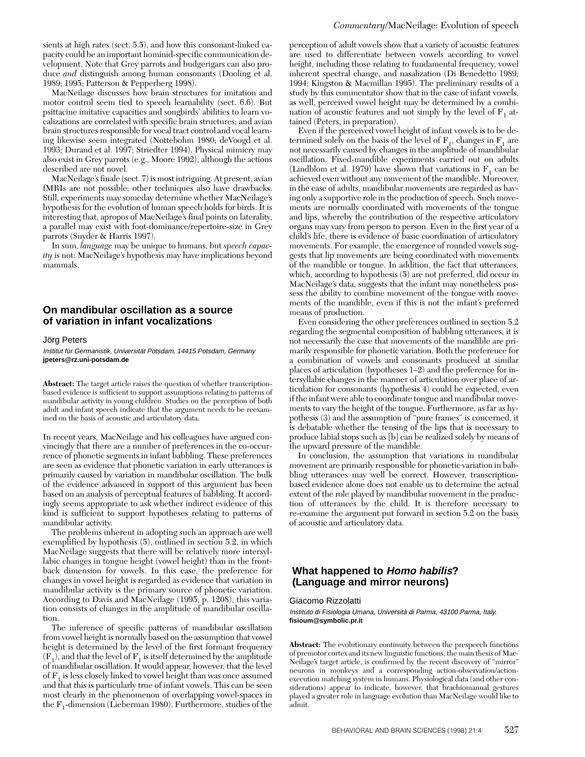sients at high rates (sect. 5.5), and how this consonant-linked capacity could be an important hominid-specific communication development. Note that Grey parrots and budgerigars can also produce *and* distinguish among human consonants (Dooling et al. 1989; 1995; Patterson & Pepperberg 1998).

MacNeilage discusses how brain structures for imitation and motor control seem tied to speech learnability (sect. 6.6). But psittacine imitative capacities and songbirds' abilities to learn vocalizations are correlated with specific brain structures; and avian brain structures responsible for vocal tract control and vocal learning likewise seem integrated (Nottebohm 1980; deVoogd et al. 1993; Durand et al. 1997; Striedter 1994). Physical mimicry may also exist in Grey parrots (e.g., Moore 1992), although the actions described are not novel.

MacNeilage's finale (sect. 7) is most intriguing. At present, avian fMRIs are not possible; other techniques also have drawbacks. Still, experiments may someday determine whether MacNeilage's hypothesis for the evolution of human speech holds for birds. It is interesting that, apropos of MacNeilage's final points on laterality, a parallel may exist with foot-dominance/repertoire-size in Grey parrots (Snyder & Harris 1997).

In sum, *language* may be unique to humans, but *speech capacity* is not: MacNeilage's hypothesis may have implications beyond mammals.

## On mandibular oscillation as a source of variation in infant vocalizations

Jörg Peters

*Institut für Germanistik, Universität Potsdam, 14415 Potsdam, Germany*
**jpeters@rz.uni-potsdam.de**

**Abstract:** The target article raises the question of whether transcription-based evidence is sufficient to support assumptions relating to patterns of mandibular activity in young children. Studies on the perception of both adult and infant speech indicate that the argument needs to be reexamined on the basis of acoustic and articulatory data.

In recent years, MacNeilage and his colleagues have argued convincingly that there are a number of preferences in the co-occurrence of phonetic segments in infant babbling. These preferences are seen as evidence that phonetic variation in early utterances is primarily caused by variation in mandibular oscillation. The bulk of the evidence advanced in support of this argument has been based on an analysis of perceptual features of babbling. It accordingly seems appropriate to ask whether indirect evidence of this kind is sufficient to support hypotheses relating to patterns of mandibular activity.

The problems inherent in adopting such an approach are well exemplified by hypothesis (5), outlined in section 5.2, in which MacNeilage suggests that there will be relatively more intersyllabic changes in tongue height (vowel height) than in the front-back dimension for vowels. In this case, the preference for changes in vowel height is regarded as evidence that variation in mandibular activity is the primary source of phonetic variation. According to Davis and MacNeilage (1995, p. 1208), this variation consists of changes in the amplitude of mandibular oscillation.

The inference of specific patterns of mandibular oscillation from vowel height is normally based on the assumption that vowel height is determined by the level of the first formant frequency ($F_1$), and that the level of $F_1$ is itself determined by the amplitude of mandibular oscillation. It would appear, however, that the level of $F_1$ is less closely linked to vowel height than was once assumed and that this is particularly true of infant vowels. This can be seen most clearly in the phenomenon of overlapping vowel-spaces in the $F_1$-dimension (Lieberman 1980). Furthermore, studies of the perception of adult vowels show that a variety of acoustic features are used to differentiate between vowels according to vowel height, including those relating to fundamental frequency, vowel inherent spectral change, and nasalization (Di Benedetto 1989; 1994; Kingston & Macmillan 1995). The preliminary results of a study by this commentator show that in the case of infant vowels, as well, perceived vowel height may be determined by a combination of acoustic features and not simply by the level of $F_1$ attained (Peters, in preparation).

Even if the perceived vowel height of infant vowels is to be determined solely on the basis of the level of $F_1$, changes in $F_1$ are not necessarily caused by changes in the amplitude of mandibular oscillation. Fixed-mandible experiments carried out on adults (Lindblom et al. 1979) have shown that variations in $F_1$ can be achieved even without any movement of the mandible. Moreover, in the case of adults, mandibular movements are regarded as having only a supportive role in the production of speech. Such movements are normally coordinated with movements of the tongue and lips, whereby the contribution of the respective articulatory organs may vary from person to person. Even in the first year of a child's life, there is evidence of basic coordination of articulatory movements. For example, the emergence of rounded vowels suggests that lip movements are being coordinated with movements of the mandible or tongue. In addition, the fact that utterances, which, according to hypothesis (5) are not preferred, did occur in MacNeilage's data, suggests that the infant may nonetheless possess the ability to combine movement of the tongue with movements of the mandible, even if this is not the infant's preferred means of production.

Even considering the other preferences outlined in section 5.2 regarding the segmental composition of babbling utterances, it is not necessarily the case that movements of the mandible are primarily responsible for phonetic variation. Both the preference for a combination of vowels and consonants produced at similar places of articulation (hypotheses 1–2) and the preference for intersyllabic changes in the manner of articulation over place of articulation for consonants (hypothesis 4) could be expected, even if the infant were able to coordinate tongue and mandibular movements to vary the height of the tongue. Furthermore, as far as hypothesis (3) and the assumption of "pure frames" is concerned, it is debatable whether the tensing of the lips that is necessary to produce labial stops such as [b] can be realized solely by means of the upward pressure of the mandible.

In conclusion, the assumption that variations in mandibular movement are primarily responsible for phonetic variation in babbling utterances may well be correct. However, transcription-based evidence alone does not enable us to determine the actual extent of the role played by mandibular movement in the production of utterances by the child. It is therefore necessary to re-examine the argument put forward in section 5.2 on the basis of acoustic and articulatory data.

## What happened to *Homo habilis*? (Language and mirror neurons)

Giacomo Rizzolatti

*Instituto di Fisiologia Umana, Università di Parma, 43100 Parma, Italy.*
**fisioum@symbolic.pr.it**

**Abstract:** The evolutionary continuity between the prespeech functions of premotor cortex and its new linguistic functions, the main thesis of MacNeilage's target article, is confirmed by the recent discovery of "mirror" neurons in monkeys and a corresponding action-observation/action-execution matching system in humans. Physiological data (and other considerations) appear to indicate, however, that brachiomanual gestures played a greater role in language evolution than MacNeilage would like to admit.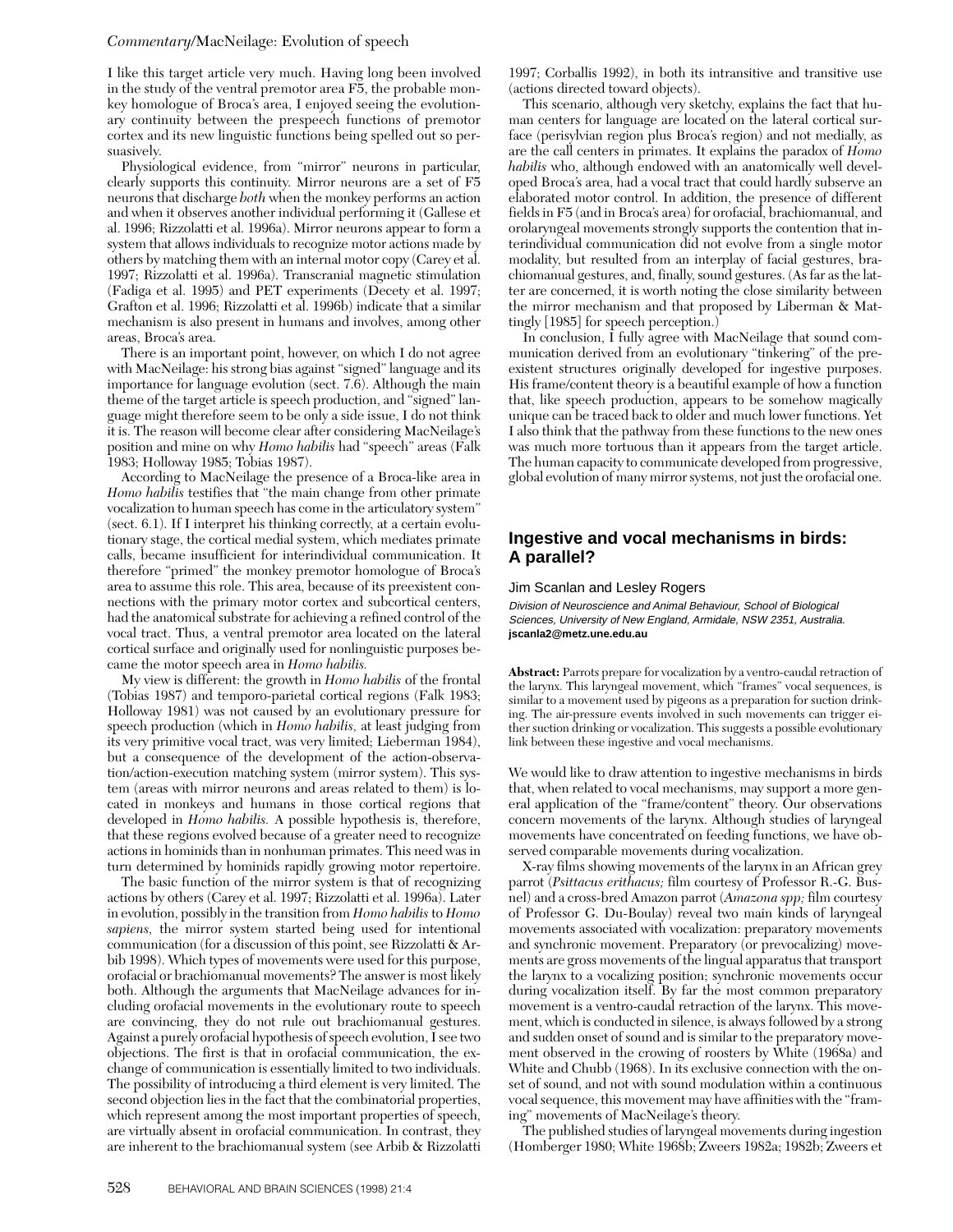I like this target article very much. Having long been involved in the study of the ventral premotor area F5, the probable monkey homologue of Broca's area, I enjoyed seeing the evolutionary continuity between the prespeech functions of premotor cortex and its new linguistic functions being spelled out so persuasively.

Physiological evidence, from "mirror" neurons in particular, clearly supports this continuity. Mirror neurons are a set of F5 neurons that discharge *both* when the monkey performs an action and when it observes another individual performing it (Gallese et al. 1996; Rizzolatti et al. 1996a). Mirror neurons appear to form a system that allows individuals to recognize motor actions made by others by matching them with an internal motor copy (Carey et al. 1997; Rizzolatti et al. 1996a). Transcranial magnetic stimulation (Fadiga et al. 1995) and PET experiments (Decety et al. 1997; Grafton et al. 1996; Rizzolatti et al. 1996b) indicate that a similar mechanism is also present in humans and involves, among other areas, Broca's area.

There is an important point, however, on which I do not agree with MacNeilage: his strong bias against "signed" language and its importance for language evolution (sect. 7.6). Although the main theme of the target article is speech production, and "signed" language might therefore seem to be only a side issue, I do not think it is. The reason will become clear after considering MacNeilage's position and mine on why *Homo habilis* had "speech" areas (Falk 1983; Holloway 1985; Tobias 1987).

According to MacNeilage the presence of a Broca-like area in *Homo habilis* testifies that "the main change from other primate vocalization to human speech has come in the articulatory system" (sect. 6.1). If I interpret his thinking correctly, at a certain evolutionary stage, the cortical medial system, which mediates primate calls, became insufficient for interindividual communication. It therefore "primed" the monkey premotor homologue of Broca's area to assume this role. This area, because of its preexistent connections with the primary motor cortex and subcortical centers, had the anatomical substrate for achieving a refined control of the vocal tract. Thus, a ventral premotor area located on the lateral cortical surface and originally used for nonlinguistic purposes became the motor speech area in *Homo habilis.*

My view is different: the growth in *Homo habilis* of the frontal (Tobias 1987) and temporo-parietal cortical regions (Falk 1983; Holloway 1981) was not caused by an evolutionary pressure for speech production (which in *Homo habilis,* at least judging from its very primitive vocal tract, was very limited; Lieberman 1984), but a consequence of the development of the action-observation/action-execution matching system (mirror system). This system (areas with mirror neurons and areas related to them) is located in monkeys and humans in those cortical regions that developed in *Homo habilis.* A possible hypothesis is, therefore, that these regions evolved because of a greater need to recognize actions in hominids than in nonhuman primates. This need was in turn determined by hominids rapidly growing motor repertoire.

The basic function of the mirror system is that of recognizing actions by others (Carey et al. 1997; Rizzolatti et al. 1996a). Later in evolution, possibly in the transition from *Homo habilis* to *Homo sapiens,* the mirror system started being used for intentional communication (for a discussion of this point, see Rizzolatti & Arbib 1998). Which types of movements were used for this purpose, orofacial or brachiomanual movements? The answer is most likely both. Although the arguments that MacNeilage advances for including orofacial movements in the evolutionary route to speech are convincing, they do not rule out brachiomanual gestures. Against a purely orofacial hypothesis of speech evolution, I see two objections. The first is that in orofacial communication, the exchange of communication is essentially limited to two individuals. The possibility of introducing a third element is very limited. The second objection lies in the fact that the combinatorial properties, which represent among the most important properties of speech, are virtually absent in orofacial communication. In contrast, they are inherent to the brachiomanual system (see Arbib & Rizzolatti 1997; Corballis 1992), in both its intransitive and transitive use (actions directed toward objects).

This scenario, although very sketchy, explains the fact that human centers for language are located on the lateral cortical surface (perisylvian region plus Broca's region) and not medially, as are the call centers in primates. It explains the paradox of *Homo habilis* who, although endowed with an anatomically well developed Broca's area, had a vocal tract that could hardly subserve an elaborated motor control. In addition, the presence of different fields in F5 (and in Broca's area) for orofacial, brachiomanual, and orolaryngeal movements strongly supports the contention that interindividual communication did not evolve from a single motor modality, but resulted from an interplay of facial gestures, brachiomanual gestures, and, finally, sound gestures. (As far as the latter are concerned, it is worth noting the close similarity between the mirror mechanism and that proposed by Liberman & Mattingly [1985] for speech perception.)

In conclusion, I fully agree with MacNeilage that sound communication derived from an evolutionary "tinkering" of the preexistent structures originally developed for ingestive purposes. His frame/content theory is a beautiful example of how a function that, like speech production, appears to be somehow magically unique can be traced back to older and much lower functions. Yet I also think that the pathway from these functions to the new ones was much more tortuous than it appears from the target article. The human capacity to communicate developed from progressive, global evolution of many mirror systems, not just the orofacial one.

## Ingestive and vocal mechanisms in birds: A parallel?

Jim Scanlan and Lesley Rogers

*Division of Neuroscience and Animal Behaviour, School of Biological Sciences, University of New England, Armidale, NSW 2351, Australia.*
**jscanla2@metz.une.edu.au**

**Abstract:** Parrots prepare for vocalization by a ventro-caudal retraction of the larynx. This laryngeal movement, which "frames" vocal sequences, is similar to a movement used by pigeons as a preparation for suction drinking. The air-pressure events involved in such movements can trigger either suction drinking or vocalization. This suggests a possible evolutionary link between these ingestive and vocal mechanisms.

We would like to draw attention to ingestive mechanisms in birds that, when related to vocal mechanisms, may support a more general application of the "frame/content" theory. Our observations concern movements of the larynx. Although studies of laryngeal movements have concentrated on feeding functions, we have observed comparable movements during vocalization.

X-ray films showing movements of the larynx in an African grey parrot (*Psittacus erithacus;* film courtesy of Professor R.-G. Busnel) and a cross-bred Amazon parrot (*Amazona spp;* film courtesy of Professor G. Du-Boulay) reveal two main kinds of laryngeal movements associated with vocalization: preparatory movements and synchronic movement. Preparatory (or prevocalizing) movements are gross movements of the lingual apparatus that transport the larynx to a vocalizing position; synchronic movements occur during vocalization itself. By far the most common preparatory movement is a ventro-caudal retraction of the larynx. This movement, which is conducted in silence, is always followed by a strong and sudden onset of sound and is similar to the preparatory movement observed in the crowing of roosters by White (1968a) and White and Chubb (1968). In its exclusive connection with the onset of sound, and not with sound modulation within a continuous vocal sequence, this movement may have affinities with the "framing" movements of MacNeilage's theory.

The published studies of laryngeal movements during ingestion (Homberger 1980; White 1968b; Zweers 1982a; 1982b; Zweers et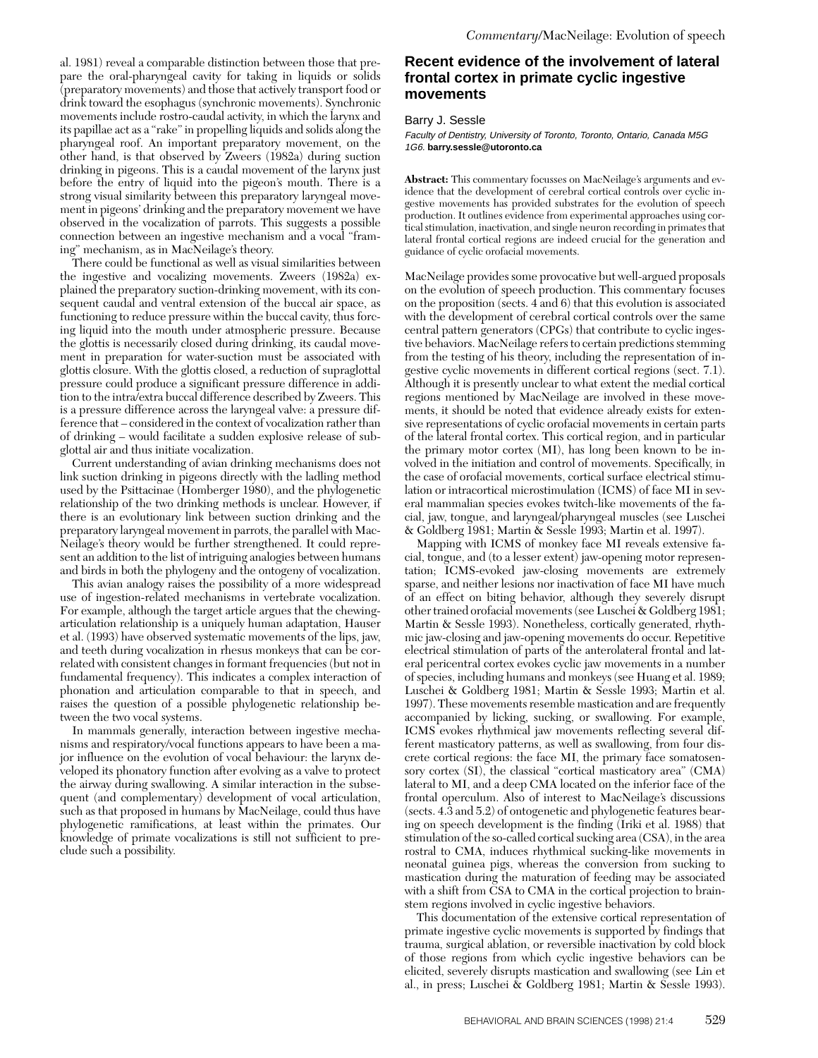al. 1981) reveal a comparable distinction between those that prepare the oral-pharyngeal cavity for taking in liquids or solids (preparatory movements) and those that actively transport food or drink toward the esophagus (synchronic movements). Synchronic movements include rostro-caudal activity, in which the larynx and its papillae act as a "rake" in propelling liquids and solids along the pharyngeal roof. An important preparatory movement, on the other hand, is that observed by Zweers (1982a) during suction drinking in pigeons. This is a caudal movement of the larynx just before the entry of liquid into the pigeon's mouth. There is a strong visual similarity between this preparatory laryngeal movement in pigeons' drinking and the preparatory movement we have observed in the vocalization of parrots. This suggests a possible connection between an ingestive mechanism and a vocal "framing" mechanism, as in MacNeilage's theory.

There could be functional as well as visual similarities between the ingestive and vocalizing movements. Zweers (1982a) explained the preparatory suction-drinking movement, with its consequent caudal and ventral extension of the buccal air space, as functioning to reduce pressure within the buccal cavity, thus forcing liquid into the mouth under atmospheric pressure. Because the glottis is necessarily closed during drinking, its caudal movement in preparation for water-suction must be associated with glottis closure. With the glottis closed, a reduction of supraglottal pressure could produce a significant pressure difference in addition to the intra/extra buccal difference described by Zweers. This is a pressure difference across the laryngeal valve: a pressure difference that – considered in the context of vocalization rather than of drinking – would facilitate a sudden explosive release of subglottal air and thus initiate vocalization.

Current understanding of avian drinking mechanisms does not link suction drinking in pigeons directly with the ladling method used by the Psittacinae (Homberger 1980), and the phylogenetic relationship of the two drinking methods is unclear. However, if there is an evolutionary link between suction drinking and the preparatory laryngeal movement in parrots, the parallel with MacNeilage's theory would be further strengthened. It could represent an addition to the list of intriguing analogies between humans and birds in both the phylogeny and the ontogeny of vocalization.

This avian analogy raises the possibility of a more widespread use of ingestion-related mechanisms in vertebrate vocalization. For example, although the target article argues that the chewing-articulation relationship is a uniquely human adaptation, Hauser et al. (1993) have observed systematic movements of the lips, jaw, and teeth during vocalization in rhesus monkeys that can be correlated with consistent changes in formant frequencies (but not in fundamental frequency). This indicates a complex interaction of phonation and articulation comparable to that in speech, and raises the question of a possible phylogenetic relationship between the two vocal systems.

In mammals generally, interaction between ingestive mechanisms and respiratory/vocal functions appears to have been a major influence on the evolution of vocal behaviour: the larynx developed its phonatory function after evolving as a valve to protect the airway during swallowing. A similar interaction in the subsequent (and complementary) development of vocal articulation, such as that proposed in humans by MacNeilage, could thus have phylogenetic ramifications, at least within the primates. Our knowledge of primate vocalizations is still not sufficient to preclude such a possibility.

## Recent evidence of the involvement of lateral frontal cortex in primate cyclic ingestive movements

Barry J. Sessle

*Faculty of Dentistry, University of Toronto, Toronto, Ontario, Canada M5G 1G6.* **barry.sessle@utoronto.ca**

**Abstract:** This commentary focusses on MacNeilage's arguments and evidence that the development of cerebral cortical controls over cyclic ingestive movements has provided substrates for the evolution of speech production. It outlines evidence from experimental approaches using cortical stimulation, inactivation, and single neuron recording in primates that lateral frontal cortical regions are indeed crucial for the generation and guidance of cyclic orofacial movements.

MacNeilage provides some provocative but well-argued proposals on the evolution of speech production. This commentary focuses on the proposition (sects. 4 and 6) that this evolution is associated with the development of cerebral cortical controls over the same central pattern generators (CPGs) that contribute to cyclic ingestive behaviors. MacNeilage refers to certain predictions stemming from the testing of his theory, including the representation of ingestive cyclic movements in different cortical regions (sect. 7.1). Although it is presently unclear to what extent the medial cortical regions mentioned by MacNeilage are involved in these movements, it should be noted that evidence already exists for extensive representations of cyclic orofacial movements in certain parts of the lateral frontal cortex. This cortical region, and in particular the primary motor cortex (MI), has long been known to be involved in the initiation and control of movements. Specifically, in the case of orofacial movements, cortical surface electrical stimulation or intracortical microstimulation (ICMS) of face MI in several mammalian species evokes twitch-like movements of the facial, jaw, tongue, and laryngeal/pharyngeal muscles (see Luschei & Goldberg 1981; Martin & Sessle 1993; Martin et al. 1997).

Mapping with ICMS of monkey face MI reveals extensive facial, tongue, and (to a lesser extent) jaw-opening motor representation; ICMS-evoked jaw-closing movements are extremely sparse, and neither lesions nor inactivation of face MI have much of an effect on biting behavior, although they severely disrupt other trained orofacial movements (see Luschei & Goldberg 1981; Martin & Sessle 1993). Nonetheless, cortically generated, rhythmic jaw-closing and jaw-opening movements do occur. Repetitive electrical stimulation of parts of the anterolateral frontal and lateral pericentral cortex evokes cyclic jaw movements in a number of species, including humans and monkeys (see Huang et al. 1989; Luschei & Goldberg 1981; Martin & Sessle 1993; Martin et al. 1997). These movements resemble mastication and are frequently accompanied by licking, sucking, or swallowing. For example, ICMS evokes rhythmical jaw movements reflecting several different masticatory patterns, as well as swallowing, from four discrete cortical regions: the face MI, the primary face somatosensory cortex (SI), the classical "cortical masticatory area" (CMA) lateral to MI, and a deep CMA located on the inferior face of the frontal operculum. Also of interest to MacNeilage's discussions (sects. 4.3 and 5.2) of ontogenetic and phylogenetic features bearing on speech development is the finding (Iriki et al. 1988) that stimulation of the so-called cortical sucking area (CSA), in the area rostral to CMA, induces rhythmical sucking-like movements in neonatal guinea pigs, whereas the conversion from sucking to mastication during the maturation of feeding may be associated with a shift from CSA to CMA in the cortical projection to brainstem regions involved in cyclic ingestive behaviors.

This documentation of the extensive cortical representation of primate ingestive cyclic movements is supported by findings that trauma, surgical ablation, or reversible inactivation by cold block of those regions from which cyclic ingestive behaviors can be elicited, severely disrupts mastication and swallowing (see Lin et al., in press; Luschei & Goldberg 1981; Martin & Sessle 1993).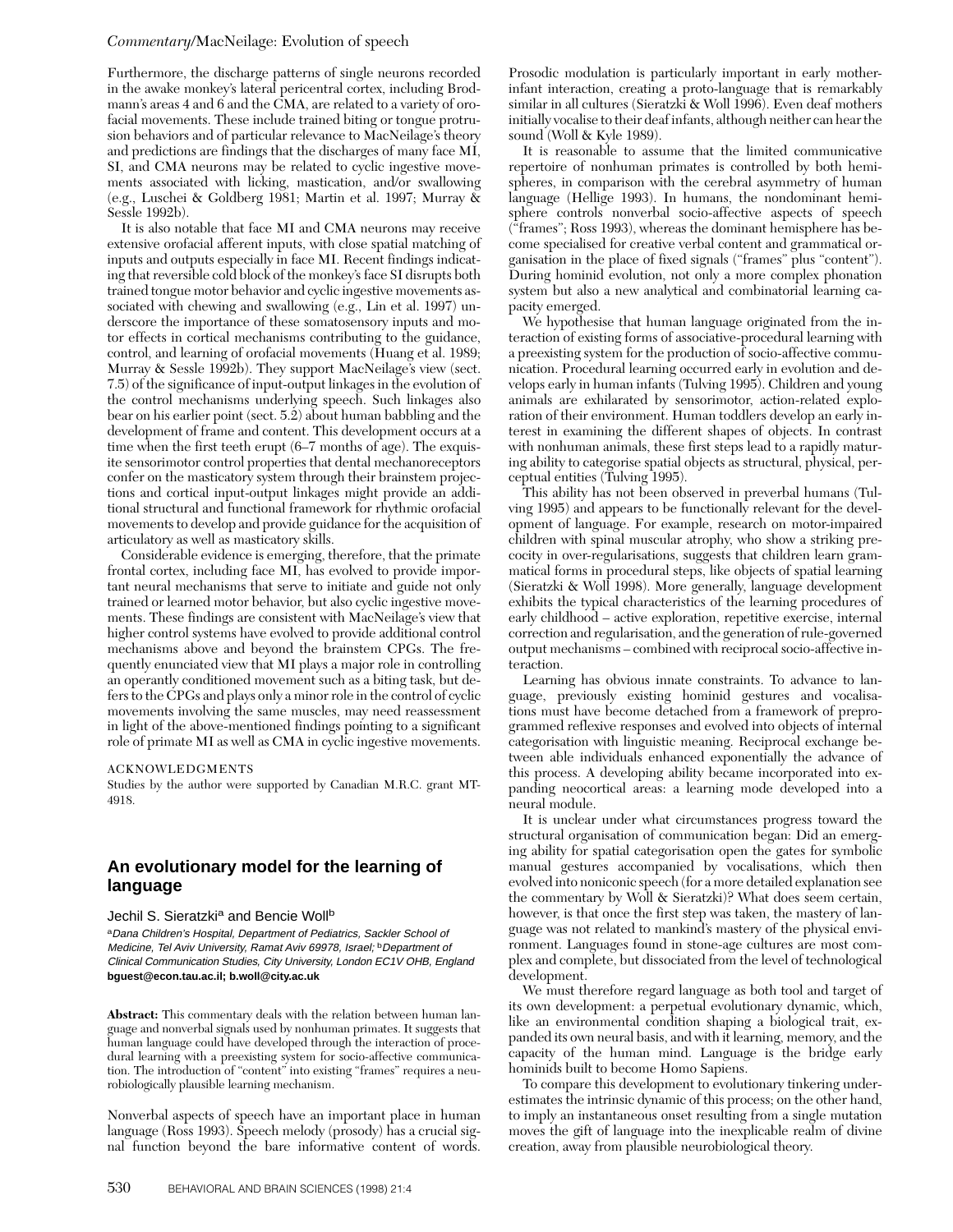Furthermore, the discharge patterns of single neurons recorded in the awake monkey's lateral pericentral cortex, including Brodmann's areas 4 and 6 and the CMA, are related to a variety of orofacial movements. These include trained biting or tongue protrusion behaviors and of particular relevance to MacNeilage's theory and predictions are findings that the discharges of many face MI, SI, and CMA neurons may be related to cyclic ingestive movements associated with licking, mastication, and/or swallowing (e.g., Luschei & Goldberg 1981; Martin et al. 1997; Murray & Sessle 1992b).

It is also notable that face MI and CMA neurons may receive extensive orofacial afferent inputs, with close spatial matching of inputs and outputs especially in face MI. Recent findings indicating that reversible cold block of the monkey's face SI disrupts both trained tongue motor behavior and cyclic ingestive movements associated with chewing and swallowing (e.g., Lin et al. 1997) underscore the importance of these somatosensory inputs and motor effects in cortical mechanisms contributing to the guidance, control, and learning of orofacial movements (Huang et al. 1989; Murray & Sessle 1992b). They support MacNeilage's view (sect. 7.5) of the significance of input-output linkages in the evolution of the control mechanisms underlying speech. Such linkages also bear on his earlier point (sect. 5.2) about human babbling and the development of frame and content. This development occurs at a time when the first teeth erupt (6–7 months of age). The exquisite sensorimotor control properties that dental mechanoreceptors confer on the masticatory system through their brainstem projections and cortical input-output linkages might provide an additional structural and functional framework for rhythmic orofacial movements to develop and provide guidance for the acquisition of articulatory as well as masticatory skills.

Considerable evidence is emerging, therefore, that the primate frontal cortex, including face MI, has evolved to provide important neural mechanisms that serve to initiate and guide not only trained or learned motor behavior, but also cyclic ingestive movements. These findings are consistent with MacNeilage's view that higher control systems have evolved to provide additional control mechanisms above and beyond the brainstem CPGs. The frequently enunciated view that MI plays a major role in controlling an operantly conditioned movement such as a biting task, but defers to the CPGs and plays only a minor role in the control of cyclic movements involving the same muscles, may need reassessment in light of the above-mentioned findings pointing to a significant role of primate MI as well as CMA in cyclic ingestive movements.

ACKNOWLEDGMENTS

Studies by the author were supported by Canadian M.R.C. grant MT-4918.

## An evolutionary model for the learning of language

Jechil S. Sieratzki[a] and Bencie Woll[b]

[a]*Dana Children's Hospital, Department of Pediatrics, Sackler School of Medicine, Tel Aviv University, Ramat Aviv 69978, Israel;* [b]*Department of Clinical Communication Studies, City University, London EC1V OHB, England*
**bguest@econ.tau.ac.il; b.woll@city.ac.uk**

**Abstract:** This commentary deals with the relation between human language and nonverbal signals used by nonhuman primates. It suggests that human language could have developed through the interaction of procedural learning with a preexisting system for socio-affective communication. The introduction of "content" into existing "frames" requires a neurobiologically plausible learning mechanism.

Nonverbal aspects of speech have an important place in human language (Ross 1993). Speech melody (prosody) has a crucial signal function beyond the bare informative content of words. Prosodic modulation is particularly important in early mother-infant interaction, creating a proto-language that is remarkably similar in all cultures (Sieratzki & Woll 1996). Even deaf mothers initially vocalise to their deaf infants, although neither can hear the sound (Woll & Kyle 1989).

It is reasonable to assume that the limited communicative repertoire of nonhuman primates is controlled by both hemispheres, in comparison with the cerebral asymmetry of human language (Hellige 1993). In humans, the nondominant hemisphere controls nonverbal socio-affective aspects of speech ("frames"; Ross 1993), whereas the dominant hemisphere has become specialised for creative verbal content and grammatical organisation in the place of fixed signals ("frames" plus "content"). During hominid evolution, not only a more complex phonation system but also a new analytical and combinatorial learning capacity emerged.

We hypothesise that human language originated from the interaction of existing forms of associative-procedural learning with a preexisting system for the production of socio-affective communication. Procedural learning occurred early in evolution and develops early in human infants (Tulving 1995). Children and young animals are exhilarated by sensorimotor, action-related exploration of their environment. Human toddlers develop an early interest in examining the different shapes of objects. In contrast with nonhuman animals, these first steps lead to a rapidly maturing ability to categorise spatial objects as structural, physical, perceptual entities (Tulving 1995).

This ability has not been observed in preverbal humans (Tulving 1995) and appears to be functionally relevant for the development of language. For example, research on motor-impaired children with spinal muscular atrophy, who show a striking precocity in over-regularisations, suggests that children learn grammatical forms in procedural steps, like objects of spatial learning (Sieratzki & Woll 1998). More generally, language development exhibits the typical characteristics of the learning procedures of early childhood – active exploration, repetitive exercise, internal correction and regularisation, and the generation of rule-governed output mechanisms – combined with reciprocal socio-affective interaction.

Learning has obvious innate constraints. To advance to language, previously existing hominid gestures and vocalisations must have become detached from a framework of preprogrammed reflexive responses and evolved into objects of internal categorisation with linguistic meaning. Reciprocal exchange between able individuals enhanced exponentially the advance of this process. A developing ability became incorporated into expanding neocortical areas: a learning mode developed into a neural module.

It is unclear under what circumstances progress toward the structural organisation of communication began: Did an emerging ability for spatial categorisation open the gates for symbolic manual gestures accompanied by vocalisations, which then evolved into noniconic speech (for a more detailed explanation see the commentary by Woll & Sieratzki)? What does seem certain, however, is that once the first step was taken, the mastery of language was not related to mankind's mastery of the physical environment. Languages found in stone-age cultures are most complex and complete, but dissociated from the level of technological development.

We must therefore regard language as both tool and target of its own development: a perpetual evolutionary dynamic, which, like an environmental condition shaping a biological trait, expanded its own neural basis, and with it learning, memory, and the capacity of the human mind. Language is the bridge early hominids built to become Homo Sapiens.

To compare this development to evolutionary tinkering underestimates the intrinsic dynamic of this process; on the other hand, to imply an instantaneous onset resulting from a single mutation moves the gift of language into the inexplicable realm of divine creation, away from plausible neurobiological theory.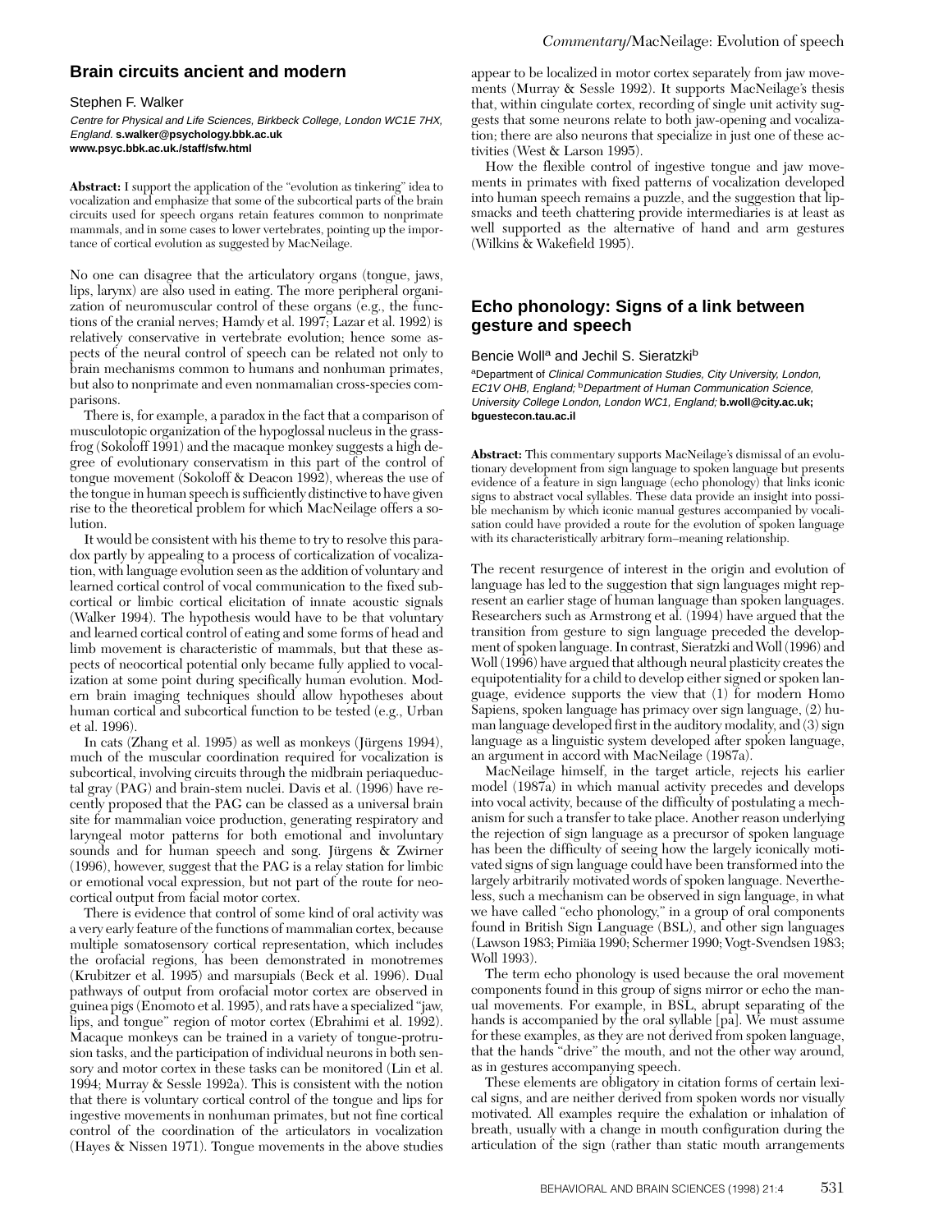## Brain circuits ancient and modern

Stephen F. Walker

*Centre for Physical and Life Sciences, Birkbeck College, London WC1E 7HX, England.* **s.walker@psychology.bbk.ac.uk**
**www.psyc.bbk.ac.uk./staff/sfw.html**

**Abstract:** I support the application of the "evolution as tinkering" idea to vocalization and emphasize that some of the subcortical parts of the brain circuits used for speech organs retain features common to nonprimate mammals, and in some cases to lower vertebrates, pointing up the importance of cortical evolution as suggested by MacNeilage.

No one can disagree that the articulatory organs (tongue, jaws, lips, larynx) are also used in eating. The more peripheral organization of neuromuscular control of these organs (e.g., the functions of the cranial nerves; Hamdy et al. 1997; Lazar et al. 1992) is relatively conservative in vertebrate evolution; hence some aspects of the neural control of speech can be related not only to brain mechanisms common to humans and nonhuman primates, but also to nonprimate and even nonmamalian cross-species comparisons.

There is, for example, a paradox in the fact that a comparison of musculotopic organization of the hypoglossal nucleus in the grassfrog (Sokoloff 1991) and the macaque monkey suggests a high degree of evolutionary conservatism in this part of the control of tongue movement (Sokoloff & Deacon 1992), whereas the use of the tongue in human speech is sufficiently distinctive to have given rise to the theoretical problem for which MacNeilage offers a solution.

It would be consistent with his theme to try to resolve this paradox partly by appealing to a process of corticalization of vocalization, with language evolution seen as the addition of voluntary and learned cortical control of vocal communication to the fixed subcortical or limbic cortical elicitation of innate acoustic signals (Walker 1994). The hypothesis would have to be that voluntary and learned cortical control of eating and some forms of head and limb movement is characteristic of mammals, but that these aspects of neocortical potential only became fully applied to vocalization at some point during specifically human evolution. Modern brain imaging techniques should allow hypotheses about human cortical and subcortical function to be tested (e.g., Urban et al. 1996).

In cats (Zhang et al. 1995) as well as monkeys (Jürgens 1994), much of the muscular coordination required for vocalization is subcortical, involving circuits through the midbrain periaqueductal gray (PAG) and brain-stem nuclei. Davis et al. (1996) have recently proposed that the PAG can be classed as a universal brain site for mammalian voice production, generating respiratory and laryngeal motor patterns for both emotional and involuntary sounds and for human speech and song. Jürgens & Zwirner (1996), however, suggest that the PAG is a relay station for limbic or emotional vocal expression, but not part of the route for neocortical output from facial motor cortex.

There is evidence that control of some kind of oral activity was a very early feature of the functions of mammalian cortex, because multiple somatosensory cortical representation, which includes the orofacial regions, has been demonstrated in monotremes (Krubitzer et al. 1995) and marsupials (Beck et al. 1996). Dual pathways of output from orofacial motor cortex are observed in guinea pigs (Enomoto et al. 1995), and rats have a specialized "jaw, lips, and tongue" region of motor cortex (Ebrahimi et al. 1992). Macaque monkeys can be trained in a variety of tongue-protrusion tasks, and the participation of individual neurons in both sensory and motor cortex in these tasks can be monitored (Lin et al. 1994; Murray & Sessle 1992a). This is consistent with the notion that there is voluntary cortical control of the tongue and lips for ingestive movements in nonhuman primates, but not fine cortical control of the coordination of the articulators in vocalization (Hayes & Nissen 1971). Tongue movements in the above studies appear to be localized in motor cortex separately from jaw movements (Murray & Sessle 1992). It supports MacNeilage's thesis that, within cingulate cortex, recording of single unit activity suggests that some neurons relate to both jaw-opening and vocalization; there are also neurons that specialize in just one of these activities (West & Larson 1995).

How the flexible control of ingestive tongue and jaw movements in primates with fixed patterns of vocalization developed into human speech remains a puzzle, and the suggestion that lipsmacks and teeth chattering provide intermediaries is at least as well supported as the alternative of hand and arm gestures (Wilkins & Wakefield 1995).

## Echo phonology: Signs of a link between gesture and speech

Bencie Woll[a] and Jechil S. Sieratzki[b]

[a]*Department of Clinical Communication Studies, City University, London, EC1V OHB, England;* [b]*Department of Human Communication Science, University College London, London WC1, England;* **b.woll@city.ac.uk; bguestecon.tau.ac.il**

**Abstract:** This commentary supports MacNeilage's dismissal of an evolutionary development from sign language to spoken language but presents evidence of a feature in sign language (echo phonology) that links iconic signs to abstract vocal syllables. These data provide an insight into possible mechanism by which iconic manual gestures accompanied by vocalisation could have provided a route for the evolution of spoken language with its characteristically arbitrary form–meaning relationship.

The recent resurgence of interest in the origin and evolution of language has led to the suggestion that sign languages might represent an earlier stage of human language than spoken languages. Researchers such as Armstrong et al. (1994) have argued that the transition from gesture to sign language preceded the development of spoken language. In contrast, Sieratzki and Woll (1996) and Woll (1996) have argued that although neural plasticity creates the equipotentiality for a child to develop either signed or spoken language, evidence supports the view that (1) for modern Homo Sapiens, spoken language has primacy over sign language, (2) human language developed first in the auditory modality, and (3) sign language as a linguistic system developed after spoken language, an argument in accord with MacNeilage (1987a).

MacNeilage himself, in the target article, rejects his earlier model (1987a) in which manual activity precedes and develops into vocal activity, because of the difficulty of postulating a mechanism for such a transfer to take place. Another reason underlying the rejection of sign language as a precursor of spoken language has been the difficulty of seeing how the largely iconically motivated signs of sign language could have been transformed into the largely arbitrarily motivated words of spoken language. Nevertheless, such a mechanism can be observed in sign language, in what we have called "echo phonology," in a group of oral components found in British Sign Language (BSL), and other sign languages (Lawson 1983; Pimiäa 1990; Schermer 1990; Vogt-Svendsen 1983; Woll 1993).

The term echo phonology is used because the oral movement components found in this group of signs mirror or echo the manual movements. For example, in BSL, abrupt separating of the hands is accompanied by the oral syllable [pa]. We must assume for these examples, as they are not derived from spoken language, that the hands "drive" the mouth, and not the other way around, as in gestures accompanying speech.

These elements are obligatory in citation forms of certain lexical signs, and are neither derived from spoken words nor visually motivated. All examples require the exhalation or inhalation of breath, usually with a change in mouth configuration during the articulation of the sign (rather than static mouth arrangements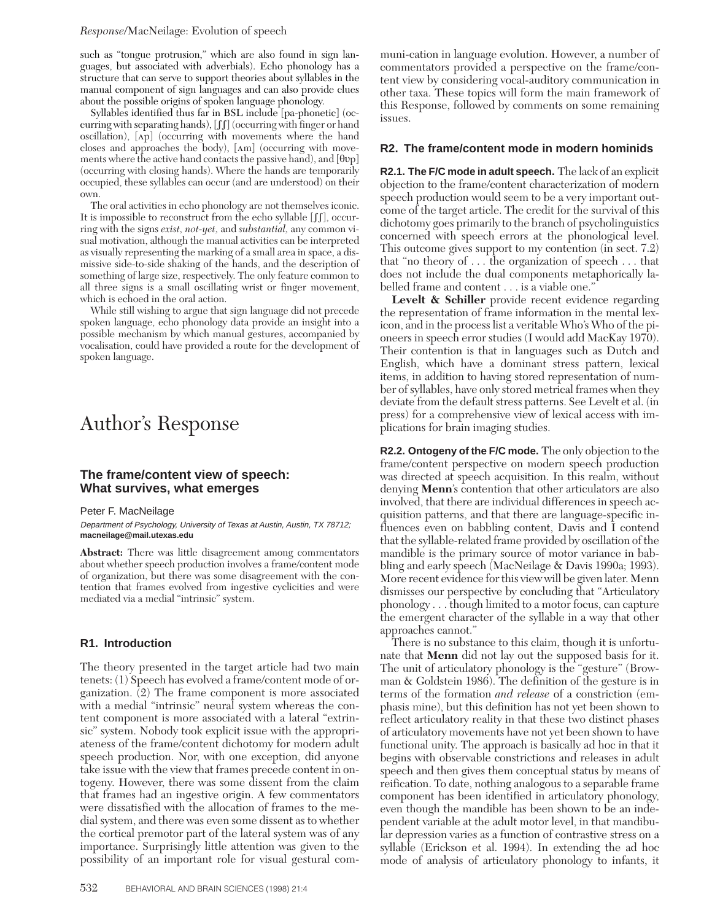such as "tongue protrusion," which are also found in sign languages, but associated with adverbials). Echo phonology has a structure that can serve to support theories about syllables in the manual component of sign languages and can also provide clues about the possible origins of spoken language phonology.

Syllables identified thus far in BSL include [pa-phonetic] (occurring with separating hands), [ʃʃ] (occurring with finger or hand oscillation), [ʌp] (occurring with movements where the hand closes and approaches the body), [ʌm] (occurring with movements where the active hand contacts the passive hand), and [θʊp] (occurring with closing hands). Where the hands are temporarily occupied, these syllables can occur (and are understood) on their own.

The oral activities in echo phonology are not themselves iconic. It is impossible to reconstruct from the echo syllable [ʃʃ], occurring with the signs *exist*, *not-yet*, and *substantial*, any common visual motivation, although the manual activities can be interpreted as visually representing the marking of a small area in space, a dismissive side-to-side shaking of the hands, and the description of something of large size, respectively. The only feature common to all three signs is a small oscillating wrist or finger movement, which is echoed in the oral action.

While still wishing to argue that sign language did not precede spoken language, echo phonology data provide an insight into a possible mechanism by which manual gestures, accompanied by vocalisation, could have provided a route for the development of spoken language.

# Author's Response

## The frame/content view of speech: What survives, what emerges

Peter F. MacNeilage

*Department of Psychology, University of Texas at Austin, Austin, TX 78712;* **macneilage@mail.utexas.edu**

**Abstract:** There was little disagreement among commentators about whether speech production involves a frame/content mode of organization, but there was some disagreement with the contention that frames evolved from ingestive cyclicities and were mediated via a medial "intrinsic" system.

### R1. Introduction

The theory presented in the target article had two main tenets: (1) Speech has evolved a frame/content mode of organization. (2) The frame component is more associated with a medial "intrinsic" neural system whereas the content component is more associated with a lateral "extrinsic" system. Nobody took explicit issue with the appropriateness of the frame/content dichotomy for modern adult speech production. Nor, with one exception, did anyone take issue with the view that frames precede content in ontogeny. However, there was some dissent from the claim that frames had an ingestive origin. A few commentators were dissatisfied with the allocation of frames to the medial system, and there was even some dissent as to whether the cortical premotor part of the lateral system was of any importance. Surprisingly little attention was given to the possibility of an important role for visual gestural communi-cation in language evolution. However, a number of commentators provided a perspective on the frame/content view by considering vocal-auditory communication in other taxa. These topics will form the main framework of this Response, followed by comments on some remaining issues.

### R2. The frame/content mode in modern hominids

**R2.1. The F/C mode in adult speech.** The lack of an explicit objection to the frame/content characterization of modern speech production would seem to be a very important outcome of the target article. The credit for the survival of this dichotomy goes primarily to the branch of psycholinguistics concerned with speech errors at the phonological level. This outcome gives support to my contention (in sect. 7.2) that "no theory of . . . the organization of speech . . . that does not include the dual components metaphorically labelled frame and content . . . is a viable one."

**Levelt & Schiller** provide recent evidence regarding the representation of frame information in the mental lexicon, and in the process list a veritable Who's Who of the pioneers in speech error studies (I would add MacKay 1970). Their contention is that in languages such as Dutch and English, which have a dominant stress pattern, lexical items, in addition to having stored representation of number of syllables, have only stored metrical frames when they deviate from the default stress patterns. See Levelt et al. (in press) for a comprehensive view of lexical access with implications for brain imaging studies.

**R2.2. Ontogeny of the F/C mode.** The only objection to the frame/content perspective on modern speech production was directed at speech acquisition. In this realm, without denying **Menn**'s contention that other articulators are also involved, that there are individual differences in speech acquisition patterns, and that there are language-specific influences even on babbling content, Davis and I contend that the syllable-related frame provided by oscillation of the mandible is the primary source of motor variance in babbling and early speech (MacNeilage & Davis 1990a; 1993). More recent evidence for this view will be given later. Menn dismisses our perspective by concluding that "Articulatory phonology . . . though limited to a motor focus, can capture the emergent character of the syllable in a way that other approaches cannot."

There is no substance to this claim, though it is unfortunate that **Menn** did not lay out the supposed basis for it. The unit of articulatory phonology is the "gesture" (Browman & Goldstein 1986). The definition of the gesture is in terms of the formation *and release* of a constriction (emphasis mine), but this definition has not yet been shown to reflect articulatory reality in that these two distinct phases of articulatory movements have not yet been shown to have functional unity. The approach is basically ad hoc in that it begins with observable constrictions and releases in adult speech and then gives them conceptual status by means of reification. To date, nothing analogous to a separable frame component has been identified in articulatory phonology, even though the mandible has been shown to be an independent variable at the adult motor level, in that mandibular depression varies as a function of contrastive stress on a syllable (Erickson et al. 1994). In extending the ad hoc mode of analysis of articulatory phonology to infants, it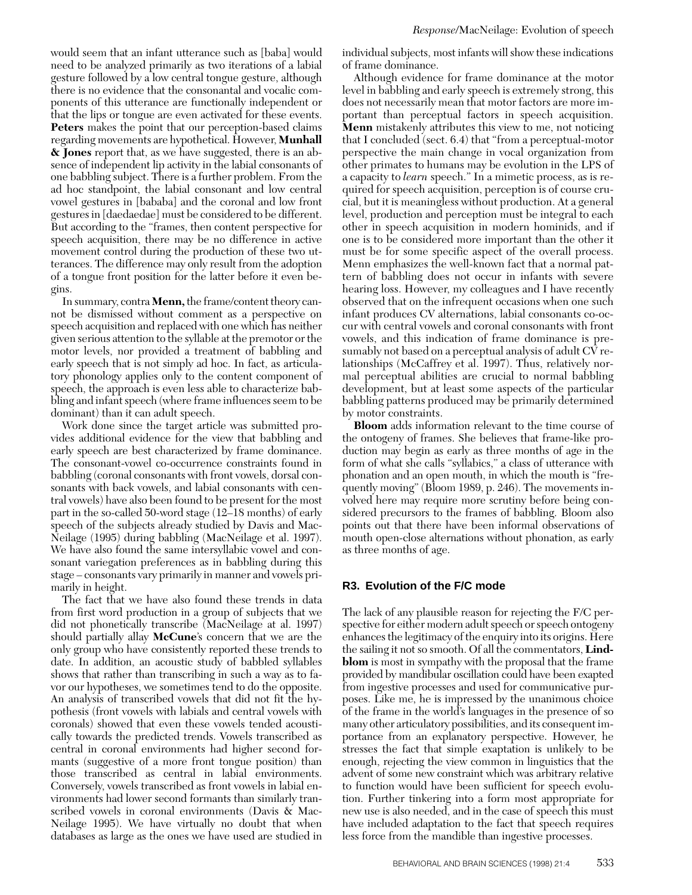would seem that an infant utterance such as [baba] would need to be analyzed primarily as two iterations of a labial gesture followed by a low central tongue gesture, although there is no evidence that the consonantal and vocalic components of this utterance are functionally independent or that the lips or tongue are even activated for these events. **Peters** makes the point that our perception-based claims regarding movements are hypothetical. However, **Munhall & Jones** report that, as we have suggested, there is an absence of independent lip activity in the labial consonants of one babbling subject. There is a further problem. From the ad hoc standpoint, the labial consonant and low central vowel gestures in [bababa] and the coronal and low front gestures in [daedaedae] must be considered to be different. But according to the "frames, then content perspective for speech acquisition, there may be no difference in active movement control during the production of these two utterances. The difference may only result from the adoption of a tongue front position for the latter before it even begins.

In summary, contra **Menn,** the frame/content theory cannot be dismissed without comment as a perspective on speech acquisition and replaced with one which has neither given serious attention to the syllable at the premotor or the motor levels, nor provided a treatment of babbling and early speech that is not simply ad hoc. In fact, as articulatory phonology applies only to the content component of speech, the approach is even less able to characterize babbling and infant speech (where frame influences seem to be dominant) than it can adult speech.

Work done since the target article was submitted provides additional evidence for the view that babbling and early speech are best characterized by frame dominance. The consonant-vowel co-occurrence constraints found in babbling (coronal consonants with front vowels, dorsal consonants with back vowels, and labial consonants with central vowels) have also been found to be present for the most part in the so-called 50-word stage (12–18 months) of early speech of the subjects already studied by Davis and MacNeilage (1995) during babbling (MacNeilage et al. 1997). We have also found the same intersyllabic vowel and consonant variegation preferences as in babbling during this stage – consonants vary primarily in manner and vowels primarily in height.

The fact that we have also found these trends in data from first word production in a group of subjects that we did not phonetically transcribe (MacNeilage at al. 1997) should partially allay **McCune**'s concern that we are the only group who have consistently reported these trends to date. In addition, an acoustic study of babbled syllables shows that rather than transcribing in such a way as to favor our hypotheses, we sometimes tend to do the opposite. An analysis of transcribed vowels that did not fit the hypothesis (front vowels with labials and central vowels with coronals) showed that even these vowels tended acoustically towards the predicted trends. Vowels transcribed as central in coronal environments had higher second formants (suggestive of a more front tongue position) than those transcribed as central in labial environments. Conversely, vowels transcribed as front vowels in labial environments had lower second formants than similarly transcribed vowels in coronal environments (Davis & MacNeilage 1995). We have virtually no doubt that when databases as large as the ones we have used are studied in individual subjects, most infants will show these indications of frame dominance.

Although evidence for frame dominance at the motor level in babbling and early speech is extremely strong, this does not necessarily mean that motor factors are more important than perceptual factors in speech acquisition. **Menn** mistakenly attributes this view to me, not noticing that I concluded (sect. 6.4) that "from a perceptual-motor perspective the main change in vocal organization from other primates to humans may be evolution in the LPS of a capacity to *learn* speech." In a mimetic process, as is required for speech acquisition, perception is of course crucial, but it is meaningless without production. At a general level, production and perception must be integral to each other in speech acquisition in modern hominids, and if one is to be considered more important than the other it must be for some specific aspect of the overall process. Menn emphasizes the well-known fact that a normal pattern of babbling does not occur in infants with severe hearing loss. However, my colleagues and I have recently observed that on the infrequent occasions when one such infant produces CV alternations, labial consonants co-occur with central vowels and coronal consonants with front vowels, and this indication of frame dominance is presumably not based on a perceptual analysis of adult CV relationships (McCaffrey et al. 1997). Thus, relatively normal perceptual abilities are crucial to normal babbling development, but at least some aspects of the particular babbling patterns produced may be primarily determined by motor constraints.

**Bloom** adds information relevant to the time course of the ontogeny of frames. She believes that frame-like production may begin as early as three months of age in the form of what she calls "syllabics," a class of utterance with phonation and an open mouth, in which the mouth is "frequently moving" (Bloom 1989, p. 246). The movements involved here may require more scrutiny before being considered precursors to the frames of babbling. Bloom also points out that there have been informal observations of mouth open-close alternations without phonation, as early as three months of age.

## R3. Evolution of the F/C mode

The lack of any plausible reason for rejecting the F/C perspective for either modern adult speech or speech ontogeny enhances the legitimacy of the enquiry into its origins. Here the sailing it not so smooth. Of all the commentators, **Lindblom** is most in sympathy with the proposal that the frame provided by mandibular oscillation could have been exapted from ingestive processes and used for communicative purposes. Like me, he is impressed by the unanimous choice of the frame in the world's languages in the presence of so many other articulatory possibilities, and its consequent importance from an explanatory perspective. However, he stresses the fact that simple exaptation is unlikely to be enough, rejecting the view common in linguistics that the advent of some new constraint which was arbitrary relative to function would have been sufficient for speech evolution. Further tinkering into a form most appropriate for new use is also needed, and in the case of speech this must have included adaptation to the fact that speech requires less force from the mandible than ingestive processes.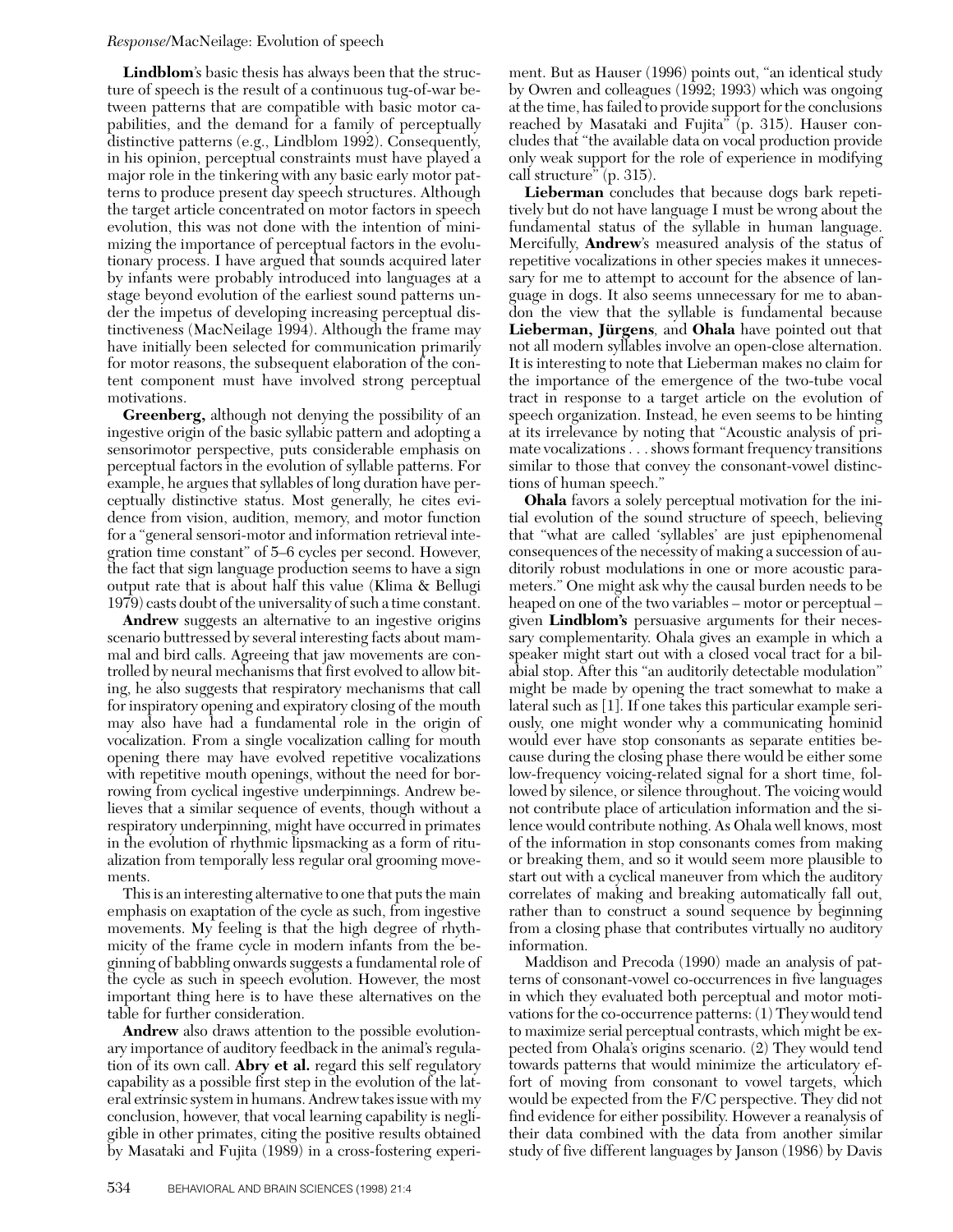**Lindblom**'s basic thesis has always been that the structure of speech is the result of a continuous tug-of-war between patterns that are compatible with basic motor capabilities, and the demand for a family of perceptually distinctive patterns (e.g., Lindblom 1992). Consequently, in his opinion, perceptual constraints must have played a major role in the tinkering with any basic early motor patterns to produce present day speech structures. Although the target article concentrated on motor factors in speech evolution, this was not done with the intention of minimizing the importance of perceptual factors in the evolutionary process. I have argued that sounds acquired later by infants were probably introduced into languages at a stage beyond evolution of the earliest sound patterns under the impetus of developing increasing perceptual distinctiveness (MacNeilage 1994). Although the frame may have initially been selected for communication primarily for motor reasons, the subsequent elaboration of the content component must have involved strong perceptual motivations.

**Greenberg,** although not denying the possibility of an ingestive origin of the basic syllabic pattern and adopting a sensorimotor perspective, puts considerable emphasis on perceptual factors in the evolution of syllable patterns. For example, he argues that syllables of long duration have perceptually distinctive status. Most generally, he cites evidence from vision, audition, memory, and motor function for a "general sensori-motor and information retrieval integration time constant" of 5–6 cycles per second. However, the fact that sign language production seems to have a sign output rate that is about half this value (Klima & Bellugi 1979) casts doubt of the universality of such a time constant.

**Andrew** suggests an alternative to an ingestive origins scenario buttressed by several interesting facts about mammal and bird calls. Agreeing that jaw movements are controlled by neural mechanisms that first evolved to allow biting, he also suggests that respiratory mechanisms that call for inspiratory opening and expiratory closing of the mouth may also have had a fundamental role in the origin of vocalization. From a single vocalization calling for mouth opening there may have evolved repetitive vocalizations with repetitive mouth openings, without the need for borrowing from cyclical ingestive underpinnings. Andrew believes that a similar sequence of events, though without a respiratory underpinning, might have occurred in primates in the evolution of rhythmic lipsmacking as a form of ritualization from temporally less regular oral grooming movements.

This is an interesting alternative to one that puts the main emphasis on exaptation of the cycle as such, from ingestive movements. My feeling is that the high degree of rhythmicity of the frame cycle in modern infants from the beginning of babbling onwards suggests a fundamental role of the cycle as such in speech evolution. However, the most important thing here is to have these alternatives on the table for further consideration.

**Andrew** also draws attention to the possible evolutionary importance of auditory feedback in the animal's regulation of its own call. **Abry et al.** regard this self regulatory capability as a possible first step in the evolution of the lateral extrinsic system in humans. Andrew takes issue with my conclusion, however, that vocal learning capability is negligible in other primates, citing the positive results obtained by Masataki and Fujita (1989) in a cross-fostering experiment. But as Hauser (1996) points out, "an identical study by Owren and colleagues (1992; 1993) which was ongoing at the time, has failed to provide support for the conclusions reached by Masataki and Fujita" (p. 315). Hauser concludes that "the available data on vocal production provide only weak support for the role of experience in modifying call structure" (p. 315).

**Lieberman** concludes that because dogs bark repetitively but do not have language I must be wrong about the fundamental status of the syllable in human language. Mercifully, **Andrew**'s measured analysis of the status of repetitive vocalizations in other species makes it unnecessary for me to attempt to account for the absence of language in dogs. It also seems unnecessary for me to abandon the view that the syllable is fundamental because **Lieberman, Jürgens**, and **Ohala** have pointed out that not all modern syllables involve an open-close alternation. It is interesting to note that Lieberman makes no claim for the importance of the emergence of the two-tube vocal tract in response to a target article on the evolution of speech organization. Instead, he even seems to be hinting at its irrelevance by noting that "Acoustic analysis of primate vocalizations . . . shows formant frequency transitions similar to those that convey the consonant-vowel distinctions of human speech."

**Ohala** favors a solely perceptual motivation for the initial evolution of the sound structure of speech, believing that "what are called 'syllables' are just epiphenomenal consequences of the necessity of making a succession of auditorily robust modulations in one or more acoustic parameters." One might ask why the causal burden needs to be heaped on one of the two variables – motor or perceptual – given **Lindblom's** persuasive arguments for their necessary complementarity. Ohala gives an example in which a speaker might start out with a closed vocal tract for a bilabial stop. After this "an auditorily detectable modulation" might be made by opening the tract somewhat to make a lateral such as [l]. If one takes this particular example seriously, one might wonder why a communicating hominid would ever have stop consonants as separate entities because during the closing phase there would be either some low-frequency voicing-related signal for a short time, followed by silence, or silence throughout. The voicing would not contribute place of articulation information and the silence would contribute nothing. As Ohala well knows, most of the information in stop consonants comes from making or breaking them, and so it would seem more plausible to start out with a cyclical maneuver from which the auditory correlates of making and breaking automatically fall out, rather than to construct a sound sequence by beginning from a closing phase that contributes virtually no auditory information.

Maddison and Precoda (1990) made an analysis of patterns of consonant-vowel co-occurrences in five languages in which they evaluated both perceptual and motor motivations for the co-occurrence patterns: (1) They would tend to maximize serial perceptual contrasts, which might be expected from Ohala's origins scenario. (2) They would tend towards patterns that would minimize the articulatory effort of moving from consonant to vowel targets, which would be expected from the F/C perspective. They did not find evidence for either possibility. However a reanalysis of their data combined with the data from another similar study of five different languages by Janson (1986) by Davis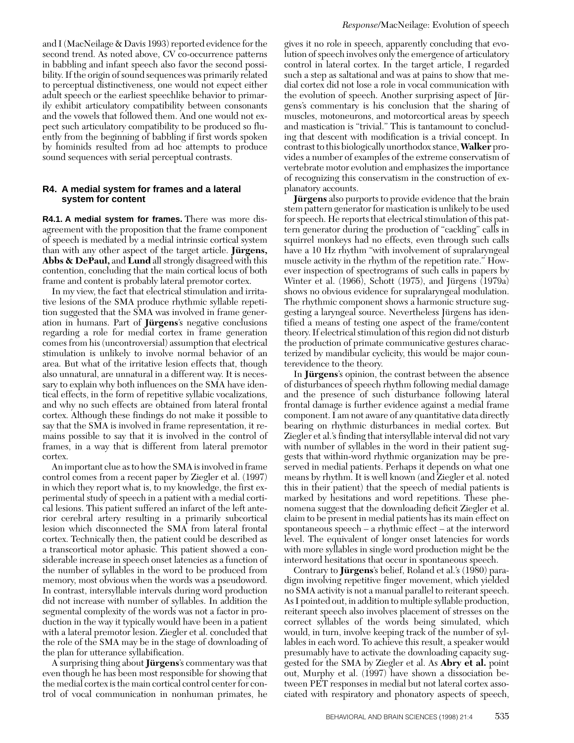and I (MacNeilage & Davis 1993) reported evidence for the second trend. As noted above, CV co-occurrence patterns in babbling and infant speech also favor the second possibility. If the origin of sound sequences was primarily related to perceptual distinctiveness, one would not expect either adult speech or the earliest speechlike behavior to primarily exhibit articulatory compatibility between consonants and the vowels that followed them. And one would not expect such articulatory compatibility to be produced so fluently from the beginning of babbling if first words spoken by hominids resulted from ad hoc attempts to produce sound sequences with serial perceptual contrasts.

## R4. A medial system for frames and a lateral system for content

**R4.1. A medial system for frames.** There was more disagreement with the proposition that the frame component of speech is mediated by a medial intrinsic cortical system than with any other aspect of the target article. **Jürgens, Abbs & DePaul,** and **Lund** all strongly disagreed with this contention, concluding that the main cortical locus of both frame and content is probably lateral premotor cortex.

In my view, the fact that electrical stimulation and irritative lesions of the SMA produce rhythmic syllable repetition suggested that the SMA was involved in frame generation in humans. Part of **Jürgens**'s negative conclusions regarding a role for medial cortex in frame generation comes from his (uncontroversial) assumption that electrical stimulation is unlikely to involve normal behavior of an area. But what of the irritative lesion effects that, though also unnatural, are unnatural in a different way. It is necessary to explain why both influences on the SMA have identical effects, in the form of repetitive syllabic vocalizations, and why no such effects are obtained from lateral frontal cortex. Although these findings do not make it possible to say that the SMA is involved in frame representation, it remains possible to say that it is involved in the control of frames, in a way that is different from lateral premotor cortex.

An important clue as to how the SMA is involved in frame control comes from a recent paper by Ziegler et al. (1997) in which they report what is, to my knowledge, the first experimental study of speech in a patient with a medial cortical lesions. This patient suffered an infarct of the left anterior cerebral artery resulting in a primarily subcortical lesion which disconnected the SMA from lateral frontal cortex. Technically then, the patient could be described as a transcortical motor aphasic. This patient showed a considerable increase in speech onset latencies as a function of the number of syllables in the word to be produced from memory, most obvious when the words was a pseudoword. In contrast, intersyllable intervals during word production did not increase with number of syllables. In addition the segmental complexity of the words was not a factor in production in the way it typically would have been in a patient with a lateral premotor lesion. Ziegler et al. concluded that the role of the SMA may be in the stage of downloading of the plan for utterance syllabification.

A surprising thing about **Jürgens**'s commentary was that even though he has been most responsible for showing that the medial cortex is the main cortical control center for control of vocal communication in nonhuman primates, he gives it no role in speech, apparently concluding that evolution of speech involves only the emergence of articulatory control in lateral cortex. In the target article, I regarded such a step as saltational and was at pains to show that medial cortex did not lose a role in vocal communication with the evolution of speech. Another surprising aspect of Jürgens's commentary is his conclusion that the sharing of muscles, motoneurons, and motorcortical areas by speech and mastication is "trivial." This is tantamount to concluding that descent with modification is a trivial concept. In contrast to this biologically unorthodox stance, **Walker** provides a number of examples of the extreme conservatism of vertebrate motor evolution and emphasizes the importance of recognizing this conservatism in the construction of explanatory accounts.

**Jürgens** also purports to provide evidence that the brain stem pattern generator for mastication is unlikely to be used for speech. He reports that electrical stimulation of this pattern generator during the production of "cackling" calls in squirrel monkeys had no effects, even through such calls have a 10 Hz rhythm "with involvement of supralaryngeal muscle activity in the rhythm of the repetition rate." However inspection of spectrograms of such calls in papers by Winter et al. (1966), Schott (1975), and Jürgens (1979a) shows no obvious evidence for supralaryngeal modulation. The rhythmic component shows a harmonic structure suggesting a laryngeal source. Nevertheless Jürgens has identified a means of testing one aspect of the frame/content theory. If electrical stimulation of this region did not disturb the production of primate communicative gestures characterized by mandibular cyclicity, this would be major counterevidence to the theory.

In **Jürgens**'s opinion, the contrast between the absence of disturbances of speech rhythm following medial damage and the presence of such disturbance following lateral frontal damage is further evidence against a medial frame component. I am not aware of any quantitative data directly bearing on rhythmic disturbances in medial cortex. But Ziegler et al.'s finding that intersyllable interval did not vary with number of syllables in the word in their patient suggests that within-word rhythmic organization may be preserved in medial patients. Perhaps it depends on what one means by rhythm. It is well known (and Ziegler et al. noted this in their patient) that the speech of medial patients is marked by hesitations and word repetitions. These phenomena suggest that the downloading deficit Ziegler et al. claim to be present in medial patients has its main effect on spontaneous speech – a rhythmic effect – at the interword level. The equivalent of longer onset latencies for words with more syllables in single word production might be the interword hesitations that occur in spontaneous speech.

Contrary to **Jürgens**'s belief, Roland et al.'s (1980) paradigm involving repetitive finger movement, which yielded no SMA activity is not a manual parallel to reiterant speech. As I pointed out, in addition to multiple syllable production, reiterant speech also involves placement of stresses on the correct syllables of the words being simulated, which would, in turn, involve keeping track of the number of syllables in each word. To achieve this result, a speaker would presumably have to activate the downloading capacity suggested for the SMA by Ziegler et al. As **Abry et al.** point out, Murphy et al. (1997) have shown a dissociation between PET responses in medial but not lateral cortex associated with respiratory and phonatory aspects of speech,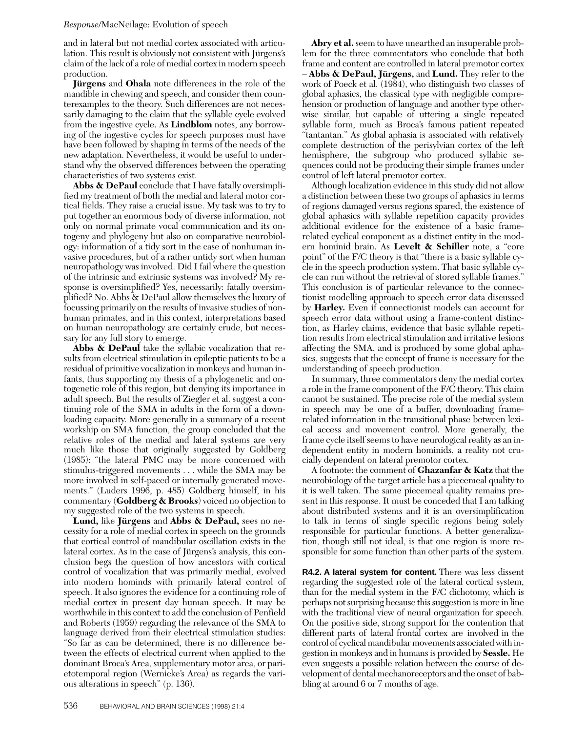and in lateral but not medial cortex associated with articulation. This result is obviously not consistent with Jürgens's claim of the lack of a role of medial cortex in modern speech production.

**Jürgens** and **Ohala** note differences in the role of the mandible in chewing and speech, and consider them counterexamples to the theory. Such differences are not necessarily damaging to the claim that the syllable cycle evolved from the ingestive cycle. As **Lindblom** notes, any borrowing of the ingestive cycles for speech purposes must have have been followed by shaping in terms of the needs of the new adaptation. Nevertheless, it would be useful to understand why the observed differences between the operating characteristics of two systems exist.

**Abbs & DePaul** conclude that I have fatally oversimplified my treatment of both the medial and lateral motor cortical fields. They raise a crucial issue. My task was to try to put together an enormous body of diverse information, not only on normal primate vocal communication and its ontogeny and phylogeny but also on comparative neurobiology: information of a tidy sort in the case of nonhuman invasive procedures, but of a rather untidy sort when human neuropathology was involved. Did I fail where the question of the intrinsic and extrinsic systems was involved? My response is oversimplified? Yes, necessarily: fatally oversimplified? No. Abbs & DePaul allow themselves the luxury of focussing primarily on the results of invasive studies of nonhuman primates, and in this context, interpretations based on human neuropathology are certainly crude, but necessary for any full story to emerge.

**Abbs & DePaul** take the syllabic vocalization that results from electrical stimulation in epileptic patients to be a residual of primitive vocalization in monkeys and human infants, thus supporting my thesis of a phylogenetic and ontogenetic role of this region, but denying its importance in adult speech. But the results of Ziegler et al. suggest a continuing role of the SMA in adults in the form of a downloading capacity. More generally in a summary of a recent workshop on SMA function, the group concluded that the relative roles of the medial and lateral systems are very much like those that originally suggested by Goldberg (1985): "the lateral PMC may be more concerned with stimulus-triggered movements . . . while the SMA may be more involved in self-paced or internally generated movements." (Luders 1996, p. 485) Goldberg himself, in his commentary (**Goldberg & Brooks**) voiced no objection to my suggested role of the two systems in speech.

**Lund,** like **Jürgens** and **Abbs & DePaul,** sees no necessity for a role of medial cortex in speech on the grounds that cortical control of mandibular oscillation exists in the lateral cortex. As in the case of Jürgens's analysis, this conclusion begs the question of how ancestors with cortical control of vocalization that was primarily medial, evolved into modern hominds with primarily lateral control of speech. It also ignores the evidence for a continuing role of medial cortex in present day human speech. It may be worthwhile in this context to add the conclusion of Penfield and Roberts (1959) regarding the relevance of the SMA to language derived from their electrical stimulation studies: "So far as can be determined, there is no difference between the effects of electrical current when applied to the dominant Broca's Area, supplementary motor area, or parietotemporal region (Wernicke's Area) as regards the various alterations in speech" (p. 136).

**Abry et al.** seem to have unearthed an insuperable problem for the three commentators who conclude that both frame and content are controlled in lateral premotor cortex – **Abbs & DePaul, Jürgens,** and **Lund.** They refer to the work of Poeck et al. (1984), who distinguish two classes of global aphasics, the classical type with negligible comprehension or production of language and another type otherwise similar, but capable of uttering a single repeated syllable form, much as Broca's famous patient repeated "tantantan." As global aphasia is associated with relatively complete destruction of the perisylvian cortex of the left hemisphere, the subgroup who produced syllabic sequences could not be producing their simple frames under control of left lateral premotor cortex.

Although localization evidence in this study did not allow a distinction between these two groups of aphasics in terms of regions damaged versus regions spared, the existence of global aphasics with syllable repetition capacity provides additional evidence for the existence of a basic frame-related cyclical component as a distinct entity in the modern hominid brain. As **Levelt & Schiller** note, a "core point" of the F/C theory is that "there is a basic syllable cycle in the speech production system. That basic syllable cycle can run without the retrieval of stored syllable frames." This conclusion is of particular relevance to the connectionist modelling approach to speech error data discussed by **Harley.** Even if connectionist models can account for speech error data without using a frame-content distinction, as Harley claims, evidence that basic syllable repetition results from electrical stimulation and irritative lesions affecting the SMA, and is produced by some global aphasics, suggests that the concept of frame is necessary for the understanding of speech production.

In summary, three commentators deny the medial cortex a role in the frame component of the F/C theory. This claim cannot be sustained. The precise role of the medial system in speech may be one of a buffer, downloading frame-related information in the transitional phase between lexical access and movement control. More generally, the frame cycle itself seems to have neurological reality as an independent entity in modern hominids, a reality not crucially dependent on lateral premotor cortex.

A footnote: the comment of **Ghazanfar & Katz** that the neurobiology of the target article has a piecemeal quality to it is well taken. The same piecemeal quality remains present in this response. It must be conceded that I am talking about distributed systems and it is an oversimplification to talk in terms of single specific regions being solely responsible for particular functions. A better generalization, though still not ideal, is that one region is more responsible for some function than other parts of the system.

**R4.2. A lateral system for content.** There was less dissent regarding the suggested role of the lateral cortical system, than for the medial system in the F/C dichotomy, which is perhaps not surprising because this suggestion is more in line with the traditional view of neural organization for speech. On the positive side, strong support for the contention that different parts of lateral frontal cortex are involved in the control of cyclical mandibular movements associated with ingestion in monkeys and in humans is provided by **Sessle.** He even suggests a possible relation between the course of development of dental mechanoreceptors and the onset of babbling at around 6 or 7 months of age.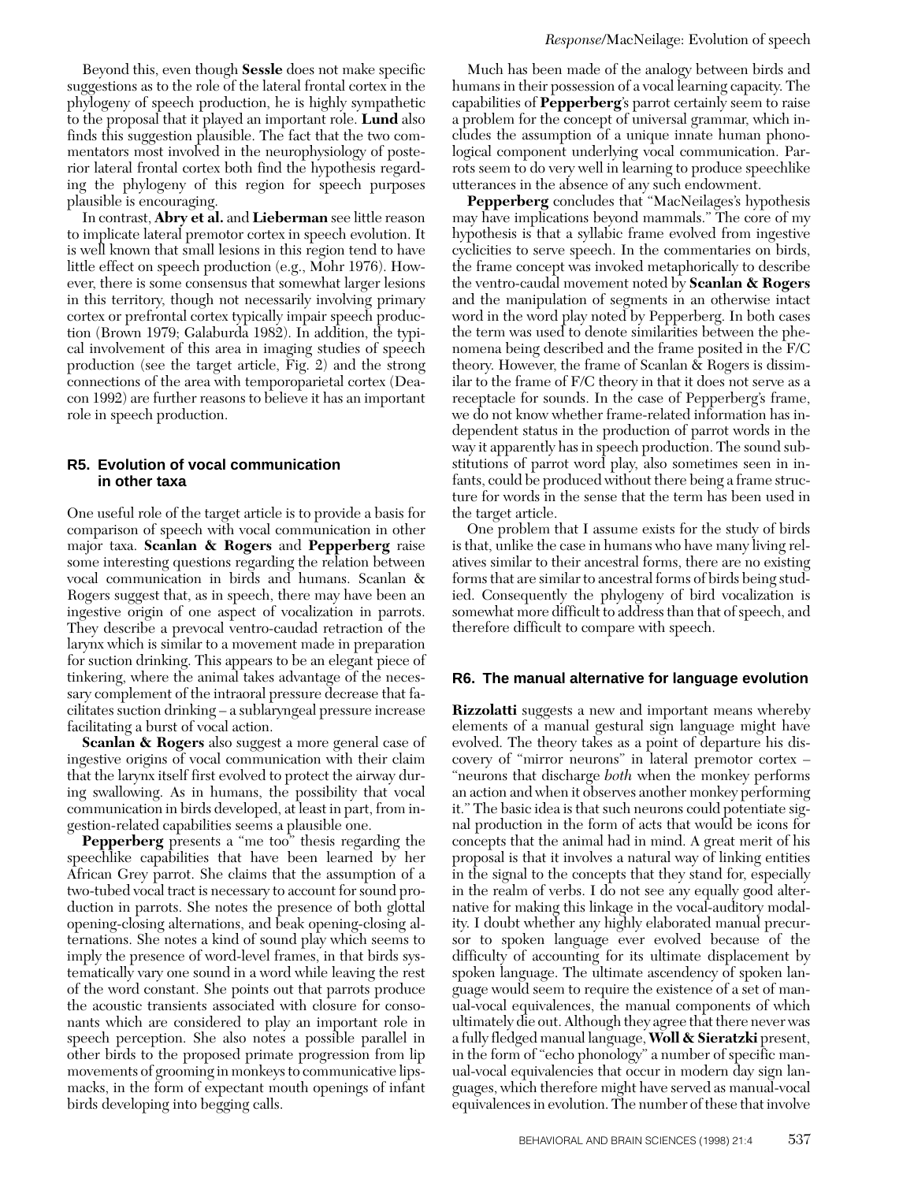Beyond this, even though **Sessle** does not make specific suggestions as to the role of the lateral frontal cortex in the phylogeny of speech production, he is highly sympathetic to the proposal that it played an important role. **Lund** also finds this suggestion plausible. The fact that the two commentators most involved in the neurophysiology of posterior lateral frontal cortex both find the hypothesis regarding the phylogeny of this region for speech purposes plausible is encouraging.

In contrast, **Abry et al.** and **Lieberman** see little reason to implicate lateral premotor cortex in speech evolution. It is well known that small lesions in this region tend to have little effect on speech production (e.g., Mohr 1976). However, there is some consensus that somewhat larger lesions in this territory, though not necessarily involving primary cortex or prefrontal cortex typically impair speech production (Brown 1979; Galaburda 1982). In addition, the typical involvement of this area in imaging studies of speech production (see the target article, Fig. 2) and the strong connections of the area with temporoparietal cortex (Deacon 1992) are further reasons to believe it has an important role in speech production.

## R5. Evolution of vocal communication in other taxa

One useful role of the target article is to provide a basis for comparison of speech with vocal communication in other major taxa. **Scanlan & Rogers** and **Pepperberg** raise some interesting questions regarding the relation between vocal communication in birds and humans. Scanlan & Rogers suggest that, as in speech, there may have been an ingestive origin of one aspect of vocalization in parrots. They describe a prevocal ventro-caudad retraction of the larynx which is similar to a movement made in preparation for suction drinking. This appears to be an elegant piece of tinkering, where the animal takes advantage of the necessary complement of the intraoral pressure decrease that facilitates suction drinking – a sublaryngeal pressure increase facilitating a burst of vocal action.

**Scanlan & Rogers** also suggest a more general case of ingestive origins of vocal communication with their claim that the larynx itself first evolved to protect the airway during swallowing. As in humans, the possibility that vocal communication in birds developed, at least in part, from ingestion-related capabilities seems a plausible one.

**Pepperberg** presents a "me too" thesis regarding the speechlike capabilities that have been learned by her African Grey parrot. She claims that the assumption of a two-tubed vocal tract is necessary to account for sound production in parrots. She notes the presence of both glottal opening-closing alternations, and beak opening-closing alternations. She notes a kind of sound play which seems to imply the presence of word-level frames, in that birds systematically vary one sound in a word while leaving the rest of the word constant. She points out that parrots produce the acoustic transients associated with closure for consonants which are considered to play an important role in speech perception. She also notes a possible parallel in other birds to the proposed primate progression from lip movements of grooming in monkeys to communicative lipsmacks, in the form of expectant mouth openings of infant birds developing into begging calls.

Much has been made of the analogy between birds and humans in their possession of a vocal learning capacity. The capabilities of **Pepperberg**'s parrot certainly seem to raise a problem for the concept of universal grammar, which includes the assumption of a unique innate human phonological component underlying vocal communication. Parrots seem to do very well in learning to produce speechlike utterances in the absence of any such endowment.

**Pepperberg** concludes that "MacNeilages's hypothesis may have implications beyond mammals." The core of my hypothesis is that a syllabic frame evolved from ingestive cyclicities to serve speech. In the commentaries on birds, the frame concept was invoked metaphorically to describe the ventro-caudal movement noted by **Scanlan & Rogers** and the manipulation of segments in an otherwise intact word in the word play noted by Pepperberg. In both cases the term was used to denote similarities between the phenomena being described and the frame posited in the F/C theory. However, the frame of Scanlan & Rogers is dissimilar to the frame of F/C theory in that it does not serve as a receptacle for sounds. In the case of Pepperberg's frame, we do not know whether frame-related information has independent status in the production of parrot words in the way it apparently has in speech production. The sound substitutions of parrot word play, also sometimes seen in infants, could be produced without there being a frame structure for words in the sense that the term has been used in the target article.

One problem that I assume exists for the study of birds is that, unlike the case in humans who have many living relatives similar to their ancestral forms, there are no existing forms that are similar to ancestral forms of birds being studied. Consequently the phylogeny of bird vocalization is somewhat more difficult to address than that of speech, and therefore difficult to compare with speech.

## R6. The manual alternative for language evolution

**Rizzolatti** suggests a new and important means whereby elements of a manual gestural sign language might have evolved. The theory takes as a point of departure his discovery of "mirror neurons" in lateral premotor cortex – "neurons that discharge *both* when the monkey performs an action and when it observes another monkey performing it." The basic idea is that such neurons could potentiate signal production in the form of acts that would be icons for concepts that the animal had in mind. A great merit of his proposal is that it involves a natural way of linking entities in the signal to the concepts that they stand for, especially in the realm of verbs. I do not see any equally good alternative for making this linkage in the vocal-auditory modality. I doubt whether any highly elaborated manual precursor to spoken language ever evolved because of the difficulty of accounting for its ultimate displacement by spoken language. The ultimate ascendency of spoken language would seem to require the existence of a set of manual-vocal equivalences, the manual components of which ultimately die out. Although they agree that there never was a fully fledged manual language, **Woll & Sieratzki** present, in the form of "echo phonology" a number of specific manual-vocal equivalencies that occur in modern day sign languages, which therefore might have served as manual-vocal equivalences in evolution. The number of these that involve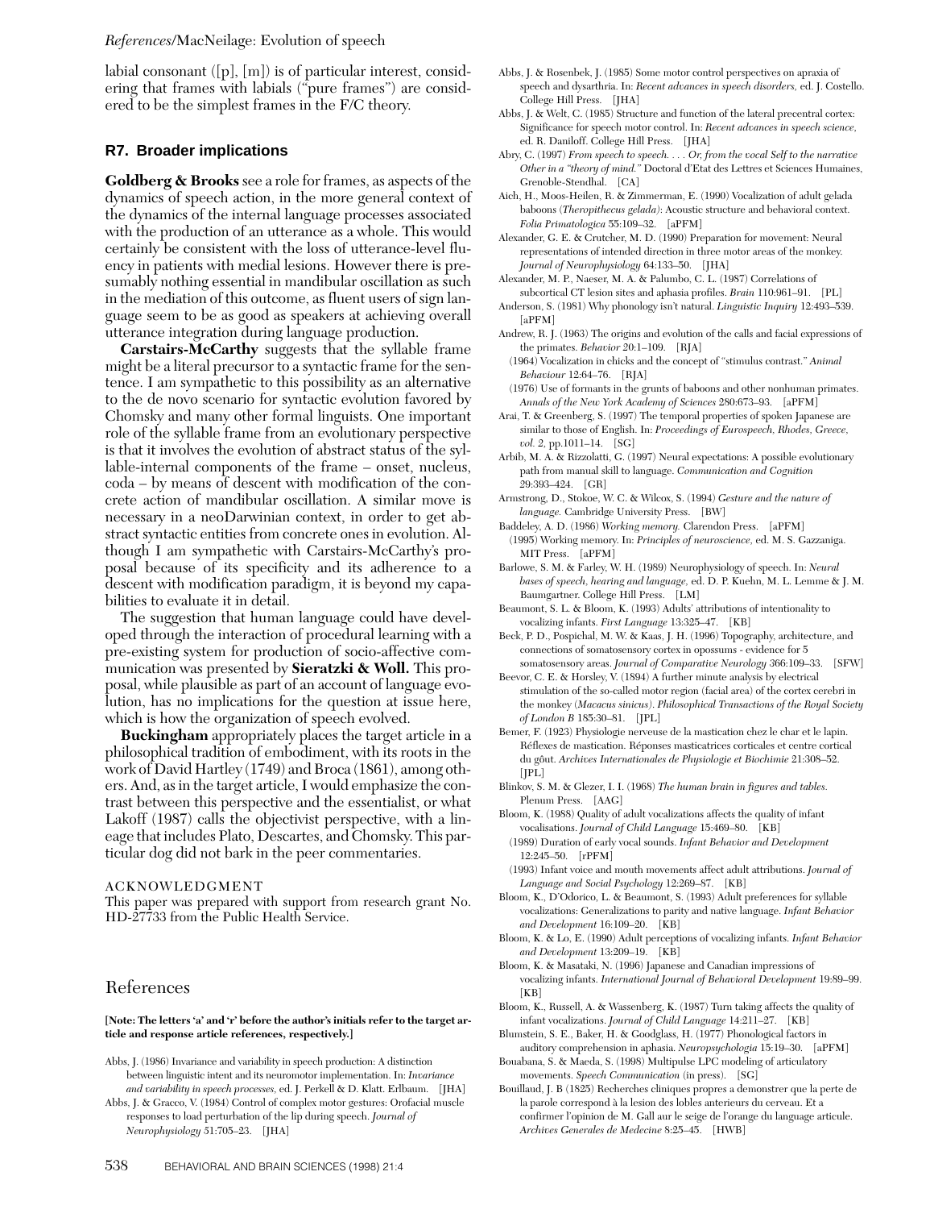labial consonant ([p], [m]) is of particular interest, considering that frames with labials ("pure frames") are considered to be the simplest frames in the F/C theory.

### R7. Broader implications

**Goldberg & Brooks** see a role for frames, as aspects of the dynamics of speech action, in the more general context of the dynamics of the internal language processes associated with the production of an utterance as a whole. This would certainly be consistent with the loss of utterance-level fluency in patients with medial lesions. However there is presumably nothing essential in mandibular oscillation as such in the mediation of this outcome, as fluent users of sign language seem to be as good as speakers at achieving overall utterance integration during language production.

**Carstairs-McCarthy** suggests that the syllable frame might be a literal precursor to a syntactic frame for the sentence. I am sympathetic to this possibility as an alternative to the de novo scenario for syntactic evolution favored by Chomsky and many other formal linguists. One important role of the syllable frame from an evolutionary perspective is that it involves the evolution of abstract status of the syllable-internal components of the frame – onset, nucleus, coda – by means of descent with modification of the concrete action of mandibular oscillation. A similar move is necessary in a neoDarwinian context, in order to get abstract syntactic entities from concrete ones in evolution. Although I am sympathetic with Carstairs-McCarthy's proposal because of its specificity and its adherence to a descent with modification paradigm, it is beyond my capabilities to evaluate it in detail.

The suggestion that human language could have developed through the interaction of procedural learning with a pre-existing system for production of socio-affective communication was presented by **Sieratzki & Woll.** This proposal, while plausible as part of an account of language evolution, has no implications for the question at issue here, which is how the organization of speech evolved.

**Buckingham** appropriately places the target article in a philosophical tradition of embodiment, with its roots in the work of David Hartley (1749) and Broca (1861), among others. And, as in the target article, I would emphasize the contrast between this perspective and the essentialist, or what Lakoff (1987) calls the objectivist perspective, with a lineage that includes Plato, Descartes, and Chomsky. This particular dog did not bark in the peer commentaries.

ACKNOWLEDGMENT

This paper was prepared with support from research grant No. HD-27733 from the Public Health Service.

## References

**[Note: The letters 'a' and 'r' before the author's initials refer to the target article and response article references, respectively.]**

Abbs, J. (1986) Invariance and variability in speech production: A distinction between linguistic intent and its neuromotor implementation. In: *Invariance and variability in speech processes*, ed. J. Perkell & D. Klatt. Erlbaum. [JHA]

Abbs, J. & Gracco, V. (1984) Control of complex motor gestures: Orofacial muscle responses to load perturbation of the lip during speech. *Journal of Neurophysiology* 51:705–23. [JHA]

Abbs, J. & Rosenbek, J. (1985) Some motor control perspectives on apraxia of speech and dysarthria. In: *Recent advances in speech disorders*, ed. J. Costello. College Hill Press. [JHA]

Abbs, J. & Welt, C. (1985) Structure and function of the lateral precentral cortex: Significance for speech motor control. In: *Recent advances in speech science*, ed. R. Daniloff. College Hill Press. [JHA]

Abry, C. (1997) *From speech to speech. . . . Or, from the vocal Self to the narrative Other in a "theory of mind."* Doctoral d'Etat des Lettres et Sciences Humaines, Grenoble-Stendhal. [CA]

Aich, H., Moos-Heilen, R. & Zimmerman, E. (1990) Vocalization of adult gelada baboons (*Theropithecus gelada*): Acoustic structure and behavioral context. *Folia Primatologica* 55:109–32. [aPFM]

Alexander, G. E. & Crutcher, M. D. (1990) Preparation for movement: Neural representations of intended direction in three motor areas of the monkey. *Journal of Neurophysiology* 64:133–50. [JHA]

Alexander, M. P., Naeser, M. A. & Palumbo, C. L. (1987) Correlations of subcortical CT lesion sites and aphasia profiles. *Brain* 110:961–91. [PL]

Anderson, S. (1981) Why phonology isn't natural. *Linguistic Inquiry* 12:493–539. [aPFM]

Andrew, R. J. (1963) The origins and evolution of the calls and facial expressions of the primates. *Behavior* 20:1–109. [RJA]

(1964) Vocalization in chicks and the concept of "stimulus contrast." *Animal Behaviour* 12:64–76. [RJA]

(1976) Use of formants in the grunts of baboons and other nonhuman primates. *Annals of the New York Academy of Sciences* 280:673–93. [aPFM]

Arai, T. & Greenberg, S. (1997) The temporal properties of spoken Japanese are similar to those of English. In: *Proceedings of Eurospeech, Rhodes, Greece, vol. 2*, pp.1011–14. [SG]

Arbib, M. A. & Rizzolatti, G. (1997) Neural expectations: A possible evolutionary path from manual skill to language. *Communication and Cognition* 29:393–424. [GR]

Armstrong, D., Stokoe, W. C. & Wilcox, S. (1994) *Gesture and the nature of language.* Cambridge University Press. [BW]

Baddeley, A. D. (1986) *Working memory.* Clarendon Press. [aPFM]

(1995) Working memory. In: *Principles of neuroscience*, ed. M. S. Gazzaniga. MIT Press. [aPFM]

Barlowe, S. M. & Farley, W. H. (1989) Neurophysiology of speech. In: *Neural bases of speech, hearing and language*, ed. D. P. Kuehn, M. L. Lemme & J. M. Baumgartner. College Hill Press. [LM]

Beaumont, S. L. & Bloom, K. (1993) Adults' attributions of intentionality to vocalizing infants. *First Language* 13:325–47. [KB]

Beck, P. D., Pospichal, M. W. & Kaas, J. H. (1996) Topography, architecture, and connections of somatosensory cortex in opossums - evidence for 5 somatosensory areas. *Journal of Comparative Neurology* 366:109–33. [SFW]

Beevor, C. E. & Horsley, V. (1894) A further minute analysis by electrical stimulation of the so-called motor region (facial area) of the cortex cerebri in the monkey (*Macacus sinicus*). *Philosophical Transactions of the Royal Society of London B* 185:30–81. [JPL]

Bemer, F. (1923) Physiologie nerveuse de la mastication chez le char et le lapin. Réflexes de mastication. Réponses masticatrices corticales et centre cortical du gôut. *Archives Internationales de Physiologie et Biochimie* 21:308–52. [JPL]

Blinkov, S. M. & Glezer, I. I. (1968) *The human brain in figures and tables.* Plenum Press. [AAG]

Bloom, K. (1988) Quality of adult vocalizations affects the quality of infant vocalisations. *Journal of Child Language* 15:469–80. [KB]

(1989) Duration of early vocal sounds. *Infant Behavior and Development* 12:245–50. [rPFM]

(1993) Infant voice and mouth movements affect adult attributions. *Journal of Language and Social Psychology* 12:269–87. [KB]

Bloom, K., D'Odorico, L. & Beaumont, S. (1993) Adult preferences for syllable vocalizations: Generalizations to parity and native language. *Infant Behavior and Development* 16:109–20. [KB]

Bloom, K. & Lo, E. (1990) Adult perceptions of vocalizing infants. *Infant Behavior and Development* 13:209–19. [KB]

Bloom, K. & Masataki, N. (1996) Japanese and Canadian impressions of vocalizing infants. *International Journal of Behavioral Development* 19:89–99. [KB]

Bloom, K., Russell, A. & Wassenberg, K. (1987) Turn taking affects the quality of infant vocalizations. *Journal of Child Language* 14:211–27. [KB]

Blumstein, S. E., Baker, H. & Goodglass, H. (1977) Phonological factors in auditory comprehension in aphasia. *Neuropsychologia* 15:19–30. [aPFM]

Bouabana, S. & Maeda, S. (1998) Multipulse LPC modeling of articulatory movements. *Speech Communication* (in press). [SG]

Bouillaud, J. B (1825) Recherches cliniques propres a demonstrer que la perte de la parole correspond à la lesion des lobles anterieurs du cerveau. Et a confirmer l'opinion de M. Gall aur le seige de l'orange du language articule. *Archives Generales de Medecine* 8:25–45. [HWB]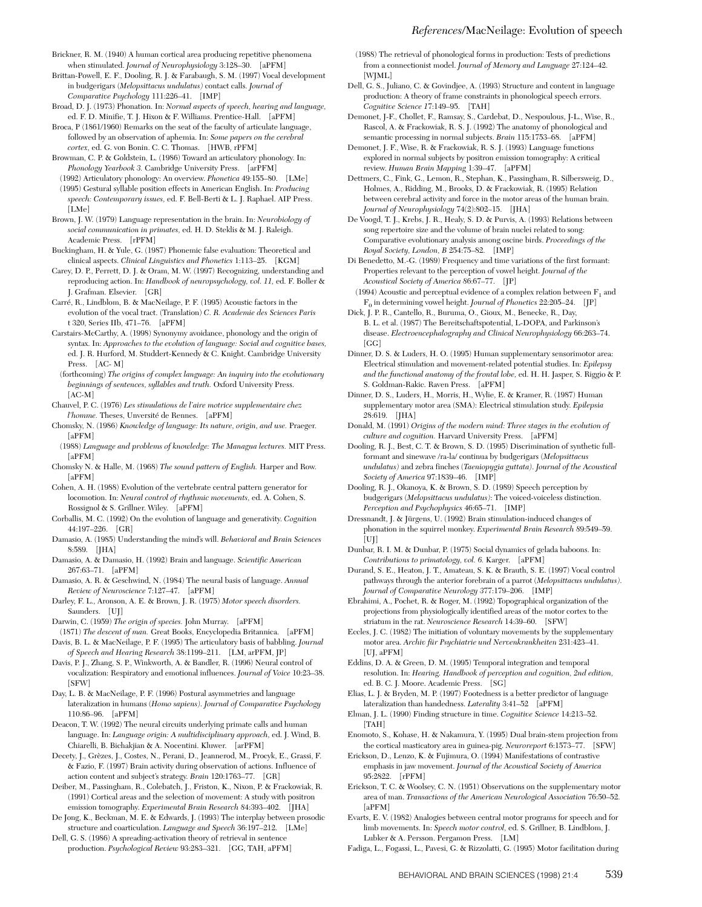Brickner, R. M. (1940) A human cortical area producing repetitive phenomena when stimulated. *Journal of Neurophysiology* 3:128–30. [aPFM]

Brittan-Powell, E. F., Dooling, R. J. & Farabaugh, S. M. (1997) Vocal development in budgerigars (*Melopsittacus undulatus*) contact calls. *Journal of Comparative Psychology* 111:226–41. [IMP]

Broad, D. J. (1973) Phonation. In: *Normal aspects of speech, hearing and language,* ed. F. D. Minifie, T. J. Hixon & F. Williams. Prentice-Hall. [aPFM]

Broca, P. (1861/1960) Remarks on the seat of the faculty of articulate language, followed by an observation of aphemia. In: *Some papers on the cerebral cortex,* ed. G. von Bonin. C. C. Thomas. [HWB, rPFM]

Browman, C. P. & Goldstein, L. (1986) Toward an articulatory phonology. In: *Phonology Yearbook 3.* Cambridge University Press. [arPFM]

(1992) Articulatory phonology: An overview. *Phonetica* 49:155–80. [LMe]

(1995) Gestural syllable position effects in American English. In: *Producing speech: Contemporary issues,* ed. F. Bell-Berti & L. J. Raphael. AIP Press. [LMe]

Brown, J. W. (1979) Language representation in the brain. In: *Neurobiology of social communication in primates,* ed. H. D. Steklis & M. J. Raleigh. Academic Press. [rPFM]

Buckingham, H. & Yule, G. (1987) Phonemic false evaluation: Theoretical and clinical aspects. *Clinical Linguistics and Phonetics* 1:113–25. [KGM]

Carey, D. P., Perrett, D. J. & Oram, M. W. (1997) Recognizing, understanding and reproducing action. In: *Handbook of neuropsychology, vol. 11,* ed. F. Boller & J. Grafman. Elsevier. [GR]

Carré, R., Lindblom, B. & MacNeilage, P. F. (1995) Acoustic factors in the evolution of the vocal tract. (Translation) *C. R. Academie des Sciences Paris* t 320, Series IIb, 471–76. [aPFM]

Carstairs-McCarthy, A. (1998) Synonymy avoidance, phonology and the origin of syntax. In: *Approaches to the evolution of language: Social and cognitive bases,* ed. J. R. Hurford, M. Studdert-Kennedy & C. Knight. Cambridge University Press. [AC- M]

(forthcoming) *The origins of complex language: An inquiry into the evolutionary beginnings of sentences, syllables and truth.* Oxford University Press. [AC-M]

Chauvel, P. C. (1976) *Les stimulations de l'aire motrice supplementaire chez l'homme.* Theses, Unversité de Rennes. [aPFM]

Chomsky, N. (1986) *Knowledge of language: Its nature, origin, and use.* Praeger. [aPFM]

(1988) *Language and problems of knowledge: The Managua lectures.* MIT Press. [aPFM]

Chomsky N. & Halle, M. (1968) *The sound pattern of English.* Harper and Row. [aPFM]

Cohen, A. H. (1988) Evolution of the vertebrate central pattern generator for locomotion. In: *Neural control of rhythmic movements,* ed. A. Cohen, S. Rossignol & S. Grillner. Wiley. [aPFM]

Corballis, M. C. (1992) On the evolution of language and generativity. *Cognition* 44:197–226. [GR]

Damasio, A. (1985) Understanding the mind's will. *Behavioral and Brain Sciences* 8:589. [JHA]

Damasio, A. & Damasio, H. (1992) Brain and language. *Scientific American* 267:63–71. [aPFM]

Damasio, A. R. & Geschwind, N. (1984) The neural basis of language. *Annual Review of Neuroscience* 7:127–47. [aPFM]

Darley, F. L., Aronson, A. E. & Brown, J. R. (1975) *Motor speech disorders.* Saunders. [UJ]

Darwin, C. (1959) *The origin of species.* John Murray. [aPFM]

(1871) *The descent of man.* Great Books, Encyclopedia Britannica. [aPFM]

Davis, B. L. & MacNeilage, P. F. (1995) The articulatory basis of babbling. *Journal of Speech and Hearing Research* 38:1199–211. [LM, arPFM, JP]

Davis, P. J., Zhang, S. P., Winkworth, A. & Bandler, R. (1996) Neural control of vocalization: Respiratory and emotional influences. *Journal of Voice* 10:23–38. [SFW]

Day, L. B. & MacNeilage, P. F. (1996) Postural asymmetries and language lateralization in humans (*Homo sapiens*). *Journal of Comparative Psychology* 110:86–96. [aPFM]

Deacon, T. W. (1992) The neural circuits underlying primate calls and human language. In: *Language origin: A multidisciplinary approach,* ed. J. Wind, B. Chiarelli, B. Bichakjian & A. Nocentini. Kluwer. [arPFM]

Decety, J., Grèzes, J., Costes, N., Perani, D., Jeannerod, M., Procyk, E., Grassi, F. & Fazio, F. (1997) Brain activity during observation of actions. Influence of action content and subject's strategy. *Brain* 120:1763–77. [GR]

Deiber, M., Passingham, R., Colebatch, J., Friston, K., Nixon, P. & Frackowiak, R. (1991) Cortical areas and the selection of movement: A study with positron emission tomography. *Experimental Brain Research* 84:393–402. [JHA]

De Jong, K., Beckman, M. E. & Edwards, J. (1993) The interplay between prosodic structure and coarticulation. *Language and Speech* 36:197–212. [LMe]

Dell, G. S. (1986) A spreading-activation theory of retrieval in sentence production. *Psychological Review* 93:283–321. [GG, TAH, aPFM]

(1988) The retrieval of phonological forms in production: Tests of predictions from a connectionist model. *Journal of Memory and Language* 27:124–42. [WJML]

Dell, G. S., Juliano, C. & Govindjee, A. (1993) Structure and content in language production: A theory of frame constraints in phonological speech errors. *Cognitive Science* 17:149–95. [TAH]

Demonet, J-F., Chollet, F., Ramsay, S., Cardebat, D., Nespoulous, J-L., Wise, R., Rascol, A. & Frackowiak, R. S. J. (1992) The anatomy of phonological and semantic processing in normal subjects. *Brain* 115:1753–68. [aPFM]

Demonet, J. F., Wise, R. & Frackowiak, R. S. J. (1993) Language functions explored in normal subjects by positron emission tomography: A critical review. *Human Brain Mapping* 1:39–47. [aPFM]

Dettmers, C., Fink, G., Lemon, R., Stephan, K., Passingham, R. Silbersweig, D., Holmes, A., Ridding, M., Brooks, D. & Frackowiak, R. (1995) Relation between cerebral activity and force in the motor areas of the human brain. *Journal of Neurophysiology* 74(2):802–15. [JHA]

De Voogd, T. J., Krebs, J. R., Healy, S. D. & Purvis, A. (1993) Relations between song repertoire size and the volume of brain nuclei related to song: Comparative evolutionary analysis among oscine birds. *Proceedings of the Royal Society, London, B* 254:75–82. [IMP]

Di Benedetto, M.-G. (1989) Frequency and time variations of the first formant: Properties relevant to the perception of vowel height. *Journal of the Acoustical Society of America* 86:67–77. [JP]

(1994) Acoustic and perceptual evidence of a complex relation between $F_1$ and $F_0$ in determining vowel height. *Journal of Phonetics* 22:205–24. [JP]

Dick, J. P. R., Cantello, R., Buruma, O., Gioux, M., Benecke, R., Day, B. L. et al. (1987) The Bereitschaftspotential, L-DOPA, and Parkinson's disease. *Electroencephalography and Clinical Neurophysiology* 66:263–74. [GG]

Dinner, D. S. & Luders, H. O. (1995) Human supplementary sensorimotor area: Electrical stimulation and movement-related potential studies. In: *Epilepsy and the functional anatomy of the frontal lobe,* ed. H. H. Jasper, S. Riggio & P. S. Goldman-Rakic. Raven Press. [aPFM]

Dinner, D. S., Luders, H., Morris, H., Wylie, E. & Kramer, R. (1987) Human supplementary motor area (SMA): Electrical stimulation study. *Epilepsia* 28:619. [JHA]

Donald, M. (1991) *Origins of the modern mind: Three stages in the evolution of culture and cognition.* Harvard University Press. [aPFM]

Dooling, R. J., Best, C. T. & Brown, S. D. (1995) Discrimination of synthetic full-formant and sinewave /ra-la/ continua by budgerigars (*Melopsittacus undulatus*) and zebra finches (*Taeniopygia guttata*). *Journal of the Acoustical Society of America* 97:1839–46. [IMP]

Dooling, R. J., Okanoya, K. & Brown, S. D. (1989) Speech perception by budgerigars (*Melopsittacus undulatus*): The voiced-voiceless distinction. *Perception and Psychophysics* 46:65–71. [IMP]

Dressnandt, J. & Jürgens, U. (1992) Brain stimulation-induced changes of phonation in the squirrel monkey. *Experimental Brain Research* 89:549–59. [UJ]

Dunbar, R. I. M. & Dunbar, P. (1975) Social dynamics of gelada baboons. In: *Contributions to primatology, vol. 6.* Karger. [aPFM]

Durand, S. E., Heaton, J. T., Amateau, S. K. & Brauth, S. E. (1997) Vocal control pathways through the anterior forebrain of a parrot (*Melopsittacus undulatus*). *Journal of Comparative Neurology* 377:179–206. [IMP]

Ebrahimi, A., Pochet, R. & Roger, M. (1992) Topographical organization of the projections from physiologically identified areas of the motor cortex to the striatum in the rat. *Neuroscience Research* 14:39–60. [SFW]

Eccles, J. C. (1982) The initiation of voluntary movements by the supplementary motor area. *Archiv für Psychiatrie und Nervenkrankheiten* 231:423–41. [UJ, aPFM]

Eddins, D. A. & Green, D. M. (1995) Temporal integration and temporal resolution. In: *Hearing. Handbook of perception and cognition, 2nd edition,* ed. B. C. J. Moore. Academic Press. [SG]

Elias, L. J. & Bryden, M. P. (1997) Footedness is a better predictor of language lateralization than handedness. *Laterality* 3:41–52 [aPFM]

Elman, J. L. (1990) Finding structure in time. *Cognitive Science* 14:213–52. [TAH]

Enomoto, S., Kohase, H. & Nakamura, Y. (1995) Dual brain-stem projection from the cortical masticatory area in guinea-pig. *Neuroreport* 6:1573–77. [SFW]

Erickson, D., Lenzo, K. & Fujimura, O. (1994) Manifestations of contrastive emphasis in jaw movement. *Journal of the Acoustical Society of America* 95:2822. [rPFM]

Erickson, T. C. & Woolsey, C. N. (1951) Observations on the supplementary motor area of man. *Transactions of the American Neurological Association* 76:50–52. [aPFM]

Evarts, E. V. (1982) Analogies between central motor programs for speech and for limb movements. In: *Speech motor control,* ed. S. Grillner, B. Lindblom, J. Lubker & A. Persson. Pergamon Press. [LM]

Fadiga, L., Fogassi, L., Pavesi, G. & Rizzolatti, G. (1995) Motor facilitation during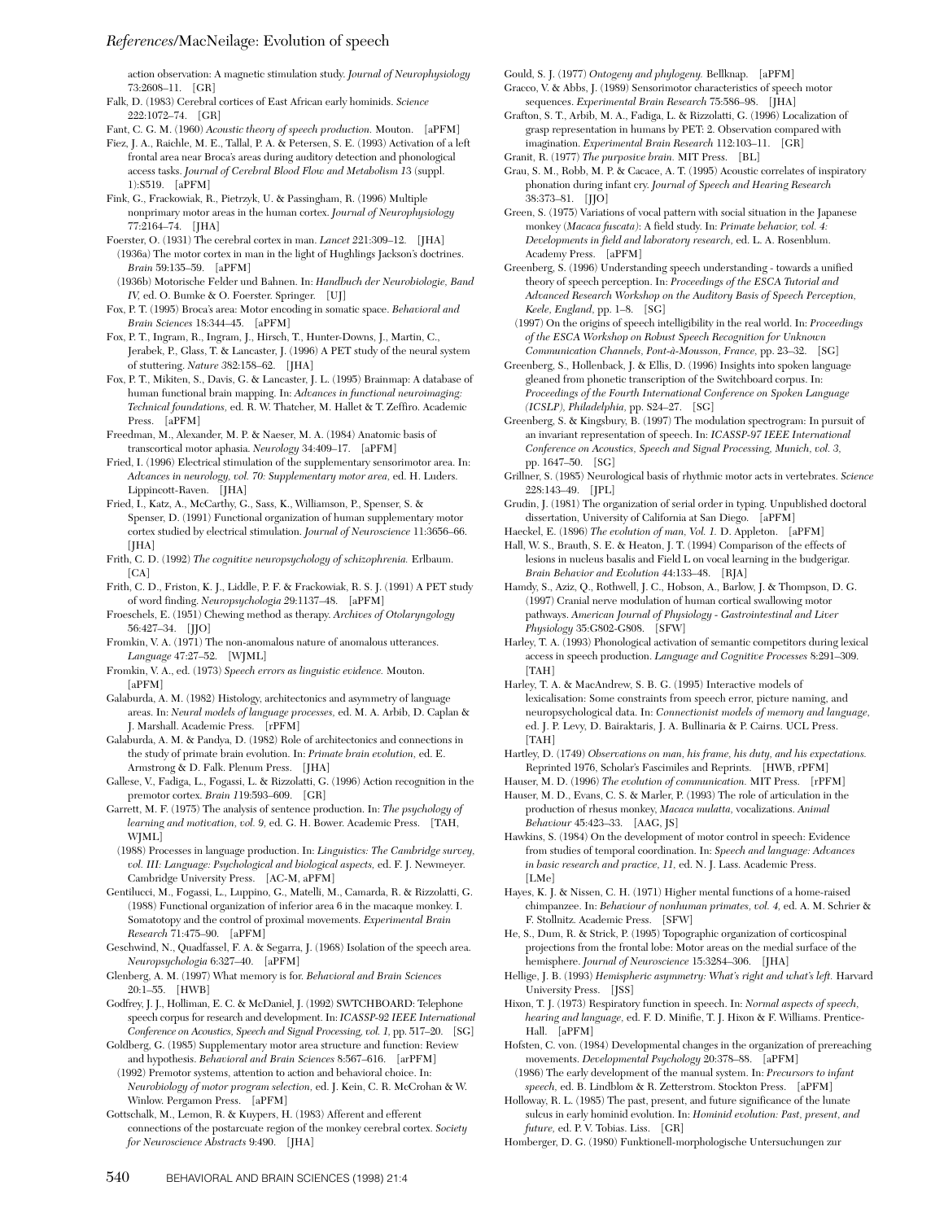action observation: A magnetic stimulation study. *Journal of Neurophysiology* 73:2608–11. [GR]

Falk, D. (1983) Cerebral cortices of East African early hominids. *Science* 222:1072–74. [GR]

Fant, C. G. M. (1960) *Acoustic theory of speech production.* Mouton. [aPFM]

Fiez, J. A., Raichle, M. E., Tallal, P. A. & Petersen, S. E. (1993) Activation of a left frontal area near Broca's areas during auditory detection and phonological access tasks. *Journal of Cerebral Blood Flow and Metabolism* 13 (suppl. 1):S519. [aPFM]

Fink, G., Frackowiak, R., Pietrzyk, U. & Passingham, R. (1996) Multiple nonprimary motor areas in the human cortex. *Journal of Neurophysiology* 77:2164–74. [JHA]

Foerster, O. (1931) The cerebral cortex in man. *Lancet* 221:309–12. [JHA]

(1936a) The motor cortex in man in the light of Hughlings Jackson's doctrines. *Brain* 59:135–59. [aPFM]

(1936b) Motorische Felder und Bahnen. In: *Handbuch der Neurobiologie, Band IV,* ed. O. Bumke & O. Foerster. Springer. [UJ]

Fox, P. T. (1995) Broca's area: Motor encoding in somatic space. *Behavioral and Brain Sciences* 18:344–45. [aPFM]

Fox, P. T., Ingram, R., Ingram, J., Hirsch, T., Hunter-Downs, J., Martin, C., Jerabek, P., Glass, T. & Lancaster, J. (1996) A PET study of the neural system of stuttering. *Nature* 382:158–62. [JHA]

Fox, P. T., Mikiten, S., Davis, G. & Lancaster, J. L. (1995) Brainmap: A database of human functional brain mapping. In: *Advances in functional neuroimaging: Technical foundations,* ed. R. W. Thatcher, M. Hallet & T. Zeffiro. Academic Press. [aPFM]

Freedman, M., Alexander, M. P. & Naeser, M. A. (1984) Anatomic basis of transcortical motor aphasia. *Neurology* 34:409–17. [aPFM]

Fried, I. (1996) Electrical stimulation of the supplementary sensorimotor area. In: *Advances in neurology, vol. 70: Supplementary motor area,* ed. H. Luders. Lippincott-Raven. [JHA]

Fried, I., Katz, A., McCarthy, G., Sass, K., Williamson, P., Spenser, S. & Spenser, D. (1991) Functional organization of human supplementary motor cortex studied by electrical stimulation. *Journal of Neuroscience* 11:3656–66. [JHA]

Frith, C. D. (1992) *The cognitive neuropsychology of schizophrenia.* Erlbaum. [CA]

Frith, C. D., Friston, K. J., Liddle, P. F. & Frackowiak, R. S. J. (1991) A PET study of word finding. *Neuropsychologia* 29:1137–48. [aPFM]

Froeschels, E. (1951) Chewing method as therapy. *Archives of Otolaryngology* 56:427–34. [JJO]

Fromkin, V. A. (1971) The non-anomalous nature of anomalous utterances. *Language* 47:27–52. [WJML]

Fromkin, V. A., ed. (1973) *Speech errors as linguistic evidence.* Mouton. [aPFM]

Galaburda, A. M. (1982) Histology, architectonics and asymmetry of language areas. In: *Neural models of language processes,* ed. M. A. Arbib, D. Caplan & J. Marshall. Academic Press. [rPFM]

Galaburda, A. M. & Pandya, D. (1982) Role of architectonics and connections in the study of primate brain evolution. In: *Primate brain evolution,* ed. E. Armstrong & D. Falk. Plenum Press. [JHA]

Gallese, V., Fadiga, L., Fogassi, L. & Rizzolatti, G. (1996) Action recognition in the premotor cortex. *Brain* 119:593–609. [GR]

Garrett, M. F. (1975) The analysis of sentence production. In: *The psychology of learning and motivation, vol. 9,* ed. G. H. Bower. Academic Press. [TAH, WJML]

(1988) Processes in language production. In: *Linguistics: The Cambridge survey, vol. III: Language: Psychological and biological aspects,* ed. F. J. Newmeyer. Cambridge University Press. [AC-M, aPFM]

Gentilucci, M., Fogassi, L., Luppino, G., Matelli, M., Camarda, R. & Rizzolatti, G. (1988) Functional organization of inferior area 6 in the macaque monkey. I. Somatotopy and the control of proximal movements. *Experimental Brain Research* 71:475–90. [aPFM]

Geschwind, N., Quadfassel, F. A. & Segarra, J. (1968) Isolation of the speech area. *Neuropsychologia* 6:327–40. [aPFM]

Glenberg, A. M. (1997) What memory is for. *Behavioral and Brain Sciences* 20:1–55. [HWB]

Godfrey, J. J., Holliman, E. C. & McDaniel, J. (1992) SWTCHBOARD: Telephone speech corpus for research and development. In: *ICASSP-92 IEEE International Conference on Acoustics, Speech and Signal Processing, vol. 1,* pp. 517–20. [SG]

Goldberg, G. (1985) Supplementary motor area structure and function: Review and hypothesis. *Behavioral and Brain Sciences* 8:567–616. [arPFM]

(1992) Premotor systems, attention to action and behavioral choice. In: *Neurobiology of motor program selection,* ed. J. Kein, C. R. McCrohan & W. Winlow. Pergamon Press. [aPFM]

Gottschalk, M., Lemon, R. & Kuypers, H. (1983) Afferent and efferent connections of the postarcuate region of the monkey cerebral cortex. *Society for Neuroscience Abstracts* 9:490. [JHA]

Gould, S. J. (1977) *Ontogeny and phylogeny.* Bellknap. [aPFM]

Gracco, V. & Abbs, J. (1989) Sensorimotor characteristics of speech motor sequences. *Experimental Brain Research* 75:586–98. [JHA]

Grafton, S. T., Arbib, M. A., Fadiga, L. & Rizzolatti, G. (1996) Localization of grasp representation in humans by PET: 2. Observation compared with imagination. *Experimental Brain Research* 112:103–11. [GR]

Granit, R. (1977) *The purposive brain.* MIT Press. [BL]

Grau, S. M., Robb, M. P. & Cacace, A. T. (1995) Acoustic correlates of inspiratory phonation during infant cry. *Journal of Speech and Hearing Research* 38:373–81. [JJO]

Green, S. (1975) Variations of vocal pattern with social situation in the Japanese monkey (*Macaca fuscata*): A field study. In: *Primate behavior, vol. 4: Developments in field and laboratory research,* ed. L. A. Rosenblum. Academy Press. [aPFM]

Greenberg, S. (1996) Understanding speech understanding - towards a unified theory of speech perception. In: *Proceedings of the ESCA Tutorial and Advanced Research Workshop on the Auditory Basis of Speech Perception, Keele, England,* pp. 1–8. [SG]

(1997) On the origins of speech intelligibility in the real world. In: *Proceedings of the ESCA Workshop on Robust Speech Recognition for Unknown Communication Channels, Pont-à-Mousson, France,* pp. 23–32. [SG]

Greenberg, S., Hollenback, J. & Ellis, D. (1996) Insights into spoken language gleaned from phonetic transcription of the Switchboard corpus. In: *Proceedings of the Fourth International Conference on Spoken Language (ICSLP), Philadelphia,* pp. S24–27. [SG]

Greenberg, S. & Kingsbury, B. (1997) The modulation spectrogram: In pursuit of an invariant representation of speech. In: *ICASSP-97 IEEE International Conference on Acoustics, Speech and Signal Processing, Munich, vol. 3,* pp. 1647–50. [SG]

Grillner, S. (1985) Neurological basis of rhythmic motor acts in vertebrates. *Science* 228:143–49. [JPL]

Grudin, J. (1981) The organization of serial order in typing. Unpublished doctoral dissertation, University of California at San Diego. [aPFM]

Haeckel, E. (1896) *The evolution of man, Vol. 1.* D. Appleton. [aPFM]

Hall, W. S., Brauth, S. E. & Heaton, J. T. (1994) Comparison of the effects of lesions in nucleus basalis and Field L on vocal learning in the budgerigar. *Brain Behavior and Evolution* 44:133–48. [RJA]

Hamdy, S., Aziz, Q., Rothwell, J. C., Hobson, A., Barlow, J. & Thompson, D. G. (1997) Cranial nerve modulation of human cortical swallowing motor pathways. *American Journal of Physiology - Gastrointestinal and Liver Physiology* 35:G802-G808. [SFW]

Harley, T. A. (1993) Phonological activation of semantic competitors during lexical access in speech production. *Language and Cognitive Processes* 8:291–309. [TAH]

Harley, T. A. & MacAndrew, S. B. G. (1995) Interactive models of lexicalisation: Some constraints from speech error, picture naming, and neuropsychological data. In: *Connectionist models of memory and language,* ed. J. P. Levy, D. Bairaktaris, J. A. Bullinaria & P. Cairns. UCL Press. [TAH]

Hartley, D. (1749) *Observations on man, his frame, his duty, and his expectations.* Reprinted 1976, Scholar's Fascimiles and Reprints. [HWB, rPFM]

Hauser, M. D. (1996) *The evolution of communication.* MIT Press. [rPFM]

Hauser, M. D., Evans, C. S. & Marler, P. (1993) The role of articulation in the production of rhesus monkey, *Macaca mulatta,* vocalizations. *Animal Behaviour* 45:423–33. [AAG, JS]

Hawkins, S. (1984) On the development of motor control in speech: Evidence from studies of temporal coordination. In: *Speech and language: Advances in basic research and practice, 11,* ed. N. J. Lass. Academic Press. [LMe]

Hayes, K. J. & Nissen, C. H. (1971) Higher mental functions of a home-raised chimpanzee. In: *Behaviour of nonhuman primates, vol. 4,* ed. A. M. Schrier & F. Stollnitz. Academic Press. [SFW]

He, S., Dum, R. & Strick, P. (1995) Topographic organization of corticospinal projections from the frontal lobe: Motor areas on the medial surface of the hemisphere. *Journal of Neuroscience* 15:3284–306. [JHA]

Hellige, J. B. (1993) *Hemispheric asymmetry: What's right and what's left.* Harvard University Press. [JSS]

Hixon, T. J. (1973) Respiratory function in speech. In: *Normal aspects of speech, hearing and language,* ed. F. D. Minifie, T. J. Hixon & F. Williams. Prentice-Hall. [aPFM]

Hofsten, C. von. (1984) Developmental changes in the organization of prereaching movements. *Developmental Psychology* 20:378–88. [aPFM]

(1986) The early development of the manual system. In: *Precursors to infant speech,* ed. B. Lindblom & R. Zetterstrom. Stockton Press. [aPFM]

Holloway, R. L. (1985) The past, present, and future significance of the lunate sulcus in early hominid evolution. In: *Hominid evolution: Past, present, and future,* ed. P. V. Tobias. Liss. [GR]

Homberger, D. G. (1980) Funktionell-morphologische Untersuchungen zur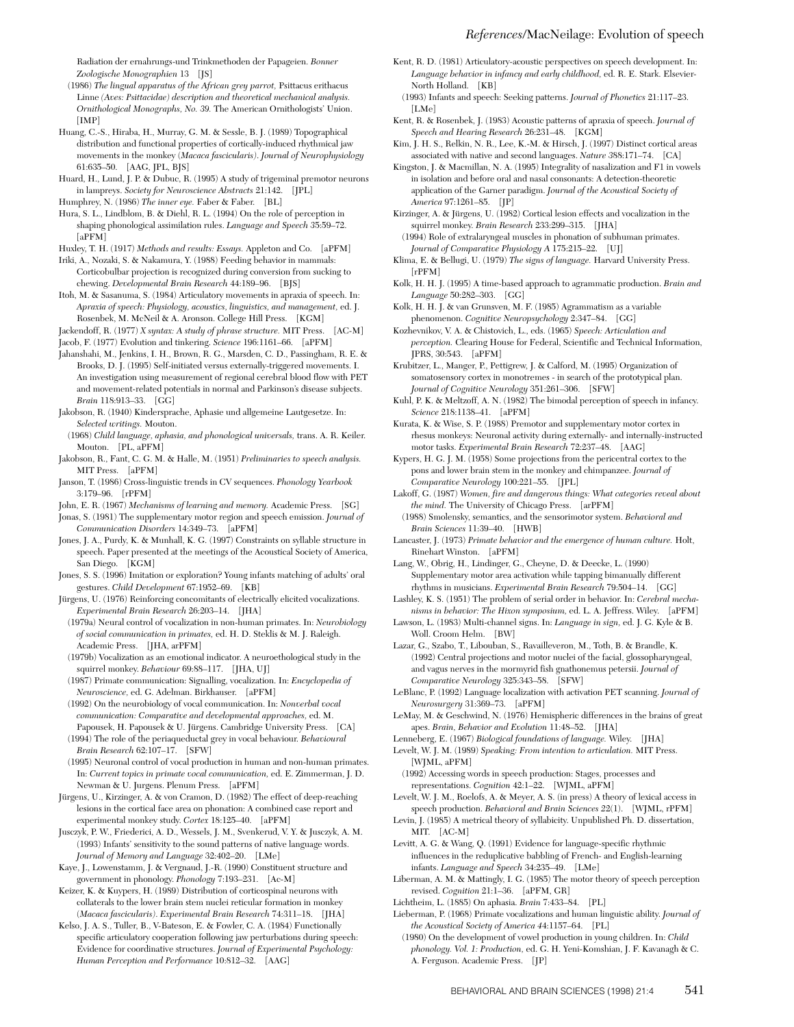Radiation der ernahrungs-und Trinkmethoden der Papageien. *Bonner Zoologische Monographien* 13 [JS]

(1986) *The lingual apparatus of the African grey parrot,* Psittacus erithacus Linne *(Aves: Psittacidae) description and theoretical mechanical analysis. Ornithological Monographs, No. 39.* The American Ornithologists' Union. [IMP]

Huang, C.-S., Hiraba, H., Murray, G. M. & Sessle, B. J. (1989) Topographical distribution and functional properties of cortically-induced rhythmical jaw movements in the monkey (*Macaca fascicularis*). *Journal of Neurophysiology* 61:635–50. [AAG, JPL, BJS]

Huard, H., Lund, J. P. & Dubuc, R. (1995) A study of trigeminal premotor neurons in lampreys. *Society for Neuroscience Abstracts* 21:142. [JPL]

Humphrey, N. (1986) *The inner eye.* Faber & Faber. [BL]

Hura, S. L., Lindblom, B. & Diehl, R. L. (1994) On the role of perception in shaping phonological assimilation rules. *Language and Speech* 35:59–72. [aPFM]

Huxley, T. H. (1917) *Methods and results: Essays.* Appleton and Co. [aPFM]

Iriki, A., Nozaki, S. & Nakamura, Y. (1988) Feeding behavior in mammals: Corticobulbar projection is recognized during conversion from sucking to chewing. *Developmental Brain Research* 44:189–96. [BJS]

Itoh, M. & Sasanuma, S. (1984) Articulatory movements in apraxia of speech. In: *Apraxia of speech: Physiology, acoustics, linguistics, and management,* ed. J. Rosenbek, M. McNeil & A. Aronson. College Hill Press. [KGM]

Jackendoff, R. (1977) *X syntax: A study of phrase structure.* MIT Press. [AC-M]

Jacob, F. (1977) Evolution and tinkering. *Science* 196:1161–66. [aPFM]

Jahanshahi, M., Jenkins, I. H., Brown, R. G., Marsden, C. D., Passingham, R. E. & Brooks, D. J. (1995) Self-initiated versus externally-triggered movements. I. An investigation using measurement of regional cerebral blood flow with PET and movement-related potentials in normal and Parkinson's disease subjects. *Brain* 118:913–33. [GG]

Jakobson, R. (1940) Kindersprache, Aphasie und allgemeine Lautgesetze. In: *Selected writings.* Mouton.

(1968) *Child language, aphasia, and phonological universals,* trans. A. R. Keiler. Mouton. [PL, aPFM]

Jakobson, R., Fant, C. G. M. & Halle, M. (1951) *Preliminaries to speech analysis.* MIT Press. [aPFM]

Janson, T. (1986) Cross-linguistic trends in CV sequences. *Phonology Yearbook* 3:179–96. [rPFM]

John, E. R. (1967) *Mechanisms of learning and memory.* Academic Press. [SG]

Jonas, S. (1981) The supplementary motor region and speech emission. *Journal of Communication Disorders* 14:349–73. [aPFM]

Jones, J. A., Purdy, K. & Munhall, K. G. (1997) Constraints on syllable structure in speech. Paper presented at the meetings of the Acoustical Society of America, San Diego. [KGM]

Jones, S. S. (1996) Imitation or exploration? Young infants matching of adults' oral gestures. *Child Development* 67:1952–69. [KB]

Jürgens, U. (1976) Reinforcing concomitants of electrically elicited vocalizations. *Experimental Brain Research* 26:203–14. [JHA]

(1979a) Neural control of vocalization in non-human primates. In: *Neurobiology of social communication in primates,* ed. H. D. Steklis & M. J. Raleigh. Academic Press. [JHA, arPFM]

(1979b) Vocalization as an emotional indicator. A neuroethological study in the squirrel monkey. *Behaviour* 69:88–117. [JHA, UJ]

(1987) Primate communication: Signalling, vocalization. In: *Encyclopedia of Neuroscience,* ed. G. Adelman. Birkhauser. [aPFM]

(1992) On the neurobiology of vocal communication. In: *Nonverbal vocal communication: Comparative and developmental approaches,* ed. M. Papousek, H. Papousek & U. Jürgens. Cambridge University Press. [CA]

(1994) The role of the periaqueductal grey in vocal behaviour. *Behavioural Brain Research* 62:107–17. [SFW]

(1995) Neuronal control of vocal production in human and non-human primates. In: *Current topics in primate vocal communication,* ed. E. Zimmerman, J. D. Newman & U. Jurgens. Plenum Press. [aPFM]

Jürgens, U., Kirzinger, A. & von Cramon, D. (1982) The effect of deep-reaching lesions in the cortical face area on phonation: A combined case report and experimental monkey study. *Cortex* 18:125–40. [aPFM]

Jusczyk, P. W., Friederici, A. D., Wessels, J. M., Svenkerud, V. Y. & Jusczyk, A. M. (1993) Infants' sensitivity to the sound patterns of native language words. *Journal of Memory and Language* 32:402–20. [LMe]

Kaye, J., Lowenstamm, J. & Vergnaud, J.-R. (1990) Constituent structure and government in phonology. *Phonology* 7:193–231. [Ac-M]

Keizer, K. & Kuypers, H. (1989) Distribution of corticospinal neurons with collaterals to the lower brain stem nuclei reticular formation in monkey (*Macaca fascicularis*). *Experimental Brain Research* 74:311–18. [JHA]

Kelso, J. A. S., Tuller, B., V-Bateson, E. & Fowler, C. A. (1984) Functionally specific articulatory cooperation following jaw perturbations during speech: Evidence for coordinative structures. *Journal of Experimental Psychology: Human Perception and Performance* 10:812–32. [AAG]

Kent, R. D. (1981) Articulatory-acoustic perspectives on speech development. In: *Language behavior in infancy and early childhood,* ed. R. E. Stark. Elsevier-North Holland. [KB]

(1993) Infants and speech: Seeking patterns. *Journal of Phonetics* 21:117–23. [LMe]

Kent, R. & Rosenbek, J. (1983) Acoustic patterns of apraxia of speech. *Journal of Speech and Hearing Research* 26:231–48. [KGM]

Kim, J. H. S., Relkin, N. R., Lee, K.-M. & Hirsch, J. (1997) Distinct cortical areas associated with native and second languages. *Nature* 388:171–74. [CA]

Kingston, J. & Macmillan, N. A. (1995) Integrality of nasalization and F1 in vowels in isolation and before oral and nasal consonants: A detection-theoretic application of the Garner paradigm. *Journal of the Acoustical Society of America* 97:1261–85. [JP]

Kirzinger, A. & Jürgens, U. (1982) Cortical lesion effects and vocalization in the squirrel monkey. *Brain Research* 233:299–315. [JHA]

(1994) Role of extralaryngeal muscles in phonation of subhuman primates. *Journal of Comparative Physiology A* 175:215–22. [UJ]

Klima, E. & Bellugi, U. (1979) *The signs of language.* Harvard University Press. [rPFM]

Kolk, H. H. J. (1995) A time-based approach to agrammatic production. *Brain and Language* 50:282–303. [GG]

Kolk, H. H. J. & van Grunsven, M. F. (1985) Agrammatism as a variable phenomenon. *Cognitive Neuropsychology* 2:347–84. [GG]

Kozhevnikov, V. A. & Chistovich, L., eds. (1965) *Speech: Articulation and perception.* Clearing House for Federal, Scientific and Technical Information, JPRS, 30:543. [aPFM]

Krubitzer, L., Manger, P., Pettigrew, J. & Calford, M. (1995) Organization of somatosensory cortex in monotremes - in search of the prototypical plan. *Journal of Cognitive Neurology* 351:261–306. [SFW]

Kuhl, P. K. & Meltzoff, A. N. (1982) The bimodal perception of speech in infancy. *Science* 218:1138–41. [aPFM]

Kurata, K. & Wise, S. P. (1988) Premotor and supplementary motor cortex in rhesus monkeys: Neuronal activity during externally- and internally-instructed motor tasks. *Experimental Brain Research* 72:237–48. [AAG]

Kypers, H. G. J. M. (1958) Some projections from the pericentral cortex to the pons and lower brain stem in the monkey and chimpanzee. *Journal of Comparative Neurology* 100:221–55. [JPL]

Lakoff, G. (1987) *Women, fire and dangerous things: What categories reveal about the mind.* The University of Chicago Press. [arPFM]

(1988) Smolensky, semantics, and the sensorimotor system. *Behavioral and Brain Sciences* 11:39–40. [HWB]

Lancaster, J. (1973) *Primate behavior and the emergence of human culture.* Holt, Rinehart Winston. [aPFM]

Lang, W., Obrig, H., Lindinger, G., Cheyne, D. & Deecke, L. (1990) Supplementary motor area activation while tapping bimanually different rhythms in musicians. *Experimental Brain Research* 79:504–14. [GG]

Lashley, K. S. (1951) The problem of serial order in behavior. In: *Cerebral mechanisms in behavior: The Hixon symposium,* ed. L. A. Jeffress. Wiley. [aPFM]

Lawson, L. (1983) Multi-channel signs. In: *Language in sign,* ed. J. G. Kyle & B. Woll. Croom Helm. [BW]

Lazar, G., Szabo, T., Libouban, S., Ravailleveron, M., Toth, B. & Brandle, K. (1992) Central projections and motor nuclei of the facial, glossopharyngeal, and vagus nerves in the mormyrid fish gnathonemus petersii. *Journal of Comparative Neurology* 325:343–58. [SFW]

LeBlanc, P. (1992) Language localization with activation PET scanning. *Journal of Neurosurgery* 31:369–73. [aPFM]

LeMay, M. & Geschwind, N. (1976) Hemispheric differences in the brains of great apes. *Brain, Behavior and Evolution* 11:48–52. [JHA]

Lenneberg, E. (1967) *Biological foundations of language.* Wiley. [JHA]

Levelt, W. J. M. (1989) *Speaking: From intention to articulation.* MIT Press. [WJML, aPFM]

(1992) Accessing words in speech production: Stages, processes and representations. *Cognition* 42:1–22. [WJML, aPFM]

Levelt, W. J. M., Roelofs, A. & Meyer, A. S. (in press) A theory of lexical access in speech production. *Behavioral and Brain Sciences* 22(1). [WJML, rPFM]

Levin, J. (1985) A metrical theory of syllabicity. Unpublished Ph. D. dissertation, MIT. [AC-M]

Levitt, A. G. & Wang, Q. (1991) Evidence for language-specific rhythmic influences in the reduplicative babbling of French- and English-learning infants. *Language and Speech* 34:235–49. [LMe]

Liberman, A. M. & Mattingly, I. G. (1985) The motor theory of speech perception revised. *Cognition* 21:1–36. [aPFM, GR]

Lichtheim, L. (1885) On aphasia. *Brain* 7:433–84. [PL]

Lieberman, P. (1968) Primate vocalizations and human linguistic ability. *Journal of the Acoustical Society of America* 44:1157–64. [PL]

(1980) On the development of vowel production in young children. In: *Child phonology. Vol. 1: Production,* ed. G. H. Yeni-Komshian, J. F. Kavanagh & C. A. Ferguson. Academic Press. [JP]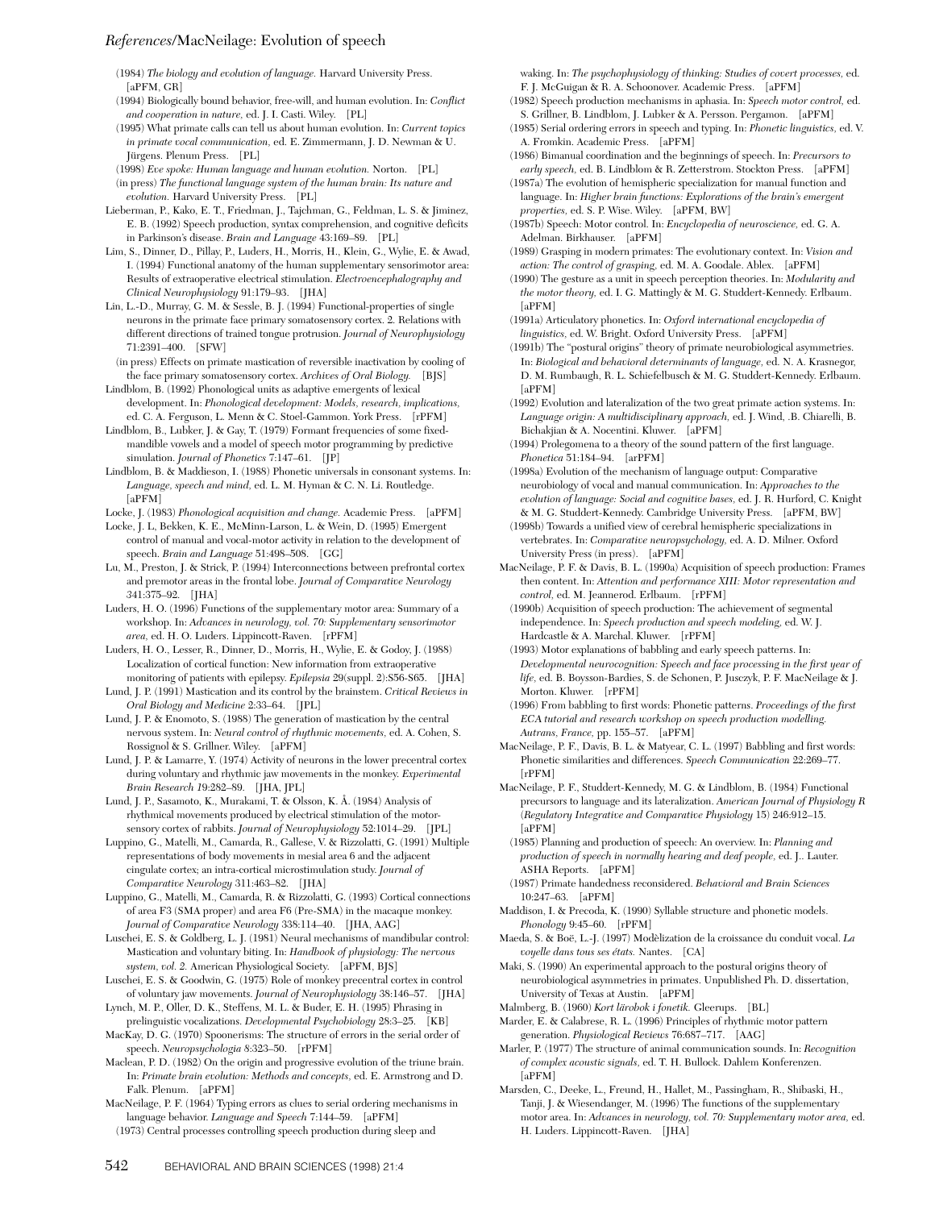(1984) *The biology and evolution of language.* Harvard University Press. [aPFM, GR]

(1994) Biologically bound behavior, free-will, and human evolution. In: *Conflict and cooperation in nature,* ed. J. I. Casti. Wiley. [PL]

(1995) What primate calls can tell us about human evolution. In: *Current topics in primate vocal communication,* ed. E. Zimmermann, J. D. Newman & U. Jürgens. Plenum Press. [PL]

(1998) *Eve spoke: Human language and human evolution.* Norton. [PL]

(in press) *The functional language system of the human brain: Its nature and evolution.* Harvard University Press. [PL]

Lieberman, P., Kako, E. T., Friedman, J., Tajchman, G., Feldman, L. S. & Jiminez, E. B. (1992) Speech production, syntax comprehension, and cognitive deficits in Parkinson's disease. *Brain and Language* 43:169–89. [PL]

Lim, S., Dinner, D., Pillay, P., Luders, H., Morris, H., Klein, G., Wylie, E. & Awad, I. (1994) Functional anatomy of the human supplementary sensorimotor area: Results of extraoperative electrical stimulation. *Electroencephalography and Clinical Neurophysiology* 91:179–93. [JHA]

Lin, L.-D., Murray, G. M. & Sessle, B. J. (1994) Functional-properties of single neurons in the primate face primary somatosensory cortex. 2. Relations with different directions of trained tongue protrusion. *Journal of Neurophysiology* 71:2391–400. [SFW]

(in press) Effects on primate mastication of reversible inactivation by cooling of the face primary somatosensory cortex. *Archives of Oral Biology.* [BJS]

Lindblom, B. (1992) Phonological units as adaptive emergents of lexical development. In: *Phonological development: Models, research, implications,* ed. C. A. Ferguson, L. Menn & C. Stoel-Gammon. York Press. [rPFM]

Lindblom, B., Lubker, J. & Gay, T. (1979) Formant frequencies of some fixed-mandible vowels and a model of speech motor programming by predictive simulation. *Journal of Phonetics* 7:147–61. [JP]

Lindblom, B. & Maddieson, I. (1988) Phonetic universals in consonant systems. In: *Language, speech and mind,* ed. L. M. Hyman & C. N. Li. Routledge. [aPFM]

Locke, J. (1983) *Phonological acquisition and change.* Academic Press. [aPFM]

Locke, J. L, Bekken, K. E., McMinn-Larson, L. & Wein, D. (1995) Emergent control of manual and vocal-motor activity in relation to the development of speech. *Brain and Language* 51:498–508. [GG]

Lu, M., Preston, J. & Strick, P. (1994) Interconnections between prefrontal cortex and premotor areas in the frontal lobe. *Journal of Comparative Neurology* 341:375–92. [JHA]

Luders, H. O. (1996) Functions of the supplementary motor area: Summary of a workshop. In: *Advances in neurology, vol. 70: Supplementary sensorimotor area,* ed. H. O. Luders. Lippincott-Raven. [rPFM]

Luders, H. O., Lesser, R., Dinner, D., Morris, H., Wylie, E. & Godoy, J. (1988) Localization of cortical function: New information from extraoperative monitoring of patients with epilepsy. *Epilepsia* 29(suppl. 2):S56-S65. [JHA]

Lund, J. P. (1991) Mastication and its control by the brainstem. *Critical Reviews in Oral Biology and Medicine* 2:33–64. [JPL]

Lund, J. P. & Enomoto, S. (1988) The generation of mastication by the central nervous system. In: *Neural control of rhythmic movements,* ed. A. Cohen, S. Rossignol & S. Grillner. Wiley. [aPFM]

Lund, J. P. & Lamarre, Y. (1974) Activity of neurons in the lower precentral cortex during voluntary and rhythmic jaw movements in the monkey. *Experimental Brain Research* 19:282–89. [JHA, JPL]

Lund, J. P., Sasamoto, K., Murakami, T. & Olsson, K. Å. (1984) Analysis of rhythmical movements produced by electrical stimulation of the motor-sensory cortex of rabbits. *Journal of Neurophysiology* 52:1014–29. [JPL]

Luppino, G., Matelli, M., Camarda, R., Gallese, V. & Rizzolatti, G. (1991) Multiple representations of body movements in mesial area 6 and the adjacent cingulate cortex; an intra-cortical microstimulation study. *Journal of Comparative Neurology* 311:463–82. [JHA]

Luppino, G., Matelli, M., Camarda, R. & Rizzolatti, G. (1993) Cortical connections of area F3 (SMA proper) and area F6 (Pre-SMA) in the macaque monkey. *Journal of Comparative Neurology* 338:114–40. [JHA, AAG]

Luschei, E. S. & Goldberg, L. J. (1981) Neural mechanisms of mandibular control: Mastication and voluntary biting. In: *Handbook of physiology: The nervous system, vol. 2.* American Physiological Society. [aPFM, BJS]

Luschei, E. S. & Goodwin, G. (1975) Role of monkey precentral cortex in control of voluntary jaw movements. *Journal of Neurophysiology* 38:146–57. [JHA]

Lynch, M. P., Oller, D. K., Steffens, M. L. & Buder, E. H. (1995) Phrasing in prelinguistic vocalizations. *Developmental Psychobiology* 28:3–25. [KB]

MacKay, D. G. (1970) Spoonerisms: The structure of errors in the serial order of speech. *Neuropsychologia* 8:323–50. [rPFM]

Maclean, P. D. (1982) On the origin and progressive evolution of the triune brain. In: *Primate brain evolution: Methods and concepts,* ed. E. Armstrong and D. Falk. Plenum. [aPFM]

MacNeilage, P. F. (1964) Typing errors as clues to serial ordering mechanisms in language behavior. *Language and Speech* 7:144–59. [aPFM]

(1973) Central processes controlling speech production during sleep and waking. In: *The psychophysiology of thinking: Studies of covert processes,* ed. F. J. McGuigan & R. A. Schoonover. Academic Press. [aPFM]

(1982) Speech production mechanisms in aphasia. In: *Speech motor control,* ed. S. Grillner, B. Lindblom, J. Lubker & A. Persson. Pergamon. [aPFM]

(1985) Serial ordering errors in speech and typing. In: *Phonetic linguistics,* ed. V. A. Fromkin. Academic Press. [aPFM]

(1986) Bimanual coordination and the beginnings of speech. In: *Precursors to early speech,* ed. B. Lindblom & R. Zetterstrom. Stockton Press. [aPFM]

(1987a) The evolution of hemispheric specialization for manual function and language. In: *Higher brain functions: Explorations of the brain's emergent properties,* ed. S. P. Wise. Wiley. [aPFM, BW]

(1987b) Speech: Motor control. In: *Encyclopedia of neuroscience,* ed. G. A. Adelman. Birkhauser. [aPFM]

(1989) Grasping in modern primates: The evolutionary context. In: *Vision and action: The control of grasping,* ed. M. A. Goodale. Ablex. [aPFM]

(1990) The gesture as a unit in speech perception theories. In: *Modularity and the motor theory,* ed. I. G. Mattingly & M. G. Studdert-Kennedy. Erlbaum. [aPFM]

(1991a) Articulatory phonetics. In: *Oxford international encyclopedia of linguistics,* ed. W. Bright. Oxford University Press. [aPFM]

(1991b) The "postural origins" theory of primate neurobiological asymmetries. In: *Biological and behavioral determinants of language,* ed. N. A. Krasnegor, D. M. Rumbaugh, R. L. Schiefelbusch & M. G. Studdert-Kennedy. Erlbaum. [aPFM]

(1992) Evolution and lateralization of the two great primate action systems. In: *Language origin: A multidisciplinary approach,* ed. J. Wind, .B. Chiarelli, B. Bichakjian & A. Nocentini. Kluwer. [aPFM]

(1994) Prolegomena to a theory of the sound pattern of the first language. *Phonetica* 51:184–94. [arPFM]

(1998a) Evolution of the mechanism of language output: Comparative neurobiology of vocal and manual communication. In: *Approaches to the evolution of language: Social and cognitive bases,* ed. J. R. Hurford, C. Knight & M. G. Studdert-Kennedy. Cambridge University Press. [aPFM, BW]

(1998b) Towards a unified view of cerebral hemispheric specializations in vertebrates. In: *Comparative neuropsychology,* ed. A. D. Milner. Oxford University Press (in press). [aPFM]

MacNeilage, P. F. & Davis, B. L. (1990a) Acquisition of speech production: Frames then content. In: *Attention and performance XIII: Motor representation and control,* ed. M. Jeannerod. Erlbaum. [rPFM]

(1990b) Acquisition of speech production: The achievement of segmental independence. In: *Speech production and speech modeling,* ed. W. J. Hardcastle & A. Marchal. Kluwer. [rPFM]

(1993) Motor explanations of babbling and early speech patterns. In: *Developmental neurocognition: Speech and face processing in the first year of life,* ed. B. Boysson-Bardies, S. de Schonen, P. Jusczyk, P. F. MacNeilage & J. Morton. Kluwer. [rPFM]

(1996) From babbling to first words: Phonetic patterns. *Proceedings of the first ECA tutorial and research workshop on speech production modelling. Autrans, France,* pp. 155–57. [aPFM]

MacNeilage, P. F., Davis, B. L. & Matyear, C. L. (1997) Babbling and first words: Phonetic similarities and differences. *Speech Communication* 22:269–77. [rPFM]

MacNeilage, P. F., Studdert-Kennedy, M. G. & Lindblom, B. (1984) Functional precursors to language and its lateralization. *American Journal of Physiology R (Regulatory Integrative and Comparative Physiology* 15) 246:912–15. [aPFM]

(1985) Planning and production of speech: An overview. In: *Planning and production of speech in normally hearing and deaf people,* ed. J.. Lauter. ASHA Reports. [aPFM]

(1987) Primate handedness reconsidered. *Behavioral and Brain Sciences* 10:247–63. [aPFM]

Maddison, I. & Precoda, K. (1990) Syllable structure and phonetic models. *Phonology* 9:45–60. [rPFM]

Maeda, S. & Boë, L.-J. (1997) Modèlization de la croissance du conduit vocal. *La voyelle dans tous ses états.* Nantes. [CA]

Maki, S. (1990) An experimental approach to the postural origins theory of neurobiological asymmetries in primates. Unpublished Ph. D. dissertation, University of Texas at Austin. [aPFM]

Malmberg, B. (1960) *Kort lärobok i fonetik.* Gleerups. [BL]

Marder, E. & Calabrese, R. L. (1996) Principles of rhythmic motor pattern generation. *Physiological Reviews* 76:687–717. [AAG]

Marler, P. (1977) The structure of animal communication sounds. In: *Recognition of complex acoustic signals,* ed. T. H. Bullock. Dahlem Konferenzen. [aPFM]

Marsden, C., Deeke, L., Freund, H., Hallet, M., Passingham, R., Shibaski, H., Tanji, J. & Wiesendanger, M. (1996) The functions of the supplementary motor area. In: *Advances in neurology, vol. 70: Supplementary motor area,* ed. H. Luders. Lippincott-Raven. [JHA]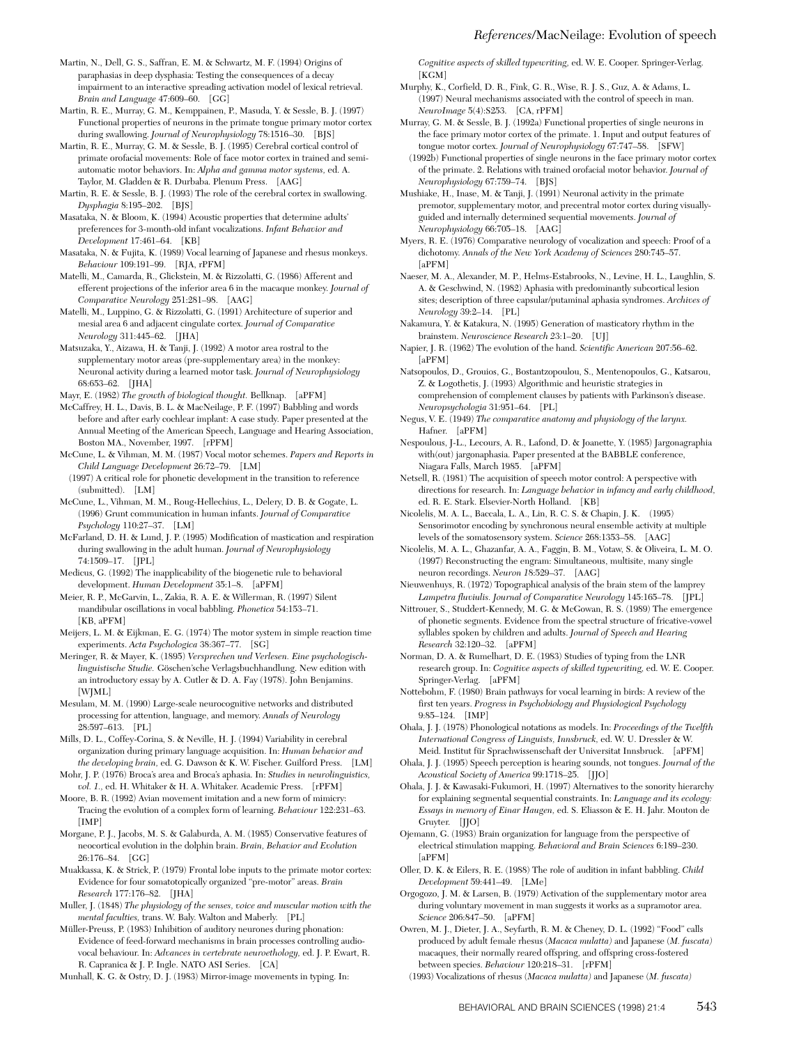Martin, N., Dell, G. S., Saffran, E. M. & Schwartz, M. F. (1994) Origins of paraphasias in deep dysphasia: Testing the consequences of a decay impairment to an interactive spreading activation model of lexical retrieval. *Brain and Language* 47:609–60. [GG]

Martin, R. E., Murray, G. M., Kemppainen, P., Masuda, Y. & Sessle, B. J. (1997) Functional properties of neurons in the primate tongue primary motor cortex during swallowing. *Journal of Neurophysiology* 78:1516–30. [BJS]

Martin, R. E., Murray, G. M. & Sessle, B. J. (1995) Cerebral cortical control of primate orofacial movements: Role of face motor cortex in trained and semi-automatic motor behaviors. In: *Alpha and gamma motor systems,* ed. A. Taylor, M. Gladden & R. Durbaba. Plenum Press. [AAG]

Martin, R. E. & Sessle, B. J. (1993) The role of the cerebral cortex in swallowing. *Dysphagia* 8:195–202. [BJS]

Masataka, N. & Bloom, K. (1994) Acoustic properties that determine adults' preferences for 3-month-old infant vocalizations. *Infant Behavior and Development* 17:461–64. [KB]

Masataka, N. & Fujita, K. (1989) Vocal learning of Japanese and rhesus monkeys. *Behaviour* 109:191–99. [RJA, rPFM]

Matelli, M., Camarda, R., Glickstein, M. & Rizzolatti, G. (1986) Afferent and efferent projections of the inferior area 6 in the macaque monkey. *Journal of Comparative Neurology* 251:281–98. [AAG]

Matelli, M., Luppino, G. & Rizzolatti, G. (1991) Architecture of superior and mesial area 6 and adjacent cingulate cortex. *Journal of Comparative Neurology* 311:445–62. [JHA]

Matsuzaka, Y., Aizawa, H. & Tanji, J. (1992) A motor area rostral to the supplementary motor areas (pre-supplementary area) in the monkey: Neuronal activity during a learned motor task. *Journal of Neurophysiology* 68:653–62. [JHA]

Mayr, E. (1982) *The growth of biological thought.* Bellknap. [aPFM]

McCaffrey, H. L., Davis, B. L. & MacNeilage, P. F. (1997) Babbling and words before and after early cochlear implant: A case study. Paper presented at the Annual Meeting of the American Speech, Language and Hearing Association, Boston MA., November, 1997. [rPFM]

McCune, L. & Vihman, M. M. (1987) Vocal motor schemes. *Papers and Reports in Child Language Development* 26:72–79. [LM]

(1997) A critical role for phonetic development in the transition to reference (submitted). [LM]

McCune, L., Vihman, M. M., Roug-Hellechius, L., Delery, D. B. & Gogate, L. (1996) Grunt communication in human infants. *Journal of Comparative Psychology* 110:27–37. [LM]

McFarland, D. H. & Lund, J. P. (1995) Modification of mastication and respiration during swallowing in the adult human. *Journal of Neurophysiology* 74:1509–17. [JPL]

Medicus, G. (1992) The inapplicability of the biogenetic rule to behavioral development. *Human Development* 35:1–8. [aPFM]

Meier, R. P., McGarvin, L., Zakia, R. A. E. & Willerman, R. (1997) Silent mandibular oscillations in vocal babbling. *Phonetica* 54:153–71. [KB, aPFM]

Meijers, L. M. & Eijkman, E. G. (1974) The motor system in simple reaction time experiments. *Acta Psychologica* 38:367–77. [SG]

Meringer, R. & Mayer, K. (1895) *Versprechen und Verlesen. Eine psychologisch-linguistische Studie.* Göschen'sche Verlagsbuchhandlung. New edition with an introductory essay by A. Cutler & D. A. Fay (1978). John Benjamins. [WJML]

Mesulam, M. M. (1990) Large-scale neurocognitive networks and distributed processing for attention, language, and memory. *Annals of Neurology* 28:597–613. [PL]

Mills, D. L., Coffey-Corina, S. & Neville, H. J. (1994) Variability in cerebral organization during primary language acquisition. In: *Human behavior and the developing brain,* ed. G. Dawson & K. W. Fischer. Guilford Press. [LM]

Mohr, J. P. (1976) Broca's area and Broca's aphasia. In: *Studies in neurolinguistics, vol. 1.,* ed. H. Whitaker & H. A. Whitaker. Academic Press. [rPFM]

Moore, B. R. (1992) Avian movement imitation and a new form of mimicry: Tracing the evolution of a complex form of learning. *Behaviour* 122:231–63. [IMP]

Morgane, P. J., Jacobs, M. S. & Galaburda, A. M. (1985) Conservative features of neocortical evolution in the dolphin brain. *Brain, Behavior and Evolution* 26:176–84. [GG]

Muakkassa, K. & Strick, P. (1979) Frontal lobe inputs to the primate motor cortex: Evidence for four somatotopically organized "pre-motor" areas. *Brain Research* 177:176–82. [JHA]

Muller, J. (1848) *The physiology of the senses, voice and muscular motion with the mental faculties,* trans. W. Baly. Walton and Maberly. [PL]

Müller-Preuss, P. (1983) Inhibition of auditory neurones during phonation: Evidence of feed-forward mechanisms in brain processes controlling audio-vocal behaviour. In: *Advances in vertebrate neuroethology,* ed. J. P. Ewart, R. R. Capranica & J. P. Ingle. NATO ASI Series. [CA]

Munhall, K. G. & Ostry, D. J. (1983) Mirror-image movements in typing. In: *Cognitive aspects of skilled typewriting,* ed. W. E. Cooper. Springer-Verlag. [KGM]

Murphy, K., Corfield, D. R., Fink, G. R., Wise, R. J. S., Guz, A. & Adams, L. (1997) Neural mechanisms associated with the control of speech in man. *NeuroImage* 5(4):S253. [CA, rPFM]

Murray, G. M. & Sessle, B. J. (1992a) Functional properties of single neurons in the face primary motor cortex of the primate. 1. Input and output features of tongue motor cortex. *Journal of Neurophysiology* 67:747–58. [SFW]

(1992b) Functional properties of single neurons in the face primary motor cortex of the primate. 2. Relations with trained orofacial motor behavior. *Journal of Neurophysiology* 67:759–74. [BJS]

Mushiake, H., Inase, M. & Tanji, J. (1991) Neuronal activity in the primate premotor, supplementary motor, and precentral motor cortex during visually-guided and internally determined sequential movements. *Journal of Neurophysiology* 66:705–18. [AAG]

Myers, R. E. (1976) Comparative neurology of vocalization and speech: Proof of a dichotomy. *Annals of the New York Academy of Sciences* 280:745–57. [aPFM]

Naeser, M. A., Alexander, M. P., Helms-Estabrooks, N., Levine, H. L., Laughlin, S. A. & Geschwind, N. (1982) Aphasia with predominantly subcortical lesion sites; description of three capsular/putaminal aphasia syndromes. *Archives of Neurology* 39:2–14. [PL]

Nakamura, Y. & Katakura, N. (1995) Generation of masticatory rhythm in the brainstem. *Neuroscience Research* 23:1–20. [UJ]

Napier, J. R. (1962) The evolution of the hand. *Scientific American* 207:56–62. [aPFM]

Natsopoulos, D., Grouios, G., Bostantzopoulou, S., Mentenopoulos, G., Katsarou, Z. & Logothetis, J. (1993) Algorithmic and heuristic strategies in comprehension of complement clauses by patients with Parkinson's disease. *Neuropsychologia* 31:951–64. [PL]

Negus, V. E. (1949) *The comparative anatomy and physiology of the larynx.* Hafner. [aPFM]

Nespoulous, J-L., Lecours, A. R., Lafond, D. & Joanette, Y. (1985) Jargonagraphia with(out) jargonaphasia. Paper presented at the BABBLE conference, Niagara Falls, March 1985. [aPFM]

Netsell, R. (1981) The acquisition of speech motor control: A perspective with directions for research. In: *Language behavior in infancy and early childhood,* ed. R. E. Stark. Elsevier-North Holland. [KB]

Nicolelis, M. A. L., Baccala, L. A., Lin, R. C. S. & Chapin, J. K. (1995) Sensorimotor encoding by synchronous neural ensemble activity at multiple levels of the somatosensory system. *Science* 268:1353–58. [AAG]

Nicolelis, M. A. L., Ghazanfar, A. A., Faggin, B. M., Votaw, S. & Oliveira, L. M. O. (1997) Reconstructing the engram: Simultaneous, multisite, many single neuron recordings. *Neuron* 18:529–37. [AAG]

Nieuwenhuys, R. (1972) Topographical analysis of the brain stem of the lamprey *Lampetra fluviulis. Journal of Comparative Neurology* 145:165–78. [JPL]

Nittrouer, S., Studdert-Kennedy, M. G. & McGowan, R. S. (1989) The emergence of phonetic segments. Evidence from the spectral structure of fricative-vowel syllables spoken by children and adults. *Journal of Speech and Hearing Research* 32:120–32. [aPFM]

Norman, D. A. & Rumelhart, D. E. (1983) Studies of typing from the LNR research group. In: *Cognitive aspects of skilled typewriting,* ed. W. E. Cooper. Springer-Verlag. [aPFM]

Nottebohm, F. (1980) Brain pathways for vocal learning in birds: A review of the first ten years. *Progress in Psychobiology and Physiological Psychology* 9:85–124. [IMP]

Ohala, J. J. (1978) Phonological notations as models. In: *Proceedings of the Twelfth International Congress of Linguists, Innsbruck,* ed. W. U. Dressler & W. Meid. Institut für Sprachwissenschaft der Universitat Innsbruck. [aPFM]

Ohala, J. J. (1995) Speech perception is hearing sounds, not tongues. *Journal of the Acoustical Society of America* 99:1718–25. [JJO]

Ohala, J. J. & Kawasaki-Fukumori, H. (1997) Alternatives to the sonority hierarchy for explaining segmental sequential constraints. In: *Language and its ecology: Essays in memory of Einar Haugen,* ed. S. Eliasson & E. H. Jahr. Mouton de Gruyter. [JJO]

Ojemann, G. (1983) Brain organization for language from the perspective of electrical stimulation mapping. *Behavioral and Brain Sciences* 6:189–230. [aPFM]

Oller, D. K. & Eilers, R. E. (1988) The role of audition in infant babbling. *Child Development* 59:441–49. [LMe]

Orgogozo, J. M. & Larsen, B. (1979) Activation of the supplementary motor area during voluntary movement in man suggests it works as a supramotor area. *Science* 206:847–50. [aPFM]

Owren, M. J., Dieter, J. A., Seyfarth, R. M. & Cheney, D. L. (1992) "Food" calls produced by adult female rhesus (*Macaca mulatta*) and Japanese (*M. fuscata*) macaques, their normally reared offspring, and offspring cross-fostered between species. *Behaviour* 120:218–31. [rPFM]

(1993) Vocalizations of rhesus (*Macaca mulatta*) and Japanese (*M. fuscata*)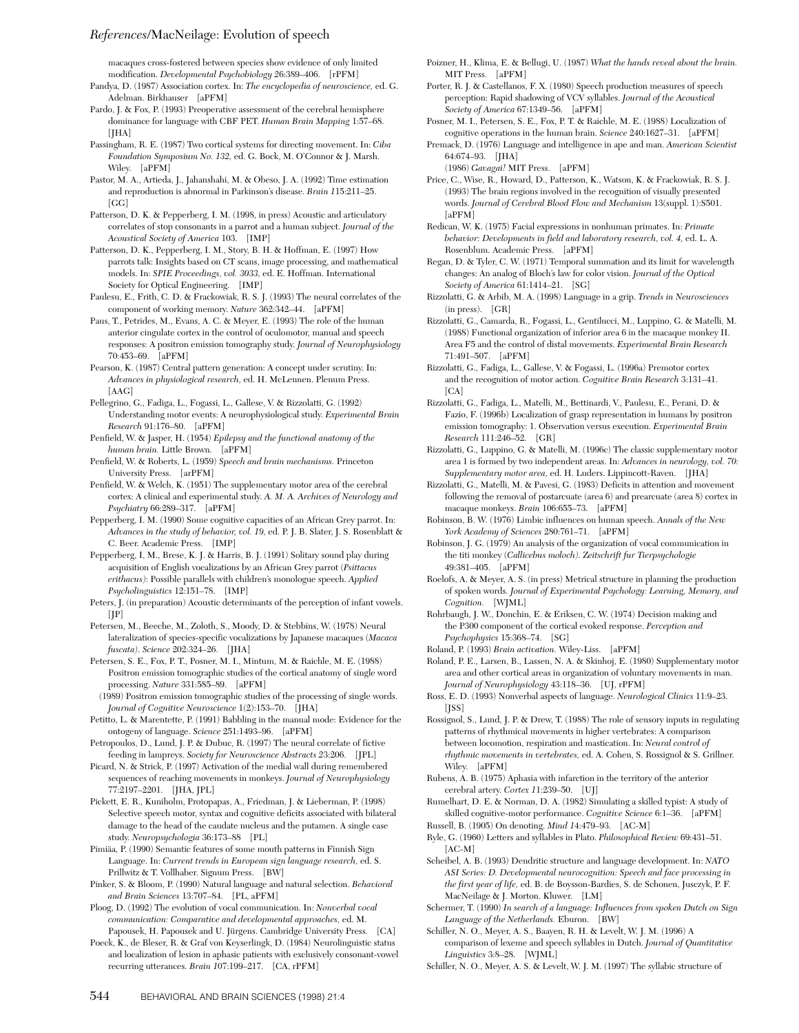macaques cross-fostered between species show evidence of only limited modification. *Developmental Psychobiology* 26:389–406. [rPFM]

Pandya, D. (1987) Association cortex. In: *The encyclopedia of neuroscience,* ed. G. Adelman. Birkhauser [aPFM]

Pardo, J. & Fox, P. (1993) Preoperative assessment of the cerebral hemisphere dominance for language with CBF PET. *Human Brain Mapping* 1:57–68. [JHA]

Passingham, R. E. (1987) Two cortical systems for directing movement. In: *Ciba Foundation Symposium No. 132,* ed. G. Bock, M. O'Connor & J. Marsh. Wiley. [aPFM]

Pastor, M. A., Artieda, J., Jahanshahi, M. & Obeso, J. A. (1992) Time estimation and reproduction is abnormal in Parkinson's disease. *Brain 1*15:211–25. [GG]

Patterson, D. K. & Pepperberg, I. M. (1998, in press) Acoustic and articulatory correlates of stop consonants in a parrot and a human subject. *Journal of the Acoustical Society of America* 103. [IMP]

Patterson, D. K., Pepperberg, I. M., Story, B. H. & Hoffman, E. (1997) How parrots talk: Insights based on CT scans, image processing, and mathematical models. In: *SPIE Proceedings, vol. 3033,* ed. E. Hoffman. International Society for Optical Engineering. [IMP]

Paulesu, E., Frith, C. D. & Frackowiak, R. S. J. (1993) The neural correlates of the component of working memory. *Nature* 362:342–44. [aPFM]

Paus, T., Petrides, M., Evans, A. C. & Meyer, E. (1993) The role of the human anterior cingulate cortex in the control of oculomotor, manual and speech responses: A positron emission tomography study. *Journal of Neurophysiology* 70:453–69. [aPFM]

Pearson, K. (1987) Central pattern generation: A concept under scrutiny. In: *Advances in physiological research,* ed. H. McLennen. Plenum Press. [AAG]

Pellegrino, G., Fadiga, L., Fogassi, L., Gallese, V. & Rizzolatti, G. (1992) Understanding motor events: A neurophysiological study. *Experimental Brain Research* 91:176–80. [aPFM]

Penfield, W. & Jasper, H. (1954) *Epilepsy and the functional anatomy of the human brain.* Little Brown. [aPFM]

Penfield, W. & Roberts, L. (1959) *Speech and brain mechanisms.* Princeton University Press. [arPFM]

Penfield, W. & Welch, K. (1951) The supplementary motor area of the cerebral cortex: A clinical and experimental study. *A. M. A. Archives of Neurology and Psychiatry* 66:289–317. [aPFM]

Pepperberg, I. M. (1990) Some cognitive capacities of an African Grey parrot. In: *Advances in the study of behavior, vol. 19,* ed. P. J. B. Slater, J. S. Rosenblatt & C. Beer. Academic Press. [IMP]

Pepperberg, I, M., Brese, K. J. & Harris, B. J. (1991) Solitary sound play during acquisition of English vocalizations by an African Grey parrot (*Psittacus erithacus*): Possible parallels with children's monologue speech. *Applied Psycholinguistics* 12:151–78. [IMP]

Peters, J. (in preparation) Acoustic determinants of the perception of infant vowels. [JP]

Petersen, M., Beeche, M., Zoloth, S., Moody, D. & Stebbins, W. (1978) Neural lateralization of species-specific vocalizations by Japanese macaques (*Macaca fuscata*). *Science* 202:324–26. [JHA]

Petersen, S. E., Fox, P. T., Posner, M. I., Mintum, M. & Raichle, M. E. (1988) Positron emission tomographic studies of the cortical anatomy of single word processing. *Nature* 331:585–89. [aPFM]

(1989) Positron emission tomographic studies of the processing of single words. *Journal of Cognitive Neuroscience* 1(2):153–70. [JHA]

Petitto, L. & Marentette, P. (1991) Babbling in the manual mode: Evidence for the ontogeny of language. *Science* 251:1493–96. [aPFM]

Petropoulos, D., Lund, J. P. & Dubuc, R. (1997) The neural correlate of fictive feeding in lampreys. *Society for Neuroscience Abstracts* 23:206. [JPL]

Picard, N. & Strick, P. (1997) Activation of the medial wall during remembered sequences of reaching movements in monkeys. *Journal of Neurophysiology* 77:2197–2201. [JHA, JPL]

Pickett, E. R., Kuniholm, Protopapas, A., Friedman, J. & Lieberman, P. (1998) Selective speech motor, syntax and cognitive deficits associated with bilateral damage to the head of the caudate nucleus and the putamen. A single case study. *Neuropsychologia* 36:173–88 [PL]

Pimiäa, P. (1990) Semantic features of some mouth patterns in Finnish Sign Language. In: *Current trends in European sign language research,* ed. S. Prillwitz & T. Vollhaber. Signum Press. [BW]

Pinker, S. & Bloom, P. (1990) Natural language and natural selection. *Behavioral and Brain Sciences* 13:707–84. [PL, aPFM]

Ploog, D. (1992) The evolution of vocal communication. In: *Nonverbal vocal communication: Comparative and developmental approaches,* ed. M. Papousek, H. Papousek and U. Jürgens. Cambridge University Press. [CA]

Poeck, K., de Bleser, R. & Graf von Keyserlingk, D. (1984) Neurolinguistic status and localization of lesion in aphasic patients with exclusively consonant-vowel recurring utterances. *Brain 1*07:199–217. [CA, rPFM]

Poizner, H., Klima, E. & Bellugi, U. (1987) *What the hands reveal about the brain.* MIT Press. [aPFM]

Porter, R. J. & Castellanos, F. X. (1980) Speech production measures of speech perception: Rapid shadowing of VCV syllables. *Journal of the Acoustical Society of America* 67:1349–56. [aPFM]

Posner, M. I., Petersen, S. E., Fox, P. T. & Raichle, M. E. (1988) Localization of cognitive operations in the human brain. *Science* 240:1627–31. [aPFM]

Premack, D. (1976) Language and intelligence in ape and man. *American Scientist* 64:674–93. [JHA]

(1986) *Gavagai!* MIT Press. [aPFM]

Price, C., Wise, R., Howard, D., Patterson, K., Watson, K. & Frackowiak, R. S. J. (1993) The brain regions involved in the recognition of visually presented words. *Journal of Cerebral Blood Flow and Mechanism* 13(suppl. 1):S501. [aPFM]

Redican, W. K. (1975) Facial expressions in nonhuman primates. In: *Primate behavior: Developments in field and laboratory research, vol. 4,* ed. L. A. Rosenblum. Academic Press. [aPFM]

Regan, D. & Tyler, C. W. (1971) Temporal summation and its limit for wavelength changes: An analog of Bloch's law for color vision. *Journal of the Optical Society of America* 61:1414–21. [SG]

Rizzolatti, G. & Arbib, M. A. (1998) Language in a grip. *Trends in Neurosciences* (in press). [GR]

Rizzolatti, G., Camarda, R., Fogassi, L., Gentilucci, M., Luppino, G. & Matelli, M. (1988) Functional organization of inferior area 6 in the macaque monkey II. Area F5 and the control of distal movements. *Experimental Brain Research* 71:491–507. [aPFM]

Rizzolatti, G., Fadiga, L., Gallese, V. & Fogassi, L. (1996a) Premotor cortex and the recognition of motor action. *Cognitive Brain Research* 3:131–41. [CA]

Rizzolatti, G., Fadiga, L., Matelli, M., Bettinardi, V., Paulesu, E., Perani, D. & Fazio, F. (1996b) Localization of grasp representation in humans by positron emission tomography: 1. Observation versus execution. *Experimental Brain Research* 111:246–52. [GR]

Rizzolatti, G., Luppino, G. & Matelli, M. (1996c) The classic supplementary motor area 1 is formed by two independent areas. In: *Advances in neurology, vol. 70: Supplementary motor area,* ed. H. Luders. Lippincott-Raven. [JHA]

Rizzolatti, G., Matelli, M. & Pavesi, G. (1983) Deficits in attention and movement following the removal of postarcuate (area 6) and prearcuate (area 8) cortex in macaque monkeys. *Brain* 106:655–73. [aPFM]

Robinson, B. W. (1976) Limbic influences on human speech. *Annals of the New York Academy of Sciences* 280:761–71. [aPFM]

Robinson, J. G. (1979) An analysis of the organization of vocal communication in the titi monkey (*Callicebus moloch*). *Zeitschrift fur Tierpsychologie* 49:381–405. [aPFM]

Roelofs, A. & Meyer, A. S. (in press) Metrical structure in planning the production of spoken words. *Journal of Experimental Psychology: Learning, Memory, and Cognition.* [WJML]

Rohrbaugh, J. W., Donchin, E. & Eriksen, C. W. (1974) Decision making and the P300 component of the cortical evoked response. *Perception and Psychophysics* 15:368–74. [SG]

Roland, P. (1993) *Brain activation.* Wiley-Liss. [aPFM]

Roland, P. E., Larsen, B., Lassen, N. A. & Skinhoj, E. (1980) Supplementary motor area and other cortical areas in organization of voluntary movements in man. *Journal of Neurophysiology* 43:118–36. [UJ, rPFM]

Ross, E. D. (1993) Nonverbal aspects of language. *Neurological Clinics* 11:9–23. [JSS]

Rossignol, S., Lund, J. P. & Drew, T. (1988) The role of sensory inputs in regulating patterns of rhythmical movements in higher vertebrates: A comparison between locomotion, respiration and mastication. In: *Neural control of rhythmic movements in vertebrates,* ed. A. Cohen, S. Rossignol & S. Grillner. Wiley. [aPFM]

Rubens, A. B. (1975) Aphasia with infarction in the territory of the anterior cerebral artery. *Cortex 1*1:239–50. [UJ]

Rumelhart, D. E. & Norman, D. A. (1982) Simulating a skilled typist: A study of skilled cognitive-motor performance. *Cognitive Science* 6:1–36. [aPFM]

Russell, B. (1905) On denoting. *Mind 1*4:479–93. [AC-M]

Ryle, G. (1960) Letters and syllables in Plato. *Philosophical Review* 69:431–51. [AC-M]

Scheibel, A. B. (1993) Dendritic structure and language development. In: *NATO ASI Series: D. Developmental neurocognition: Speech and face processing in the first year of life,* ed. B. de Boysson-Bardies, S. de Schonen, Jusczyk, P. F. MacNeilage & J. Morton. Kluwer. [LM]

Schermer, T. (1990) *In search of a language: Influences from spoken Dutch on Sign Language of the Netherlands.* Eburon. [BW]

Schiller, N. O., Meyer, A. S., Baayen, R. H. & Levelt, W. J. M. (1996) A comparison of lexeme and speech syllables in Dutch. *Journal of Quantitative Linguistics* 3:8–28. [WJML]

Schiller, N. O., Meyer, A. S. & Levelt, W. J. M. (1997) The syllabic structure of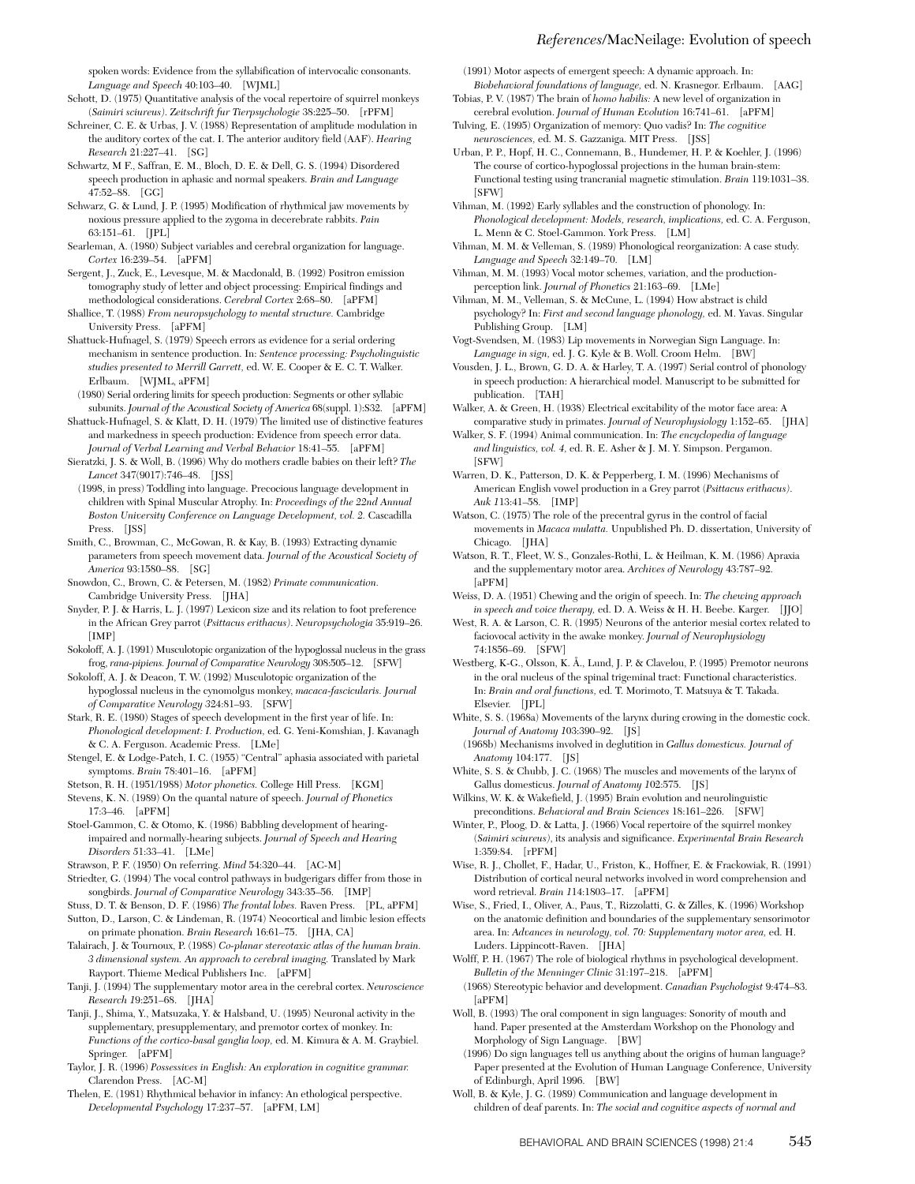spoken words: Evidence from the syllabification of intervocalic consonants. *Language and Speech* 40:103–40. [WJML]

Schott, D. (1975) Quantitative analysis of the vocal repertoire of squirrel monkeys (*Saimiri sciureus*). *Zeitschrift fur Tierpsychologie* 38:225–50. [rPFM]

Schreiner, C. E. & Urbas, J. V. (1988) Representation of amplitude modulation in the auditory cortex of the cat. I. The anterior auditory field (AAF). *Hearing Research* 21:227–41. [SG]

Schwartz, M F., Saffran, E. M., Bloch, D. E. & Dell, G. S. (1994) Disordered speech production in aphasic and normal speakers. *Brain and Language* 47:52–88. [GG]

Schwarz, G. & Lund, J. P. (1995) Modification of rhythmical jaw movements by noxious pressure applied to the zygoma in decerebrate rabbits. *Pain* 63:151–61. [JPL]

Searleman, A. (1980) Subject variables and cerebral organization for language. *Cortex* 16:239–54. [aPFM]

Sergent, J., Zuck, E., Levesque, M. & Macdonald, B. (1992) Positron emission tomography study of letter and object processing: Empirical findings and methodological considerations. *Cerebral Cortex* 2:68–80. [aPFM]

Shallice, T. (1988) *From neuropsychology to mental structure.* Cambridge University Press. [aPFM]

Shattuck-Hufnagel, S. (1979) Speech errors as evidence for a serial ordering mechanism in sentence production. In: *Sentence processing: Psycholinguistic studies presented to Merrill Garrett,* ed. W. E. Cooper & E. C. T. Walker. Erlbaum. [WJML, aPFM]

(1980) Serial ordering limits for speech production: Segments or other syllabic subunits. *Journal of the Acoustical Society of America* 68(suppl. 1):S32. [aPFM]

Shattuck-Hufnagel, S. & Klatt, D. H. (1979) The limited use of distinctive features and markedness in speech production: Evidence from speech error data. *Journal of Verbal Learning and Verbal Behavior* 18:41–55. [aPFM]

Sieratzki, J. S. & Woll, B. (1996) Why do mothers cradle babies on their left? *The Lancet* 347(9017):746–48. [JSS]

(1998, in press) Toddling into language. Precocious language development in children with Spinal Muscular Atrophy. In: *Proceedings of the 22nd Annual Boston University Conference on Language Development, vol. 2.* Cascadilla Press. [JSS]

Smith, C., Browman, C., McGowan, R. & Kay, B. (1993) Extracting dynamic parameters from speech movement data. *Journal of the Acoustical Society of America* 93:1580–88. [SG]

Snowdon, C., Brown, C. & Petersen, M. (1982) *Primate communication.* Cambridge University Press. [JHA]

Snyder, P. J. & Harris, L. J. (1997) Lexicon size and its relation to foot preference in the African Grey parrot (*Psittacus erithacus*). *Neuropsychologia* 35:919–26. [IMP]

Sokoloff, A. J. (1991) Musculotopic organization of the hypoglossal nucleus in the grass frog, *rana-pipiens. Journal of Comparative Neurology* 308:505–12. [SFW]

Sokoloff, A. J. & Deacon, T. W. (1992) Musculotopic organization of the hypoglossal nucleus in the cynomolgus monkey, *macaca-fascicularis. Journal of Comparative Neurology* 324:81–93. [SFW]

Stark, R. E. (1980) Stages of speech development in the first year of life. In: *Phonological development: I. Production,* ed. G. Yeni-Komshian, J. Kavanagh & C. A. Ferguson. Academic Press. [LMe]

Stengel, E. & Lodge-Patch, I. C. (1955) "Central" aphasia associated with parietal symptoms. *Brain* 78:401–16. [aPFM]

Stetson, R. H. (1951/1988) *Motor phonetics.* College Hill Press. [KGM]

Stevens, K. N. (1989) On the quantal nature of speech. *Journal of Phonetics* 17:3–46. [aPFM]

Stoel-Gammon, C. & Otomo, K. (1986) Babbling development of hearing-impaired and normally-hearing subjects. *Journal of Speech and Hearing Disorders* 51:33–41. [LMe]

Strawson, P. F. (1950) On referring. *Mind* 54:320–44. [AC-M]

Striedter, G. (1994) The vocal control pathways in budgerigars differ from those in songbirds. *Journal of Comparative Neurology* 343:35–56. [IMP]

Stuss, D. T. & Benson, D. F. (1986) *The frontal lobes.* Raven Press. [PL, aPFM]

Sutton, D., Larson, C. & Lindeman, R. (1974) Neocortical and limbic lesion effects on primate phonation. *Brain Research* 16:61–75. [JHA, CA]

Talairach, J. & Tournoux, P. (1988) *Co-planar stereotaxic atlas of the human brain. 3 dimensional system. An approach to cerebral imaging.* Translated by Mark Rayport. Thieme Medical Publishers Inc. [aPFM]

Tanji, J. (1994) The supplementary motor area in the cerebral cortex. *Neuroscience Research* 19:251–68. [JHA]

Tanji, J., Shima, Y., Matsuzaka, Y. & Halsband, U. (1995) Neuronal activity in the supplementary, presupplementary, and premotor cortex of monkey. In: *Functions of the cortico-basal ganglia loop,* ed. M. Kimura & A. M. Graybiel. Springer. [aPFM]

Taylor, J. R. (1996) *Possessives in English: An exploration in cognitive grammar.* Clarendon Press. [AC-M]

Thelen, E. (1981) Rhythmical behavior in infancy: An ethological perspective. *Developmental Psychology* 17:237–57. [aPFM, LM]

(1991) Motor aspects of emergent speech: A dynamic approach. In: *Biobehavioral foundations of language,* ed. N. Krasnegor. Erlbaum. [AAG]

Tobias, P. V. (1987) The brain of *homo habilis:* A new level of organization in cerebral evolution. *Journal of Human Evolution* 16:741–61. [aPFM]

Tulving, E. (1995) Organization of memory: Quo vadis? In: *The cognitive neurosciences,* ed. M. S. Gazzaniga. MIT Press. [JSS]

Urban, P. P., Hopf, H. C., Connemann, B., Hundemer, H. P. & Koehler, J. (1996) The course of cortico-hypoglossal projections in the human brain-stem: Functional testing using trancranial magnetic stimulation. *Brain* 119:1031–38. [SFW]

Vihman, M. (1992) Early syllables and the construction of phonology. In: *Phonological development: Models, research, implications,* ed. C. A. Ferguson, L. Menn & C. Stoel-Gammon. York Press. [LM]

Vihman, M. M. & Velleman, S. (1989) Phonological reorganization: A case study. *Language and Speech* 32:149–70. [LM]

Vihman, M. M. (1993) Vocal motor schemes, variation, and the production-perception link. *Journal of Phonetics* 21:163–69. [LMe]

Vihman, M. M., Velleman, S. & McCune, L. (1994) How abstract is child psychology? In: *First and second language phonology,* ed. M. Yavas. Singular Publishing Group. [LM]

Vogt-Svendsen, M. (1983) Lip movements in Norwegian Sign Language. In: *Language in sign,* ed. J. G. Kyle & B. Woll. Croom Helm. [BW]

Vousden, J. L., Brown, G. D. A. & Harley, T. A. (1997) Serial control of phonology in speech production: A hierarchical model. Manuscript to be submitted for publication. [TAH]

Walker, A. & Green, H. (1938) Electrical excitability of the motor face area: A comparative study in primates. *Journal of Neurophysiology* 1:152–65. [JHA]

Walker, S. F. (1994) Animal communication. In: *The encyclopedia of language and linguistics, vol. 4,* ed. R. E. Asher & J. M. Y. Simpson. Pergamon. [SFW]

Warren, D. K., Patterson, D. K. & Pepperberg, I. M. (1996) Mechanisms of American English vowel production in a Grey parrot (*Psittacus erithacus*). *Auk* 113:41–58. [IMP]

Watson, C. (1975) The role of the precentral gyrus in the control of facial movements in *Macaca mulatta.* Unpublished Ph. D. dissertation, University of Chicago. [JHA]

Watson, R. T., Fleet, W. S., Gonzales-Rothi, L. & Heilman, K. M. (1986) Apraxia and the supplementary motor area. *Archives of Neurology* 43:787–92. [aPFM]

Weiss, D. A. (1951) Chewing and the origin of speech. In: *The chewing approach in speech and voice therapy,* ed. D. A. Weiss & H. H. Beebe. Karger. [JJO]

West, R. A. & Larson, C. R. (1995) Neurons of the anterior mesial cortex related to faciovocal activity in the awake monkey. *Journal of Neurophysiology* 74:1856–69. [SFW]

Westberg, K-G., Olsson, K. Å., Lund, J. P. & Clavelou, P. (1995) Premotor neurons in the oral nucleus of the spinal trigeminal tract: Functional characteristics. In: *Brain and oral functions,* ed. T. Morimoto, T. Matsuya & T. Takada. Elsevier. [JPL]

White, S. S. (1968a) Movements of the larynx during crowing in the domestic cock. *Journal of Anatomy* 103:390–92. [JS]

(1968b) Mechanisms involved in deglutition in *Gallus domesticus. Journal of Anatomy* 104:177. [JS]

White, S. S. & Chubb, J. C. (1968) The muscles and movements of the larynx of Gallus domesticus. *Journal of Anatomy* 102:575. [JS]

Wilkins, W. K. & Wakefield, J. (1995) Brain evolution and neurolinguistic preconditions. *Behavioral and Brain Sciences* 18:161–226. [SFW]

Winter, P., Ploog, D. & Latta, J. (1966) Vocal repertoire of the squirrel monkey (*Saimiri sciureus*), its analysis and significance. *Experimental Brain Research* 1:359:84. [rPFM]

Wise, R. J., Chollet, F., Hadar, U., Friston, K., Hoffner, E. & Frackowiak, R. (1991) Distribution of cortical neural networks involved in word comprehension and word retrieval. *Brain* 114:1803–17. [aPFM]

Wise, S., Fried, I., Oliver, A., Paus, T., Rizzolatti, G. & Zilles, K. (1996) Workshop on the anatomic definition and boundaries of the supplementary sensorimotor area. In: *Advances in neurology, vol. 70: Supplementary motor area,* ed. H. Luders. Lippincott-Raven. [JHA]

Wolff, P. H. (1967) The role of biological rhythms in psychological development. *Bulletin of the Menninger Clinic* 31:197–218. [aPFM]

(1968) Stereotypic behavior and development. *Canadian Psychologist* 9:474–83. [aPFM]

Woll, B. (1993) The oral component in sign languages: Sonority of mouth and hand. Paper presented at the Amsterdam Workshop on the Phonology and Morphology of Sign Language. [BW]

(1996) Do sign languages tell us anything about the origins of human language? Paper presented at the Evolution of Human Language Conference, University of Edinburgh, April 1996. [BW]

Woll, B. & Kyle, J. G. (1989) Communication and language development in children of deaf parents. In: *The social and cognitive aspects of normal and*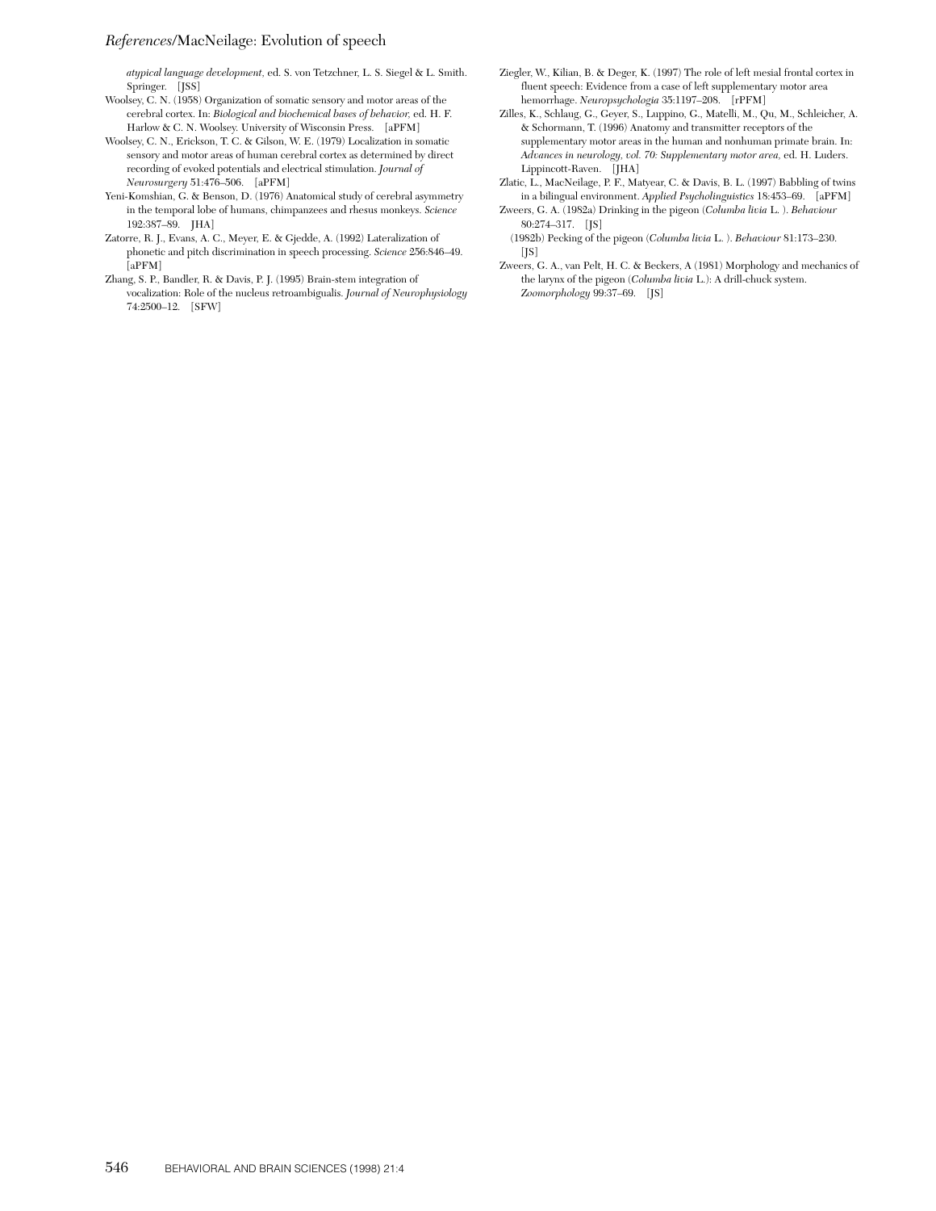*atypical language development,* ed. S. von Tetzchner, L. S. Siegel & L. Smith. Springer. [JSS]

Woolsey, C. N. (1958) Organization of somatic sensory and motor areas of the cerebral cortex. In: *Biological and biochemical bases of behavior,* ed. H. F. Harlow & C. N. Woolsey. University of Wisconsin Press. [aPFM]

Woolsey, C. N., Erickson, T. C. & Gilson, W. E. (1979) Localization in somatic sensory and motor areas of human cerebral cortex as determined by direct recording of evoked potentials and electrical stimulation. *Journal of Neurosurgery* 51:476–506. [aPFM]

Yeni-Komshian, G. & Benson, D. (1976) Anatomical study of cerebral asymmetry in the temporal lobe of humans, chimpanzees and rhesus monkeys. *Science* 192:387–89. JHA]

Zatorre, R. J., Evans, A. C., Meyer, E. & Gjedde, A. (1992) Lateralization of phonetic and pitch discrimination in speech processing. *Science* 256:846–49. [aPFM]

Zhang, S. P., Bandler, R. & Davis, P. J. (1995) Brain-stem integration of vocalization: Role of the nucleus retroambigualis. *Journal of Neurophysiology* 74:2500–12. [SFW]

Ziegler, W., Kilian, B. & Deger, K. (1997) The role of left mesial frontal cortex in fluent speech: Evidence from a case of left supplementary motor area hemorrhage. *Neuropsychologia* 35:1197–208. [rPFM]

Zilles, K., Schlaug, G., Geyer, S., Luppino, G., Matelli, M., Qu, M., Schleicher, A. & Schormann, T. (1996) Anatomy and transmitter receptors of the supplementary motor areas in the human and nonhuman primate brain. In: *Advances in neurology, vol. 70: Supplementary motor area,* ed. H. Luders. Lippincott-Raven. [JHA]

Zlatic, L., MacNeilage, P. F., Matyear, C. & Davis, B. L. (1997) Babbling of twins in a bilingual environment. *Applied Psycholinguistics* 18:453–69. [aPFM]

Zweers, G. A. (1982a) Drinking in the pigeon (*Columba livia* L. ). *Behaviour* 80:274–317. [JS]

(1982b) Pecking of the pigeon (*Columba livia* L. ). *Behaviour* 81:173–230. [JS]

Zweers, G. A., van Pelt, H. C. & Beckers, A (1981) Morphology and mechanics of the larynx of the pigeon (*Columba livia* L.): A drill-chuck system. *Zoomorphology* 99:37–69. [JS]